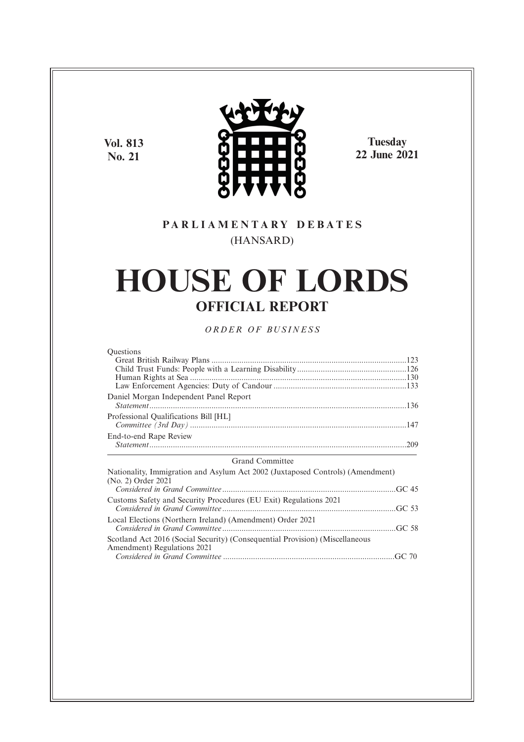**Vol. 813**
**No. 21**

**Tuesday**
**22 June 2021**

PARLIAMENTARY DEBATES
(HANSARD)

# HOUSE OF LORDS

## OFFICIAL REPORT

*ORDER OF BUSINESS*

Questions
- Great British Railway Plans ....................123
- Child Trust Funds: People with a Learning Disability ....................126
- Human Rights at Sea ....................130
- Law Enforcement Agencies: Duty of Candour ....................133

Daniel Morgan Independent Panel Report
*Statement* ....................136

Professional Qualifications Bill [HL]
*Committee (3rd Day)* ....................147

End-to-end Rape Review
*Statement* ....................209

---

Grand Committee

Nationality, Immigration and Asylum Act 2002 (Juxtaposed Controls) (Amendment) (No. 2) Order 2021
*Considered in Grand Committee* ....................GC 45

Customs Safety and Security Procedures (EU Exit) Regulations 2021
*Considered in Grand Committee* ....................GC 53

Local Elections (Northern Ireland) (Amendment) Order 2021
*Considered in Grand Committee* ....................GC 58

Scotland Act 2016 (Social Security) (Consequential Provision) (Miscellaneous Amendment) Regulations 2021
*Considered in Grand Committee* ....................GC 70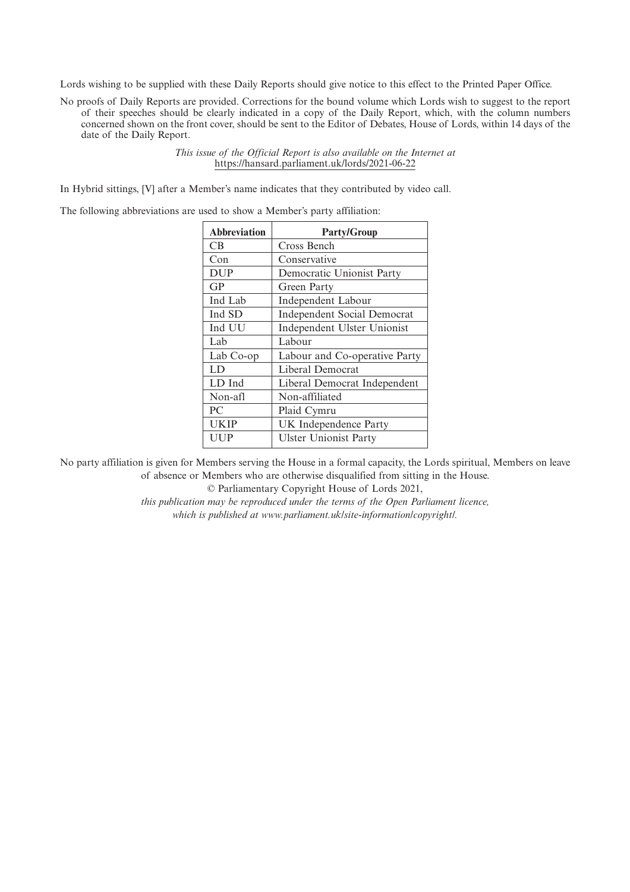Lords wishing to be supplied with these Daily Reports should give notice to this effect to the Printed Paper Office.

No proofs of Daily Reports are provided. Corrections for the bound volume which Lords wish to suggest to the report of their speeches should be clearly indicated in a copy of the Daily Report, which, with the column numbers concerned shown on the front cover, should be sent to the Editor of Debates, House of Lords, within 14 days of the date of the Daily Report.

*This issue of the Official Report is also available on the Internet at* https://hansard.parliament.uk/lords/2021-06-22

In Hybrid sittings, [V] after a Member's name indicates that they contributed by video call.

The following abbreviations are used to show a Member's party affiliation:

| Abbreviation | Party/Group |
|---|---|
| CB | Cross Bench |
| Con | Conservative |
| DUP | Democratic Unionist Party |
| GP | Green Party |
| Ind Lab | Independent Labour |
| Ind SD | Independent Social Democrat |
| Ind UU | Independent Ulster Unionist |
| Lab | Labour |
| Lab Co-op | Labour and Co-operative Party |
| LD | Liberal Democrat |
| LD Ind | Liberal Democrat Independent |
| Non-afl | Non-affiliated |
| PC | Plaid Cymru |
| UKIP | UK Independence Party |
| UUP | Ulster Unionist Party |

No party affiliation is given for Members serving the House in a formal capacity, the Lords spiritual, Members on leave of absence or Members who are otherwise disqualified from sitting in the House.

© Parliamentary Copyright House of Lords 2021,

*this publication may be reproduced under the terms of the Open Parliament licence, which is published at www.parliament.uk/site-information/copyright/.*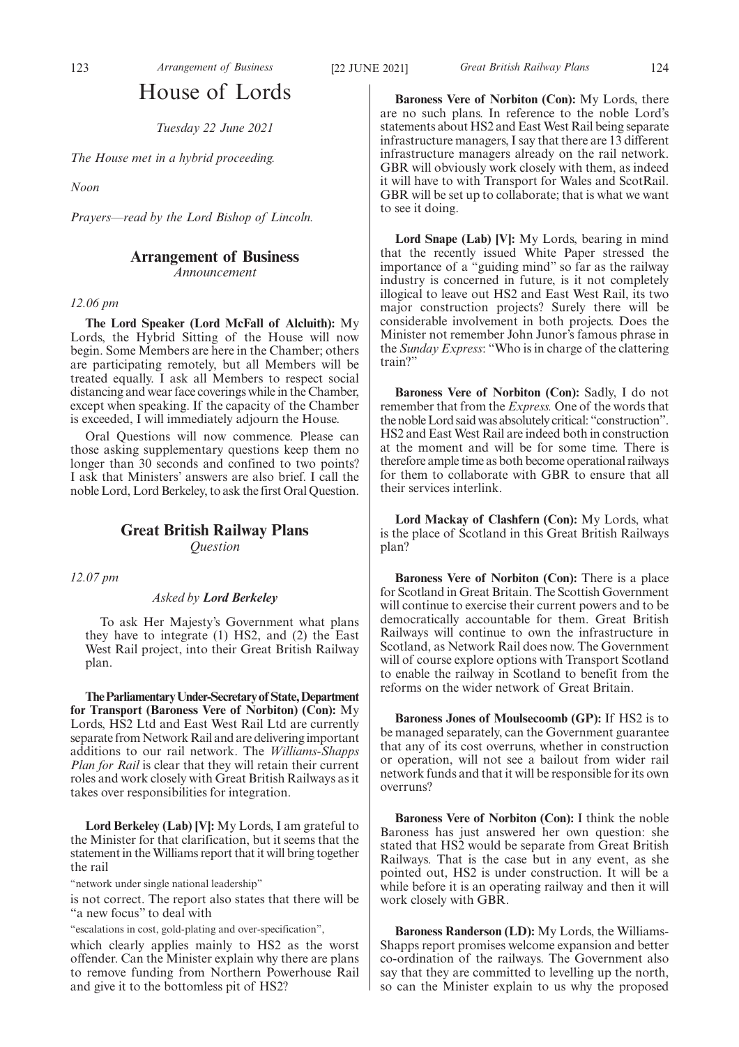# House of Lords

*Tuesday 22 June 2021*

*The House met in a hybrid proceeding.*

*Noon*

*Prayers—read by the Lord Bishop of Lincoln.*

## Arrangement of Business

*Announcement*

*12.06 pm*

**The Lord Speaker (Lord McFall of Alcluith):** My Lords, the Hybrid Sitting of the House will now begin. Some Members are here in the Chamber; others are participating remotely, but all Members will be treated equally. I ask all Members to respect social distancing and wear face coverings while in the Chamber, except when speaking. If the capacity of the Chamber is exceeded, I will immediately adjourn the House.

Oral Questions will now commence. Please can those asking supplementary questions keep them no longer than 30 seconds and confined to two points? I ask that Ministers' answers are also brief. I call the noble Lord, Lord Berkeley, to ask the first Oral Question.

## Great British Railway Plans

*Question*

*12.07 pm*

*Asked by* ***Lord Berkeley***

To ask Her Majesty's Government what plans they have to integrate (1) HS2, and (2) the East West Rail project, into their Great British Railway plan.

**The Parliamentary Under-Secretary of State, Department for Transport (Baroness Vere of Norbiton) (Con):** My Lords, HS2 Ltd and East West Rail Ltd are currently separate from Network Rail and are delivering important additions to our rail network. The *Williams-Shapps Plan for Rail* is clear that they will retain their current roles and work closely with Great British Railways as it takes over responsibilities for integration.

**Lord Berkeley (Lab) [V]:** My Lords, I am grateful to the Minister for that clarification, but it seems that the statement in the Williams report that it will bring together the rail

"network under single national leadership"

is not correct. The report also states that there will be "a new focus" to deal with

"escalations in cost, gold-plating and over-specification",

which clearly applies mainly to HS2 as the worst offender. Can the Minister explain why there are plans to remove funding from Northern Powerhouse Rail and give it to the bottomless pit of HS2?

**Baroness Vere of Norbiton (Con):** My Lords, there are no such plans. In reference to the noble Lord's statements about HS2 and East West Rail being separate infrastructure managers, I say that there are 13 different infrastructure managers already on the rail network. GBR will obviously work closely with them, as indeed it will have to with Transport for Wales and ScotRail. GBR will be set up to collaborate; that is what we want to see it doing.

**Lord Snape (Lab) [V]:** My Lords, bearing in mind that the recently issued White Paper stressed the importance of a "guiding mind" so far as the railway industry is concerned in future, is it not completely illogical to leave out HS2 and East West Rail, its two major construction projects? Surely there will be considerable involvement in both projects. Does the Minister not remember John Junor's famous phrase in the *Sunday Express*: "Who is in charge of the clattering train?"

**Baroness Vere of Norbiton (Con):** Sadly, I do not remember that from the *Express.* One of the words that the noble Lord said was absolutely critical: "construction". HS2 and East West Rail are indeed both in construction at the moment and will be for some time. There is therefore ample time as both become operational railways for them to collaborate with GBR to ensure that all their services interlink.

**Lord Mackay of Clashfern (Con):** My Lords, what is the place of Scotland in this Great British Railways plan?

**Baroness Vere of Norbiton (Con):** There is a place for Scotland in Great Britain. The Scottish Government will continue to exercise their current powers and to be democratically accountable for them. Great British Railways will continue to own the infrastructure in Scotland, as Network Rail does now. The Government will of course explore options with Transport Scotland to enable the railway in Scotland to benefit from the reforms on the wider network of Great Britain.

**Baroness Jones of Moulsecoomb (GP):** If HS2 is to be managed separately, can the Government guarantee that any of its cost overruns, whether in construction or operation, will not see a bailout from wider rail network funds and that it will be responsible for its own overruns?

**Baroness Vere of Norbiton (Con):** I think the noble Baroness has just answered her own question: she stated that HS2 would be separate from Great British Railways. That is the case but in any event, as she pointed out, HS2 is under construction. It will be a while before it is an operating railway and then it will work closely with GBR.

**Baroness Randerson (LD):** My Lords, the Williams-Shapps report promises welcome expansion and better co-ordination of the railways. The Government also say that they are committed to levelling up the north, so can the Minister explain to us why the proposed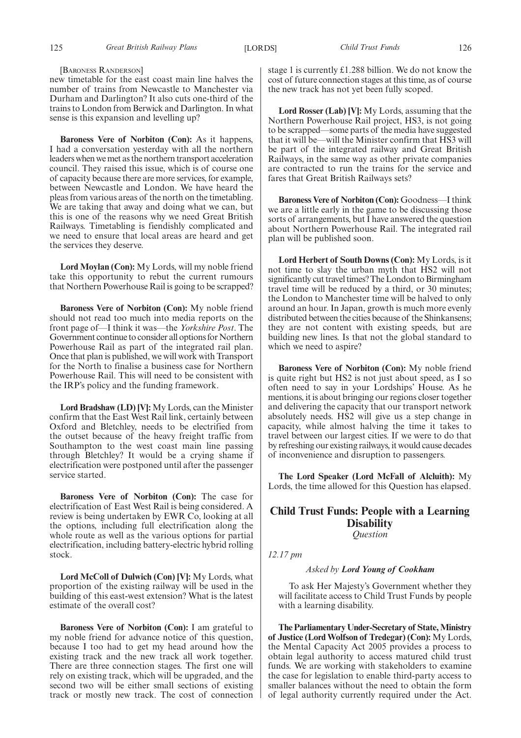[Baroness Randerson]

new timetable for the east coast main line halves the number of trains from Newcastle to Manchester via Durham and Darlington? It also cuts one-third of the trains to London from Berwick and Darlington. In what sense is this expansion and levelling up?

**Baroness Vere of Norbiton (Con):** As it happens, I had a conversation yesterday with all the northern leaders when we met as the northern transport acceleration council. They raised this issue, which is of course one of capacity because there are more services, for example, between Newcastle and London. We have heard the pleas from various areas of the north on the timetabling. We are taking that away and doing what we can, but this is one of the reasons why we need Great British Railways. Timetabling is fiendishly complicated and we need to ensure that local areas are heard and get the services they deserve.

**Lord Moylan (Con):** My Lords, will my noble friend take this opportunity to rebut the current rumours that Northern Powerhouse Rail is going to be scrapped?

**Baroness Vere of Norbiton (Con):** My noble friend should not read too much into media reports on the front page of—I think it was—the *Yorkshire Post*. The Government continue to consider all options for Northern Powerhouse Rail as part of the integrated rail plan. Once that plan is published, we will work with Transport for the North to finalise a business case for Northern Powerhouse Rail. This will need to be consistent with the IRP's policy and the funding framework.

**Lord Bradshaw (LD) [V]:** My Lords, can the Minister confirm that the East West Rail link, certainly between Oxford and Bletchley, needs to be electrified from the outset because of the heavy freight traffic from Southampton to the west coast main line passing through Bletchley? It would be a crying shame if electrification were postponed until after the passenger service started.

**Baroness Vere of Norbiton (Con):** The case for electrification of East West Rail is being considered. A review is being undertaken by EWR Co, looking at all the options, including full electrification along the whole route as well as the various options for partial electrification, including battery-electric hybrid rolling stock.

**Lord McColl of Dulwich (Con) [V]:** My Lords, what proportion of the existing railway will be used in the building of this east-west extension? What is the latest estimate of the overall cost?

**Baroness Vere of Norbiton (Con):** I am grateful to my noble friend for advance notice of this question, because I too had to get my head around how the existing track and the new track all work together. There are three connection stages. The first one will rely on existing track, which will be upgraded, and the second two will be either small sections of existing track or mostly new track. The cost of connection stage 1 is currently £1.288 billion. We do not know the cost of future connection stages at this time, as of course the new track has not yet been fully scoped.

**Lord Rosser (Lab) [V]:** My Lords, assuming that the Northern Powerhouse Rail project, HS3, is not going to be scrapped—some parts of the media have suggested that it will be—will the Minister confirm that HS3 will be part of the integrated railway and Great British Railways, in the same way as other private companies are contracted to run the trains for the service and fares that Great British Railways sets?

**Baroness Vere of Norbiton (Con):** Goodness—I think we are a little early in the game to be discussing those sorts of arrangements, but I have answered the question about Northern Powerhouse Rail. The integrated rail plan will be published soon.

**Lord Herbert of South Downs (Con):** My Lords, is it not time to slay the urban myth that HS2 will not significantly cut travel times? The London to Birmingham travel time will be reduced by a third, or 30 minutes; the London to Manchester time will be halved to only around an hour. In Japan, growth is much more evenly distributed between the cities because of the Shinkansens; they are not content with existing speeds, but are building new lines. Is that not the global standard to which we need to aspire?

**Baroness Vere of Norbiton (Con):** My noble friend is quite right but HS2 is not just about speed, as I so often need to say in your Lordships' House. As he mentions, it is about bringing our regions closer together and delivering the capacity that our transport network absolutely needs. HS2 will give us a step change in capacity, while almost halving the time it takes to travel between our largest cities. If we were to do that by refreshing our existing railways, it would cause decades of inconvenience and disruption to passengers.

**The Lord Speaker (Lord McFall of Alcluith):** My Lords, the time allowed for this Question has elapsed.

## Child Trust Funds: People with a Learning Disability

*Question*

*12.17 pm*

*Asked by* ***Lord Young of Cookham***

To ask Her Majesty's Government whether they will facilitate access to Child Trust Funds by people with a learning disability.

**The Parliamentary Under-Secretary of State, Ministry of Justice (Lord Wolfson of Tredegar) (Con):** My Lords, the Mental Capacity Act 2005 provides a process to obtain legal authority to access matured child trust funds. We are working with stakeholders to examine the case for legislation to enable third-party access to smaller balances without the need to obtain the form of legal authority currently required under the Act.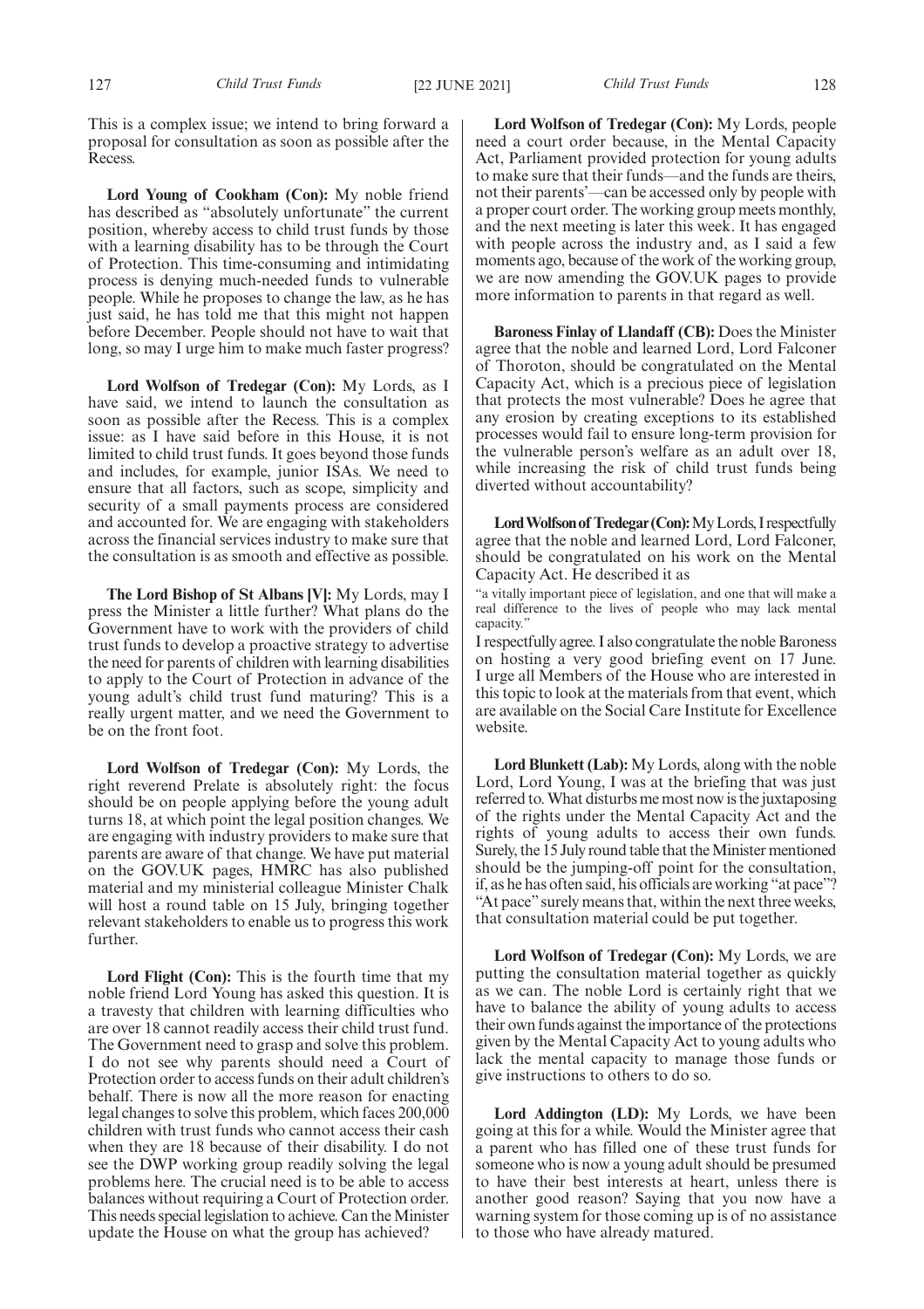This is a complex issue; we intend to bring forward a proposal for consultation as soon as possible after the Recess.

**Lord Young of Cookham (Con):** My noble friend has described as "absolutely unfortunate" the current position, whereby access to child trust funds by those with a learning disability has to be through the Court of Protection. This time-consuming and intimidating process is denying much-needed funds to vulnerable people. While he proposes to change the law, as he has just said, he has told me that this might not happen before December. People should not have to wait that long, so may I urge him to make much faster progress?

**Lord Wolfson of Tredegar (Con):** My Lords, as I have said, we intend to launch the consultation as soon as possible after the Recess. This is a complex issue: as I have said before in this House, it is not limited to child trust funds. It goes beyond those funds and includes, for example, junior ISAs. We need to ensure that all factors, such as scope, simplicity and security of a small payments process are considered and accounted for. We are engaging with stakeholders across the financial services industry to make sure that the consultation is as smooth and effective as possible.

**The Lord Bishop of St Albans [V]:** My Lords, may I press the Minister a little further? What plans do the Government have to work with the providers of child trust funds to develop a proactive strategy to advertise the need for parents of children with learning disabilities to apply to the Court of Protection in advance of the young adult's child trust fund maturing? This is a really urgent matter, and we need the Government to be on the front foot.

**Lord Wolfson of Tredegar (Con):** My Lords, the right reverend Prelate is absolutely right: the focus should be on people applying before the young adult turns 18, at which point the legal position changes. We are engaging with industry providers to make sure that parents are aware of that change. We have put material on the GOV.UK pages, HMRC has also published material and my ministerial colleague Minister Chalk will host a round table on 15 July, bringing together relevant stakeholders to enable us to progress this work further.

**Lord Flight (Con):** This is the fourth time that my noble friend Lord Young has asked this question. It is a travesty that children with learning difficulties who are over 18 cannot readily access their child trust fund. The Government need to grasp and solve this problem. I do not see why parents should need a Court of Protection order to access funds on their adult children's behalf. There is now all the more reason for enacting legal changes to solve this problem, which faces 200,000 children with trust funds who cannot access their cash when they are 18 because of their disability. I do not see the DWP working group readily solving the legal problems here. The crucial need is to be able to access balances without requiring a Court of Protection order. This needs special legislation to achieve. Can the Minister update the House on what the group has achieved?

**Lord Wolfson of Tredegar (Con):** My Lords, people need a court order because, in the Mental Capacity Act, Parliament provided protection for young adults to make sure that their funds—and the funds are theirs, not their parents'—can be accessed only by people with a proper court order. The working group meets monthly, and the next meeting is later this week. It has engaged with people across the industry and, as I said a few moments ago, because of the work of the working group, we are now amending the GOV.UK pages to provide more information to parents in that regard as well.

**Baroness Finlay of Llandaff (CB):** Does the Minister agree that the noble and learned Lord, Lord Falconer of Thoroton, should be congratulated on the Mental Capacity Act, which is a precious piece of legislation that protects the most vulnerable? Does he agree that any erosion by creating exceptions to its established processes would fail to ensure long-term provision for the vulnerable person's welfare as an adult over 18, while increasing the risk of child trust funds being diverted without accountability?

**Lord Wolfson of Tredegar (Con):** My Lords, I respectfully agree that the noble and learned Lord, Lord Falconer, should be congratulated on his work on the Mental Capacity Act. He described it as

"a vitally important piece of legislation, and one that will make a real difference to the lives of people who may lack mental capacity."

I respectfully agree. I also congratulate the noble Baroness on hosting a very good briefing event on 17 June. I urge all Members of the House who are interested in this topic to look at the materials from that event, which are available on the Social Care Institute for Excellence website.

**Lord Blunkett (Lab):** My Lords, along with the noble Lord, Lord Young, I was at the briefing that was just referred to. What disturbs me most now is the juxtaposing of the rights under the Mental Capacity Act and the rights of young adults to access their own funds. Surely, the 15 July round table that the Minister mentioned should be the jumping-off point for the consultation, if, as he has often said, his officials are working "at pace"? "At pace" surely means that, within the next three weeks, that consultation material could be put together.

**Lord Wolfson of Tredegar (Con):** My Lords, we are putting the consultation material together as quickly as we can. The noble Lord is certainly right that we have to balance the ability of young adults to access their own funds against the importance of the protections given by the Mental Capacity Act to young adults who lack the mental capacity to manage those funds or give instructions to others to do so.

**Lord Addington (LD):** My Lords, we have been going at this for a while. Would the Minister agree that a parent who has filled one of these trust funds for someone who is now a young adult should be presumed to have their best interests at heart, unless there is another good reason? Saying that you now have a warning system for those coming up is of no assistance to those who have already matured.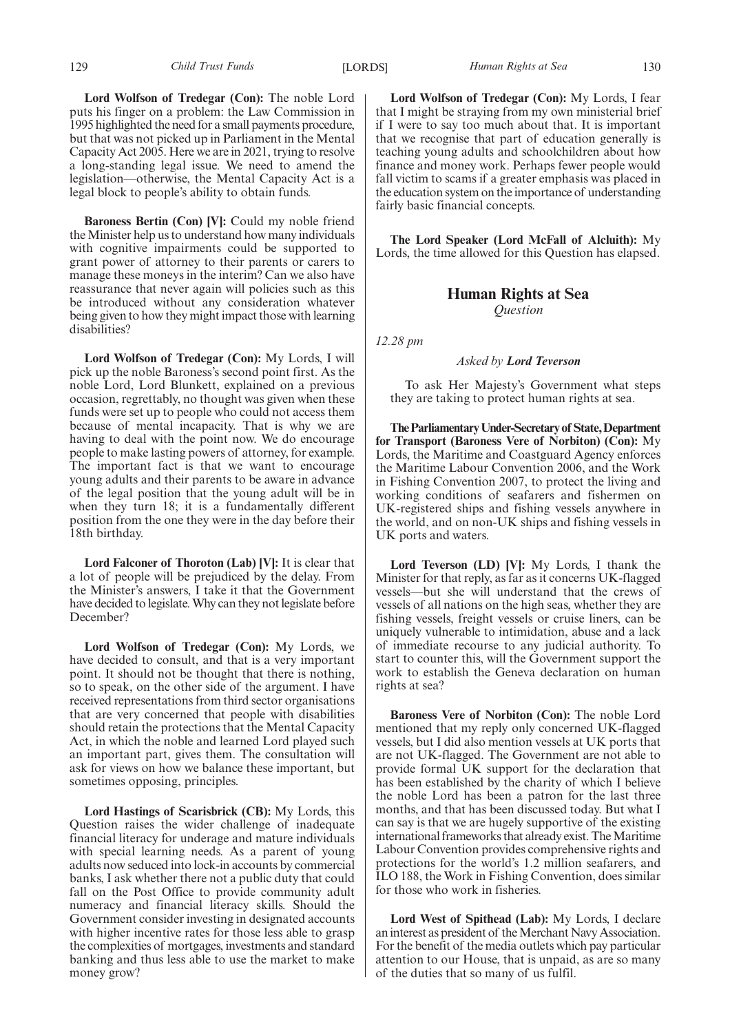**Lord Wolfson of Tredegar (Con):** The noble Lord puts his finger on a problem: the Law Commission in 1995 highlighted the need for a small payments procedure, but that was not picked up in Parliament in the Mental Capacity Act 2005. Here we are in 2021, trying to resolve a long-standing legal issue. We need to amend the legislation—otherwise, the Mental Capacity Act is a legal block to people's ability to obtain funds.

**Baroness Bertin (Con) [V]:** Could my noble friend the Minister help us to understand how many individuals with cognitive impairments could be supported to grant power of attorney to their parents or carers to manage these moneys in the interim? Can we also have reassurance that never again will policies such as this be introduced without any consideration whatever being given to how they might impact those with learning disabilities?

**Lord Wolfson of Tredegar (Con):** My Lords, I will pick up the noble Baroness's second point first. As the noble Lord, Lord Blunkett, explained on a previous occasion, regrettably, no thought was given when these funds were set up to people who could not access them because of mental incapacity. That is why we are having to deal with the point now. We do encourage people to make lasting powers of attorney, for example. The important fact is that we want to encourage young adults and their parents to be aware in advance of the legal position that the young adult will be in when they turn 18; it is a fundamentally different position from the one they were in the day before their 18th birthday.

**Lord Falconer of Thoroton (Lab) [V]:** It is clear that a lot of people will be prejudiced by the delay. From the Minister's answers, I take it that the Government have decided to legislate. Why can they not legislate before December?

**Lord Wolfson of Tredegar (Con):** My Lords, we have decided to consult, and that is a very important point. It should not be thought that there is nothing, so to speak, on the other side of the argument. I have received representations from third sector organisations that are very concerned that people with disabilities should retain the protections that the Mental Capacity Act, in which the noble and learned Lord played such an important part, gives them. The consultation will ask for views on how we balance these important, but sometimes opposing, principles.

**Lord Hastings of Scarisbrick (CB):** My Lords, this Question raises the wider challenge of inadequate financial literacy for underage and mature individuals with special learning needs. As a parent of young adults now seduced into lock-in accounts by commercial banks, I ask whether there not a public duty that could fall on the Post Office to provide community adult numeracy and financial literacy skills. Should the Government consider investing in designated accounts with higher incentive rates for those less able to grasp the complexities of mortgages, investments and standard banking and thus less able to use the market to make money grow?

**Lord Wolfson of Tredegar (Con):** My Lords, I fear that I might be straying from my own ministerial brief if I were to say too much about that. It is important that we recognise that part of education generally is teaching young adults and schoolchildren about how finance and money work. Perhaps fewer people would fall victim to scams if a greater emphasis was placed in the education system on the importance of understanding fairly basic financial concepts.

**The Lord Speaker (Lord McFall of Alcluith):** My Lords, the time allowed for this Question has elapsed.

## Human Rights at Sea

*Question*

*12.28 pm*

*Asked by **Lord Teverson***

To ask Her Majesty's Government what steps they are taking to protect human rights at sea.

**The Parliamentary Under-Secretary of State, Department for Transport (Baroness Vere of Norbiton) (Con):** My Lords, the Maritime and Coastguard Agency enforces the Maritime Labour Convention 2006, and the Work in Fishing Convention 2007, to protect the living and working conditions of seafarers and fishermen on UK-registered ships and fishing vessels anywhere in the world, and on non-UK ships and fishing vessels in UK ports and waters.

**Lord Teverson (LD) [V]:** My Lords, I thank the Minister for that reply, as far as it concerns UK-flagged vessels—but she will understand that the crews of vessels of all nations on the high seas, whether they are fishing vessels, freight vessels or cruise liners, can be uniquely vulnerable to intimidation, abuse and a lack of immediate recourse to any judicial authority. To start to counter this, will the Government support the work to establish the Geneva declaration on human rights at sea?

**Baroness Vere of Norbiton (Con):** The noble Lord mentioned that my reply only concerned UK-flagged vessels, but I did also mention vessels at UK ports that are not UK-flagged. The Government are not able to provide formal UK support for the declaration that has been established by the charity of which I believe the noble Lord has been a patron for the last three months, and that has been discussed today. But what I can say is that we are hugely supportive of the existing international frameworks that already exist. The Maritime Labour Convention provides comprehensive rights and protections for the world's 1.2 million seafarers, and ILO 188, the Work in Fishing Convention, does similar for those who work in fisheries.

**Lord West of Spithead (Lab):** My Lords, I declare an interest as president of the Merchant Navy Association. For the benefit of the media outlets which pay particular attention to our House, that is unpaid, as are so many of the duties that so many of us fulfil.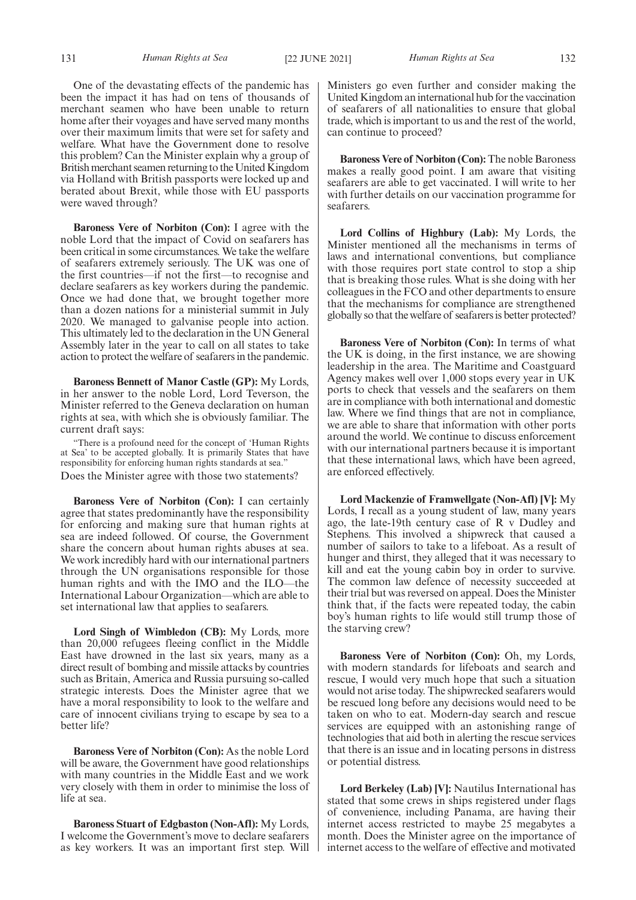One of the devastating effects of the pandemic has been the impact it has had on tens of thousands of merchant seamen who have been unable to return home after their voyages and have served many months over their maximum limits that were set for safety and welfare. What have the Government done to resolve this problem? Can the Minister explain why a group of British merchant seamen returning to the United Kingdom via Holland with British passports were locked up and berated about Brexit, while those with EU passports were waved through?

**Baroness Vere of Norbiton (Con):** I agree with the noble Lord that the impact of Covid on seafarers has been critical in some circumstances. We take the welfare of seafarers extremely seriously. The UK was one of the first countries—if not the first—to recognise and declare seafarers as key workers during the pandemic. Once we had done that, we brought together more than a dozen nations for a ministerial summit in July 2020. We managed to galvanise people into action. This ultimately led to the declaration in the UN General Assembly later in the year to call on all states to take action to protect the welfare of seafarers in the pandemic.

**Baroness Bennett of Manor Castle (GP):** My Lords, in her answer to the noble Lord, Lord Teverson, the Minister referred to the Geneva declaration on human rights at sea, with which she is obviously familiar. The current draft says:

"There is a profound need for the concept of 'Human Rights at Sea' to be accepted globally. It is primarily States that have responsibility for enforcing human rights standards at sea."

Does the Minister agree with those two statements?

**Baroness Vere of Norbiton (Con):** I can certainly agree that states predominantly have the responsibility for enforcing and making sure that human rights at sea are indeed followed. Of course, the Government share the concern about human rights abuses at sea. We work incredibly hard with our international partners through the UN organisations responsible for those human rights and with the IMO and the ILO—the International Labour Organization—which are able to set international law that applies to seafarers.

**Lord Singh of Wimbledon (CB):** My Lords, more than 20,000 refugees fleeing conflict in the Middle East have drowned in the last six years, many as a direct result of bombing and missile attacks by countries such as Britain, America and Russia pursuing so-called strategic interests. Does the Minister agree that we have a moral responsibility to look to the welfare and care of innocent civilians trying to escape by sea to a better life?

**Baroness Vere of Norbiton (Con):** As the noble Lord will be aware, the Government have good relationships with many countries in the Middle East and we work very closely with them in order to minimise the loss of life at sea.

**Baroness Stuart of Edgbaston (Non-Afl):** My Lords, I welcome the Government's move to declare seafarers as key workers. It was an important first step. Will Ministers go even further and consider making the United Kingdom an international hub for the vaccination of seafarers of all nationalities to ensure that global trade, which is important to us and the rest of the world, can continue to proceed?

**Baroness Vere of Norbiton (Con):** The noble Baroness makes a really good point. I am aware that visiting seafarers are able to get vaccinated. I will write to her with further details on our vaccination programme for seafarers.

**Lord Collins of Highbury (Lab):** My Lords, the Minister mentioned all the mechanisms in terms of laws and international conventions, but compliance with those requires port state control to stop a ship that is breaking those rules. What is she doing with her colleagues in the FCO and other departments to ensure that the mechanisms for compliance are strengthened globally so that the welfare of seafarers is better protected?

**Baroness Vere of Norbiton (Con):** In terms of what the UK is doing, in the first instance, we are showing leadership in the area. The Maritime and Coastguard Agency makes well over 1,000 stops every year in UK ports to check that vessels and the seafarers on them are in compliance with both international and domestic law. Where we find things that are not in compliance, we are able to share that information with other ports around the world. We continue to discuss enforcement with our international partners because it is important that these international laws, which have been agreed, are enforced effectively.

**Lord Mackenzie of Framwellgate (Non-Afl) [V]:** My Lords, I recall as a young student of law, many years ago, the late-19th century case of R v Dudley and Stephens. This involved a shipwreck that caused a number of sailors to take to a lifeboat. As a result of hunger and thirst, they alleged that it was necessary to kill and eat the young cabin boy in order to survive. The common law defence of necessity succeeded at their trial but was reversed on appeal. Does the Minister think that, if the facts were repeated today, the cabin boy's human rights to life would still trump those of the starving crew?

**Baroness Vere of Norbiton (Con):** Oh, my Lords, with modern standards for lifeboats and search and rescue, I would very much hope that such a situation would not arise today. The shipwrecked seafarers would be rescued long before any decisions would need to be taken on who to eat. Modern-day search and rescue services are equipped with an astonishing range of technologies that aid both in alerting the rescue services that there is an issue and in locating persons in distress or potential distress.

**Lord Berkeley (Lab) [V]:** Nautilus International has stated that some crews in ships registered under flags of convenience, including Panama, are having their internet access restricted to maybe 25 megabytes a month. Does the Minister agree on the importance of internet access to the welfare of effective and motivated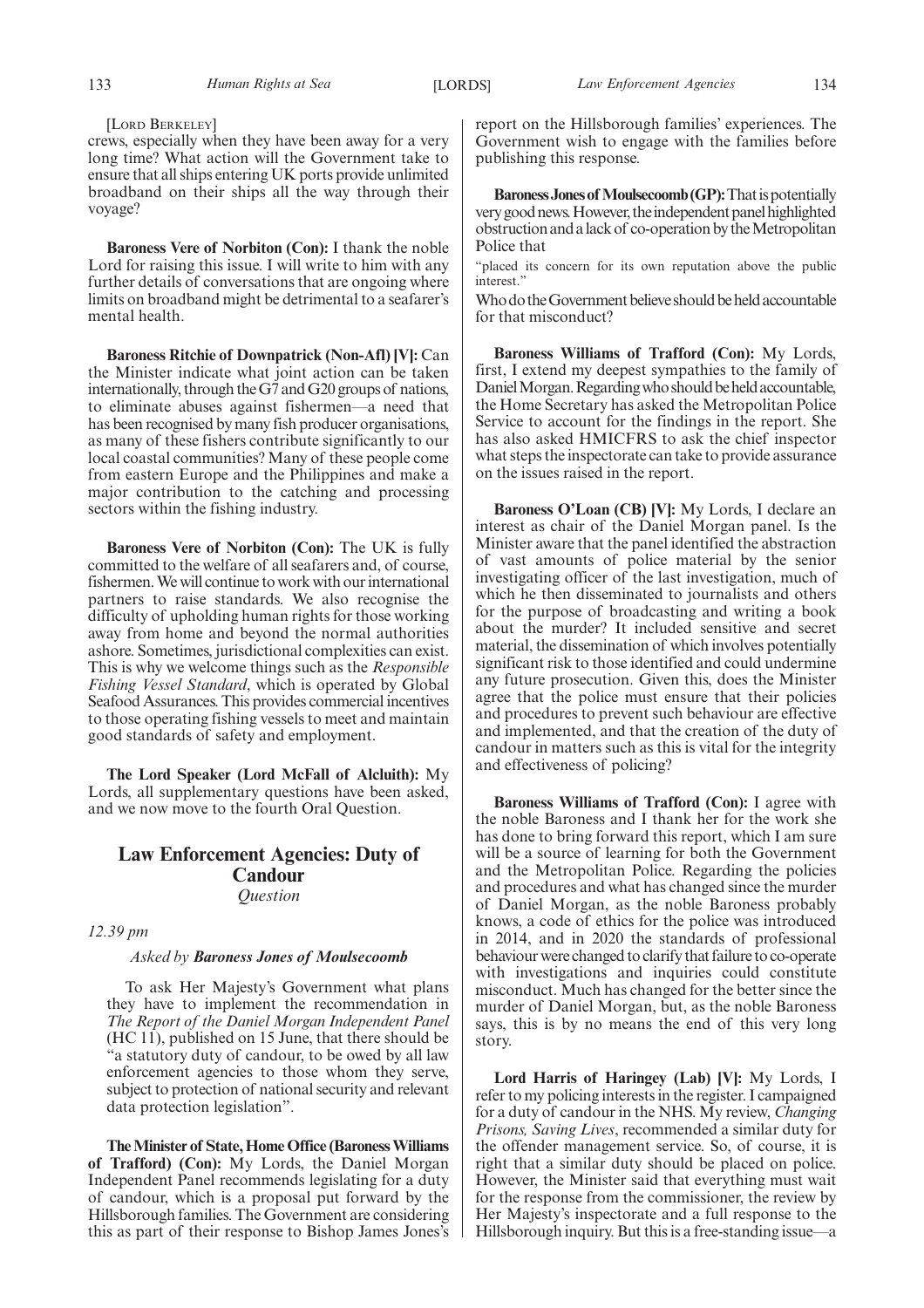[Lord Berkeley]

crews, especially when they have been away for a very long time? What action will the Government take to ensure that all ships entering UK ports provide unlimited broadband on their ships all the way through their voyage?

**Baroness Vere of Norbiton (Con):** I thank the noble Lord for raising this issue. I will write to him with any further details of conversations that are ongoing where limits on broadband might be detrimental to a seafarer's mental health.

**Baroness Ritchie of Downpatrick (Non-Afl) [V]:** Can the Minister indicate what joint action can be taken internationally, through the G7 and G20 groups of nations, to eliminate abuses against fishermen—a need that has been recognised by many fish producer organisations, as many of these fishers contribute significantly to our local coastal communities? Many of these people come from eastern Europe and the Philippines and make a major contribution to the catching and processing sectors within the fishing industry.

**Baroness Vere of Norbiton (Con):** The UK is fully committed to the welfare of all seafarers and, of course, fishermen. We will continue to work with our international partners to raise standards. We also recognise the difficulty of upholding human rights for those working away from home and beyond the normal authorities ashore. Sometimes, jurisdictional complexities can exist. This is why we welcome things such as the *Responsible Fishing Vessel Standard*, which is operated by Global Seafood Assurances. This provides commercial incentives to those operating fishing vessels to meet and maintain good standards of safety and employment.

**The Lord Speaker (Lord McFall of Alcluith):** My Lords, all supplementary questions have been asked, and we now move to the fourth Oral Question.

## Law Enforcement Agencies: Duty of Candour

*Question*

*12.39 pm*

*Asked by* ***Baroness Jones of Moulsecoomb***

To ask Her Majesty's Government what plans they have to implement the recommendation in *The Report of the Daniel Morgan Independent Panel* (HC 11), published on 15 June, that there should be "a statutory duty of candour, to be owed by all law enforcement agencies to those whom they serve, subject to protection of national security and relevant data protection legislation".

**The Minister of State, Home Office (Baroness Williams of Trafford) (Con):** My Lords, the Daniel Morgan Independent Panel recommends legislating for a duty of candour, which is a proposal put forward by the Hillsborough families. The Government are considering this as part of their response to Bishop James Jones's report on the Hillsborough families' experiences. The Government wish to engage with the families before publishing this response.

**Baroness Jones of Moulsecoomb (GP):** That is potentially very good news. However, the independent panel highlighted obstruction and a lack of co-operation by the Metropolitan Police that

"placed its concern for its own reputation above the public interest."

Who do the Government believe should be held accountable for that misconduct?

**Baroness Williams of Trafford (Con):** My Lords, first, I extend my deepest sympathies to the family of Daniel Morgan. Regarding who should be held accountable, the Home Secretary has asked the Metropolitan Police Service to account for the findings in the report. She has also asked HMICFRS to ask the chief inspector what steps the inspectorate can take to provide assurance on the issues raised in the report.

**Baroness O'Loan (CB) [V]:** My Lords, I declare an interest as chair of the Daniel Morgan panel. Is the Minister aware that the panel identified the abstraction of vast amounts of police material by the senior investigating officer of the last investigation, much of which he then disseminated to journalists and others for the purpose of broadcasting and writing a book about the murder? It included sensitive and secret material, the dissemination of which involves potentially significant risk to those identified and could undermine any future prosecution. Given this, does the Minister agree that the police must ensure that their policies and procedures to prevent such behaviour are effective and implemented, and that the creation of the duty of candour in matters such as this is vital for the integrity and effectiveness of policing?

**Baroness Williams of Trafford (Con):** I agree with the noble Baroness and I thank her for the work she has done to bring forward this report, which I am sure will be a source of learning for both the Government and the Metropolitan Police. Regarding the policies and procedures and what has changed since the murder of Daniel Morgan, as the noble Baroness probably knows, a code of ethics for the police was introduced in 2014, and in 2020 the standards of professional behaviour were changed to clarify that failure to co-operate with investigations and inquiries could constitute misconduct. Much has changed for the better since the murder of Daniel Morgan, but, as the noble Baroness says, this is by no means the end of this very long story.

**Lord Harris of Haringey (Lab) [V]:** My Lords, I refer to my policing interests in the register. I campaigned for a duty of candour in the NHS. My review, *Changing Prisons, Saving Lives*, recommended a similar duty for the offender management service. So, of course, it is right that a similar duty should be placed on police. However, the Minister said that everything must wait for the response from the commissioner, the review by Her Majesty's inspectorate and a full response to the Hillsborough inquiry. But this is a free-standing issue—a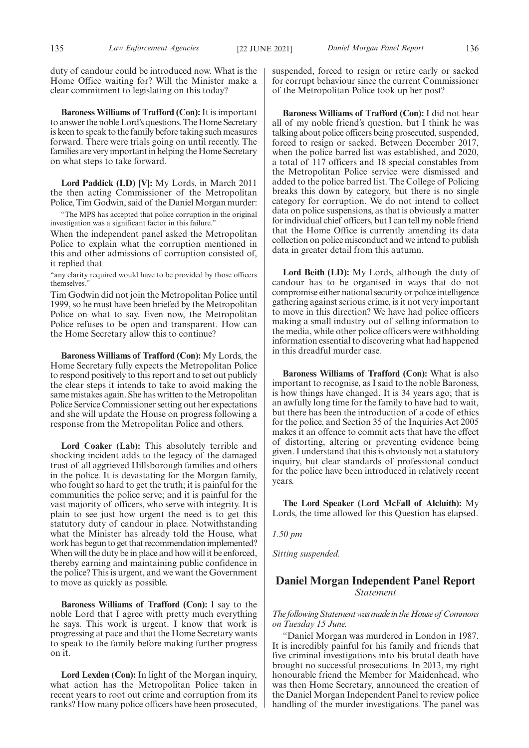duty of candour could be introduced now. What is the Home Office waiting for? Will the Minister make a clear commitment to legislating on this today?

**Baroness Williams of Trafford (Con):** It is important to answer the noble Lord's questions. The Home Secretary is keen to speak to the family before taking such measures forward. There were trials going on until recently. The families are very important in helping the Home Secretary on what steps to take forward.

**Lord Paddick (LD) [V]:** My Lords, in March 2011 the then acting Commissioner of the Metropolitan Police, Tim Godwin, said of the Daniel Morgan murder:

"The MPS has accepted that police corruption in the original investigation was a significant factor in this failure."

When the independent panel asked the Metropolitan Police to explain what the corruption mentioned in this and other admissions of corruption consisted of, it replied that

"any clarity required would have to be provided by those officers themselves."

Tim Godwin did not join the Metropolitan Police until 1999, so he must have been briefed by the Metropolitan Police on what to say. Even now, the Metropolitan Police refuses to be open and transparent. How can the Home Secretary allow this to continue?

**Baroness Williams of Trafford (Con):** My Lords, the Home Secretary fully expects the Metropolitan Police to respond positively to this report and to set out publicly the clear steps it intends to take to avoid making the same mistakes again. She has written to the Metropolitan Police Service Commissioner setting out her expectations and she will update the House on progress following a response from the Metropolitan Police and others.

**Lord Coaker (Lab):** This absolutely terrible and shocking incident adds to the legacy of the damaged trust of all aggrieved Hillsborough families and others in the police. It is devastating for the Morgan family, who fought so hard to get the truth; it is painful for the communities the police serve; and it is painful for the vast majority of officers, who serve with integrity. It is plain to see just how urgent the need is to get this statutory duty of candour in place. Notwithstanding what the Minister has already told the House, what work has begun to get that recommendation implemented? When will the duty be in place and how will it be enforced, thereby earning and maintaining public confidence in the police? This is urgent, and we want the Government to move as quickly as possible.

**Baroness Williams of Trafford (Con):** I say to the noble Lord that I agree with pretty much everything he says. This work is urgent. I know that work is progressing at pace and that the Home Secretary wants to speak to the family before making further progress on it.

**Lord Lexden (Con):** In light of the Morgan inquiry, what action has the Metropolitan Police taken in recent years to root out crime and corruption from its ranks? How many police officers have been prosecuted, suspended, forced to resign or retire early or sacked for corrupt behaviour since the current Commissioner of the Metropolitan Police took up her post?

**Baroness Williams of Trafford (Con):** I did not hear all of my noble friend's question, but I think he was talking about police officers being prosecuted, suspended, forced to resign or sacked. Between December 2017, when the police barred list was established, and 2020, a total of 117 officers and 18 special constables from the Metropolitan Police service were dismissed and added to the police barred list. The College of Policing breaks this down by category, but there is no single category for corruption. We do not intend to collect data on police suspensions, as that is obviously a matter for individual chief officers, but I can tell my noble friend that the Home Office is currently amending its data collection on police misconduct and we intend to publish data in greater detail from this autumn.

**Lord Beith (LD):** My Lords, although the duty of candour has to be organised in ways that do not compromise either national security or police intelligence gathering against serious crime, is it not very important to move in this direction? We have had police officers making a small industry out of selling information to the media, while other police officers were withholding information essential to discovering what had happened in this dreadful murder case.

**Baroness Williams of Trafford (Con):** What is also important to recognise, as I said to the noble Baroness, is how things have changed. It is 34 years ago; that is an awfully long time for the family to have had to wait, but there has been the introduction of a code of ethics for the police, and Section 35 of the Inquiries Act 2005 makes it an offence to commit acts that have the effect of distorting, altering or preventing evidence being given. I understand that this is obviously not a statutory inquiry, but clear standards of professional conduct for the police have been introduced in relatively recent years.

**The Lord Speaker (Lord McFall of Alcluith):** My Lords, the time allowed for this Question has elapsed.

*1.50 pm*

*Sitting suspended.*

## Daniel Morgan Independent Panel Report

*Statement*

*The following Statement was made in the House of Commons on Tuesday 15 June.*

"Daniel Morgan was murdered in London in 1987. It is incredibly painful for his family and friends that five criminal investigations into his brutal death have brought no successful prosecutions. In 2013, my right honourable friend the Member for Maidenhead, who was then Home Secretary, announced the creation of the Daniel Morgan Independent Panel to review police handling of the murder investigations. The panel was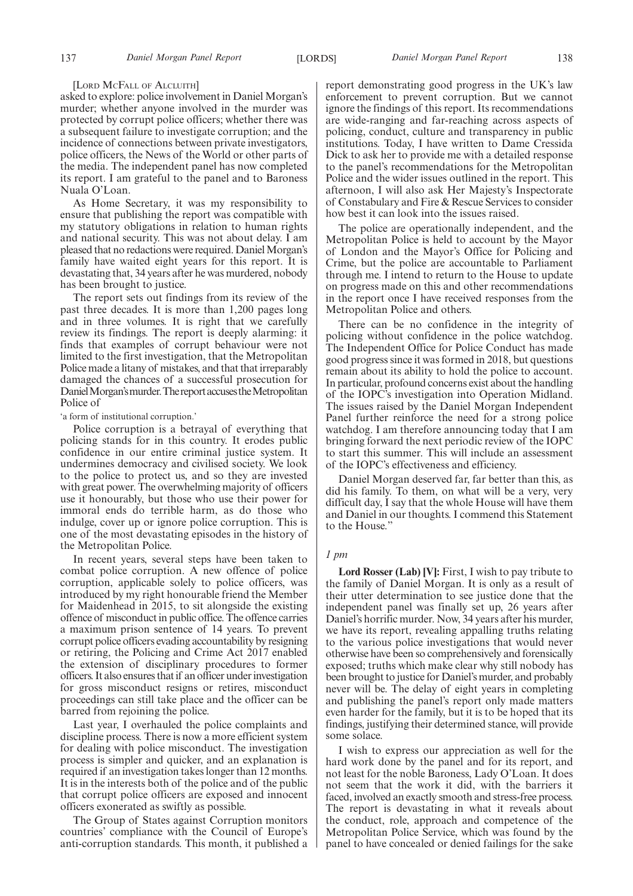[Lord McFall of Alcluith]

asked to explore: police involvement in Daniel Morgan's murder; whether anyone involved in the murder was protected by corrupt police officers; whether there was a subsequent failure to investigate corruption; and the incidence of connections between private investigators, police officers, the News of the World or other parts of the media. The independent panel has now completed its report. I am grateful to the panel and to Baroness Nuala O'Loan.

As Home Secretary, it was my responsibility to ensure that publishing the report was compatible with my statutory obligations in relation to human rights and national security. This was not about delay. I am pleased that no redactions were required. Daniel Morgan's family have waited eight years for this report. It is devastating that, 34 years after he was murdered, nobody has been brought to justice.

The report sets out findings from its review of the past three decades. It is more than 1,200 pages long and in three volumes. It is right that we carefully review its findings. The report is deeply alarming: it finds that examples of corrupt behaviour were not limited to the first investigation, that the Metropolitan Police made a litany of mistakes, and that that irreparably damaged the chances of a successful prosecution for Daniel Morgan's murder. The report accuses the Metropolitan Police of

'a form of institutional corruption.'

Police corruption is a betrayal of everything that policing stands for in this country. It erodes public confidence in our entire criminal justice system. It undermines democracy and civilised society. We look to the police to protect us, and so they are invested with great power. The overwhelming majority of officers use it honourably, but those who use their power for immoral ends do terrible harm, as do those who indulge, cover up or ignore police corruption. This is one of the most devastating episodes in the history of the Metropolitan Police.

In recent years, several steps have been taken to combat police corruption. A new offence of police corruption, applicable solely to police officers, was introduced by my right honourable friend the Member for Maidenhead in 2015, to sit alongside the existing offence of misconduct in public office. The offence carries a maximum prison sentence of 14 years. To prevent corrupt police officers evading accountability by resigning or retiring, the Policing and Crime Act 2017 enabled the extension of disciplinary procedures to former officers. It also ensures that if an officer under investigation for gross misconduct resigns or retires, misconduct proceedings can still take place and the officer can be barred from rejoining the police.

Last year, I overhauled the police complaints and discipline process. There is now a more efficient system for dealing with police misconduct. The investigation process is simpler and quicker, and an explanation is required if an investigation takes longer than 12 months. It is in the interests both of the police and of the public that corrupt police officers are exposed and innocent officers exonerated as swiftly as possible.

The Group of States against Corruption monitors countries' compliance with the Council of Europe's anti-corruption standards. This month, it published a report demonstrating good progress in the UK's law enforcement to prevent corruption. But we cannot ignore the findings of this report. Its recommendations are wide-ranging and far-reaching across aspects of policing, conduct, culture and transparency in public institutions. Today, I have written to Dame Cressida Dick to ask her to provide me with a detailed response to the panel's recommendations for the Metropolitan Police and the wider issues outlined in the report. This afternoon, I will also ask Her Majesty's Inspectorate of Constabulary and Fire & Rescue Services to consider how best it can look into the issues raised.

The police are operationally independent, and the Metropolitan Police is held to account by the Mayor of London and the Mayor's Office for Policing and Crime, but the police are accountable to Parliament through me. I intend to return to the House to update on progress made on this and other recommendations in the report once I have received responses from the Metropolitan Police and others.

There can be no confidence in the integrity of policing without confidence in the police watchdog. The Independent Office for Police Conduct has made good progress since it was formed in 2018, but questions remain about its ability to hold the police to account. In particular, profound concerns exist about the handling of the IOPC's investigation into Operation Midland. The issues raised by the Daniel Morgan Independent Panel further reinforce the need for a strong police watchdog. I am therefore announcing today that I am bringing forward the next periodic review of the IOPC to start this summer. This will include an assessment of the IOPC's effectiveness and efficiency.

Daniel Morgan deserved far, far better than this, as did his family. To them, on what will be a very, very difficult day, I say that the whole House will have them and Daniel in our thoughts. I commend this Statement to the House."

*1 pm*

**Lord Rosser (Lab) [V]:** First, I wish to pay tribute to the family of Daniel Morgan. It is only as a result of their utter determination to see justice done that the independent panel was finally set up, 26 years after Daniel's horrific murder. Now, 34 years after his murder, we have its report, revealing appalling truths relating to the various police investigations that would never otherwise have been so comprehensively and forensically exposed; truths which make clear why still nobody has been brought to justice for Daniel's murder, and probably never will be. The delay of eight years in completing and publishing the panel's report only made matters even harder for the family, but it is to be hoped that its findings, justifying their determined stance, will provide some solace.

I wish to express our appreciation as well for the hard work done by the panel and for its report, and not least for the noble Baroness, Lady O'Loan. It does not seem that the work it did, with the barriers it faced, involved an exactly smooth and stress-free process. The report is devastating in what it reveals about the conduct, role, approach and competence of the Metropolitan Police Service, which was found by the panel to have concealed or denied failings for the sake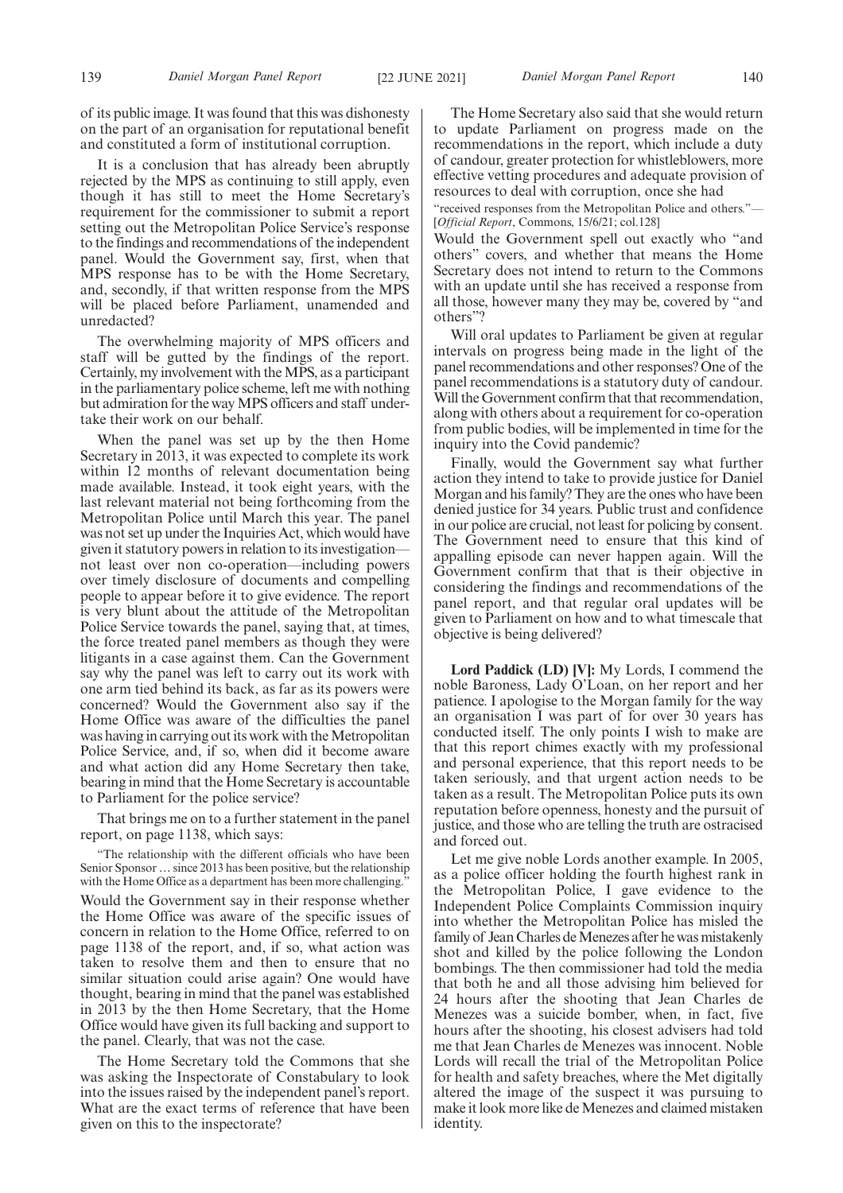of its public image. It was found that this was dishonesty on the part of an organisation for reputational benefit and constituted a form of institutional corruption.

It is a conclusion that has already been abruptly rejected by the MPS as continuing to still apply, even though it has still to meet the Home Secretary's requirement for the commissioner to submit a report setting out the Metropolitan Police Service's response to the findings and recommendations of the independent panel. Would the Government say, first, when that MPS response has to be with the Home Secretary, and, secondly, if that written response from the MPS will be placed before Parliament, unamended and unredacted?

The overwhelming majority of MPS officers and staff will be gutted by the findings of the report. Certainly, my involvement with the MPS, as a participant in the parliamentary police scheme, left me with nothing but admiration for the way MPS officers and staff undertake their work on our behalf.

When the panel was set up by the then Home Secretary in 2013, it was expected to complete its work within 12 months of relevant documentation being made available. Instead, it took eight years, with the last relevant material not being forthcoming from the Metropolitan Police until March this year. The panel was not set up under the Inquiries Act, which would have given it statutory powers in relation to its investigation—not least over non co-operation—including powers over timely disclosure of documents and compelling people to appear before it to give evidence. The report is very blunt about the attitude of the Metropolitan Police Service towards the panel, saying that, at times, the force treated panel members as though they were litigants in a case against them. Can the Government say why the panel was left to carry out its work with one arm tied behind its back, as far as its powers were concerned? Would the Government also say if the Home Office was aware of the difficulties the panel was having in carrying out its work with the Metropolitan Police Service, and, if so, when did it become aware and what action did any Home Secretary then take, bearing in mind that the Home Secretary is accountable to Parliament for the police service?

That brings me on to a further statement in the panel report, on page 1138, which says:

"The relationship with the different officials who have been Senior Sponsor … since 2013 has been positive, but the relationship with the Home Office as a department has been more challenging."

Would the Government say in their response whether the Home Office was aware of the specific issues of concern in relation to the Home Office, referred to on page 1138 of the report, and, if so, what action was taken to resolve them and then to ensure that no similar situation could arise again? One would have thought, bearing in mind that the panel was established in 2013 by the then Home Secretary, that the Home Office would have given its full backing and support to the panel. Clearly, that was not the case.

The Home Secretary told the Commons that she was asking the Inspectorate of Constabulary to look into the issues raised by the independent panel's report. What are the exact terms of reference that have been given on this to the inspectorate?

The Home Secretary also said that she would return to update Parliament on progress made on the recommendations in the report, which include a duty of candour, greater protection for whistleblowers, more effective vetting procedures and adequate provision of resources to deal with corruption, once she had

"received responses from the Metropolitan Police and others."—[*Official Report*, Commons, 15/6/21; col.128]

Would the Government spell out exactly who "and others" covers, and whether that means the Home Secretary does not intend to return to the Commons with an update until she has received a response from all those, however many they may be, covered by "and others"?

Will oral updates to Parliament be given at regular intervals on progress being made in the light of the panel recommendations and other responses? One of the panel recommendations is a statutory duty of candour. Will the Government confirm that that recommendation, along with others about a requirement for co-operation from public bodies, will be implemented in time for the inquiry into the Covid pandemic?

Finally, would the Government say what further action they intend to take to provide justice for Daniel Morgan and his family? They are the ones who have been denied justice for 34 years. Public trust and confidence in our police are crucial, not least for policing by consent. The Government need to ensure that this kind of appalling episode can never happen again. Will the Government confirm that that is their objective in considering the findings and recommendations of the panel report, and that regular oral updates will be given to Parliament on how and to what timescale that objective is being delivered?

**Lord Paddick (LD) [V]:** My Lords, I commend the noble Baroness, Lady O'Loan, on her report and her patience. I apologise to the Morgan family for the way an organisation I was part of for over 30 years has conducted itself. The only points I wish to make are that this report chimes exactly with my professional and personal experience, that this report needs to be taken seriously, and that urgent action needs to be taken as a result. The Metropolitan Police puts its own reputation before openness, honesty and the pursuit of justice, and those who are telling the truth are ostracised and forced out.

Let me give noble Lords another example. In 2005, as a police officer holding the fourth highest rank in the Metropolitan Police, I gave evidence to the Independent Police Complaints Commission inquiry into whether the Metropolitan Police has misled the family of Jean Charles de Menezes after he was mistakenly shot and killed by the police following the London bombings. The then commissioner had told the media that both he and all those advising him believed for 24 hours after the shooting that Jean Charles de Menezes was a suicide bomber, when, in fact, five hours after the shooting, his closest advisers had told me that Jean Charles de Menezes was innocent. Noble Lords will recall the trial of the Metropolitan Police for health and safety breaches, where the Met digitally altered the image of the suspect it was pursuing to make it look more like de Menezes and claimed mistaken identity.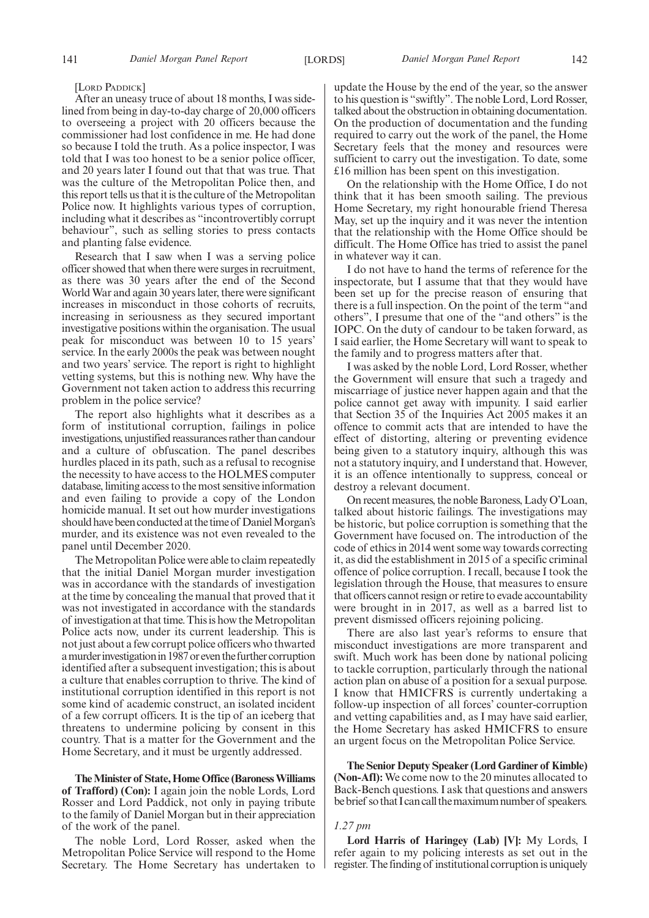[LORD PADDICK]

After an uneasy truce of about 18 months, I was sidelined from being in day-to-day charge of 20,000 officers to overseeing a project with 20 officers because the commissioner had lost confidence in me. He had done so because I told the truth. As a police inspector, I was told that I was too honest to be a senior police officer, and 20 years later I found out that that was true. That was the culture of the Metropolitan Police then, and this report tells us that it is the culture of the Metropolitan Police now. It highlights various types of corruption, including what it describes as "incontrovertibly corrupt behaviour", such as selling stories to press contacts and planting false evidence.

Research that I saw when I was a serving police officer showed that when there were surges in recruitment, as there was 30 years after the end of the Second World War and again 30 years later, there were significant increases in misconduct in those cohorts of recruits, increasing in seriousness as they secured important investigative positions within the organisation. The usual peak for misconduct was between 10 to 15 years' service. In the early 2000s the peak was between nought and two years' service. The report is right to highlight vetting systems, but this is nothing new. Why have the Government not taken action to address this recurring problem in the police service?

The report also highlights what it describes as a form of institutional corruption, failings in police investigations, unjustified reassurances rather than candour and a culture of obfuscation. The panel describes hurdles placed in its path, such as a refusal to recognise the necessity to have access to the HOLMES computer database, limiting access to the most sensitive information and even failing to provide a copy of the London homicide manual. It set out how murder investigations should have been conducted at the time of Daniel Morgan's murder, and its existence was not even revealed to the panel until December 2020.

The Metropolitan Police were able to claim repeatedly that the initial Daniel Morgan murder investigation was in accordance with the standards of investigation at the time by concealing the manual that proved that it was not investigated in accordance with the standards of investigation at that time. This is how the Metropolitan Police acts now, under its current leadership. This is not just about a few corrupt police officers who thwarted a murder investigation in 1987 or even the further corruption identified after a subsequent investigation; this is about a culture that enables corruption to thrive. The kind of institutional corruption identified in this report is not some kind of academic construct, an isolated incident of a few corrupt officers. It is the tip of an iceberg that threatens to undermine policing by consent in this country. That is a matter for the Government and the Home Secretary, and it must be urgently addressed.

**The Minister of State, Home Office (Baroness Williams of Trafford) (Con):** I again join the noble Lords, Lord Rosser and Lord Paddick, not only in paying tribute to the family of Daniel Morgan but in their appreciation of the work of the panel.

The noble Lord, Lord Rosser, asked when the Metropolitan Police Service will respond to the Home Secretary. The Home Secretary has undertaken to update the House by the end of the year, so the answer to his question is "swiftly". The noble Lord, Lord Rosser, talked about the obstruction in obtaining documentation. On the production of documentation and the funding required to carry out the work of the panel, the Home Secretary feels that the money and resources were sufficient to carry out the investigation. To date, some £16 million has been spent on this investigation.

On the relationship with the Home Office, I do not think that it has been smooth sailing. The previous Home Secretary, my right honourable friend Theresa May, set up the inquiry and it was never the intention that the relationship with the Home Office should be difficult. The Home Office has tried to assist the panel in whatever way it can.

I do not have to hand the terms of reference for the inspectorate, but I assume that that they would have been set up for the precise reason of ensuring that there is a full inspection. On the point of the term "and others", I presume that one of the "and others" is the IOPC. On the duty of candour to be taken forward, as I said earlier, the Home Secretary will want to speak to the family and to progress matters after that.

I was asked by the noble Lord, Lord Rosser, whether the Government will ensure that such a tragedy and miscarriage of justice never happen again and that the police cannot get away with impunity. I said earlier that Section 35 of the Inquiries Act 2005 makes it an offence to commit acts that are intended to have the effect of distorting, altering or preventing evidence being given to a statutory inquiry, although this was not a statutory inquiry, and I understand that. However, it is an offence intentionally to suppress, conceal or destroy a relevant document.

On recent measures, the noble Baroness, Lady O'Loan, talked about historic failings. The investigations may be historic, but police corruption is something that the Government have focused on. The introduction of the code of ethics in 2014 went some way towards correcting it, as did the establishment in 2015 of a specific criminal offence of police corruption. I recall, because I took the legislation through the House, that measures to ensure that officers cannot resign or retire to evade accountability were brought in in 2017, as well as a barred list to prevent dismissed officers rejoining policing.

There are also last year's reforms to ensure that misconduct investigations are more transparent and swift. Much work has been done by national policing to tackle corruption, particularly through the national action plan on abuse of a position for a sexual purpose. I know that HMICFRS is currently undertaking a follow-up inspection of all forces' counter-corruption and vetting capabilities and, as I may have said earlier, the Home Secretary has asked HMICFRS to ensure an urgent focus on the Metropolitan Police Service.

**The Senior Deputy Speaker (Lord Gardiner of Kimble) (Non-Afl):** We come now to the 20 minutes allocated to Back-Bench questions. I ask that questions and answers be brief so that I can call the maximum number of speakers.

*1.27 pm*

**Lord Harris of Haringey (Lab) [V]:** My Lords, I refer again to my policing interests as set out in the register. The finding of institutional corruption is uniquely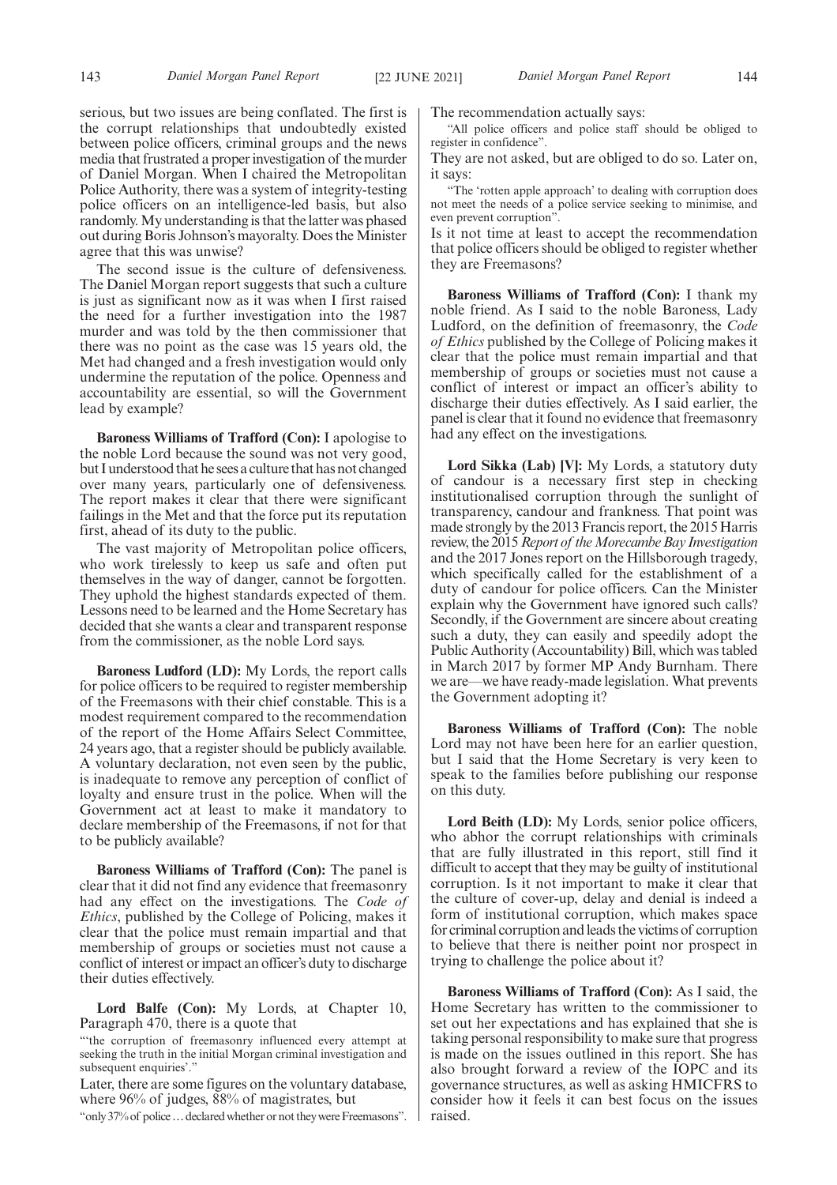serious, but two issues are being conflated. The first is the corrupt relationships that undoubtedly existed between police officers, criminal groups and the news media that frustrated a proper investigation of the murder of Daniel Morgan. When I chaired the Metropolitan Police Authority, there was a system of integrity-testing police officers on an intelligence-led basis, but also randomly. My understanding is that the latter was phased out during Boris Johnson's mayoralty. Does the Minister agree that this was unwise?

The second issue is the culture of defensiveness. The Daniel Morgan report suggests that such a culture is just as significant now as it was when I first raised the need for a further investigation into the 1987 murder and was told by the then commissioner that there was no point as the case was 15 years old, the Met had changed and a fresh investigation would only undermine the reputation of the police. Openness and accountability are essential, so will the Government lead by example?

**Baroness Williams of Trafford (Con):** I apologise to the noble Lord because the sound was not very good, but I understood that he sees a culture that has not changed over many years, particularly one of defensiveness. The report makes it clear that there were significant failings in the Met and that the force put its reputation first, ahead of its duty to the public.

The vast majority of Metropolitan police officers, who work tirelessly to keep us safe and often put themselves in the way of danger, cannot be forgotten. They uphold the highest standards expected of them. Lessons need to be learned and the Home Secretary has decided that she wants a clear and transparent response from the commissioner, as the noble Lord says.

**Baroness Ludford (LD):** My Lords, the report calls for police officers to be required to register membership of the Freemasons with their chief constable. This is a modest requirement compared to the recommendation of the report of the Home Affairs Select Committee, 24 years ago, that a register should be publicly available. A voluntary declaration, not even seen by the public, is inadequate to remove any perception of conflict of loyalty and ensure trust in the police. When will the Government act at least to make it mandatory to declare membership of the Freemasons, if not for that to be publicly available?

**Baroness Williams of Trafford (Con):** The panel is clear that it did not find any evidence that freemasonry had any effect on the investigations. The *Code of Ethics*, published by the College of Policing, makes it clear that the police must remain impartial and that membership of groups or societies must not cause a conflict of interest or impact an officer's duty to discharge their duties effectively.

**Lord Balfe (Con):** My Lords, at Chapter 10, Paragraph 470, there is a quote that

"'the corruption of freemasonry influenced every attempt at seeking the truth in the initial Morgan criminal investigation and subsequent enquiries'."

Later, there are some figures on the voluntary database, where 96% of judges, 88% of magistrates, but

"only 37% of police … declared whether or not they were Freemasons".

The recommendation actually says:

"All police officers and police staff should be obliged to register in confidence".

They are not asked, but are obliged to do so. Later on, it says:

"The 'rotten apple approach' to dealing with corruption does not meet the needs of a police service seeking to minimise, and even prevent corruption".

Is it not time at least to accept the recommendation that police officers should be obliged to register whether they are Freemasons?

**Baroness Williams of Trafford (Con):** I thank my noble friend. As I said to the noble Baroness, Lady Ludford, on the definition of freemasonry, the *Code of Ethics* published by the College of Policing makes it clear that the police must remain impartial and that membership of groups or societies must not cause a conflict of interest or impact an officer's ability to discharge their duties effectively. As I said earlier, the panel is clear that it found no evidence that freemasonry had any effect on the investigations.

**Lord Sikka (Lab) [V]:** My Lords, a statutory duty of candour is a necessary first step in checking institutionalised corruption through the sunlight of transparency, candour and frankness. That point was made strongly by the 2013 Francis report, the 2015 Harris review, the 2015 *Report of the Morecambe Bay Investigation* and the 2017 Jones report on the Hillsborough tragedy, which specifically called for the establishment of a duty of candour for police officers. Can the Minister explain why the Government have ignored such calls? Secondly, if the Government are sincere about creating such a duty, they can easily and speedily adopt the Public Authority (Accountability) Bill, which was tabled in March 2017 by former MP Andy Burnham. There we are—we have ready-made legislation. What prevents the Government adopting it?

**Baroness Williams of Trafford (Con):** The noble Lord may not have been here for an earlier question, but I said that the Home Secretary is very keen to speak to the families before publishing our response on this duty.

**Lord Beith (LD):** My Lords, senior police officers, who abhor the corrupt relationships with criminals that are fully illustrated in this report, still find it difficult to accept that they may be guilty of institutional corruption. Is it not important to make it clear that the culture of cover-up, delay and denial is indeed a form of institutional corruption, which makes space for criminal corruption and leads the victims of corruption to believe that there is neither point nor prospect in trying to challenge the police about it?

**Baroness Williams of Trafford (Con):** As I said, the Home Secretary has written to the commissioner to set out her expectations and has explained that she is taking personal responsibility to make sure that progress is made on the issues outlined in this report. She has also brought forward a review of the IOPC and its governance structures, as well as asking HMICFRS to consider how it feels it can best focus on the issues raised.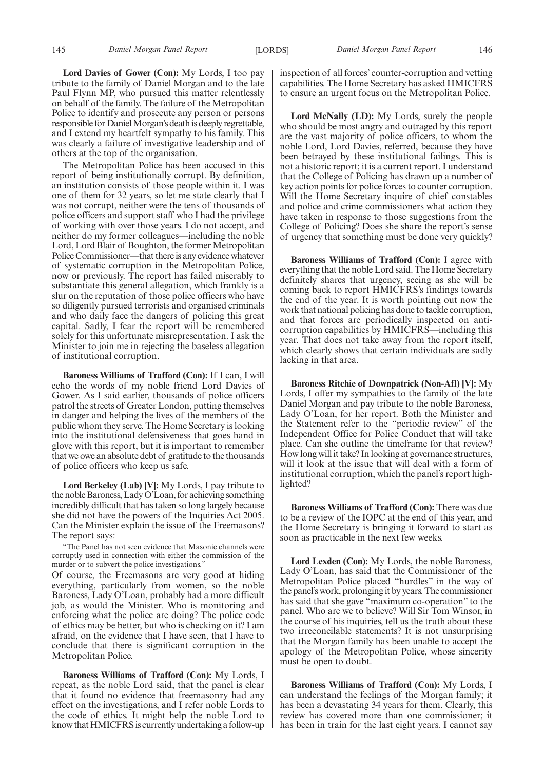**Lord Davies of Gower (Con):** My Lords, I too pay tribute to the family of Daniel Morgan and to the late Paul Flynn MP, who pursued this matter relentlessly on behalf of the family. The failure of the Metropolitan Police to identify and prosecute any person or persons responsible for Daniel Morgan's death is deeply regrettable, and I extend my heartfelt sympathy to his family. This was clearly a failure of investigative leadership and of others at the top of the organisation.

The Metropolitan Police has been accused in this report of being institutionally corrupt. By definition, an institution consists of those people within it. I was one of them for 32 years, so let me state clearly that I was not corrupt, neither were the tens of thousands of police officers and support staff who I had the privilege of working with over those years. I do not accept, and neither do my former colleagues—including the noble Lord, Lord Blair of Boughton, the former Metropolitan Police Commissioner—that there is any evidence whatever of systematic corruption in the Metropolitan Police, now or previously. The report has failed miserably to substantiate this general allegation, which frankly is a slur on the reputation of those police officers who have so diligently pursued terrorists and organised criminals and who daily face the dangers of policing this great capital. Sadly, I fear the report will be remembered solely for this unfortunate misrepresentation. I ask the Minister to join me in rejecting the baseless allegation of institutional corruption.

**Baroness Williams of Trafford (Con):** If I can, I will echo the words of my noble friend Lord Davies of Gower. As I said earlier, thousands of police officers patrol the streets of Greater London, putting themselves in danger and helping the lives of the members of the public whom they serve. The Home Secretary is looking into the institutional defensiveness that goes hand in glove with this report, but it is important to remember that we owe an absolute debt of gratitude to the thousands of police officers who keep us safe.

**Lord Berkeley (Lab) [V]:** My Lords, I pay tribute to the noble Baroness, Lady O'Loan, for achieving something incredibly difficult that has taken so long largely because she did not have the powers of the Inquiries Act 2005. Can the Minister explain the issue of the Freemasons? The report says:

"The Panel has not seen evidence that Masonic channels were corruptly used in connection with either the commission of the murder or to subvert the police investigations."

Of course, the Freemasons are very good at hiding everything, particularly from women, so the noble Baroness, Lady O'Loan, probably had a more difficult job, as would the Minister. Who is monitoring and enforcing what the police are doing? The police code of ethics may be better, but who is checking on it? I am afraid, on the evidence that I have seen, that I have to conclude that there is significant corruption in the Metropolitan Police.

**Baroness Williams of Trafford (Con):** My Lords, I repeat, as the noble Lord said, that the panel is clear that it found no evidence that freemasonry had any effect on the investigations, and I refer noble Lords to the code of ethics. It might help the noble Lord to know that HMICFRS is currently undertaking a follow-up inspection of all forces' counter-corruption and vetting capabilities. The Home Secretary has asked HMICFRS to ensure an urgent focus on the Metropolitan Police.

**Lord McNally (LD):** My Lords, surely the people who should be most angry and outraged by this report are the vast majority of police officers, to whom the noble Lord, Lord Davies, referred, because they have been betrayed by these institutional failings. This is not a historic report; it is a current report. I understand that the College of Policing has drawn up a number of key action points for police forces to counter corruption. Will the Home Secretary inquire of chief constables and police and crime commissioners what action they have taken in response to those suggestions from the College of Policing? Does she share the report's sense of urgency that something must be done very quickly?

**Baroness Williams of Trafford (Con):** I agree with everything that the noble Lord said. The Home Secretary definitely shares that urgency, seeing as she will be coming back to report HMICFRS's findings towards the end of the year. It is worth pointing out now the work that national policing has done to tackle corruption, and that forces are periodically inspected on anti-corruption capabilities by HMICFRS—including this year. That does not take away from the report itself, which clearly shows that certain individuals are sadly lacking in that area.

**Baroness Ritchie of Downpatrick (Non-Afl) [V]:** My Lords, I offer my sympathies to the family of the late Daniel Morgan and pay tribute to the noble Baroness, Lady O'Loan, for her report. Both the Minister and the Statement refer to the "periodic review" of the Independent Office for Police Conduct that will take place. Can she outline the timeframe for that review? How long will it take? In looking at governance structures, will it look at the issue that will deal with a form of institutional corruption, which the panel's report highlighted?

**Baroness Williams of Trafford (Con):** There was due to be a review of the IOPC at the end of this year, and the Home Secretary is bringing it forward to start as soon as practicable in the next few weeks.

**Lord Lexden (Con):** My Lords, the noble Baroness, Lady O'Loan, has said that the Commissioner of the Metropolitan Police placed "hurdles" in the way of the panel's work, prolonging it by years. The commissioner has said that she gave "maximum co-operation" to the panel. Who are we to believe? Will Sir Tom Winsor, in the course of his inquiries, tell us the truth about these two irreconcilable statements? It is not unsurprising that the Morgan family has been unable to accept the apology of the Metropolitan Police, whose sincerity must be open to doubt.

**Baroness Williams of Trafford (Con):** My Lords, I can understand the feelings of the Morgan family; it has been a devastating 34 years for them. Clearly, this review has covered more than one commissioner; it has been in train for the last eight years. I cannot say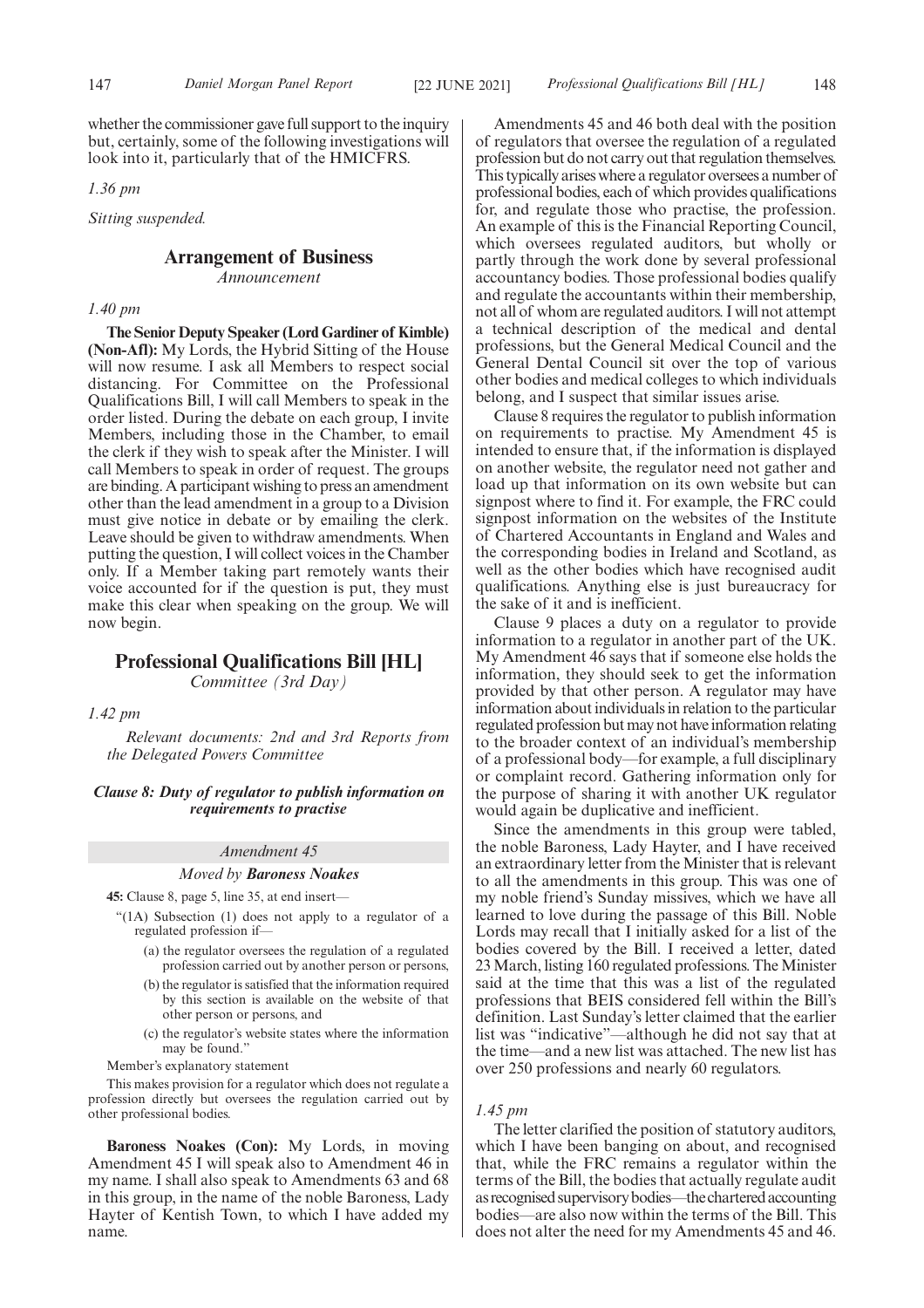whether the commissioner gave full support to the inquiry but, certainly, some of the following investigations will look into it, particularly that of the HMICFRS.

*1.36 pm*

*Sitting suspended.*

## Arrangement of Business

*Announcement*

*1.40 pm*

**The Senior Deputy Speaker (Lord Gardiner of Kimble) (Non-Afl):** My Lords, the Hybrid Sitting of the House will now resume. I ask all Members to respect social distancing. For Committee on the Professional Qualifications Bill, I will call Members to speak in the order listed. During the debate on each group, I invite Members, including those in the Chamber, to email the clerk if they wish to speak after the Minister. I will call Members to speak in order of request. The groups are binding. A participant wishing to press an amendment other than the lead amendment in a group to a Division must give notice in debate or by emailing the clerk. Leave should be given to withdraw amendments. When putting the question, I will collect voices in the Chamber only. If a Member taking part remotely wants their voice accounted for if the question is put, they must make this clear when speaking on the group. We will now begin.

## Professional Qualifications Bill [HL]

*Committee (3rd Day)*

*1.42 pm*

*Relevant documents: 2nd and 3rd Reports from the Delegated Powers Committee*

### *Clause 8: Duty of regulator to publish information on requirements to practise*

*Amendment 45*

*Moved by* ***Baroness Noakes***

**45:** Clause 8, page 5, line 35, at end insert—

"(1A) Subsection (1) does not apply to a regulator of a regulated profession if—

(a) the regulator oversees the regulation of a regulated profession carried out by another person or persons,

(b) the regulator is satisfied that the information required by this section is available on the website of that other person or persons, and

(c) the regulator's website states where the information may be found."

Member's explanatory statement

This makes provision for a regulator which does not regulate a profession directly but oversees the regulation carried out by other professional bodies.

**Baroness Noakes (Con):** My Lords, in moving Amendment 45 I will speak also to Amendment 46 in my name. I shall also speak to Amendments 63 and 68 in this group, in the name of the noble Baroness, Lady Hayter of Kentish Town, to which I have added my name.

Amendments 45 and 46 both deal with the position of regulators that oversee the regulation of a regulated profession but do not carry out that regulation themselves. This typically arises where a regulator oversees a number of professional bodies, each of which provides qualifications for, and regulate those who practise, the profession. An example of this is the Financial Reporting Council, which oversees regulated auditors, but wholly or partly through the work done by several professional accountancy bodies. Those professional bodies qualify and regulate the accountants within their membership, not all of whom are regulated auditors. I will not attempt a technical description of the medical and dental professions, but the General Medical Council and the General Dental Council sit over the top of various other bodies and medical colleges to which individuals belong, and I suspect that similar issues arise.

Clause 8 requires the regulator to publish information on requirements to practise. My Amendment 45 is intended to ensure that, if the information is displayed on another website, the regulator need not gather and load up that information on its own website but can signpost where to find it. For example, the FRC could signpost information on the websites of the Institute of Chartered Accountants in England and Wales and the corresponding bodies in Ireland and Scotland, as well as the other bodies which have recognised audit qualifications. Anything else is just bureaucracy for the sake of it and is inefficient.

Clause 9 places a duty on a regulator to provide information to a regulator in another part of the UK. My Amendment 46 says that if someone else holds the information, they should seek to get the information provided by that other person. A regulator may have information about individuals in relation to the particular regulated profession but may not have information relating to the broader context of an individual's membership of a professional body—for example, a full disciplinary or complaint record. Gathering information only for the purpose of sharing it with another UK regulator would again be duplicative and inefficient.

Since the amendments in this group were tabled, the noble Baroness, Lady Hayter, and I have received an extraordinary letter from the Minister that is relevant to all the amendments in this group. This was one of my noble friend's Sunday missives, which we have all learned to love during the passage of this Bill. Noble Lords may recall that I initially asked for a list of the bodies covered by the Bill. I received a letter, dated 23 March, listing 160 regulated professions. The Minister said at the time that this was a list of the regulated professions that BEIS considered fell within the Bill's definition. Last Sunday's letter claimed that the earlier list was "indicative"—although he did not say that at the time—and a new list was attached. The new list has over 250 professions and nearly 60 regulators.

*1.45 pm*

The letter clarified the position of statutory auditors, which I have been banging on about, and recognised that, while the FRC remains a regulator within the terms of the Bill, the bodies that actually regulate audit as recognised supervisory bodies—the chartered accounting bodies—are also now within the terms of the Bill. This does not alter the need for my Amendments 45 and 46.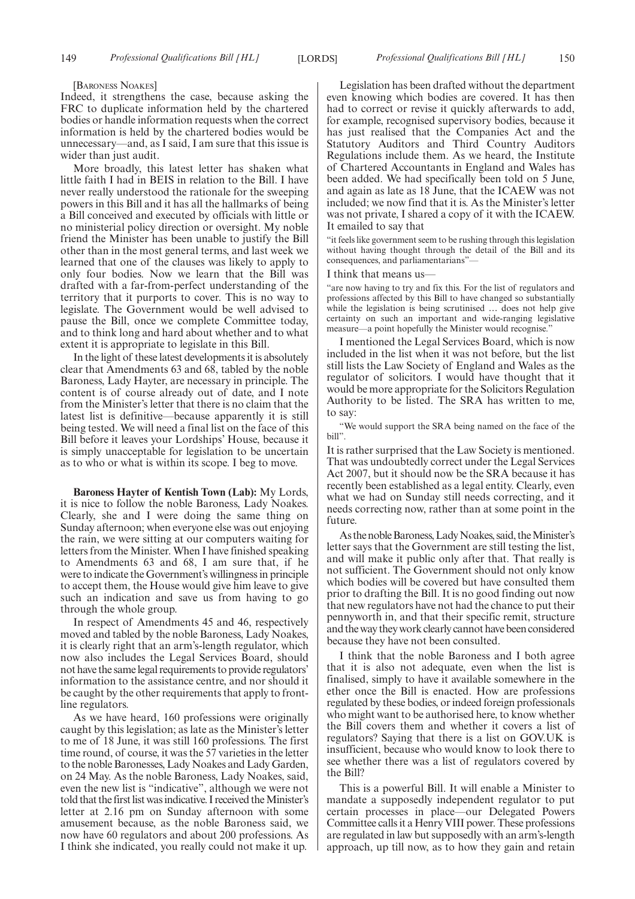[Baroness Noakes]

Indeed, it strengthens the case, because asking the FRC to duplicate information held by the chartered bodies or handle information requests when the correct information is held by the chartered bodies would be unnecessary—and, as I said, I am sure that this issue is wider than just audit.

More broadly, this latest letter has shaken what little faith I had in BEIS in relation to the Bill. I have never really understood the rationale for the sweeping powers in this Bill and it has all the hallmarks of being a Bill conceived and executed by officials with little or no ministerial policy direction or oversight. My noble friend the Minister has been unable to justify the Bill other than in the most general terms, and last week we learned that one of the clauses was likely to apply to only four bodies. Now we learn that the Bill was drafted with a far-from-perfect understanding of the territory that it purports to cover. This is no way to legislate. The Government would be well advised to pause the Bill, once we complete Committee today, and to think long and hard about whether and to what extent it is appropriate to legislate in this Bill.

In the light of these latest developments it is absolutely clear that Amendments 63 and 68, tabled by the noble Baroness, Lady Hayter, are necessary in principle. The content is of course already out of date, and I note from the Minister's letter that there is no claim that the latest list is definitive—because apparently it is still being tested. We will need a final list on the face of this Bill before it leaves your Lordships' House, because it is simply unacceptable for legislation to be uncertain as to who or what is within its scope. I beg to move.

**Baroness Hayter of Kentish Town (Lab):** My Lords, it is nice to follow the noble Baroness, Lady Noakes. Clearly, she and I were doing the same thing on Sunday afternoon; when everyone else was out enjoying the rain, we were sitting at our computers waiting for letters from the Minister. When I have finished speaking to Amendments 63 and 68, I am sure that, if he were to indicate the Government's willingness in principle to accept them, the House would give him leave to give such an indication and save us from having to go through the whole group.

In respect of Amendments 45 and 46, respectively moved and tabled by the noble Baroness, Lady Noakes, it is clearly right that an arm's-length regulator, which now also includes the Legal Services Board, should not have the same legal requirements to provide regulators' information to the assistance centre, and nor should it be caught by the other requirements that apply to front-line regulators.

As we have heard, 160 professions were originally caught by this legislation; as late as the Minister's letter to me of 18 June, it was still 160 professions. The first time round, of course, it was the 57 varieties in the letter to the noble Baronesses, Lady Noakes and Lady Garden, on 24 May. As the noble Baroness, Lady Noakes, said, even the new list is "indicative", although we were not told that the first list was indicative. I received the Minister's letter at 2.16 pm on Sunday afternoon with some amusement because, as the noble Baroness said, we now have 60 regulators and about 200 professions. As I think she indicated, you really could not make it up.

Legislation has been drafted without the department even knowing which bodies are covered. It has then had to correct or revise it quickly afterwards to add, for example, recognised supervisory bodies, because it has just realised that the Companies Act and the Statutory Auditors and Third Country Auditors Regulations include them. As we heard, the Institute of Chartered Accountants in England and Wales has been added. We had specifically been told on 5 June, and again as late as 18 June, that the ICAEW was not included; we now find that it is. As the Minister's letter was not private, I shared a copy of it with the ICAEW. It emailed to say that

> "it feels like government seem to be rushing through this legislation without having thought through the detail of the Bill and its consequences, and parliamentarians"—

I think that means us—

> "are now having to try and fix this. For the list of regulators and professions affected by this Bill to have changed so substantially while the legislation is being scrutinised … does not help give certainty on such an important and wide-ranging legislative measure—a point hopefully the Minister would recognise."

I mentioned the Legal Services Board, which is now included in the list when it was not before, but the list still lists the Law Society of England and Wales as the regulator of solicitors. I would have thought that it would be more appropriate for the Solicitors Regulation Authority to be listed. The SRA has written to me, to say:

> "We would support the SRA being named on the face of the bill".

It is rather surprised that the Law Society is mentioned. That was undoubtedly correct under the Legal Services Act 2007, but it should now be the SRA because it has recently been established as a legal entity. Clearly, even what we had on Sunday still needs correcting, and it needs correcting now, rather than at some point in the future.

As the noble Baroness, Lady Noakes, said, the Minister's letter says that the Government are still testing the list, and will make it public only after that. That really is not sufficient. The Government should not only know which bodies will be covered but have consulted them prior to drafting the Bill. It is no good finding out now that new regulators have not had the chance to put their pennyworth in, and that their specific remit, structure and the way they work clearly cannot have been considered because they have not been consulted.

I think that the noble Baroness and I both agree that it is also not adequate, even when the list is finalised, simply to have it available somewhere in the ether once the Bill is enacted. How are professions regulated by these bodies, or indeed foreign professionals who might want to be authorised here, to know whether the Bill covers them and whether it covers a list of regulators? Saying that there is a list on GOV.UK is insufficient, because who would know to look there to see whether there was a list of regulators covered by the Bill?

This is a powerful Bill. It will enable a Minister to mandate a supposedly independent regulator to put certain processes in place—our Delegated Powers Committee calls it a Henry VIII power. These professions are regulated in law but supposedly with an arm's-length approach, up till now, as to how they gain and retain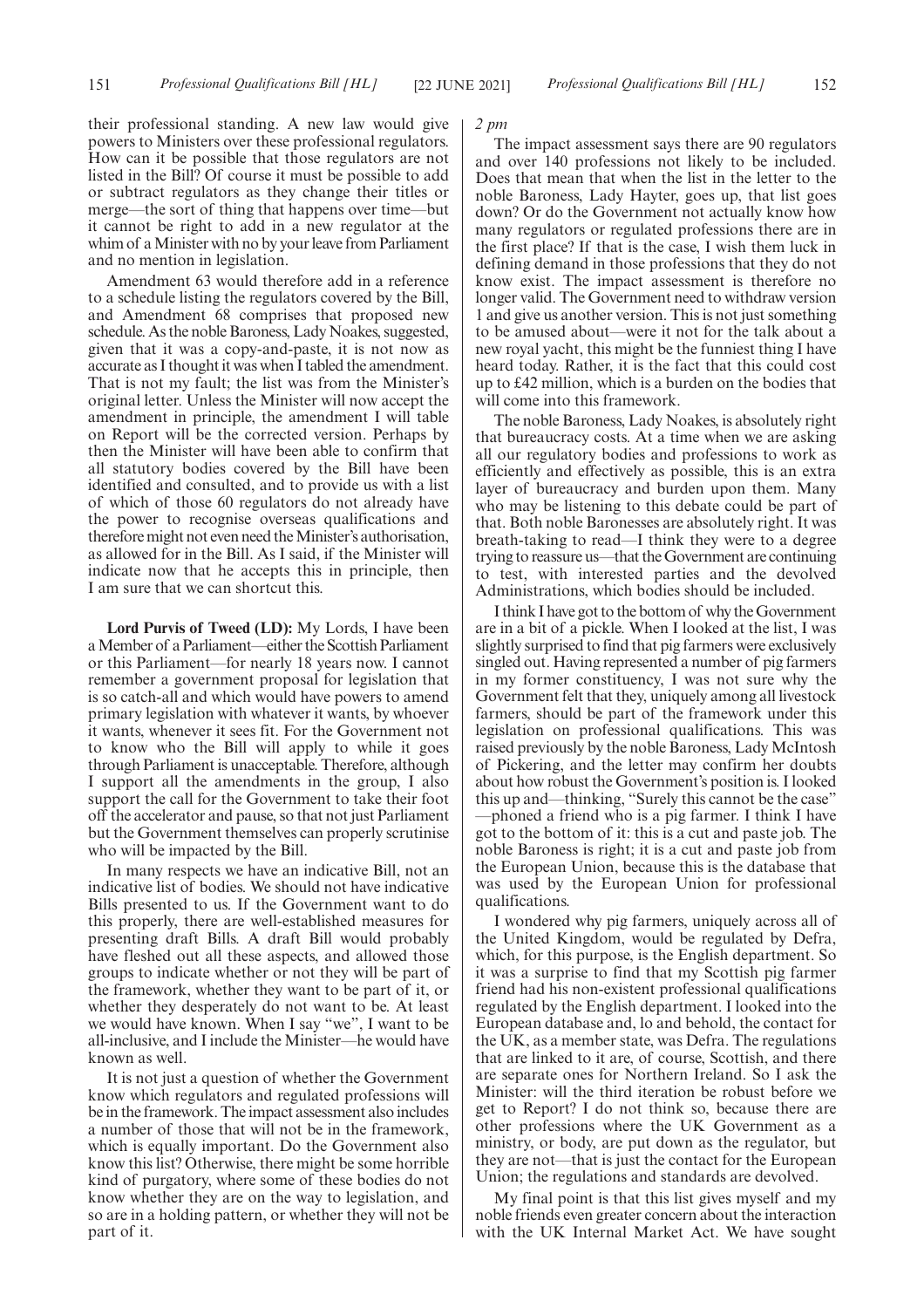their professional standing. A new law would give powers to Ministers over these professional regulators. How can it be possible that those regulators are not listed in the Bill? Of course it must be possible to add or subtract regulators as they change their titles or merge—the sort of thing that happens over time—but it cannot be right to add in a new regulator at the whim of a Minister with no by your leave from Parliament and no mention in legislation.

Amendment 63 would therefore add in a reference to a schedule listing the regulators covered by the Bill, and Amendment 68 comprises that proposed new schedule. As the noble Baroness, Lady Noakes, suggested, given that it was a copy-and-paste, it is not now as accurate as I thought it was when I tabled the amendment. That is not my fault; the list was from the Minister's original letter. Unless the Minister will now accept the amendment in principle, the amendment I will table on Report will be the corrected version. Perhaps by then the Minister will have been able to confirm that all statutory bodies covered by the Bill have been identified and consulted, and to provide us with a list of which of those 60 regulators do not already have the power to recognise overseas qualifications and therefore might not even need the Minister's authorisation, as allowed for in the Bill. As I said, if the Minister will indicate now that he accepts this in principle, then I am sure that we can shortcut this.

**Lord Purvis of Tweed (LD):** My Lords, I have been a Member of a Parliament—either the Scottish Parliament or this Parliament—for nearly 18 years now. I cannot remember a government proposal for legislation that is so catch-all and which would have powers to amend primary legislation with whatever it wants, by whoever it wants, whenever it sees fit. For the Government not to know who the Bill will apply to while it goes through Parliament is unacceptable. Therefore, although I support all the amendments in the group, I also support the call for the Government to take their foot off the accelerator and pause, so that not just Parliament but the Government themselves can properly scrutinise who will be impacted by the Bill.

In many respects we have an indicative Bill, not an indicative list of bodies. We should not have indicative Bills presented to us. If the Government want to do this properly, there are well-established measures for presenting draft Bills. A draft Bill would probably have fleshed out all these aspects, and allowed those groups to indicate whether or not they will be part of the framework, whether they want to be part of it, or whether they desperately do not want to be. At least we would have known. When I say "we", I want to be all-inclusive, and I include the Minister—he would have known as well.

It is not just a question of whether the Government know which regulators and regulated professions will be in the framework. The impact assessment also includes a number of those that will not be in the framework, which is equally important. Do the Government also know this list? Otherwise, there might be some horrible kind of purgatory, where some of these bodies do not know whether they are on the way to legislation, and so are in a holding pattern, or whether they will not be part of it.

*2 pm*

The impact assessment says there are 90 regulators and over 140 professions not likely to be included. Does that mean that when the list in the letter to the noble Baroness, Lady Hayter, goes up, that list goes down? Or do the Government not actually know how many regulators or regulated professions there are in the first place? If that is the case, I wish them luck in defining demand in those professions that they do not know exist. The impact assessment is therefore no longer valid. The Government need to withdraw version 1 and give us another version. This is not just something to be amused about—were it not for the talk about a new royal yacht, this might be the funniest thing I have heard today. Rather, it is the fact that this could cost up to £42 million, which is a burden on the bodies that will come into this framework.

The noble Baroness, Lady Noakes, is absolutely right that bureaucracy costs. At a time when we are asking all our regulatory bodies and professions to work as efficiently and effectively as possible, this is an extra layer of bureaucracy and burden upon them. Many who may be listening to this debate could be part of that. Both noble Baronesses are absolutely right. It was breath-taking to read—I think they were to a degree trying to reassure us—that the Government are continuing to test, with interested parties and the devolved Administrations, which bodies should be included.

I think I have got to the bottom of why the Government are in a bit of a pickle. When I looked at the list, I was slightly surprised to find that pig farmers were exclusively singled out. Having represented a number of pig farmers in my former constituency, I was not sure why the Government felt that they, uniquely among all livestock farmers, should be part of the framework under this legislation on professional qualifications. This was raised previously by the noble Baroness, Lady McIntosh of Pickering, and the letter may confirm her doubts about how robust the Government's position is. I looked this up and—thinking, "Surely this cannot be the case" —phoned a friend who is a pig farmer. I think I have got to the bottom of it: this is a cut and paste job. The noble Baroness is right; it is a cut and paste job from the European Union, because this is the database that was used by the European Union for professional qualifications.

I wondered why pig farmers, uniquely across all of the United Kingdom, would be regulated by Defra, which, for this purpose, is the English department. So it was a surprise to find that my Scottish pig farmer friend had his non-existent professional qualifications regulated by the English department. I looked into the European database and, lo and behold, the contact for the UK, as a member state, was Defra. The regulations that are linked to it are, of course, Scottish, and there are separate ones for Northern Ireland. So I ask the Minister: will the third iteration be robust before we get to Report? I do not think so, because there are other professions where the UK Government as a ministry, or body, are put down as the regulator, but they are not—that is just the contact for the European Union; the regulations and standards are devolved.

My final point is that this list gives myself and my noble friends even greater concern about the interaction with the UK Internal Market Act. We have sought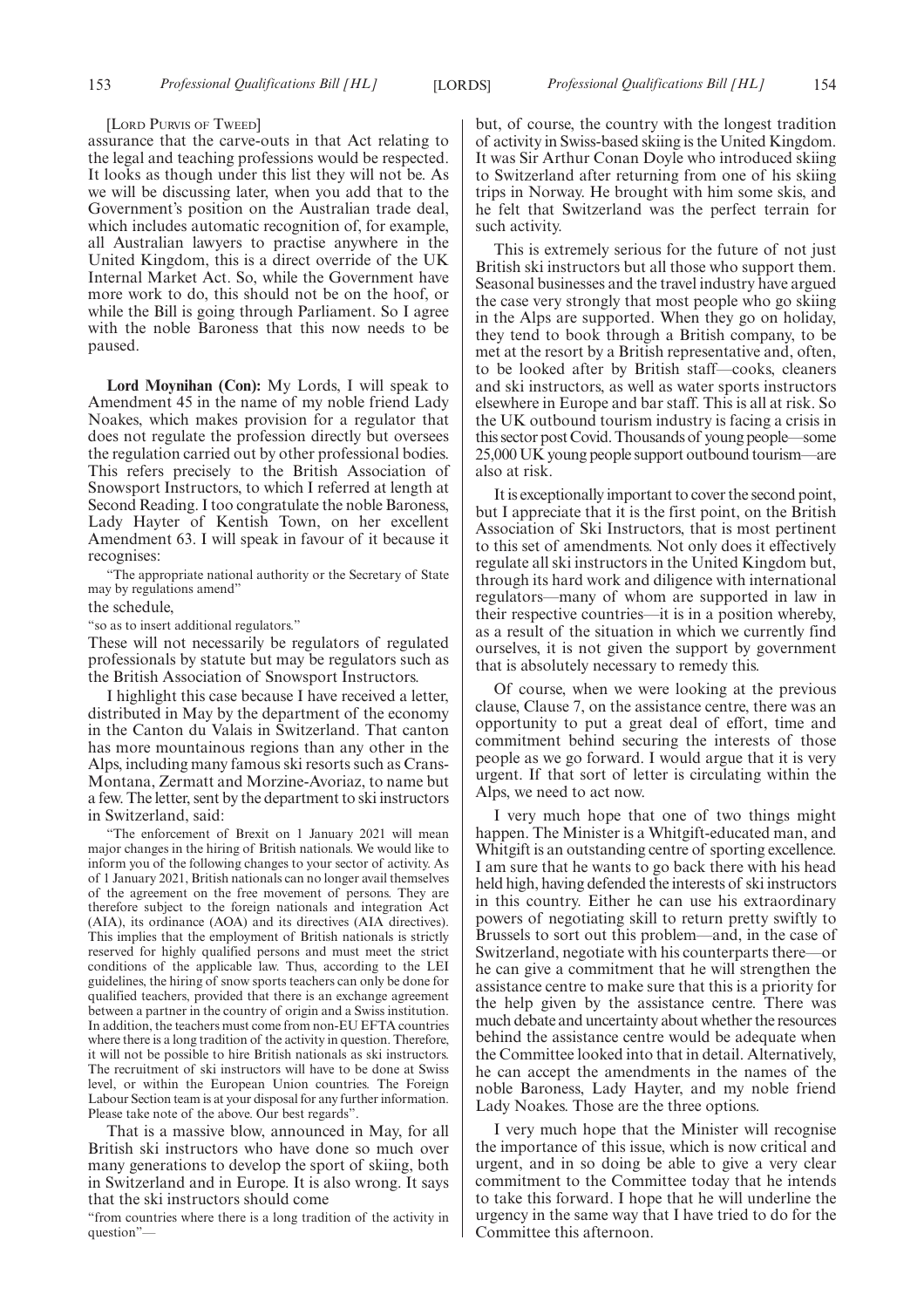[Lord Purvis of Tweed]

assurance that the carve-outs in that Act relating to the legal and teaching professions would be respected. It looks as though under this list they will not be. As we will be discussing later, when you add that to the Government's position on the Australian trade deal, which includes automatic recognition of, for example, all Australian lawyers to practise anywhere in the United Kingdom, this is a direct override of the UK Internal Market Act. So, while the Government have more work to do, this should not be on the hoof, or while the Bill is going through Parliament. So I agree with the noble Baroness that this now needs to be paused.

**Lord Moynihan (Con):** My Lords, I will speak to Amendment 45 in the name of my noble friend Lady Noakes, which makes provision for a regulator that does not regulate the profession directly but oversees the regulation carried out by other professional bodies. This refers precisely to the British Association of Snowsport Instructors, to which I referred at length at Second Reading. I too congratulate the noble Baroness, Lady Hayter of Kentish Town, on her excellent Amendment 63. I will speak in favour of it because it recognises:

"The appropriate national authority or the Secretary of State may by regulations amend"

the schedule,

"so as to insert additional regulators."

These will not necessarily be regulators of regulated professionals by statute but may be regulators such as the British Association of Snowsport Instructors.

I highlight this case because I have received a letter, distributed in May by the department of the economy in the Canton du Valais in Switzerland. That canton has more mountainous regions than any other in the Alps, including many famous ski resorts such as Crans-Montana, Zermatt and Morzine-Avoriaz, to name but a few. The letter, sent by the department to ski instructors in Switzerland, said:

"The enforcement of Brexit on 1 January 2021 will mean major changes in the hiring of British nationals. We would like to inform you of the following changes to your sector of activity. As of 1 January 2021, British nationals can no longer avail themselves of the agreement on the free movement of persons. They are therefore subject to the foreign nationals and integration Act (AIA), its ordinance (AOA) and its directives (AIA directives). This implies that the employment of British nationals is strictly reserved for highly qualified persons and must meet the strict conditions of the applicable law. Thus, according to the LEI guidelines, the hiring of snow sports teachers can only be done for qualified teachers, provided that there is an exchange agreement between a partner in the country of origin and a Swiss institution. In addition, the teachers must come from non-EU EFTA countries where there is a long tradition of the activity in question. Therefore, it will not be possible to hire British nationals as ski instructors. The recruitment of ski instructors will have to be done at Swiss level, or within the European Union countries. The Foreign Labour Section team is at your disposal for any further information. Please take note of the above. Our best regards".

That is a massive blow, announced in May, for all British ski instructors who have done so much over many generations to develop the sport of skiing, both in Switzerland and in Europe. It is also wrong. It says that the ski instructors should come

"from countries where there is a long tradition of the activity in question"—

but, of course, the country with the longest tradition of activity in Swiss-based skiing is the United Kingdom. It was Sir Arthur Conan Doyle who introduced skiing to Switzerland after returning from one of his skiing trips in Norway. He brought with him some skis, and he felt that Switzerland was the perfect terrain for such activity.

This is extremely serious for the future of not just British ski instructors but all those who support them. Seasonal businesses and the travel industry have argued the case very strongly that most people who go skiing in the Alps are supported. When they go on holiday, they tend to book through a British company, to be met at the resort by a British representative and, often, to be looked after by British staff—cooks, cleaners and ski instructors, as well as water sports instructors elsewhere in Europe and bar staff. This is all at risk. So the UK outbound tourism industry is facing a crisis in this sector post Covid. Thousands of young people—some 25,000 UK young people support outbound tourism—are also at risk.

It is exceptionally important to cover the second point, but I appreciate that it is the first point, on the British Association of Ski Instructors, that is most pertinent to this set of amendments. Not only does it effectively regulate all ski instructors in the United Kingdom but, through its hard work and diligence with international regulators—many of whom are supported in law in their respective countries—it is in a position whereby, as a result of the situation in which we currently find ourselves, it is not given the support by government that is absolutely necessary to remedy this.

Of course, when we were looking at the previous clause, Clause 7, on the assistance centre, there was an opportunity to put a great deal of effort, time and commitment behind securing the interests of those people as we go forward. I would argue that it is very urgent. If that sort of letter is circulating within the Alps, we need to act now.

I very much hope that one of two things might happen. The Minister is a Whitgift-educated man, and Whitgift is an outstanding centre of sporting excellence. I am sure that he wants to go back there with his head held high, having defended the interests of ski instructors in this country. Either he can use his extraordinary powers of negotiating skill to return pretty swiftly to Brussels to sort out this problem—and, in the case of Switzerland, negotiate with his counterparts there—or he can give a commitment that he will strengthen the assistance centre to make sure that this is a priority for the help given by the assistance centre. There was much debate and uncertainty about whether the resources behind the assistance centre would be adequate when the Committee looked into that in detail. Alternatively, he can accept the amendments in the names of the noble Baroness, Lady Hayter, and my noble friend Lady Noakes. Those are the three options.

I very much hope that the Minister will recognise the importance of this issue, which is now critical and urgent, and in so doing be able to give a very clear commitment to the Committee today that he intends to take this forward. I hope that he will underline the urgency in the same way that I have tried to do for the Committee this afternoon.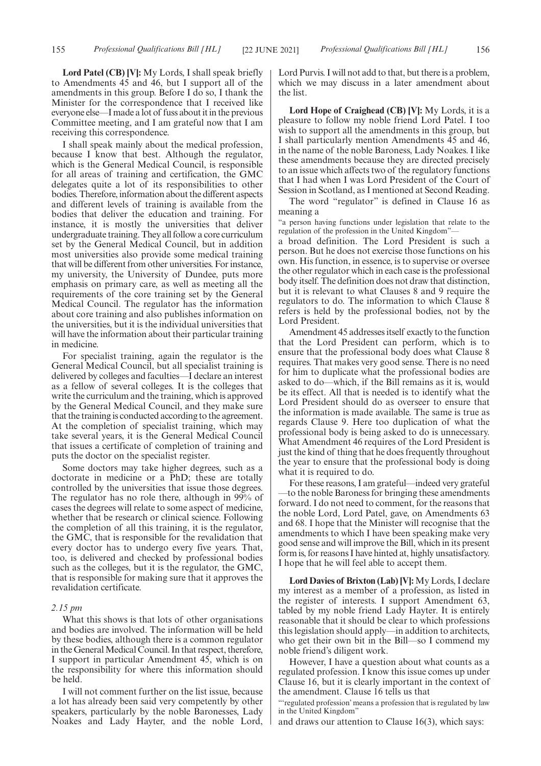**Lord Patel (CB) [V]:** My Lords, I shall speak briefly to Amendments 45 and 46, but I support all of the amendments in this group. Before I do so, I thank the Minister for the correspondence that I received like everyone else—I made a lot of fuss about it in the previous Committee meeting, and I am grateful now that I am receiving this correspondence.

I shall speak mainly about the medical profession, because I know that best. Although the regulator, which is the General Medical Council, is responsible for all areas of training and certification, the GMC delegates quite a lot of its responsibilities to other bodies. Therefore, information about the different aspects and different levels of training is available from the bodies that deliver the education and training. For instance, it is mostly the universities that deliver undergraduate training. They all follow a core curriculum set by the General Medical Council, but in addition most universities also provide some medical training that will be different from other universities. For instance, my university, the University of Dundee, puts more emphasis on primary care, as well as meeting all the requirements of the core training set by the General Medical Council. The regulator has the information about core training and also publishes information on the universities, but it is the individual universities that will have the information about their particular training in medicine.

For specialist training, again the regulator is the General Medical Council, but all specialist training is delivered by colleges and faculties—I declare an interest as a fellow of several colleges. It is the colleges that write the curriculum and the training, which is approved by the General Medical Council, and they make sure that the training is conducted according to the agreement. At the completion of specialist training, which may take several years, it is the General Medical Council that issues a certificate of completion of training and puts the doctor on the specialist register.

Some doctors may take higher degrees, such as a doctorate in medicine or a PhD; these are totally controlled by the universities that issue those degrees. The regulator has no role there, although in 99% of cases the degrees will relate to some aspect of medicine, whether that be research or clinical science. Following the completion of all this training, it is the regulator, the GMC, that is responsible for the revalidation that every doctor has to undergo every five years. That, too, is delivered and checked by professional bodies such as the colleges, but it is the regulator, the GMC, that is responsible for making sure that it approves the revalidation certificate.

*2.15 pm*

What this shows is that lots of other organisations and bodies are involved. The information will be held by these bodies, although there is a common regulator in the General Medical Council. In that respect, therefore, I support in particular Amendment 45, which is on the responsibility for where this information should be held.

I will not comment further on the list issue, because a lot has already been said very competently by other speakers, particularly by the noble Baronesses, Lady Noakes and Lady Hayter, and the noble Lord, Lord Purvis. I will not add to that, but there is a problem, which we may discuss in a later amendment about the list.

**Lord Hope of Craighead (CB) [V]:** My Lords, it is a pleasure to follow my noble friend Lord Patel. I too wish to support all the amendments in this group, but I shall particularly mention Amendments 45 and 46, in the name of the noble Baroness, Lady Noakes. I like these amendments because they are directed precisely to an issue which affects two of the regulatory functions that I had when I was Lord President of the Court of Session in Scotland, as I mentioned at Second Reading.

The word "regulator" is defined in Clause 16 as meaning a

"a person having functions under legislation that relate to the regulation of the profession in the United Kingdom"—

a broad definition. The Lord President is such a person. But he does not exercise those functions on his own. His function, in essence, is to supervise or oversee the other regulator which in each case is the professional body itself. The definition does not draw that distinction, but it is relevant to what Clauses 8 and 9 require the regulators to do. The information to which Clause 8 refers is held by the professional bodies, not by the Lord President.

Amendment 45 addresses itself exactly to the function that the Lord President can perform, which is to ensure that the professional body does what Clause 8 requires. That makes very good sense. There is no need for him to duplicate what the professional bodies are asked to do—which, if the Bill remains as it is, would be its effect. All that is needed is to identify what the Lord President should do as overseer to ensure that the information is made available. The same is true as regards Clause 9. Here too duplication of what the professional body is being asked to do is unnecessary. What Amendment 46 requires of the Lord President is just the kind of thing that he does frequently throughout the year to ensure that the professional body is doing what it is required to do.

For these reasons, I am grateful—indeed very grateful—to the noble Baroness for bringing these amendments forward. I do not need to comment, for the reasons that the noble Lord, Lord Patel, gave, on Amendments 63 and 68. I hope that the Minister will recognise that the amendments to which I have been speaking make very good sense and will improve the Bill, which in its present form is, for reasons I have hinted at, highly unsatisfactory. I hope that he will feel able to accept them.

**Lord Davies of Brixton (Lab) [V]:** My Lords, I declare my interest as a member of a profession, as listed in the register of interests. I support Amendment 63, tabled by my noble friend Lady Hayter. It is entirely reasonable that it should be clear to which professions this legislation should apply—in addition to architects, who get their own bit in the Bill—so I commend my noble friend's diligent work.

However, I have a question about what counts as a regulated profession. I know this issue comes up under Clause 16, but it is clearly important in the context of the amendment. Clause 16 tells us that

"'regulated profession' means a profession that is regulated by law in the United Kingdom"

and draws our attention to Clause 16(3), which says: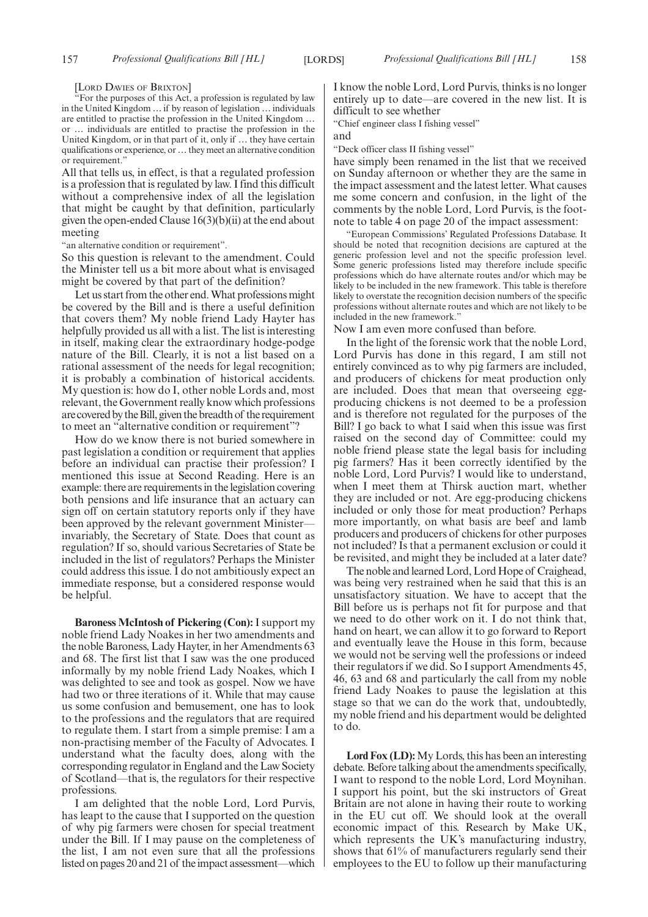[Lord Davies of Brixton]

"For the purposes of this Act, a profession is regulated by law in the United Kingdom … if by reason of legislation … individuals are entitled to practise the profession in the United Kingdom … or … individuals are entitled to practise the profession in the United Kingdom, or in that part of it, only if … they have certain qualifications or experience, or … they meet an alternative condition or requirement."

All that tells us, in effect, is that a regulated profession is a profession that is regulated by law. I find this difficult without a comprehensive index of all the legislation that might be caught by that definition, particularly given the open-ended Clause 16(3)(b)(ii) at the end about meeting

"an alternative condition or requirement".

So this question is relevant to the amendment. Could the Minister tell us a bit more about what is envisaged might be covered by that part of the definition?

Let us start from the other end. What professions might be covered by the Bill and is there a useful definition that covers them? My noble friend Lady Hayter has helpfully provided us all with a list. The list is interesting in itself, making clear the extraordinary hodge-podge nature of the Bill. Clearly, it is not a list based on a rational assessment of the needs for legal recognition; it is probably a combination of historical accidents. My question is: how do I, other noble Lords and, most relevant, the Government really know which professions are covered by the Bill, given the breadth of the requirement to meet an "alternative condition or requirement"?

How do we know there is not buried somewhere in past legislation a condition or requirement that applies before an individual can practise their profession? I mentioned this issue at Second Reading. Here is an example: there are requirements in the legislation covering both pensions and life insurance that an actuary can sign off on certain statutory reports only if they have been approved by the relevant government Minister—invariably, the Secretary of State. Does that count as regulation? If so, should various Secretaries of State be included in the list of regulators? Perhaps the Minister could address this issue. I do not ambitiously expect an immediate response, but a considered response would be helpful.

**Baroness McIntosh of Pickering (Con):** I support my noble friend Lady Noakes in her two amendments and the noble Baroness, Lady Hayter, in her Amendments 63 and 68. The first list that I saw was the one produced informally by my noble friend Lady Noakes, which I was delighted to see and took as gospel. Now we have had two or three iterations of it. While that may cause us some confusion and bemusement, one has to look to the professions and the regulators that are required to regulate them. I start from a simple premise: I am a non-practising member of the Faculty of Advocates. I understand what the faculty does, along with the corresponding regulator in England and the Law Society of Scotland—that is, the regulators for their respective professions.

I am delighted that the noble Lord, Lord Purvis, has leapt to the cause that I supported on the question of why pig farmers were chosen for special treatment under the Bill. If I may pause on the completeness of the list, I am not even sure that all the professions listed on pages 20 and 21 of the impact assessment—which I know the noble Lord, Lord Purvis, thinks is no longer entirely up to date—are covered in the new list. It is difficult to see whether

"Chief engineer class I fishing vessel"

and

"Deck officer class II fishing vessel"

have simply been renamed in the list that we received on Sunday afternoon or whether they are the same in the impact assessment and the latest letter. What causes me some concern and confusion, in the light of the comments by the noble Lord, Lord Purvis, is the footnote to table 4 on page 20 of the impact assessment:

"European Commissions' Regulated Professions Database. It should be noted that recognition decisions are captured at the generic profession level and not the specific profession level. Some generic professions listed may therefore include specific professions which do have alternate routes and/or which may be likely to be included in the new framework. This table is therefore likely to overstate the recognition decision numbers of the specific professions without alternate routes and which are not likely to be included in the new framework."

Now I am even more confused than before.

In the light of the forensic work that the noble Lord, Lord Purvis has done in this regard, I am still not entirely convinced as to why pig farmers are included, and producers of chickens for meat production only are included. Does that mean that overseeing egg-producing chickens is not deemed to be a profession and is therefore not regulated for the purposes of the Bill? I go back to what I said when this issue was first raised on the second day of Committee: could my noble friend please state the legal basis for including pig farmers? Has it been correctly identified by the noble Lord, Lord Purvis? I would like to understand, when I meet them at Thirsk auction mart, whether they are included or not. Are egg-producing chickens included or only those for meat production? Perhaps more importantly, on what basis are beef and lamb producers and producers of chickens for other purposes not included? Is that a permanent exclusion or could it be revisited, and might they be included at a later date?

The noble and learned Lord, Lord Hope of Craighead, was being very restrained when he said that this is an unsatisfactory situation. We have to accept that the Bill before us is perhaps not fit for purpose and that we need to do other work on it. I do not think that, hand on heart, we can allow it to go forward to Report and eventually leave the House in this form, because we would not be serving well the professions or indeed their regulators if we did. So I support Amendments 45, 46, 63 and 68 and particularly the call from my noble friend Lady Noakes to pause the legislation at this stage so that we can do the work that, undoubtedly, my noble friend and his department would be delighted to do.

**Lord Fox (LD):** My Lords, this has been an interesting debate. Before talking about the amendments specifically, I want to respond to the noble Lord, Lord Moynihan. I support his point, but the ski instructors of Great Britain are not alone in having their route to working in the EU cut off. We should look at the overall economic impact of this. Research by Make UK, which represents the UK's manufacturing industry, shows that 61% of manufacturers regularly send their employees to the EU to follow up their manufacturing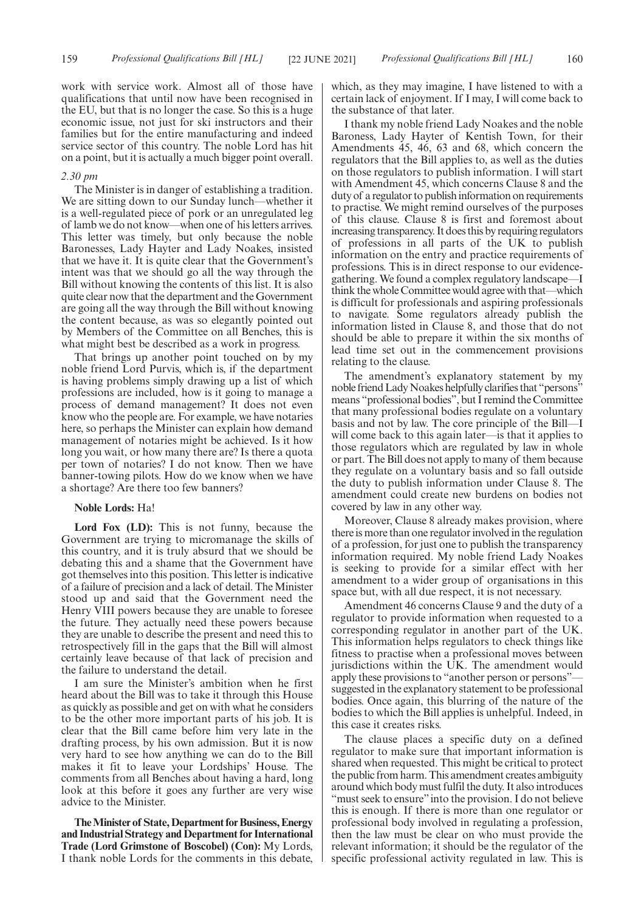work with service work. Almost all of those have qualifications that until now have been recognised in the EU, but that is no longer the case. So this is a huge economic issue, not just for ski instructors and their families but for the entire manufacturing and indeed service sector of this country. The noble Lord has hit on a point, but it is actually a much bigger point overall.

*2.30 pm*

The Minister is in danger of establishing a tradition. We are sitting down to our Sunday lunch—whether it is a well-regulated piece of pork or an unregulated leg of lamb we do not know—when one of his letters arrives. This letter was timely, but only because the noble Baronesses, Lady Hayter and Lady Noakes, insisted that we have it. It is quite clear that the Government's intent was that we should go all the way through the Bill without knowing the contents of this list. It is also quite clear now that the department and the Government are going all the way through the Bill without knowing the content because, as was so elegantly pointed out by Members of the Committee on all Benches, this is what might best be described as a work in progress.

That brings up another point touched on by my noble friend Lord Purvis, which is, if the department is having problems simply drawing up a list of which professions are included, how is it going to manage a process of demand management? It does not even know who the people are. For example, we have notaries here, so perhaps the Minister can explain how demand management of notaries might be achieved. Is it how long you wait, or how many there are? Is there a quota per town of notaries? I do not know. Then we have banner-towing pilots. How do we know when we have a shortage? Are there too few banners?

**Noble Lords:** Ha!

**Lord Fox (LD):** This is not funny, because the Government are trying to micromanage the skills of this country, and it is truly absurd that we should be debating this and a shame that the Government have got themselves into this position. This letter is indicative of a failure of precision and a lack of detail. The Minister stood up and said that the Government need the Henry VIII powers because they are unable to foresee the future. They actually need these powers because they are unable to describe the present and need this to retrospectively fill in the gaps that the Bill will almost certainly leave because of that lack of precision and the failure to understand the detail.

I am sure the Minister's ambition when he first heard about the Bill was to take it through this House as quickly as possible and get on with what he considers to be the other more important parts of his job. It is clear that the Bill came before him very late in the drafting process, by his own admission. But it is now very hard to see how anything we can do to the Bill makes it fit to leave your Lordships' House. The comments from all Benches about having a hard, long look at this before it goes any further are very wise advice to the Minister.

**The Minister of State, Department for Business, Energy and Industrial Strategy and Department for International Trade (Lord Grimstone of Boscobel) (Con):** My Lords, I thank noble Lords for the comments in this debate, which, as they may imagine, I have listened to with a certain lack of enjoyment. If I may, I will come back to the substance of that later.

I thank my noble friend Lady Noakes and the noble Baroness, Lady Hayter of Kentish Town, for their Amendments 45, 46, 63 and 68, which concern the regulators that the Bill applies to, as well as the duties on those regulators to publish information. I will start with Amendment 45, which concerns Clause 8 and the duty of a regulator to publish information on requirements to practise. We might remind ourselves of the purposes of this clause. Clause 8 is first and foremost about increasing transparency. It does this by requiring regulators of professions in all parts of the UK to publish information on the entry and practice requirements of professions. This is in direct response to our evidence-gathering. We found a complex regulatory landscape—I think the whole Committee would agree with that—which is difficult for professionals and aspiring professionals to navigate. Some regulators already publish the information listed in Clause 8, and those that do not should be able to prepare it within the six months of lead time set out in the commencement provisions relating to the clause.

The amendment's explanatory statement by my noble friend Lady Noakes helpfully clarifies that "persons" means "professional bodies", but I remind the Committee that many professional bodies regulate on a voluntary basis and not by law. The core principle of the Bill—I will come back to this again later—is that it applies to those regulators which are regulated by law in whole or part. The Bill does not apply to many of them because they regulate on a voluntary basis and so fall outside the duty to publish information under Clause 8. The amendment could create new burdens on bodies not covered by law in any other way.

Moreover, Clause 8 already makes provision, where there is more than one regulator involved in the regulation of a profession, for just one to publish the transparency information required. My noble friend Lady Noakes is seeking to provide for a similar effect with her amendment to a wider group of organisations in this space but, with all due respect, it is not necessary.

Amendment 46 concerns Clause 9 and the duty of a regulator to provide information when requested to a corresponding regulator in another part of the UK. This information helps regulators to check things like fitness to practise when a professional moves between jurisdictions within the UK. The amendment would apply these provisions to "another person or persons"—suggested in the explanatory statement to be professional bodies. Once again, this blurring of the nature of the bodies to which the Bill applies is unhelpful. Indeed, in this case it creates risks.

The clause places a specific duty on a defined regulator to make sure that important information is shared when requested. This might be critical to protect the public from harm. This amendment creates ambiguity around which body must fulfil the duty. It also introduces "must seek to ensure" into the provision. I do not believe this is enough. If there is more than one regulator or professional body involved in regulating a profession, then the law must be clear on who must provide the relevant information; it should be the regulator of the specific professional activity regulated in law. This is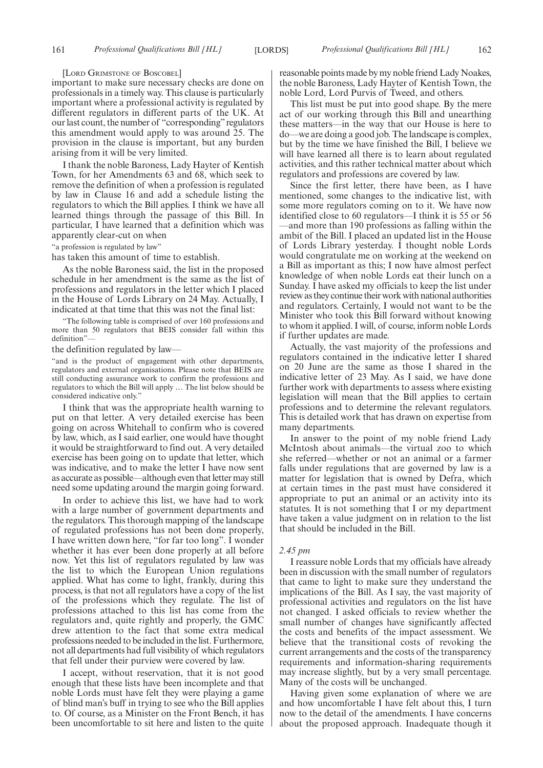[LORD GRIMSTONE OF BOSCOBEL]

important to make sure necessary checks are done on professionals in a timely way. This clause is particularly important where a professional activity is regulated by different regulators in different parts of the UK. At our last count, the number of "corresponding" regulators this amendment would apply to was around 25. The provision in the clause is important, but any burden arising from it will be very limited.

I thank the noble Baroness, Lady Hayter of Kentish Town, for her Amendments 63 and 68, which seek to remove the definition of when a profession is regulated by law in Clause 16 and add a schedule listing the regulators to which the Bill applies. I think we have all learned things through the passage of this Bill. In particular, I have learned that a definition which was apparently clear-cut on when

"a profession is regulated by law"

has taken this amount of time to establish.

As the noble Baroness said, the list in the proposed schedule in her amendment is the same as the list of professions and regulators in the letter which I placed in the House of Lords Library on 24 May. Actually, I indicated at that time that this was not the final list:

"The following table is comprised of over 160 professions and more than 50 regulators that BEIS consider fall within this definition"—

the definition regulated by law—

"and is the product of engagement with other departments, regulators and external organisations. Please note that BEIS are still conducting assurance work to confirm the professions and regulators to which the Bill will apply … The list below should be considered indicative only."

I think that was the appropriate health warning to put on that letter. A very detailed exercise has been going on across Whitehall to confirm who is covered by law, which, as I said earlier, one would have thought it would be straightforward to find out. A very detailed exercise has been going on to update that letter, which was indicative, and to make the letter I have now sent as accurate as possible—although even that letter may still need some updating around the margin going forward.

In order to achieve this list, we have had to work with a large number of government departments and the regulators. This thorough mapping of the landscape of regulated professions has not been done properly, I have written down here, "for far too long". I wonder whether it has ever been done properly at all before now. Yet this list of regulators regulated by law was the list to which the European Union regulations applied. What has come to light, frankly, during this process, is that not all regulators have a copy of the list of the professions which they regulate. The list of professions attached to this list has come from the regulators and, quite rightly and properly, the GMC drew attention to the fact that some extra medical professions needed to be included in the list. Furthermore, not all departments had full visibility of which regulators that fell under their purview were covered by law.

I accept, without reservation, that it is not good enough that these lists have been incomplete and that noble Lords must have felt they were playing a game of blind man's buff in trying to see who the Bill applies to. Of course, as a Minister on the Front Bench, it has been uncomfortable to sit here and listen to the quite reasonable points made by my noble friend Lady Noakes, the noble Baroness, Lady Hayter of Kentish Town, the noble Lord, Lord Purvis of Tweed, and others.

This list must be put into good shape. By the mere act of our working through this Bill and unearthing these matters—in the way that our House is here to do—we are doing a good job. The landscape is complex, but by the time we have finished the Bill, I believe we will have learned all there is to learn about regulated activities, and this rather technical matter about which regulators and professions are covered by law.

Since the first letter, there have been, as I have mentioned, some changes to the indicative list, with some more regulators coming on to it. We have now identified close to 60 regulators—I think it is 55 or 56 —and more than 190 professions as falling within the ambit of the Bill. I placed an updated list in the House of Lords Library yesterday. I thought noble Lords would congratulate me on working at the weekend on a Bill as important as this; I now have almost perfect knowledge of when noble Lords eat their lunch on a Sunday. I have asked my officials to keep the list under review as they continue their work with national authorities and regulators. Certainly, I would not want to be the Minister who took this Bill forward without knowing to whom it applied. I will, of course, inform noble Lords if further updates are made.

Actually, the vast majority of the professions and regulators contained in the indicative letter I shared on 20 June are the same as those I shared in the indicative letter of 23 May. As I said, we have done further work with departments to assess where existing legislation will mean that the Bill applies to certain professions and to determine the relevant regulators. This is detailed work that has drawn on expertise from many departments.

In answer to the point of my noble friend Lady McIntosh about animals—the virtual zoo to which she referred—whether or not an animal or a farmer falls under regulations that are governed by law is a matter for legislation that is owned by Defra, which at certain times in the past must have considered it appropriate to put an animal or an activity into its statutes. It is not something that I or my department have taken a value judgment on in relation to the list that should be included in the Bill.

*2.45 pm*

I reassure noble Lords that my officials have already been in discussion with the small number of regulators that came to light to make sure they understand the implications of the Bill. As I say, the vast majority of professional activities and regulators on the list have not changed. I asked officials to review whether the small number of changes have significantly affected the costs and benefits of the impact assessment. We believe that the transitional costs of revoking the current arrangements and the costs of the transparency requirements and information-sharing requirements may increase slightly, but by a very small percentage. Many of the costs will be unchanged.

Having given some explanation of where we are and how uncomfortable I have felt about this, I turn now to the detail of the amendments. I have concerns about the proposed approach. Inadequate though it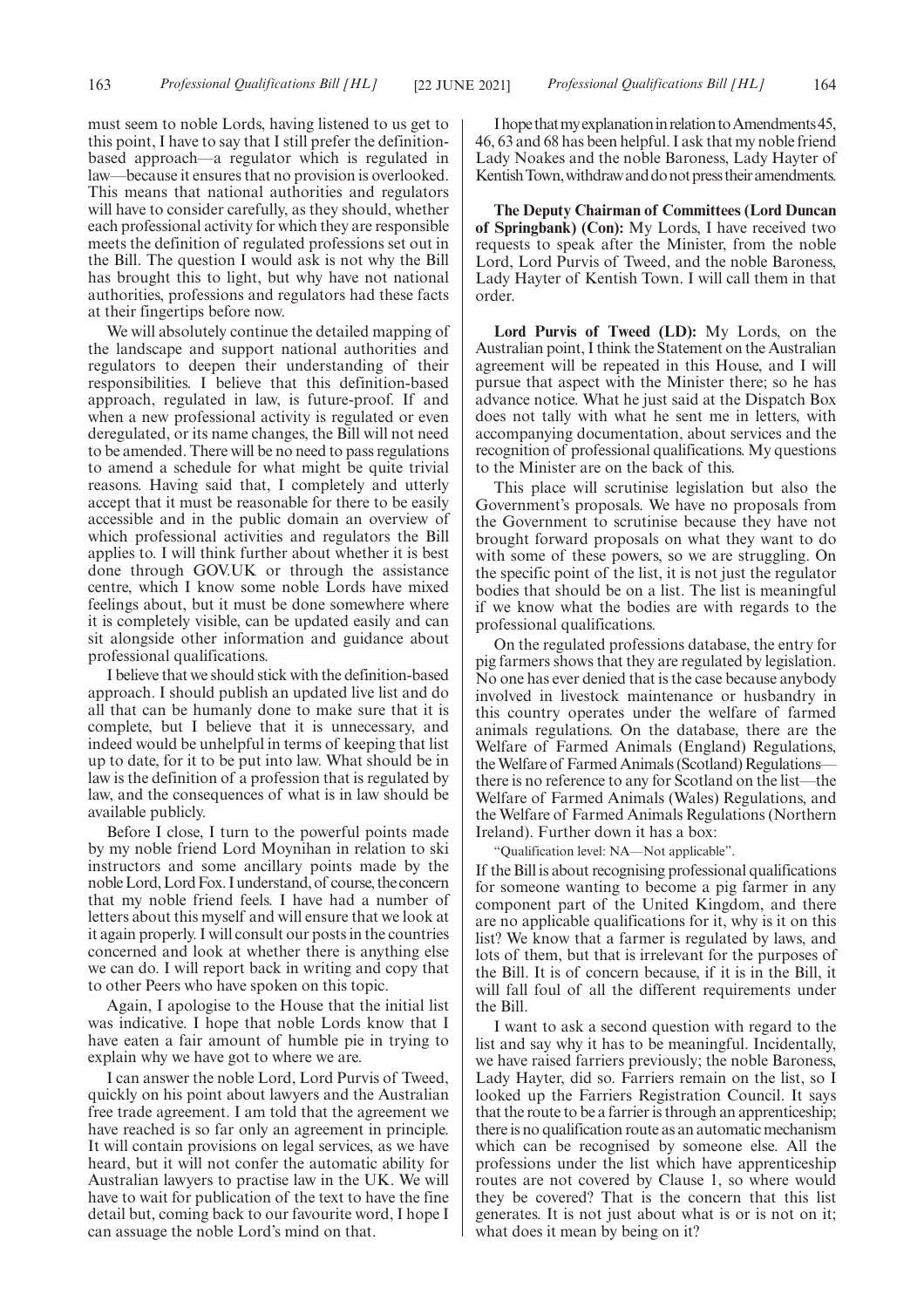must seem to noble Lords, having listened to us get to this point, I have to say that I still prefer the definition-based approach—a regulator which is regulated in law—because it ensures that no provision is overlooked. This means that national authorities and regulators will have to consider carefully, as they should, whether each professional activity for which they are responsible meets the definition of regulated professions set out in the Bill. The question I would ask is not why the Bill has brought this to light, but why have not national authorities, professions and regulators had these facts at their fingertips before now.

We will absolutely continue the detailed mapping of the landscape and support national authorities and regulators to deepen their understanding of their responsibilities. I believe that this definition-based approach, regulated in law, is future-proof. If and when a new professional activity is regulated or even deregulated, or its name changes, the Bill will not need to be amended. There will be no need to pass regulations to amend a schedule for what might be quite trivial reasons. Having said that, I completely and utterly accept that it must be reasonable for there to be easily accessible and in the public domain an overview of which professional activities and regulators the Bill applies to. I will think further about whether it is best done through GOV.UK or through the assistance centre, which I know some noble Lords have mixed feelings about, but it must be done somewhere where it is completely visible, can be updated easily and can sit alongside other information and guidance about professional qualifications.

I believe that we should stick with the definition-based approach. I should publish an updated live list and do all that can be humanly done to make sure that it is complete, but I believe that it is unnecessary, and indeed would be unhelpful in terms of keeping that list up to date, for it to be put into law. What should be in law is the definition of a profession that is regulated by law, and the consequences of what is in law should be available publicly.

Before I close, I turn to the powerful points made by my noble friend Lord Moynihan in relation to ski instructors and some ancillary points made by the noble Lord, Lord Fox. I understand, of course, the concern that my noble friend feels. I have had a number of letters about this myself and will ensure that we look at it again properly. I will consult our posts in the countries concerned and look at whether there is anything else we can do. I will report back in writing and copy that to other Peers who have spoken on this topic.

Again, I apologise to the House that the initial list was indicative. I hope that noble Lords know that I have eaten a fair amount of humble pie in trying to explain why we have got to where we are.

I can answer the noble Lord, Lord Purvis of Tweed, quickly on his point about lawyers and the Australian free trade agreement. I am told that the agreement we have reached is so far only an agreement in principle. It will contain provisions on legal services, as we have heard, but it will not confer the automatic ability for Australian lawyers to practise law in the UK. We will have to wait for publication of the text to have the fine detail but, coming back to our favourite word, I hope I can assuage the noble Lord's mind on that.

I hope that my explanation in relation to Amendments 45, 46, 63 and 68 has been helpful. I ask that my noble friend Lady Noakes and the noble Baroness, Lady Hayter of Kentish Town, withdraw and do not press their amendments.

**The Deputy Chairman of Committees (Lord Duncan of Springbank) (Con):** My Lords, I have received two requests to speak after the Minister, from the noble Lord, Lord Purvis of Tweed, and the noble Baroness, Lady Hayter of Kentish Town. I will call them in that order.

**Lord Purvis of Tweed (LD):** My Lords, on the Australian point, I think the Statement on the Australian agreement will be repeated in this House, and I will pursue that aspect with the Minister there; so he has advance notice. What he just said at the Dispatch Box does not tally with what he sent me in letters, with accompanying documentation, about services and the recognition of professional qualifications. My questions to the Minister are on the back of this.

This place will scrutinise legislation but also the Government's proposals. We have no proposals from the Government to scrutinise because they have not brought forward proposals on what they want to do with some of these powers, so we are struggling. On the specific point of the list, it is not just the regulator bodies that should be on a list. The list is meaningful if we know what the bodies are with regards to the professional qualifications.

On the regulated professions database, the entry for pig farmers shows that they are regulated by legislation. No one has ever denied that is the case because anybody involved in livestock maintenance or husbandry in this country operates under the welfare of farmed animals regulations. On the database, there are the Welfare of Farmed Animals (England) Regulations, the Welfare of Farmed Animals (Scotland) Regulations—there is no reference to any for Scotland on the list—the Welfare of Farmed Animals (Wales) Regulations, and the Welfare of Farmed Animals Regulations (Northern Ireland). Further down it has a box:

"Qualification level: NA—Not applicable".

If the Bill is about recognising professional qualifications for someone wanting to become a pig farmer in any component part of the United Kingdom, and there are no applicable qualifications for it, why is it on this list? We know that a farmer is regulated by laws, and lots of them, but that is irrelevant for the purposes of the Bill. It is of concern because, if it is in the Bill, it will fall foul of all the different requirements under the Bill.

I want to ask a second question with regard to the list and say why it has to be meaningful. Incidentally, we have raised farriers previously; the noble Baroness, Lady Hayter, did so. Farriers remain on the list, so I looked up the Farriers Registration Council. It says that the route to be a farrier is through an apprenticeship; there is no qualification route as an automatic mechanism which can be recognised by someone else. All the professions under the list which have apprenticeship routes are not covered by Clause 1, so where would they be covered? That is the concern that this list generates. It is not just about what is or is not on it; what does it mean by being on it?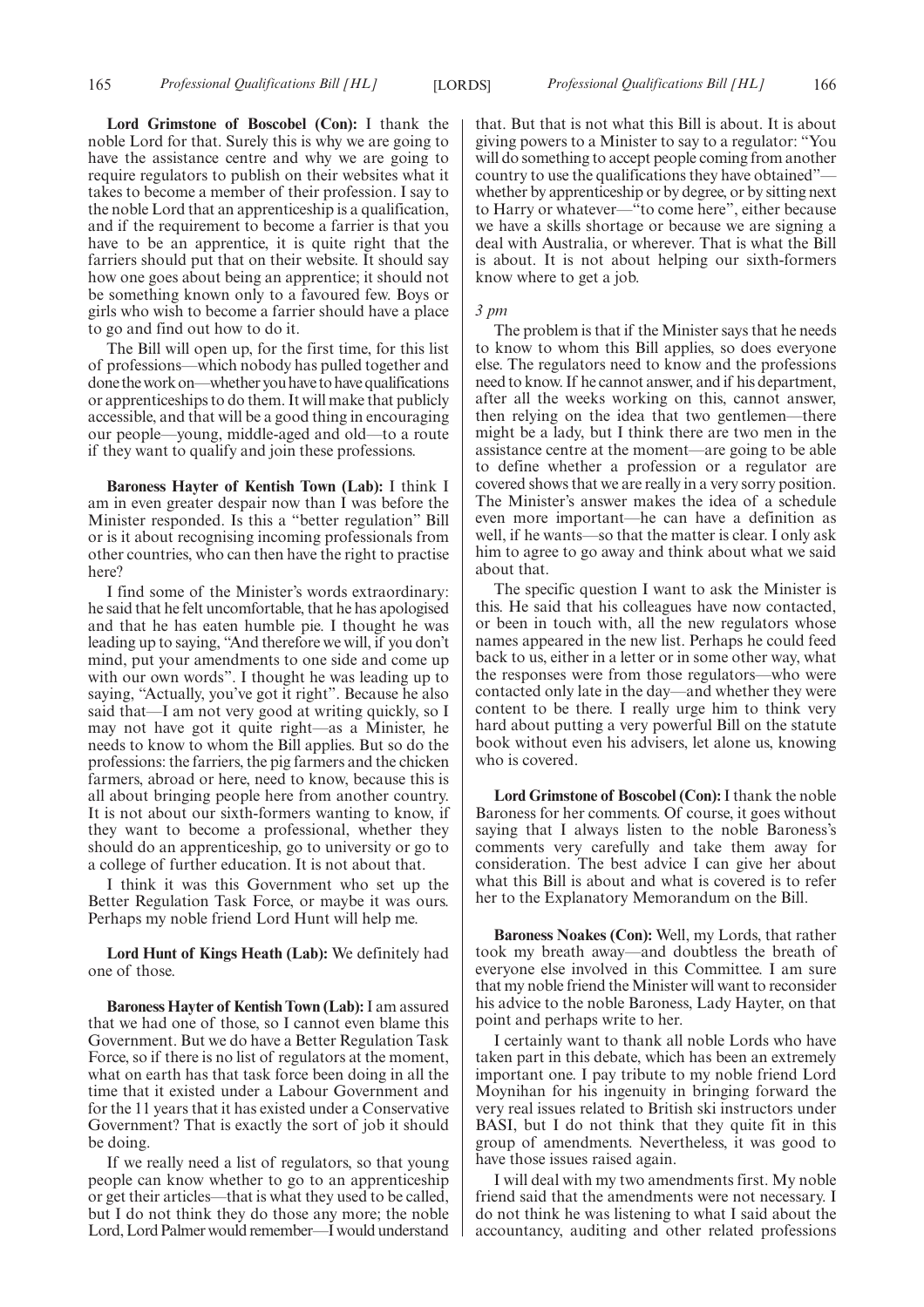**Lord Grimstone of Boscobel (Con):** I thank the noble Lord for that. Surely this is why we are going to have the assistance centre and why we are going to require regulators to publish on their websites what it takes to become a member of their profession. I say to the noble Lord that an apprenticeship is a qualification, and if the requirement to become a farrier is that you have to be an apprentice, it is quite right that the farriers should put that on their website. It should say how one goes about being an apprentice; it should not be something known only to a favoured few. Boys or girls who wish to become a farrier should have a place to go and find out how to do it.

The Bill will open up, for the first time, for this list of professions—which nobody has pulled together and done the work on—whether you have to have qualifications or apprenticeships to do them. It will make that publicly accessible, and that will be a good thing in encouraging our people—young, middle-aged and old—to a route if they want to qualify and join these professions.

**Baroness Hayter of Kentish Town (Lab):** I think I am in even greater despair now than I was before the Minister responded. Is this a "better regulation" Bill or is it about recognising incoming professionals from other countries, who can then have the right to practise here?

I find some of the Minister's words extraordinary: he said that he felt uncomfortable, that he has apologised and that he has eaten humble pie. I thought he was leading up to saying, "And therefore we will, if you don't mind, put your amendments to one side and come up with our own words". I thought he was leading up to saying, "Actually, you've got it right". Because he also said that—I am not very good at writing quickly, so I may not have got it quite right—as a Minister, he needs to know to whom the Bill applies. But so do the professions: the farriers, the pig farmers and the chicken farmers, abroad or here, need to know, because this is all about bringing people here from another country. It is not about our sixth-formers wanting to know, if they want to become a professional, whether they should do an apprenticeship, go to university or go to a college of further education. It is not about that.

I think it was this Government who set up the Better Regulation Task Force, or maybe it was ours. Perhaps my noble friend Lord Hunt will help me.

**Lord Hunt of Kings Heath (Lab):** We definitely had one of those.

**Baroness Hayter of Kentish Town (Lab):** I am assured that we had one of those, so I cannot even blame this Government. But we do have a Better Regulation Task Force, so if there is no list of regulators at the moment, what on earth has that task force been doing in all the time that it existed under a Labour Government and for the 11 years that it has existed under a Conservative Government? That is exactly the sort of job it should be doing.

If we really need a list of regulators, so that young people can know whether to go to an apprenticeship or get their articles—that is what they used to be called, but I do not think they do those any more; the noble Lord, Lord Palmer would remember—I would understand that. But that is not what this Bill is about. It is about giving powers to a Minister to say to a regulator: "You will do something to accept people coming from another country to use the qualifications they have obtained"—whether by apprenticeship or by degree, or by sitting next to Harry or whatever—"to come here", either because we have a skills shortage or because we are signing a deal with Australia, or wherever. That is what the Bill is about. It is not about helping our sixth-formers know where to get a job.

*3 pm*

The problem is that if the Minister says that he needs to know to whom this Bill applies, so does everyone else. The regulators need to know and the professions need to know. If he cannot answer, and if his department, after all the weeks working on this, cannot answer, then relying on the idea that two gentlemen—there might be a lady, but I think there are two men in the assistance centre at the moment—are going to be able to define whether a profession or a regulator are covered shows that we are really in a very sorry position. The Minister's answer makes the idea of a schedule even more important—he can have a definition as well, if he wants—so that the matter is clear. I only ask him to agree to go away and think about what we said about that.

The specific question I want to ask the Minister is this. He said that his colleagues have now contacted, or been in touch with, all the new regulators whose names appeared in the new list. Perhaps he could feed back to us, either in a letter or in some other way, what the responses were from those regulators—who were contacted only late in the day—and whether they were content to be there. I really urge him to think very hard about putting a very powerful Bill on the statute book without even his advisers, let alone us, knowing who is covered.

**Lord Grimstone of Boscobel (Con):** I thank the noble Baroness for her comments. Of course, it goes without saying that I always listen to the noble Baroness's comments very carefully and take them away for consideration. The best advice I can give her about what this Bill is about and what is covered is to refer her to the Explanatory Memorandum on the Bill.

**Baroness Noakes (Con):** Well, my Lords, that rather took my breath away—and doubtless the breath of everyone else involved in this Committee. I am sure that my noble friend the Minister will want to reconsider his advice to the noble Baroness, Lady Hayter, on that point and perhaps write to her.

I certainly want to thank all noble Lords who have taken part in this debate, which has been an extremely important one. I pay tribute to my noble friend Lord Moynihan for his ingenuity in bringing forward the very real issues related to British ski instructors under BASI, but I do not think that they quite fit in this group of amendments. Nevertheless, it was good to have those issues raised again.

I will deal with my two amendments first. My noble friend said that the amendments were not necessary. I do not think he was listening to what I said about the accountancy, auditing and other related professions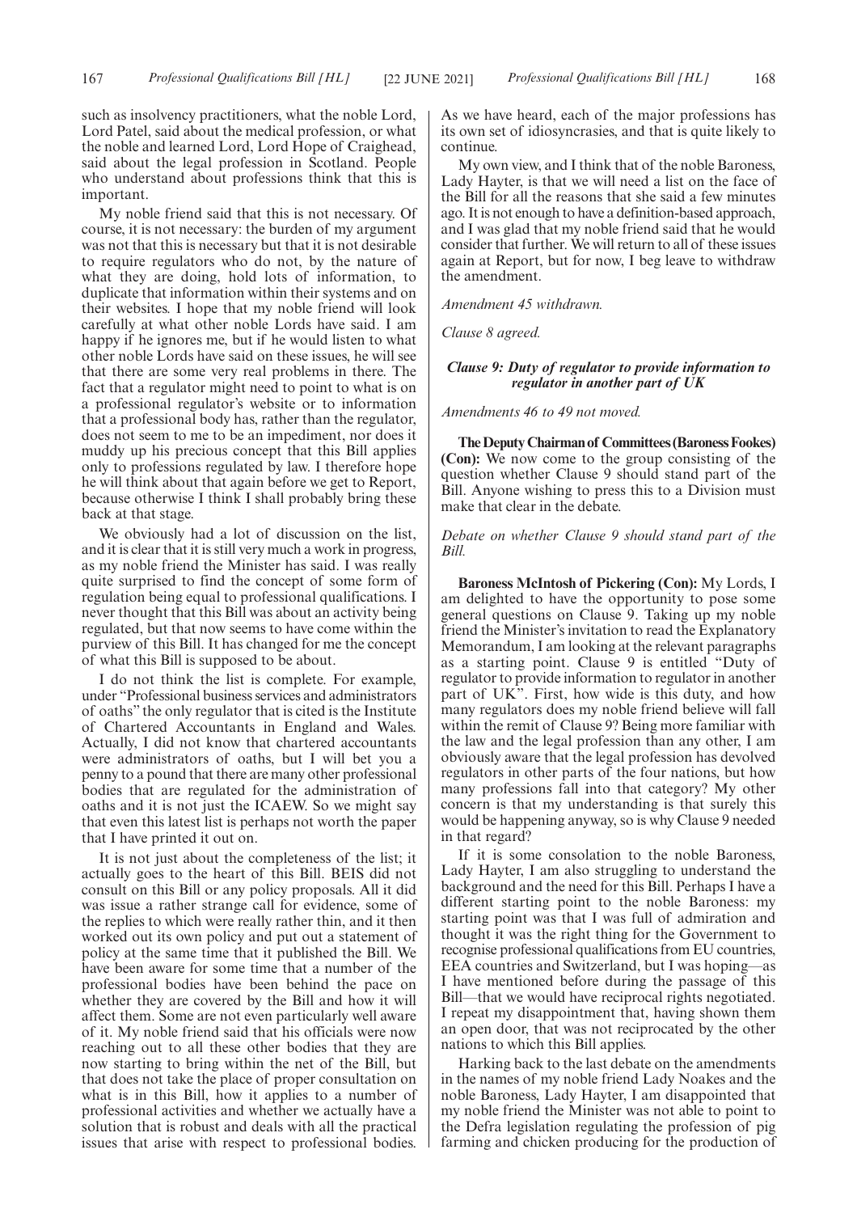such as insolvency practitioners, what the noble Lord, Lord Patel, said about the medical profession, or what the noble and learned Lord, Lord Hope of Craighead, said about the legal profession in Scotland. People who understand about professions think that this is important.

My noble friend said that this is not necessary. Of course, it is not necessary: the burden of my argument was not that this is necessary but that it is not desirable to require regulators who do not, by the nature of what they are doing, hold lots of information, to duplicate that information within their systems and on their websites. I hope that my noble friend will look carefully at what other noble Lords have said. I am happy if he ignores me, but if he would listen to what other noble Lords have said on these issues, he will see that there are some very real problems in there. The fact that a regulator might need to point to what is on a professional regulator's website or to information that a professional body has, rather than the regulator, does not seem to me to be an impediment, nor does it muddy up his precious concept that this Bill applies only to professions regulated by law. I therefore hope he will think about that again before we get to Report, because otherwise I think I shall probably bring these back at that stage.

We obviously had a lot of discussion on the list, and it is clear that it is still very much a work in progress, as my noble friend the Minister has said. I was really quite surprised to find the concept of some form of regulation being equal to professional qualifications. I never thought that this Bill was about an activity being regulated, but that now seems to have come within the purview of this Bill. It has changed for me the concept of what this Bill is supposed to be about.

I do not think the list is complete. For example, under "Professional business services and administrators of oaths" the only regulator that is cited is the Institute of Chartered Accountants in England and Wales. Actually, I did not know that chartered accountants were administrators of oaths, but I will bet you a penny to a pound that there are many other professional bodies that are regulated for the administration of oaths and it is not just the ICAEW. So we might say that even this latest list is perhaps not worth the paper that I have printed it out on.

It is not just about the completeness of the list; it actually goes to the heart of this Bill. BEIS did not consult on this Bill or any policy proposals. All it did was issue a rather strange call for evidence, some of the replies to which were really rather thin, and it then worked out its own policy and put out a statement of policy at the same time that it published the Bill. We have been aware for some time that a number of the professional bodies have been behind the pace on whether they are covered by the Bill and how it will affect them. Some are not even particularly well aware of it. My noble friend said that his officials were now reaching out to all these other bodies that they are now starting to bring within the net of the Bill, but that does not take the place of proper consultation on what is in this Bill, how it applies to a number of professional activities and whether we actually have a solution that is robust and deals with all the practical issues that arise with respect to professional bodies. As we have heard, each of the major professions has its own set of idiosyncrasies, and that is quite likely to continue.

My own view, and I think that of the noble Baroness, Lady Hayter, is that we will need a list on the face of the Bill for all the reasons that she said a few minutes ago. It is not enough to have a definition-based approach, and I was glad that my noble friend said that he would consider that further. We will return to all of these issues again at Report, but for now, I beg leave to withdraw the amendment.

*Amendment 45 withdrawn.*

*Clause 8 agreed.*

### *Clause 9: Duty of regulator to provide information to regulator in another part of UK*

*Amendments 46 to 49 not moved.*

**The Deputy Chairman of Committees (Baroness Fookes) (Con):** We now come to the group consisting of the question whether Clause 9 should stand part of the Bill. Anyone wishing to press this to a Division must make that clear in the debate.

*Debate on whether Clause 9 should stand part of the Bill.*

**Baroness McIntosh of Pickering (Con):** My Lords, I am delighted to have the opportunity to pose some general questions on Clause 9. Taking up my noble friend the Minister's invitation to read the Explanatory Memorandum, I am looking at the relevant paragraphs as a starting point. Clause 9 is entitled "Duty of regulator to provide information to regulator in another part of UK". First, how wide is this duty, and how many regulators does my noble friend believe will fall within the remit of Clause 9? Being more familiar with the law and the legal profession than any other, I am obviously aware that the legal profession has devolved regulators in other parts of the four nations, but how many professions fall into that category? My other concern is that my understanding is that surely this would be happening anyway, so is why Clause 9 needed in that regard?

If it is some consolation to the noble Baroness, Lady Hayter, I am also struggling to understand the background and the need for this Bill. Perhaps I have a different starting point to the noble Baroness: my starting point was that I was full of admiration and thought it was the right thing for the Government to recognise professional qualifications from EU countries, EEA countries and Switzerland, but I was hoping—as I have mentioned before during the passage of this Bill—that we would have reciprocal rights negotiated. I repeat my disappointment that, having shown them an open door, that was not reciprocated by the other nations to which this Bill applies.

Harking back to the last debate on the amendments in the names of my noble friend Lady Noakes and the noble Baroness, Lady Hayter, I am disappointed that my noble friend the Minister was not able to point to the Defra legislation regulating the profession of pig farming and chicken producing for the production of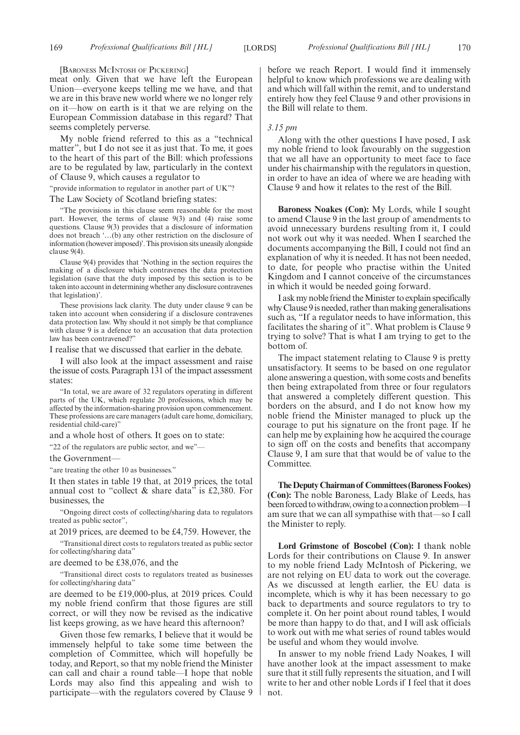[BARONESS MCINTOSH OF PICKERING]

meat only. Given that we have left the European Union—everyone keeps telling me we have, and that we are in this brave new world where we no longer rely on it—how on earth is it that we are relying on the European Commission database in this regard? That seems completely perverse.

My noble friend referred to this as a "technical matter", but I do not see it as just that. To me, it goes to the heart of this part of the Bill: which professions are to be regulated by law, particularly in the context of Clause 9, which causes a regulator to

"provide information to regulator in another part of UK"?

The Law Society of Scotland briefing states:

> "The provisions in this clause seem reasonable for the most part. However, the terms of clause 9(3) and (4) raise some questions. Clause 9(3) provides that a disclosure of information does not breach '…(b) any other restriction on the disclosure of information (however imposed)'. This provision sits uneasily alongside clause 9(4).
>
> Clause 9(4) provides that 'Nothing in the section requires the making of a disclosure which contravenes the data protection legislation (save that the duty imposed by this section is to be taken into account in determining whether any disclosure contravenes that legislation)'.
>
> These provisions lack clarity. The duty under clause 9 can be taken into account when considering if a disclosure contravenes data protection law. Why should it not simply be that compliance with clause 9 is a defence to an accusation that data protection law has been contravened?"

I realise that we discussed that earlier in the debate.

I will also look at the impact assessment and raise the issue of costs. Paragraph 131 of the impact assessment states:

> "In total, we are aware of 32 regulators operating in different parts of the UK, which regulate 20 professions, which may be affected by the information-sharing provision upon commencement. These professions are care managers (adult care home, domiciliary, residential child-care)"

and a whole host of others. It goes on to state:

"22 of the regulators are public sector, and we"—

the Government—

"are treating the other 10 as businesses."

It then states in table 19 that, at 2019 prices, the total annual cost to "collect & share data" is £2,380. For businesses, the

"Ongoing direct costs of collecting/sharing data to regulators treated as public sector",

at 2019 prices, are deemed to be £4,759. However, the

"Transitional direct costs to regulators treated as public sector for collecting/sharing data"

are deemed to be £38,076, and the

"Transitional direct costs to regulators treated as businesses for collecting/sharing data"

are deemed to be £19,000-plus, at 2019 prices. Could my noble friend confirm that those figures are still correct, or will they now be revised as the indicative list keeps growing, as we have heard this afternoon?

Given those few remarks, I believe that it would be immensely helpful to take some time between the completion of Committee, which will hopefully be today, and Report, so that my noble friend the Minister can call and chair a round table—I hope that noble Lords may also find this appealing and wish to participate—with the regulators covered by Clause 9 before we reach Report. I would find it immensely helpful to know which professions we are dealing with and which will fall within the remit, and to understand entirely how they feel Clause 9 and other provisions in the Bill will relate to them.

*3.15 pm*

Along with the other questions I have posed, I ask my noble friend to look favourably on the suggestion that we all have an opportunity to meet face to face under his chairmanship with the regulators in question, in order to have an idea of where we are heading with Clause 9 and how it relates to the rest of the Bill.

**Baroness Noakes (Con):** My Lords, while I sought to amend Clause 9 in the last group of amendments to avoid unnecessary burdens resulting from it, I could not work out why it was needed. When I searched the documents accompanying the Bill, I could not find an explanation of why it is needed. It has not been needed, to date, for people who practise within the United Kingdom and I cannot conceive of the circumstances in which it would be needed going forward.

I ask my noble friend the Minister to explain specifically why Clause 9 is needed, rather than making generalisations such as, "If a regulator needs to have information, this facilitates the sharing of it". What problem is Clause 9 trying to solve? That is what I am trying to get to the bottom of.

The impact statement relating to Clause 9 is pretty unsatisfactory. It seems to be based on one regulator alone answering a question, with some costs and benefits then being extrapolated from three or four regulators that answered a completely different question. This borders on the absurd, and I do not know how my noble friend the Minister managed to pluck up the courage to put his signature on the front page. If he can help me by explaining how he acquired the courage to sign off on the costs and benefits that accompany Clause 9, I am sure that that would be of value to the Committee.

**The Deputy Chairman of Committees (Baroness Fookes) (Con):** The noble Baroness, Lady Blake of Leeds, has been forced to withdraw, owing to a connection problem—I am sure that we can all sympathise with that—so I call the Minister to reply.

**Lord Grimstone of Boscobel (Con):** I thank noble Lords for their contributions on Clause 9. In answer to my noble friend Lady McIntosh of Pickering, we are not relying on EU data to work out the coverage. As we discussed at length earlier, the EU data is incomplete, which is why it has been necessary to go back to departments and source regulators to try to complete it. On her point about round tables, I would be more than happy to do that, and I will ask officials to work out with me what series of round tables would be useful and whom they would involve.

In answer to my noble friend Lady Noakes, I will have another look at the impact assessment to make sure that it still fully represents the situation, and I will write to her and other noble Lords if I feel that it does not.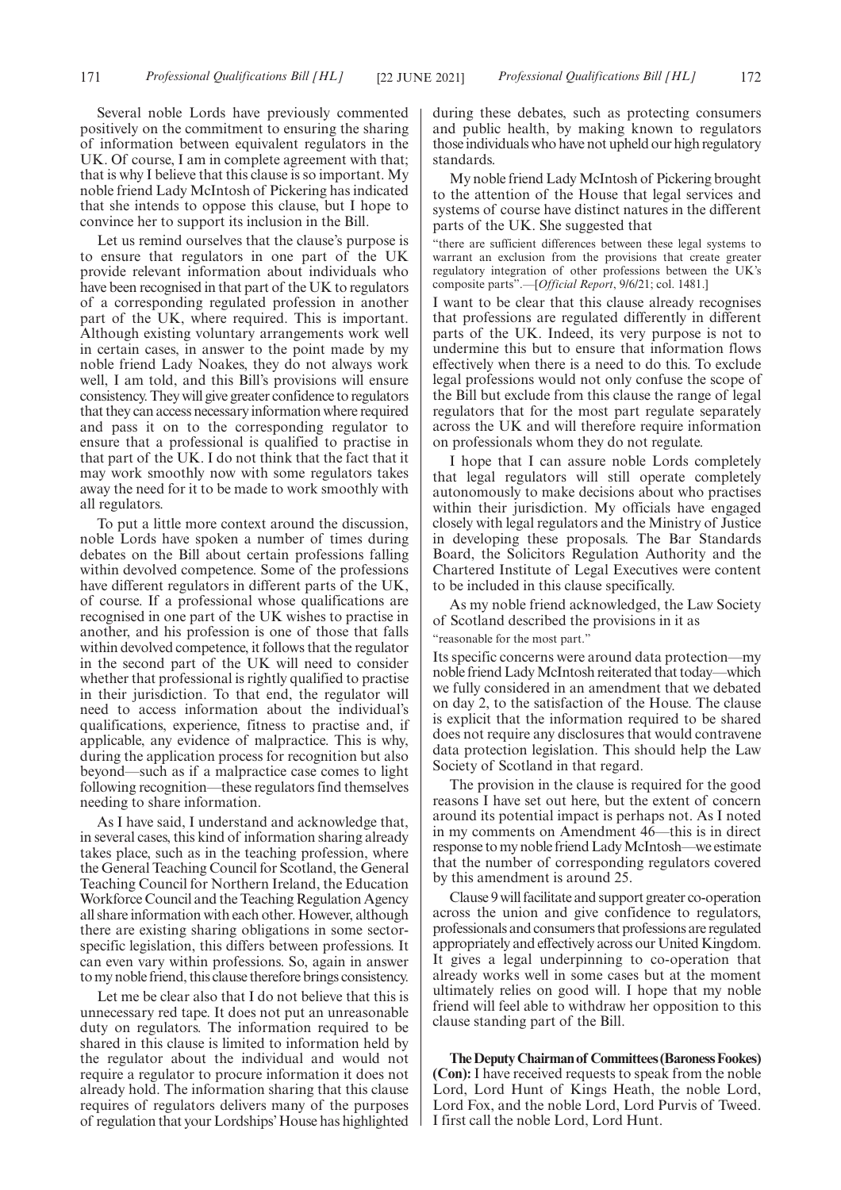Several noble Lords have previously commented positively on the commitment to ensuring the sharing of information between equivalent regulators in the UK. Of course, I am in complete agreement with that; that is why I believe that this clause is so important. My noble friend Lady McIntosh of Pickering has indicated that she intends to oppose this clause, but I hope to convince her to support its inclusion in the Bill.

Let us remind ourselves that the clause's purpose is to ensure that regulators in one part of the UK provide relevant information about individuals who have been recognised in that part of the UK to regulators of a corresponding regulated profession in another part of the UK, where required. This is important. Although existing voluntary arrangements work well in certain cases, in answer to the point made by my noble friend Lady Noakes, they do not always work well, I am told, and this Bill's provisions will ensure consistency. They will give greater confidence to regulators that they can access necessary information where required and pass it on to the corresponding regulator to ensure that a professional is qualified to practise in that part of the UK. I do not think that the fact that it may work smoothly now with some regulators takes away the need for it to be made to work smoothly with all regulators.

To put a little more context around the discussion, noble Lords have spoken a number of times during debates on the Bill about certain professions falling within devolved competence. Some of the professions have different regulators in different parts of the UK, of course. If a professional whose qualifications are recognised in one part of the UK wishes to practise in another, and his profession is one of those that falls within devolved competence, it follows that the regulator in the second part of the UK will need to consider whether that professional is rightly qualified to practise in their jurisdiction. To that end, the regulator will need to access information about the individual's qualifications, experience, fitness to practise and, if applicable, any evidence of malpractice. This is why, during the application process for recognition but also beyond—such as if a malpractice case comes to light following recognition—these regulators find themselves needing to share information.

As I have said, I understand and acknowledge that, in several cases, this kind of information sharing already takes place, such as in the teaching profession, where the General Teaching Council for Scotland, the General Teaching Council for Northern Ireland, the Education Workforce Council and the Teaching Regulation Agency all share information with each other. However, although there are existing sharing obligations in some sector-specific legislation, this differs between professions. It can even vary within professions. So, again in answer to my noble friend, this clause therefore brings consistency.

Let me be clear also that I do not believe that this is unnecessary red tape. It does not put an unreasonable duty on regulators. The information required to be shared in this clause is limited to information held by the regulator about the individual and would not require a regulator to procure information it does not already hold. The information sharing that this clause requires of regulators delivers many of the purposes of regulation that your Lordships' House has highlighted during these debates, such as protecting consumers and public health, by making known to regulators those individuals who have not upheld our high regulatory standards.

My noble friend Lady McIntosh of Pickering brought to the attention of the House that legal services and systems of course have distinct natures in the different parts of the UK. She suggested that

"there are sufficient differences between these legal systems to warrant an exclusion from the provisions that create greater regulatory integration of other professions between the UK's composite parts".—[*Official Report*, 9/6/21; col. 1481.]

I want to be clear that this clause already recognises that professions are regulated differently in different parts of the UK. Indeed, its very purpose is not to undermine this but to ensure that information flows effectively when there is a need to do this. To exclude legal professions would not only confuse the scope of the Bill but exclude from this clause the range of legal regulators that for the most part regulate separately across the UK and will therefore require information on professionals whom they do not regulate.

I hope that I can assure noble Lords completely that legal regulators will still operate completely autonomously to make decisions about who practises within their jurisdiction. My officials have engaged closely with legal regulators and the Ministry of Justice in developing these proposals. The Bar Standards Board, the Solicitors Regulation Authority and the Chartered Institute of Legal Executives were content to be included in this clause specifically.

As my noble friend acknowledged, the Law Society of Scotland described the provisions in it as

"reasonable for the most part."

Its specific concerns were around data protection—my noble friend Lady McIntosh reiterated that today—which we fully considered in an amendment that we debated on day 2, to the satisfaction of the House. The clause is explicit that the information required to be shared does not require any disclosures that would contravene data protection legislation. This should help the Law Society of Scotland in that regard.

The provision in the clause is required for the good reasons I have set out here, but the extent of concern around its potential impact is perhaps not. As I noted in my comments on Amendment 46—this is in direct response to my noble friend Lady McIntosh—we estimate that the number of corresponding regulators covered by this amendment is around 25.

Clause 9 will facilitate and support greater co-operation across the union and give confidence to regulators, professionals and consumers that professions are regulated appropriately and effectively across our United Kingdom. It gives a legal underpinning to co-operation that already works well in some cases but at the moment ultimately relies on good will. I hope that my noble friend will feel able to withdraw her opposition to this clause standing part of the Bill.

**The Deputy Chairman of Committees (Baroness Fookes) (Con):** I have received requests to speak from the noble Lord, Lord Hunt of Kings Heath, the noble Lord, Lord Fox, and the noble Lord, Lord Purvis of Tweed. I first call the noble Lord, Lord Hunt.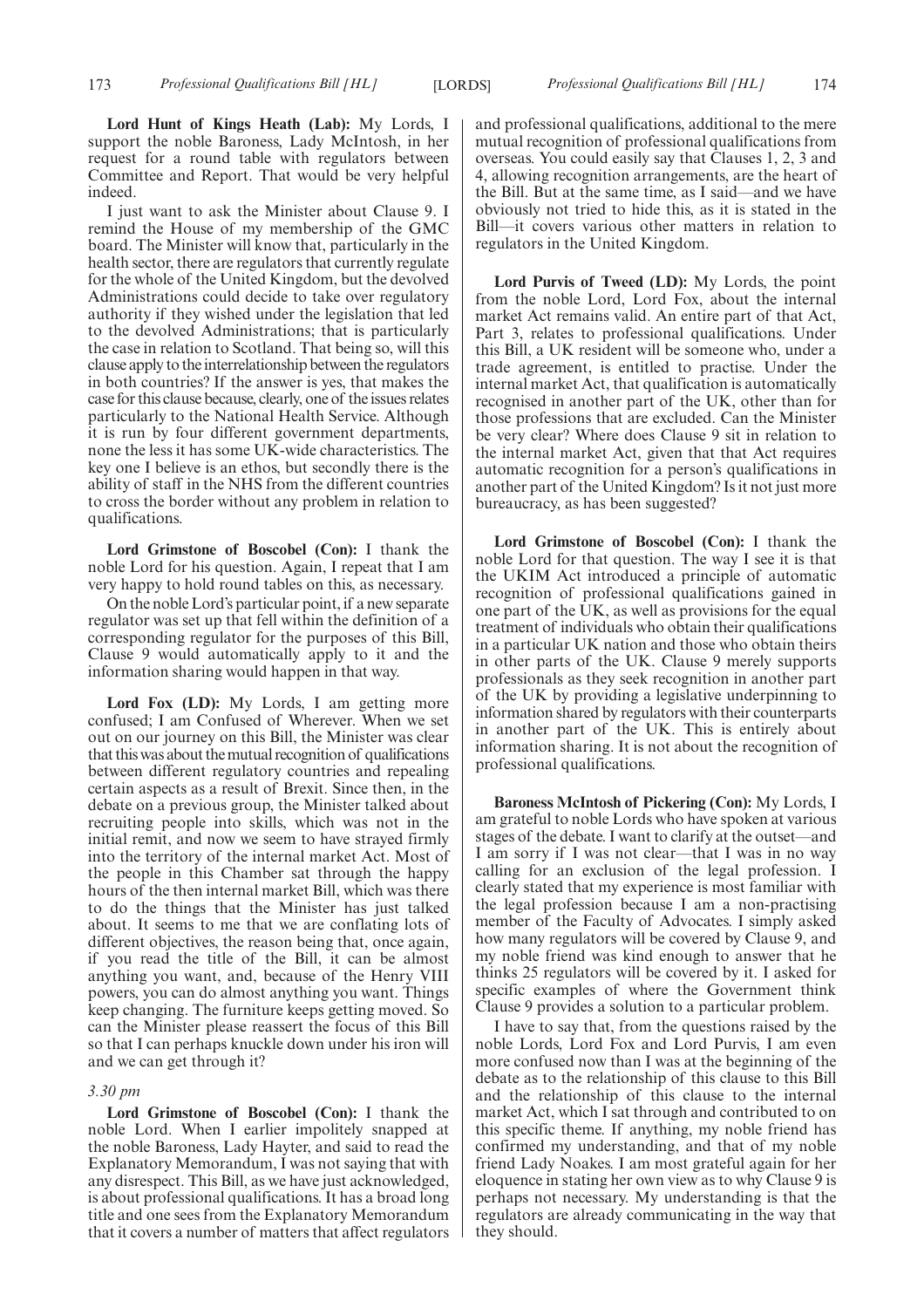**Lord Hunt of Kings Heath (Lab):** My Lords, I support the noble Baroness, Lady McIntosh, in her request for a round table with regulators between Committee and Report. That would be very helpful indeed.

I just want to ask the Minister about Clause 9. I remind the House of my membership of the GMC board. The Minister will know that, particularly in the health sector, there are regulators that currently regulate for the whole of the United Kingdom, but the devolved Administrations could decide to take over regulatory authority if they wished under the legislation that led to the devolved Administrations; that is particularly the case in relation to Scotland. That being so, will this clause apply to the interrelationship between the regulators in both countries? If the answer is yes, that makes the case for this clause because, clearly, one of the issues relates particularly to the National Health Service. Although it is run by four different government departments, none the less it has some UK-wide characteristics. The key one I believe is an ethos, but secondly there is the ability of staff in the NHS from the different countries to cross the border without any problem in relation to qualifications.

**Lord Grimstone of Boscobel (Con):** I thank the noble Lord for his question. Again, I repeat that I am very happy to hold round tables on this, as necessary.

On the noble Lord's particular point, if a new separate regulator was set up that fell within the definition of a corresponding regulator for the purposes of this Bill, Clause 9 would automatically apply to it and the information sharing would happen in that way.

**Lord Fox (LD):** My Lords, I am getting more confused; I am Confused of Wherever. When we set out on our journey on this Bill, the Minister was clear that this was about the mutual recognition of qualifications between different regulatory countries and repealing certain aspects as a result of Brexit. Since then, in the debate on a previous group, the Minister talked about recruiting people into skills, which was not in the initial remit, and now we seem to have strayed firmly into the territory of the internal market Act. Most of the people in this Chamber sat through the happy hours of the then internal market Bill, which was there to do the things that the Minister has just talked about. It seems to me that we are conflating lots of different objectives, the reason being that, once again, if you read the title of the Bill, it can be almost anything you want, and, because of the Henry VIII powers, you can do almost anything you want. Things keep changing. The furniture keeps getting moved. So can the Minister please reassert the focus of this Bill so that I can perhaps knuckle down under his iron will and we can get through it?

*3.30 pm*

**Lord Grimstone of Boscobel (Con):** I thank the noble Lord. When I earlier impolitely snapped at the noble Baroness, Lady Hayter, and said to read the Explanatory Memorandum, I was not saying that with any disrespect. This Bill, as we have just acknowledged, is about professional qualifications. It has a broad long title and one sees from the Explanatory Memorandum that it covers a number of matters that affect regulators and professional qualifications, additional to the mere mutual recognition of professional qualifications from overseas. You could easily say that Clauses 1, 2, 3 and 4, allowing recognition arrangements, are the heart of the Bill. But at the same time, as I said—and we have obviously not tried to hide this, as it is stated in the Bill—it covers various other matters in relation to regulators in the United Kingdom.

**Lord Purvis of Tweed (LD):** My Lords, the point from the noble Lord, Lord Fox, about the internal market Act remains valid. An entire part of that Act, Part 3, relates to professional qualifications. Under this Bill, a UK resident will be someone who, under a trade agreement, is entitled to practise. Under the internal market Act, that qualification is automatically recognised in another part of the UK, other than for those professions that are excluded. Can the Minister be very clear? Where does Clause 9 sit in relation to the internal market Act, given that that Act requires automatic recognition for a person's qualifications in another part of the United Kingdom? Is it not just more bureaucracy, as has been suggested?

**Lord Grimstone of Boscobel (Con):** I thank the noble Lord for that question. The way I see it is that the UKIM Act introduced a principle of automatic recognition of professional qualifications gained in one part of the UK, as well as provisions for the equal treatment of individuals who obtain their qualifications in a particular UK nation and those who obtain theirs in other parts of the UK. Clause 9 merely supports professionals as they seek recognition in another part of the UK by providing a legislative underpinning to information shared by regulators with their counterparts in another part of the UK. This is entirely about information sharing. It is not about the recognition of professional qualifications.

**Baroness McIntosh of Pickering (Con):** My Lords, I am grateful to noble Lords who have spoken at various stages of the debate. I want to clarify at the outset—and I am sorry if I was not clear—that I was in no way calling for an exclusion of the legal profession. I clearly stated that my experience is most familiar with the legal profession because I am a non-practising member of the Faculty of Advocates. I simply asked how many regulators will be covered by Clause 9, and my noble friend was kind enough to answer that he thinks 25 regulators will be covered by it. I asked for specific examples of where the Government think Clause 9 provides a solution to a particular problem.

I have to say that, from the questions raised by the noble Lords, Lord Fox and Lord Purvis, I am even more confused now than I was at the beginning of the debate as to the relationship of this clause to this Bill and the relationship of this clause to the internal market Act, which I sat through and contributed to on this specific theme. If anything, my noble friend has confirmed my understanding, and that of my noble friend Lady Noakes. I am most grateful again for her eloquence in stating her own view as to why Clause 9 is perhaps not necessary. My understanding is that the regulators are already communicating in the way that they should.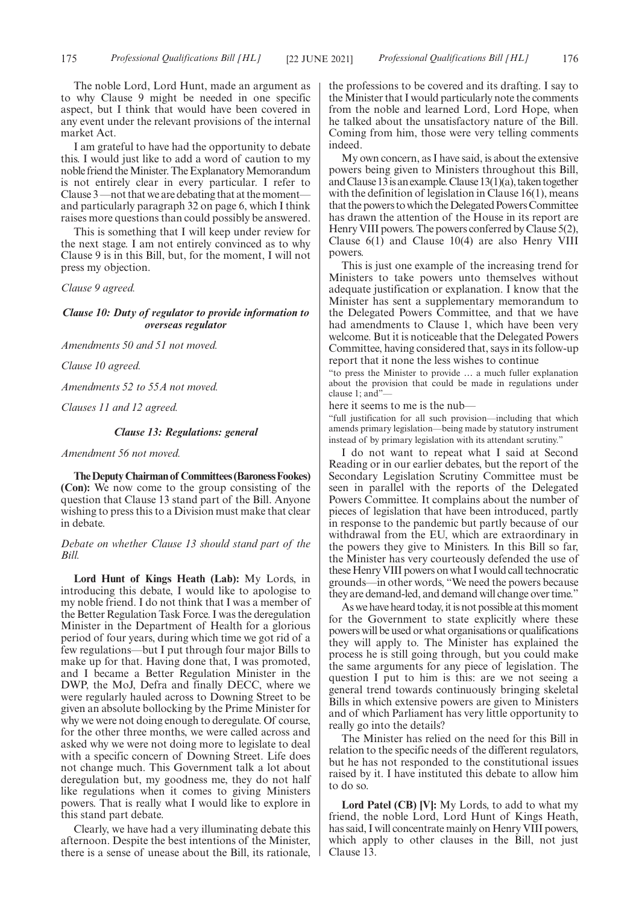The noble Lord, Lord Hunt, made an argument as to why Clause 9 might be needed in one specific aspect, but I think that would have been covered in any event under the relevant provisions of the internal market Act.

I am grateful to have had the opportunity to debate this. I would just like to add a word of caution to my noble friend the Minister. The Explanatory Memorandum is not entirely clear in every particular. I refer to Clause 3—not that we are debating that at the moment—and particularly paragraph 32 on page 6, which I think raises more questions than could possibly be answered.

This is something that I will keep under review for the next stage. I am not entirely convinced as to why Clause 9 is in this Bill, but, for the moment, I will not press my objection.

*Clause 9 agreed.*

***Clause 10: Duty of regulator to provide information to overseas regulator***

*Amendments 50 and 51 not moved.*

*Clause 10 agreed.*

*Amendments 52 to 55A not moved.*

*Clauses 11 and 12 agreed.*

***Clause 13: Regulations: general***

*Amendment 56 not moved.*

**The Deputy Chairman of Committees (Baroness Fookes) (Con):** We now come to the group consisting of the question that Clause 13 stand part of the Bill. Anyone wishing to press this to a Division must make that clear in debate.

*Debate on whether Clause 13 should stand part of the Bill.*

**Lord Hunt of Kings Heath (Lab):** My Lords, in introducing this debate, I would like to apologise to my noble friend. I do not think that I was a member of the Better Regulation Task Force. I was the deregulation Minister in the Department of Health for a glorious period of four years, during which time we got rid of a few regulations—but I put through four major Bills to make up for that. Having done that, I was promoted, and I became a Better Regulation Minister in the DWP, the MoJ, Defra and finally DECC, where we were regularly hauled across to Downing Street to be given an absolute bollocking by the Prime Minister for why we were not doing enough to deregulate. Of course, for the other three months, we were called across and asked why we were not doing more to legislate to deal with a specific concern of Downing Street. Life does not change much. This Government talk a lot about deregulation but, my goodness me, they do not half like regulations when it comes to giving Ministers powers. That is really what I would like to explore in this stand part debate.

Clearly, we have had a very illuminating debate this afternoon. Despite the best intentions of the Minister, there is a sense of unease about the Bill, its rationale, the professions to be covered and its drafting. I say to the Minister that I would particularly note the comments from the noble and learned Lord, Lord Hope, when he talked about the unsatisfactory nature of the Bill. Coming from him, those were very telling comments indeed.

My own concern, as I have said, is about the extensive powers being given to Ministers throughout this Bill, and Clause 13 is an example. Clause 13(1)(a), taken together with the definition of legislation in Clause 16(1), means that the powers to which the Delegated Powers Committee has drawn the attention of the House in its report are Henry VIII powers. The powers conferred by Clause 5(2), Clause 6(1) and Clause 10(4) are also Henry VIII powers.

This is just one example of the increasing trend for Ministers to take powers unto themselves without adequate justification or explanation. I know that the Minister has sent a supplementary memorandum to the Delegated Powers Committee, and that we have had amendments to Clause 1, which have been very welcome. But it is noticeable that the Delegated Powers Committee, having considered that, says in its follow-up report that it none the less wishes to continue

"to press the Minister to provide … a much fuller explanation about the provision that could be made in regulations under clause 1; and"—

here it seems to me is the nub—

"full justification for all such provision—including that which amends primary legislation—being made by statutory instrument instead of by primary legislation with its attendant scrutiny."

I do not want to repeat what I said at Second Reading or in our earlier debates, but the report of the Secondary Legislation Scrutiny Committee must be seen in parallel with the reports of the Delegated Powers Committee. It complains about the number of pieces of legislation that have been introduced, partly in response to the pandemic but partly because of our withdrawal from the EU, which are extraordinary in the powers they give to Ministers. In this Bill so far, the Minister has very courteously defended the use of these Henry VIII powers on what I would call technocratic grounds—in other words, "We need the powers because they are demand-led, and demand will change over time."

As we have heard today, it is not possible at this moment for the Government to state explicitly where these powers will be used or what organisations or qualifications they will apply to. The Minister has explained the process he is still going through, but you could make the same arguments for any piece of legislation. The question I put to him is this: are we not seeing a general trend towards continuously bringing skeletal Bills in which extensive powers are given to Ministers and of which Parliament has very little opportunity to really go into the details?

The Minister has relied on the need for this Bill in relation to the specific needs of the different regulators, but he has not responded to the constitutional issues raised by it. I have instituted this debate to allow him to do so.

**Lord Patel (CB) [V]:** My Lords, to add to what my friend, the noble Lord, Lord Hunt of Kings Heath, has said, I will concentrate mainly on Henry VIII powers, which apply to other clauses in the Bill, not just Clause 13.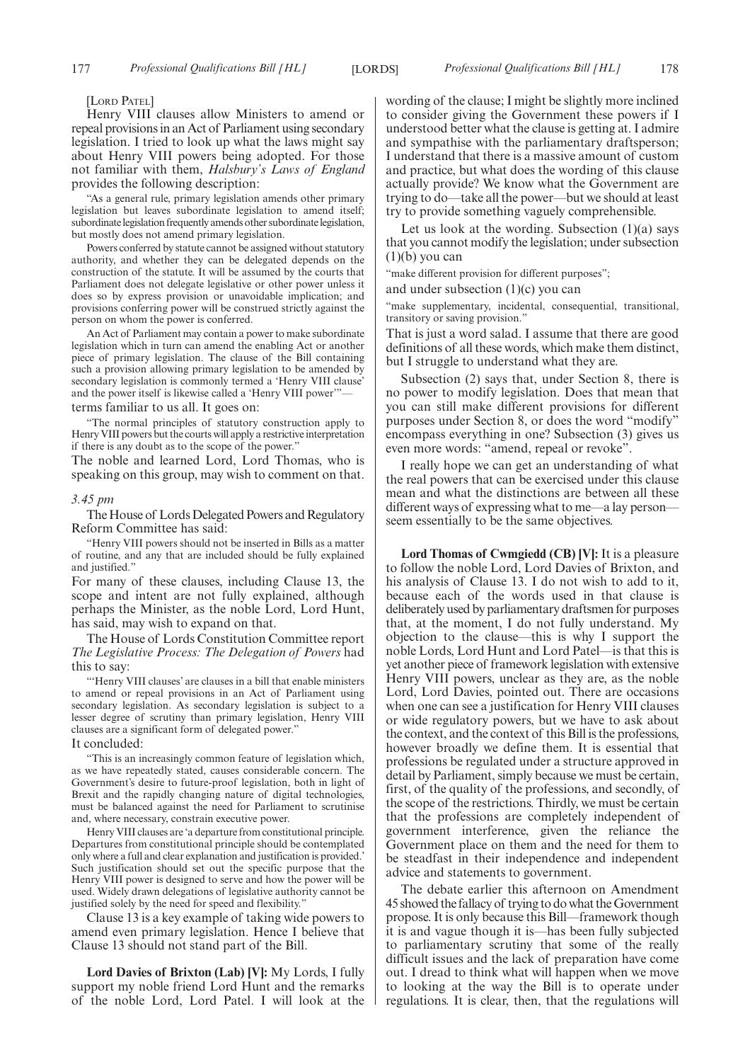[Lord Patel]

Henry VIII clauses allow Ministers to amend or repeal provisions in an Act of Parliament using secondary legislation. I tried to look up what the laws might say about Henry VIII powers being adopted. For those not familiar with them, *Halsbury's Laws of England* provides the following description:

"As a general rule, primary legislation amends other primary legislation but leaves subordinate legislation to amend itself; subordinate legislation frequently amends other subordinate legislation, but mostly does not amend primary legislation.

Powers conferred by statute cannot be assigned without statutory authority, and whether they can be delegated depends on the construction of the statute. It will be assumed by the courts that Parliament does not delegate legislative or other power unless it does so by express provision or unavoidable implication; and provisions conferring power will be construed strictly against the person on whom the power is conferred.

An Act of Parliament may contain a power to make subordinate legislation which in turn can amend the enabling Act or another piece of primary legislation. The clause of the Bill containing such a provision allowing primary legislation to be amended by secondary legislation is commonly termed a 'Henry VIII clause' and the power itself is likewise called a 'Henry VIII power'"—

terms familiar to us all. It goes on:

"The normal principles of statutory construction apply to Henry VIII powers but the courts will apply a restrictive interpretation if there is any doubt as to the scope of the power."

The noble and learned Lord, Lord Thomas, who is speaking on this group, may wish to comment on that.

*3.45 pm*

The House of Lords Delegated Powers and Regulatory Reform Committee has said:

"Henry VIII powers should not be inserted in Bills as a matter of routine, and any that are included should be fully explained and justified."

For many of these clauses, including Clause 13, the scope and intent are not fully explained, although perhaps the Minister, as the noble Lord, Lord Hunt, has said, may wish to expand on that.

The House of Lords Constitution Committee report *The Legislative Process: The Delegation of Powers* had this to say:

"'Henry VIII clauses' are clauses in a bill that enable ministers to amend or repeal provisions in an Act of Parliament using secondary legislation. As secondary legislation is subject to a lesser degree of scrutiny than primary legislation, Henry VIII clauses are a significant form of delegated power."

It concluded:

"This is an increasingly common feature of legislation which, as we have repeatedly stated, causes considerable concern. The Government's desire to future-proof legislation, both in light of Brexit and the rapidly changing nature of digital technologies, must be balanced against the need for Parliament to scrutinise and, where necessary, constrain executive power.

Henry VIII clauses are 'a departure from constitutional principle. Departures from constitutional principle should be contemplated only where a full and clear explanation and justification is provided.' Such justification should set out the specific purpose that the Henry VIII power is designed to serve and how the power will be used. Widely drawn delegations of legislative authority cannot be justified solely by the need for speed and flexibility."

Clause 13 is a key example of taking wide powers to amend even primary legislation. Hence I believe that Clause 13 should not stand part of the Bill.

**Lord Davies of Brixton (Lab) [V]:** My Lords, I fully support my noble friend Lord Hunt and the remarks of the noble Lord, Lord Patel. I will look at the wording of the clause; I might be slightly more inclined to consider giving the Government these powers if I understood better what the clause is getting at. I admire and sympathise with the parliamentary draftsperson; I understand that there is a massive amount of custom and practice, but what does the wording of this clause actually provide? We know what the Government are trying to do—take all the power—but we should at least try to provide something vaguely comprehensible.

Let us look at the wording. Subsection (1)(a) says that you cannot modify the legislation; under subsection (1)(b) you can

"make different provision for different purposes";

and under subsection (1)(c) you can

"make supplementary, incidental, consequential, transitional, transitory or saving provision."

That is just a word salad. I assume that there are good definitions of all these words, which make them distinct, but I struggle to understand what they are.

Subsection (2) says that, under Section 8, there is no power to modify legislation. Does that mean that you can still make different provisions for different purposes under Section 8, or does the word "modify" encompass everything in one? Subsection (3) gives us even more words: "amend, repeal or revoke".

I really hope we can get an understanding of what the real powers that can be exercised under this clause mean and what the distinctions are between all these different ways of expressing what to me—a lay person—seem essentially to be the same objectives.

**Lord Thomas of Cwmgiedd (CB) [V]:** It is a pleasure to follow the noble Lord, Lord Davies of Brixton, and his analysis of Clause 13. I do not wish to add to it, because each of the words used in that clause is deliberately used by parliamentary draftsmen for purposes that, at the moment, I do not fully understand. My objection to the clause—this is why I support the noble Lords, Lord Hunt and Lord Patel—is that this is yet another piece of framework legislation with extensive Henry VIII powers, unclear as they are, as the noble Lord, Lord Davies, pointed out. There are occasions when one can see a justification for Henry VIII clauses or wide regulatory powers, but we have to ask about the context, and the context of this Bill is the professions, however broadly we define them. It is essential that professions be regulated under a structure approved in detail by Parliament, simply because we must be certain, first, of the quality of the professions, and secondly, of the scope of the restrictions. Thirdly, we must be certain that the professions are completely independent of government interference, given the reliance the Government place on them and the need for them to be steadfast in their independence and independent advice and statements to government.

The debate earlier this afternoon on Amendment 45 showed the fallacy of trying to do what the Government propose. It is only because this Bill—framework though it is and vague though it is—has been fully subjected to parliamentary scrutiny that some of the really difficult issues and the lack of preparation have come out. I dread to think what will happen when we move to looking at the way the Bill is to operate under regulations. It is clear, then, that the regulations will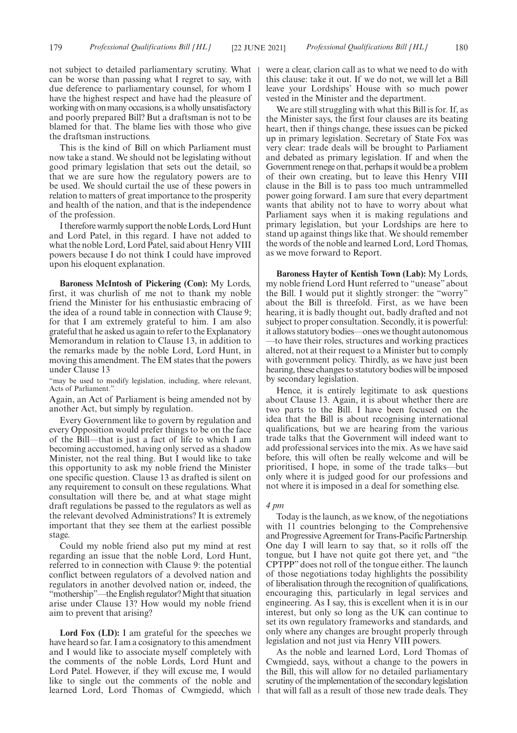not subject to detailed parliamentary scrutiny. What can be worse than passing what I regret to say, with due deference to parliamentary counsel, for whom I have the highest respect and have had the pleasure of working with on many occasions, is a wholly unsatisfactory and poorly prepared Bill? But a draftsman is not to be blamed for that. The blame lies with those who give the draftsman instructions.

This is the kind of Bill on which Parliament must now take a stand. We should not be legislating without good primary legislation that sets out the detail, so that we are sure how the regulatory powers are to be used. We should curtail the use of these powers in relation to matters of great importance to the prosperity and health of the nation, and that is the independence of the profession.

I therefore warmly support the noble Lords, Lord Hunt and Lord Patel, in this regard. I have not added to what the noble Lord, Lord Patel, said about Henry VIII powers because I do not think I could have improved upon his eloquent explanation.

**Baroness McIntosh of Pickering (Con):** My Lords, first, it was churlish of me not to thank my noble friend the Minister for his enthusiastic embracing of the idea of a round table in connection with Clause 9; for that I am extremely grateful to him. I am also grateful that he asked us again to refer to the Explanatory Memorandum in relation to Clause 13, in addition to the remarks made by the noble Lord, Lord Hunt, in moving this amendment. The EM states that the powers under Clause 13

"may be used to modify legislation, including, where relevant, Acts of Parliament."

Again, an Act of Parliament is being amended not by another Act, but simply by regulation.

Every Government like to govern by regulation and every Opposition would prefer things to be on the face of the Bill—that is just a fact of life to which I am becoming accustomed, having only served as a shadow Minister, not the real thing. But I would like to take this opportunity to ask my noble friend the Minister one specific question. Clause 13 as drafted is silent on any requirement to consult on these regulations. What consultation will there be, and at what stage might draft regulations be passed to the regulators as well as the relevant devolved Administrations? It is extremely important that they see them at the earliest possible stage.

Could my noble friend also put my mind at rest regarding an issue that the noble Lord, Lord Hunt, referred to in connection with Clause 9: the potential conflict between regulators of a devolved nation and regulators in another devolved nation or, indeed, the "mothership"—the English regulator? Might that situation arise under Clause 13? How would my noble friend aim to prevent that arising?

**Lord Fox (LD):** I am grateful for the speeches we have heard so far. I am a cosignatory to this amendment and I would like to associate myself completely with the comments of the noble Lords, Lord Hunt and Lord Patel. However, if they will excuse me, I would like to single out the comments of the noble and learned Lord, Lord Thomas of Cwmgiedd, which were a clear, clarion call as to what we need to do with this clause: take it out. If we do not, we will let a Bill leave your Lordships' House with so much power vested in the Minister and the department.

We are still struggling with what this Bill is for. If, as the Minister says, the first four clauses are its beating heart, then if things change, these issues can be picked up in primary legislation. Secretary of State Fox was very clear: trade deals will be brought to Parliament and debated as primary legislation. If and when the Government renege on that, perhaps it would be a problem of their own creating, but to leave this Henry VIII clause in the Bill is to pass too much untrammelled power going forward. I am sure that every department wants that ability not to have to worry about what Parliament says when it is making regulations and primary legislation, but your Lordships are here to stand up against things like that. We should remember the words of the noble and learned Lord, Lord Thomas, as we move forward to Report.

**Baroness Hayter of Kentish Town (Lab):** My Lords, my noble friend Lord Hunt referred to "unease" about the Bill. I would put it slightly stronger: the "worry" about the Bill is threefold. First, as we have been hearing, it is badly thought out, badly drafted and not subject to proper consultation. Secondly, it is powerful: it allows statutory bodies—ones we thought autonomous—to have their roles, structures and working practices altered, not at their request to a Minister but to comply with government policy. Thirdly, as we have just been hearing, these changes to statutory bodies will be imposed by secondary legislation.

Hence, it is entirely legitimate to ask questions about Clause 13. Again, it is about whether there are two parts to the Bill. I have been focused on the idea that the Bill is about recognising international qualifications, but we are hearing from the various trade talks that the Government will indeed want to add professional services into the mix. As we have said before, this will often be really welcome and will be prioritised, I hope, in some of the trade talks—but only where it is judged good for our professions and not where it is imposed in a deal for something else.

*4 pm*

Today is the launch, as we know, of the negotiations with 11 countries belonging to the Comprehensive and Progressive Agreement for Trans-Pacific Partnership. One day I will learn to say that, so it rolls off the tongue, but I have not quite got there yet, and "the CPTPP" does not roll of the tongue either. The launch of those negotiations today highlights the possibility of liberalisation through the recognition of qualifications, encouraging this, particularly in legal services and engineering. As I say, this is excellent when it is in our interest, but only so long as the UK can continue to set its own regulatory frameworks and standards, and only where any changes are brought properly through legislation and not just via Henry VIII powers.

As the noble and learned Lord, Lord Thomas of Cwmgiedd, says, without a change to the powers in the Bill, this will allow for no detailed parliamentary scrutiny of the implementation of the secondary legislation that will fall as a result of those new trade deals. They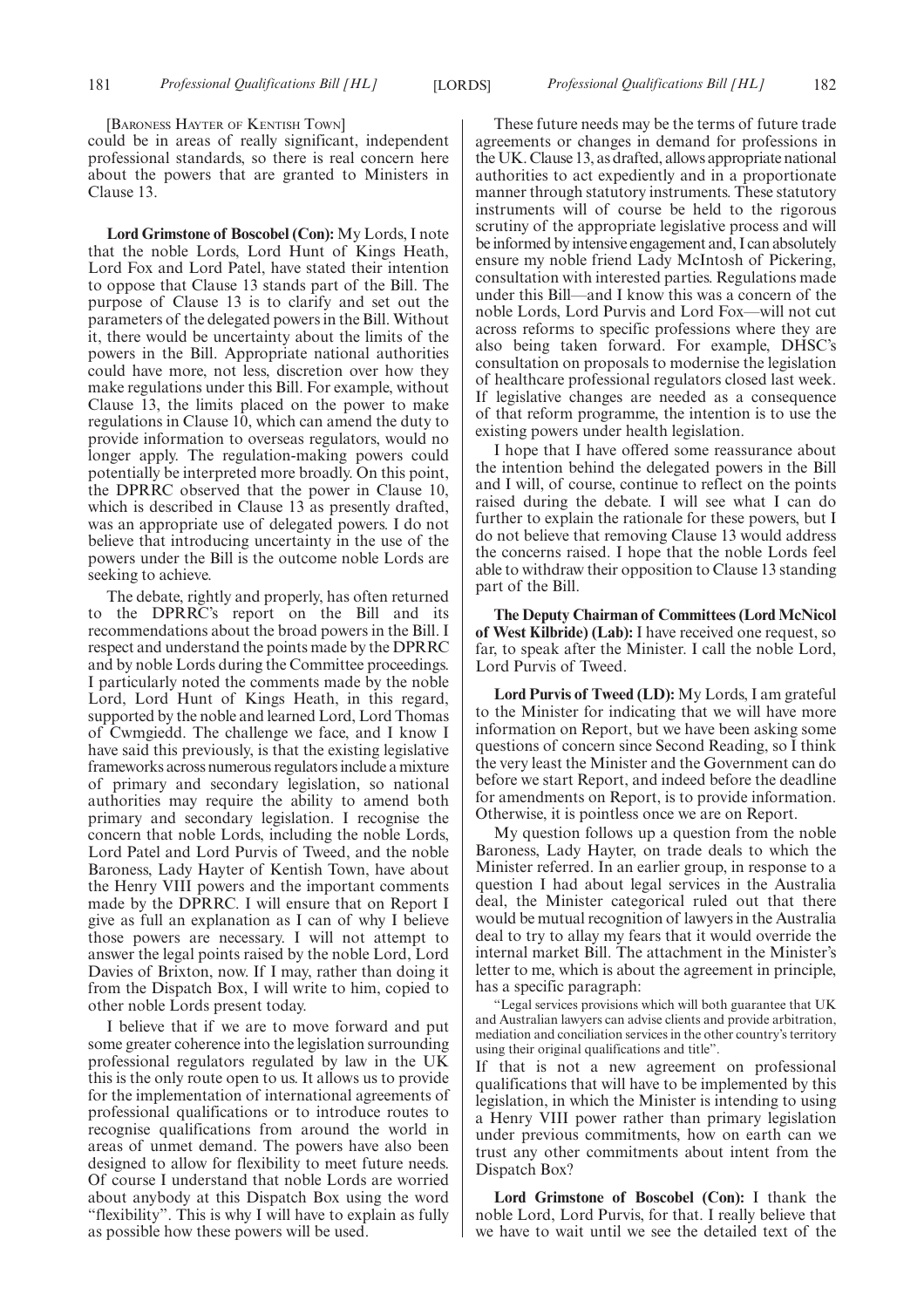[Baroness Hayter of Kentish Town]

could be in areas of really significant, independent professional standards, so there is real concern here about the powers that are granted to Ministers in Clause 13.

**Lord Grimstone of Boscobel (Con):** My Lords, I note that the noble Lords, Lord Hunt of Kings Heath, Lord Fox and Lord Patel, have stated their intention to oppose that Clause 13 stands part of the Bill. The purpose of Clause 13 is to clarify and set out the parameters of the delegated powers in the Bill. Without it, there would be uncertainty about the limits of the powers in the Bill. Appropriate national authorities could have more, not less, discretion over how they make regulations under this Bill. For example, without Clause 13, the limits placed on the power to make regulations in Clause 10, which can amend the duty to provide information to overseas regulators, would no longer apply. The regulation-making powers could potentially be interpreted more broadly. On this point, the DPRRC observed that the power in Clause 10, which is described in Clause 13 as presently drafted, was an appropriate use of delegated powers. I do not believe that introducing uncertainty in the use of the powers under the Bill is the outcome noble Lords are seeking to achieve.

The debate, rightly and properly, has often returned to the DPRRC's report on the Bill and its recommendations about the broad powers in the Bill. I respect and understand the points made by the DPRRC and by noble Lords during the Committee proceedings. I particularly noted the comments made by the noble Lord, Lord Hunt of Kings Heath, in this regard, supported by the noble and learned Lord, Lord Thomas of Cwmgiedd. The challenge we face, and I know I have said this previously, is that the existing legislative frameworks across numerous regulators include a mixture of primary and secondary legislation, so national authorities may require the ability to amend both primary and secondary legislation. I recognise the concern that noble Lords, including the noble Lords, Lord Patel and Lord Purvis of Tweed, and the noble Baroness, Lady Hayter of Kentish Town, have about the Henry VIII powers and the important comments made by the DPRRC. I will ensure that on Report I give as full an explanation as I can of why I believe those powers are necessary. I will not attempt to answer the legal points raised by the noble Lord, Lord Davies of Brixton, now. If I may, rather than doing it from the Dispatch Box, I will write to him, copied to other noble Lords present today.

I believe that if we are to move forward and put some greater coherence into the legislation surrounding professional regulators regulated by law in the UK this is the only route open to us. It allows us to provide for the implementation of international agreements of professional qualifications or to introduce routes to recognise qualifications from around the world in areas of unmet demand. The powers have also been designed to allow for flexibility to meet future needs. Of course I understand that noble Lords are worried about anybody at this Dispatch Box using the word "flexibility". This is why I will have to explain as fully as possible how these powers will be used.

These future needs may be the terms of future trade agreements or changes in demand for professions in the UK. Clause 13, as drafted, allows appropriate national authorities to act expediently and in a proportionate manner through statutory instruments. These statutory instruments will of course be held to the rigorous scrutiny of the appropriate legislative process and will be informed by intensive engagement and, I can absolutely ensure my noble friend Lady McIntosh of Pickering, consultation with interested parties. Regulations made under this Bill—and I know this was a concern of the noble Lords, Lord Purvis and Lord Fox—will not cut across reforms to specific professions where they are also being taken forward. For example, DHSC's consultation on proposals to modernise the legislation of healthcare professional regulators closed last week. If legislative changes are needed as a consequence of that reform programme, the intention is to use the existing powers under health legislation.

I hope that I have offered some reassurance about the intention behind the delegated powers in the Bill and I will, of course, continue to reflect on the points raised during the debate. I will see what I can do further to explain the rationale for these powers, but I do not believe that removing Clause 13 would address the concerns raised. I hope that the noble Lords feel able to withdraw their opposition to Clause 13 standing part of the Bill.

**The Deputy Chairman of Committees (Lord McNicol of West Kilbride) (Lab):** I have received one request, so far, to speak after the Minister. I call the noble Lord, Lord Purvis of Tweed.

**Lord Purvis of Tweed (LD):** My Lords, I am grateful to the Minister for indicating that we will have more information on Report, but we have been asking some questions of concern since Second Reading, so I think the very least the Minister and the Government can do before we start Report, and indeed before the deadline for amendments on Report, is to provide information. Otherwise, it is pointless once we are on Report.

My question follows up a question from the noble Baroness, Lady Hayter, on trade deals to which the Minister referred. In an earlier group, in response to a question I had about legal services in the Australia deal, the Minister categorical ruled out that there would be mutual recognition of lawyers in the Australia deal to try to allay my fears that it would override the internal market Bill. The attachment in the Minister's letter to me, which is about the agreement in principle, has a specific paragraph:

"Legal services provisions which will both guarantee that UK and Australian lawyers can advise clients and provide arbitration, mediation and conciliation services in the other country's territory using their original qualifications and title".

If that is not a new agreement on professional qualifications that will have to be implemented by this legislation, in which the Minister is intending to using a Henry VIII power rather than primary legislation under previous commitments, how on earth can we trust any other commitments about intent from the Dispatch Box?

**Lord Grimstone of Boscobel (Con):** I thank the noble Lord, Lord Purvis, for that. I really believe that we have to wait until we see the detailed text of the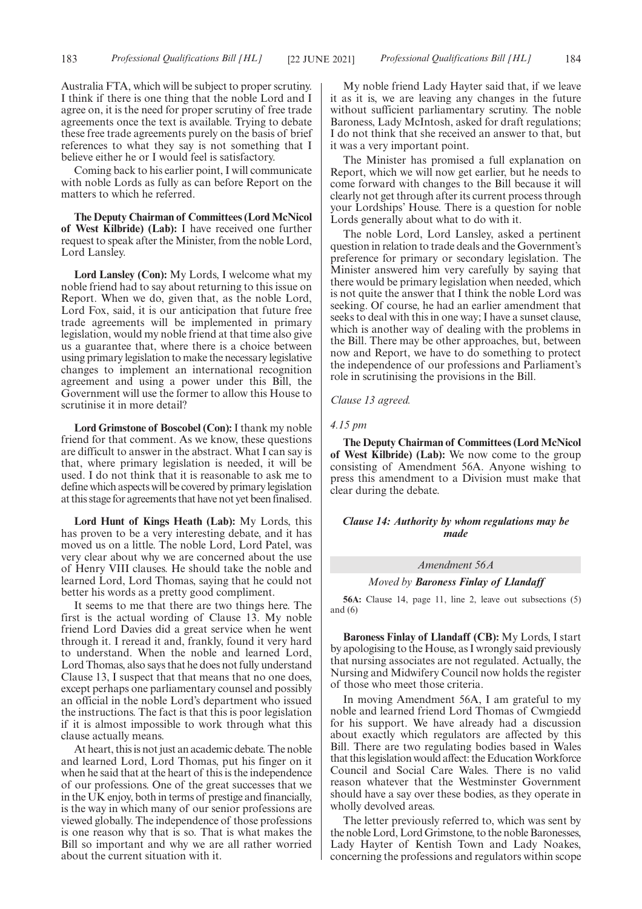Australia FTA, which will be subject to proper scrutiny. I think if there is one thing that the noble Lord and I agree on, it is the need for proper scrutiny of free trade agreements once the text is available. Trying to debate these free trade agreements purely on the basis of brief references to what they say is not something that I believe either he or I would feel is satisfactory.

Coming back to his earlier point, I will communicate with noble Lords as fully as can before Report on the matters to which he referred.

**The Deputy Chairman of Committees (Lord McNicol of West Kilbride) (Lab):** I have received one further request to speak after the Minister, from the noble Lord, Lord Lansley.

**Lord Lansley (Con):** My Lords, I welcome what my noble friend had to say about returning to this issue on Report. When we do, given that, as the noble Lord, Lord Fox, said, it is our anticipation that future free trade agreements will be implemented in primary legislation, would my noble friend at that time also give us a guarantee that, where there is a choice between using primary legislation to make the necessary legislative changes to implement an international recognition agreement and using a power under this Bill, the Government will use the former to allow this House to scrutinise it in more detail?

**Lord Grimstone of Boscobel (Con):** I thank my noble friend for that comment. As we know, these questions are difficult to answer in the abstract. What I can say is that, where primary legislation is needed, it will be used. I do not think that it is reasonable to ask me to define which aspects will be covered by primary legislation at this stage for agreements that have not yet been finalised.

**Lord Hunt of Kings Heath (Lab):** My Lords, this has proven to be a very interesting debate, and it has moved us on a little. The noble Lord, Lord Patel, was very clear about why we are concerned about the use of Henry VIII clauses. He should take the noble and learned Lord, Lord Thomas, saying that he could not better his words as a pretty good compliment.

It seems to me that there are two things here. The first is the actual wording of Clause 13. My noble friend Lord Davies did a great service when he went through it. I reread it and, frankly, found it very hard to understand. When the noble and learned Lord, Lord Thomas, also says that he does not fully understand Clause 13, I suspect that that means that no one does, except perhaps one parliamentary counsel and possibly an official in the noble Lord's department who issued the instructions. The fact is that this is poor legislation if it is almost impossible to work through what this clause actually means.

At heart, this is not just an academic debate. The noble and learned Lord, Lord Thomas, put his finger on it when he said that at the heart of this is the independence of our professions. One of the great successes that we in the UK enjoy, both in terms of prestige and financially, is the way in which many of our senior professions are viewed globally. The independence of those professions is one reason why that is so. That is what makes the Bill so important and why we are all rather worried about the current situation with it.

My noble friend Lady Hayter said that, if we leave it as it is, we are leaving any changes in the future without sufficient parliamentary scrutiny. The noble Baroness, Lady McIntosh, asked for draft regulations; I do not think that she received an answer to that, but it was a very important point.

The Minister has promised a full explanation on Report, which we will now get earlier, but he needs to come forward with changes to the Bill because it will clearly not get through after its current process through your Lordships' House. There is a question for noble Lords generally about what to do with it.

The noble Lord, Lord Lansley, asked a pertinent question in relation to trade deals and the Government's preference for primary or secondary legislation. The Minister answered him very carefully by saying that there would be primary legislation when needed, which is not quite the answer that I think the noble Lord was seeking. Of course, he had an earlier amendment that seeks to deal with this in one way; I have a sunset clause, which is another way of dealing with the problems in the Bill. There may be other approaches, but, between now and Report, we have to do something to protect the independence of our professions and Parliament's role in scrutinising the provisions in the Bill.

*Clause 13 agreed.*

*4.15 pm*

**The Deputy Chairman of Committees (Lord McNicol of West Kilbride) (Lab):** We now come to the group consisting of Amendment 56A. Anyone wishing to press this amendment to a Division must make that clear during the debate.

### *Clause 14: Authority by whom regulations may be made*

#### *Amendment 56A*

#### *Moved by* ***Baroness Finlay of Llandaff***

**56A:** Clause 14, page 11, line 2, leave out subsections (5) and (6)

**Baroness Finlay of Llandaff (CB):** My Lords, I start by apologising to the House, as I wrongly said previously that nursing associates are not regulated. Actually, the Nursing and Midwifery Council now holds the register of those who meet those criteria.

In moving Amendment 56A, I am grateful to my noble and learned friend Lord Thomas of Cwmgiedd for his support. We have already had a discussion about exactly which regulators are affected by this Bill. There are two regulating bodies based in Wales that this legislation would affect: the Education Workforce Council and Social Care Wales. There is no valid reason whatever that the Westminster Government should have a say over these bodies, as they operate in wholly devolved areas.

The letter previously referred to, which was sent by the noble Lord, Lord Grimstone, to the noble Baronesses, Lady Hayter of Kentish Town and Lady Noakes, concerning the professions and regulators within scope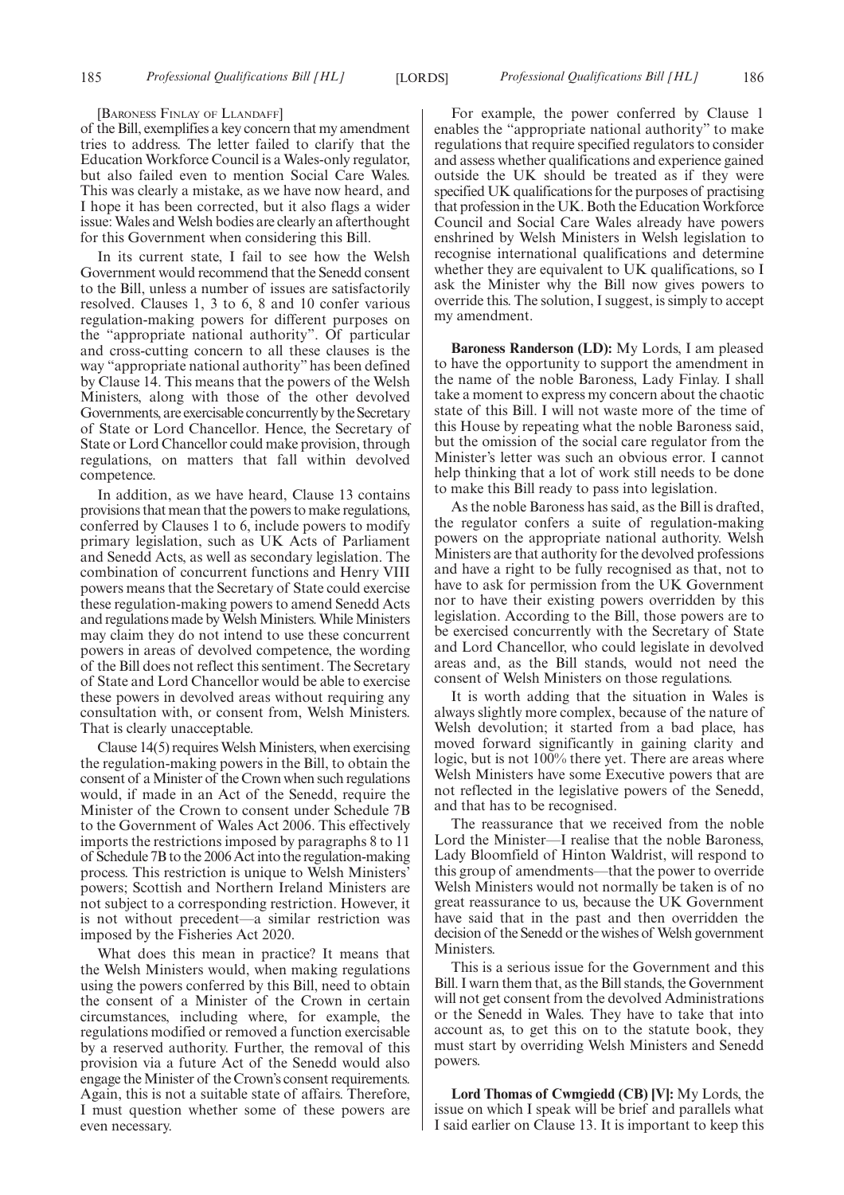[Baroness Finlay of Llandaff]

of the Bill, exemplifies a key concern that my amendment tries to address. The letter failed to clarify that the Education Workforce Council is a Wales-only regulator, but also failed even to mention Social Care Wales. This was clearly a mistake, as we have now heard, and I hope it has been corrected, but it also flags a wider issue: Wales and Welsh bodies are clearly an afterthought for this Government when considering this Bill.

In its current state, I fail to see how the Welsh Government would recommend that the Senedd consent to the Bill, unless a number of issues are satisfactorily resolved. Clauses 1, 3 to 6, 8 and 10 confer various regulation-making powers for different purposes on the "appropriate national authority". Of particular and cross-cutting concern to all these clauses is the way "appropriate national authority" has been defined by Clause 14. This means that the powers of the Welsh Ministers, along with those of the other devolved Governments, are exercisable concurrently by the Secretary of State or Lord Chancellor. Hence, the Secretary of State or Lord Chancellor could make provision, through regulations, on matters that fall within devolved competence.

In addition, as we have heard, Clause 13 contains provisions that mean that the powers to make regulations, conferred by Clauses 1 to 6, include powers to modify primary legislation, such as UK Acts of Parliament and Senedd Acts, as well as secondary legislation. The combination of concurrent functions and Henry VIII powers means that the Secretary of State could exercise these regulation-making powers to amend Senedd Acts and regulations made by Welsh Ministers. While Ministers may claim they do not intend to use these concurrent powers in areas of devolved competence, the wording of the Bill does not reflect this sentiment. The Secretary of State and Lord Chancellor would be able to exercise these powers in devolved areas without requiring any consultation with, or consent from, Welsh Ministers. That is clearly unacceptable.

Clause 14(5) requires Welsh Ministers, when exercising the regulation-making powers in the Bill, to obtain the consent of a Minister of the Crown when such regulations would, if made in an Act of the Senedd, require the Minister of the Crown to consent under Schedule 7B to the Government of Wales Act 2006. This effectively imports the restrictions imposed by paragraphs 8 to 11 of Schedule 7B to the 2006 Act into the regulation-making process. This restriction is unique to Welsh Ministers' powers; Scottish and Northern Ireland Ministers are not subject to a corresponding restriction. However, it is not without precedent—a similar restriction was imposed by the Fisheries Act 2020.

What does this mean in practice? It means that the Welsh Ministers would, when making regulations using the powers conferred by this Bill, need to obtain the consent of a Minister of the Crown in certain circumstances, including where, for example, the regulations modified or removed a function exercisable by a reserved authority. Further, the removal of this provision via a future Act of the Senedd would also engage the Minister of the Crown's consent requirements. Again, this is not a suitable state of affairs. Therefore, I must question whether some of these powers are even necessary.

For example, the power conferred by Clause 1 enables the "appropriate national authority" to make regulations that require specified regulators to consider and assess whether qualifications and experience gained outside the UK should be treated as if they were specified UK qualifications for the purposes of practising that profession in the UK. Both the Education Workforce Council and Social Care Wales already have powers enshrined by Welsh Ministers in Welsh legislation to recognise international qualifications and determine whether they are equivalent to UK qualifications, so I ask the Minister why the Bill now gives powers to override this. The solution, I suggest, is simply to accept my amendment.

**Baroness Randerson (LD):** My Lords, I am pleased to have the opportunity to support the amendment in the name of the noble Baroness, Lady Finlay. I shall take a moment to express my concern about the chaotic state of this Bill. I will not waste more of the time of this House by repeating what the noble Baroness said, but the omission of the social care regulator from the Minister's letter was such an obvious error. I cannot help thinking that a lot of work still needs to be done to make this Bill ready to pass into legislation.

As the noble Baroness has said, as the Bill is drafted, the regulator confers a suite of regulation-making powers on the appropriate national authority. Welsh Ministers are that authority for the devolved professions and have a right to be fully recognised as that, not to have to ask for permission from the UK Government nor to have their existing powers overridden by this legislation. According to the Bill, those powers are to be exercised concurrently with the Secretary of State and Lord Chancellor, who could legislate in devolved areas and, as the Bill stands, would not need the consent of Welsh Ministers on those regulations.

It is worth adding that the situation in Wales is always slightly more complex, because of the nature of Welsh devolution; it started from a bad place, has moved forward significantly in gaining clarity and logic, but is not 100% there yet. There are areas where Welsh Ministers have some Executive powers that are not reflected in the legislative powers of the Senedd, and that has to be recognised.

The reassurance that we received from the noble Lord the Minister—I realise that the noble Baroness, Lady Bloomfield of Hinton Waldrist, will respond to this group of amendments—that the power to override Welsh Ministers would not normally be taken is of no great reassurance to us, because the UK Government have said that in the past and then overridden the decision of the Senedd or the wishes of Welsh government Ministers.

This is a serious issue for the Government and this Bill. I warn them that, as the Bill stands, the Government will not get consent from the devolved Administrations or the Senedd in Wales. They have to take that into account as, to get this on to the statute book, they must start by overriding Welsh Ministers and Senedd powers.

**Lord Thomas of Cwmgiedd (CB) [V]:** My Lords, the issue on which I speak will be brief and parallels what I said earlier on Clause 13. It is important to keep this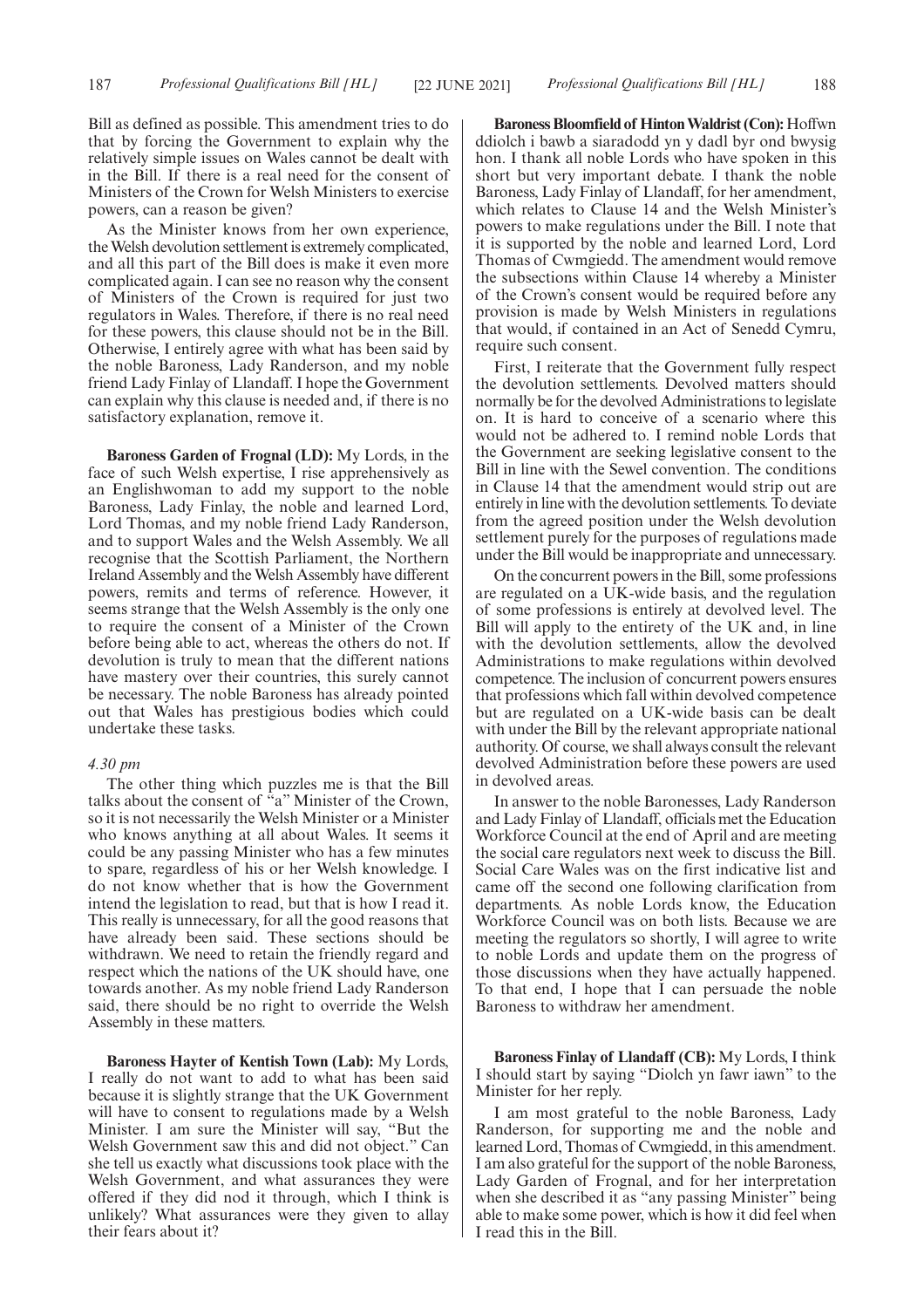Bill as defined as possible. This amendment tries to do that by forcing the Government to explain why the relatively simple issues on Wales cannot be dealt with in the Bill. If there is a real need for the consent of Ministers of the Crown for Welsh Ministers to exercise powers, can a reason be given?

As the Minister knows from her own experience, the Welsh devolution settlement is extremely complicated, and all this part of the Bill does is make it even more complicated again. I can see no reason why the consent of Ministers of the Crown is required for just two regulators in Wales. Therefore, if there is no real need for these powers, this clause should not be in the Bill. Otherwise, I entirely agree with what has been said by the noble Baroness, Lady Randerson, and my noble friend Lady Finlay of Llandaff. I hope the Government can explain why this clause is needed and, if there is no satisfactory explanation, remove it.

**Baroness Garden of Frognal (LD):** My Lords, in the face of such Welsh expertise, I rise apprehensively as an Englishwoman to add my support to the noble Baroness, Lady Finlay, the noble and learned Lord, Lord Thomas, and my noble friend Lady Randerson, and to support Wales and the Welsh Assembly. We all recognise that the Scottish Parliament, the Northern Ireland Assembly and the Welsh Assembly have different powers, remits and terms of reference. However, it seems strange that the Welsh Assembly is the only one to require the consent of a Minister of the Crown before being able to act, whereas the others do not. If devolution is truly to mean that the different nations have mastery over their countries, this surely cannot be necessary. The noble Baroness has already pointed out that Wales has prestigious bodies which could undertake these tasks.

*4.30 pm*

The other thing which puzzles me is that the Bill talks about the consent of "a" Minister of the Crown, so it is not necessarily the Welsh Minister or a Minister who knows anything at all about Wales. It seems it could be any passing Minister who has a few minutes to spare, regardless of his or her Welsh knowledge. I do not know whether that is how the Government intend the legislation to read, but that is how I read it. This really is unnecessary, for all the good reasons that have already been said. These sections should be withdrawn. We need to retain the friendly regard and respect which the nations of the UK should have, one towards another. As my noble friend Lady Randerson said, there should be no right to override the Welsh Assembly in these matters.

**Baroness Hayter of Kentish Town (Lab):** My Lords, I really do not want to add to what has been said because it is slightly strange that the UK Government will have to consent to regulations made by a Welsh Minister. I am sure the Minister will say, "But the Welsh Government saw this and did not object." Can she tell us exactly what discussions took place with the Welsh Government, and what assurances they were offered if they did nod it through, which I think is unlikely? What assurances were they given to allay their fears about it?

**Baroness Bloomfield of Hinton Waldrist (Con):** Hoffwn ddiolch i bawb a siaradodd yn y dadl byr ond bwysig hon. I thank all noble Lords who have spoken in this short but very important debate. I thank the noble Baroness, Lady Finlay of Llandaff, for her amendment, which relates to Clause 14 and the Welsh Minister's powers to make regulations under the Bill. I note that it is supported by the noble and learned Lord, Lord Thomas of Cwmgiedd. The amendment would remove the subsections within Clause 14 whereby a Minister of the Crown's consent would be required before any provision is made by Welsh Ministers in regulations that would, if contained in an Act of Senedd Cymru, require such consent.

First, I reiterate that the Government fully respect the devolution settlements. Devolved matters should normally be for the devolved Administrations to legislate on. It is hard to conceive of a scenario where this would not be adhered to. I remind noble Lords that the Government are seeking legislative consent to the Bill in line with the Sewel convention. The conditions in Clause 14 that the amendment would strip out are entirely in line with the devolution settlements. To deviate from the agreed position under the Welsh devolution settlement purely for the purposes of regulations made under the Bill would be inappropriate and unnecessary.

On the concurrent powers in the Bill, some professions are regulated on a UK-wide basis, and the regulation of some professions is entirely at devolved level. The Bill will apply to the entirety of the UK and, in line with the devolution settlements, allow the devolved Administrations to make regulations within devolved competence. The inclusion of concurrent powers ensures that professions which fall within devolved competence but are regulated on a UK-wide basis can be dealt with under the Bill by the relevant appropriate national authority. Of course, we shall always consult the relevant devolved Administration before these powers are used in devolved areas.

In answer to the noble Baronesses, Lady Randerson and Lady Finlay of Llandaff, officials met the Education Workforce Council at the end of April and are meeting the social care regulators next week to discuss the Bill. Social Care Wales was on the first indicative list and came off the second one following clarification from departments. As noble Lords know, the Education Workforce Council was on both lists. Because we are meeting the regulators so shortly, I will agree to write to noble Lords and update them on the progress of those discussions when they have actually happened. To that end, I hope that I can persuade the noble Baroness to withdraw her amendment.

**Baroness Finlay of Llandaff (CB):** My Lords, I think I should start by saying "Diolch yn fawr iawn" to the Minister for her reply.

I am most grateful to the noble Baroness, Lady Randerson, for supporting me and the noble and learned Lord, Thomas of Cwmgiedd, in this amendment. I am also grateful for the support of the noble Baroness, Lady Garden of Frognal, and for her interpretation when she described it as "any passing Minister" being able to make some power, which is how it did feel when I read this in the Bill.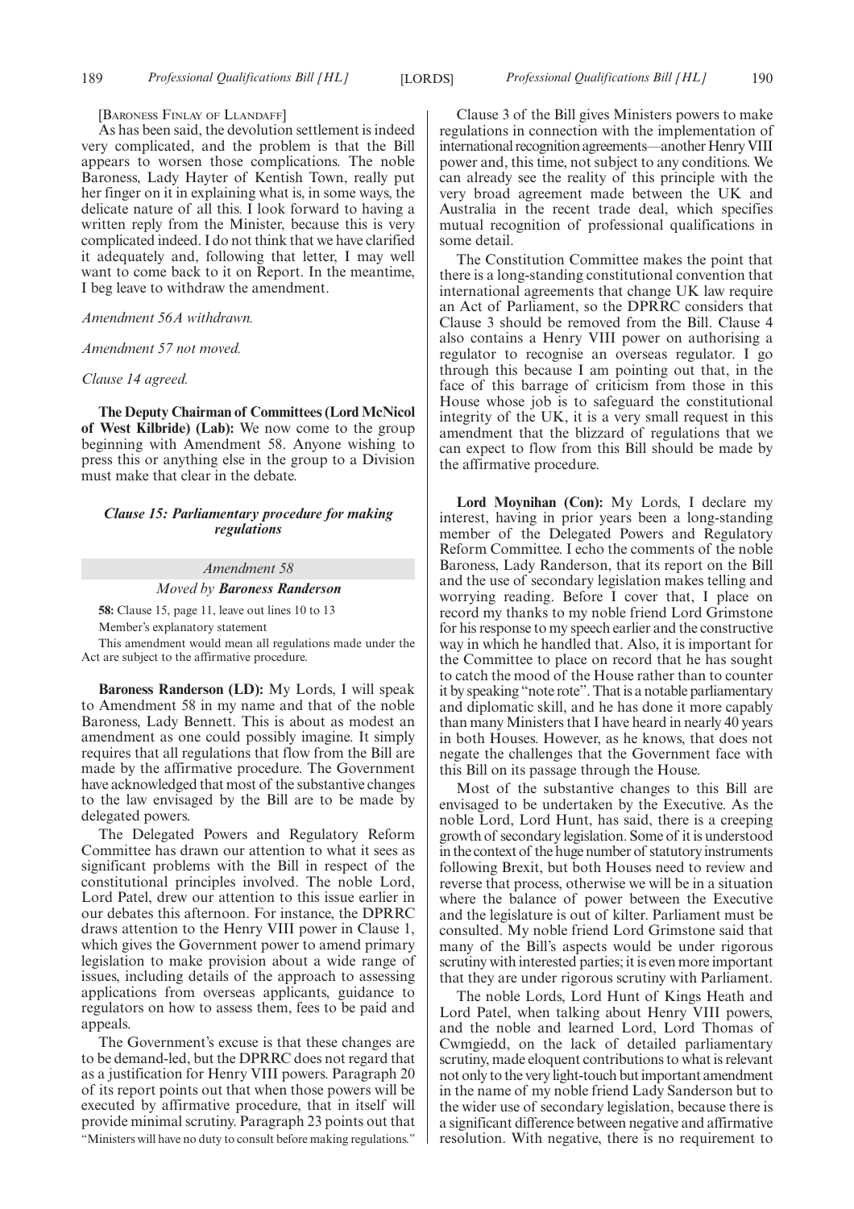[Baroness Finlay of Llandaff]

As has been said, the devolution settlement is indeed very complicated, and the problem is that the Bill appears to worsen those complications. The noble Baroness, Lady Hayter of Kentish Town, really put her finger on it in explaining what is, in some ways, the delicate nature of all this. I look forward to having a written reply from the Minister, because this is very complicated indeed. I do not think that we have clarified it adequately and, following that letter, I may well want to come back to it on Report. In the meantime, I beg leave to withdraw the amendment.

*Amendment 56A withdrawn.*

*Amendment 57 not moved.*

*Clause 14 agreed.*

**The Deputy Chairman of Committees (Lord McNicol of West Kilbride) (Lab):** We now come to the group beginning with Amendment 58. Anyone wishing to press this or anything else in the group to a Division must make that clear in the debate.

### *Clause 15: Parliamentary procedure for making regulations*

*Amendment 58*

*Moved by* ***Baroness Randerson***

**58:** Clause 15, page 11, leave out lines 10 to 13

Member's explanatory statement

This amendment would mean all regulations made under the Act are subject to the affirmative procedure.

**Baroness Randerson (LD):** My Lords, I will speak to Amendment 58 in my name and that of the noble Baroness, Lady Bennett. This is about as modest an amendment as one could possibly imagine. It simply requires that all regulations that flow from the Bill are made by the affirmative procedure. The Government have acknowledged that most of the substantive changes to the law envisaged by the Bill are to be made by delegated powers.

The Delegated Powers and Regulatory Reform Committee has drawn our attention to what it sees as significant problems with the Bill in respect of the constitutional principles involved. The noble Lord, Lord Patel, drew our attention to this issue earlier in our debates this afternoon. For instance, the DPRRC draws attention to the Henry VIII power in Clause 1, which gives the Government power to amend primary legislation to make provision about a wide range of issues, including details of the approach to assessing applications from overseas applicants, guidance to regulators on how to assess them, fees to be paid and appeals.

The Government's excuse is that these changes are to be demand-led, but the DPRRC does not regard that as a justification for Henry VIII powers. Paragraph 20 of its report points out that when those powers will be executed by affirmative procedure, that in itself will provide minimal scrutiny. Paragraph 23 points out that "Ministers will have no duty to consult before making regulations."

Clause 3 of the Bill gives Ministers powers to make regulations in connection with the implementation of international recognition agreements—another Henry VIII power and, this time, not subject to any conditions. We can already see the reality of this principle with the very broad agreement made between the UK and Australia in the recent trade deal, which specifies mutual recognition of professional qualifications in some detail.

The Constitution Committee makes the point that there is a long-standing constitutional convention that international agreements that change UK law require an Act of Parliament, so the DPRRC considers that Clause 3 should be removed from the Bill. Clause 4 also contains a Henry VIII power on authorising a regulator to recognise an overseas regulator. I go through this because I am pointing out that, in the face of this barrage of criticism from those in this House whose job is to safeguard the constitutional integrity of the UK, it is a very small request in this amendment that the blizzard of regulations that we can expect to flow from this Bill should be made by the affirmative procedure.

**Lord Moynihan (Con):** My Lords, I declare my interest, having in prior years been a long-standing member of the Delegated Powers and Regulatory Reform Committee. I echo the comments of the noble Baroness, Lady Randerson, that its report on the Bill and the use of secondary legislation makes telling and worrying reading. Before I cover that, I place on record my thanks to my noble friend Lord Grimstone for his response to my speech earlier and the constructive way in which he handled that. Also, it is important for the Committee to place on record that he has sought to catch the mood of the House rather than to counter it by speaking "note rote". That is a notable parliamentary and diplomatic skill, and he has done it more capably than many Ministers that I have heard in nearly 40 years in both Houses. However, as he knows, that does not negate the challenges that the Government face with this Bill on its passage through the House.

Most of the substantive changes to this Bill are envisaged to be undertaken by the Executive. As the noble Lord, Lord Hunt, has said, there is a creeping growth of secondary legislation. Some of it is understood in the context of the huge number of statutory instruments following Brexit, but both Houses need to review and reverse that process, otherwise we will be in a situation where the balance of power between the Executive and the legislature is out of kilter. Parliament must be consulted. My noble friend Lord Grimstone said that many of the Bill's aspects would be under rigorous scrutiny with interested parties; it is even more important that they are under rigorous scrutiny with Parliament.

The noble Lords, Lord Hunt of Kings Heath and Lord Patel, when talking about Henry VIII powers, and the noble and learned Lord, Lord Thomas of Cwmgiedd, on the lack of detailed parliamentary scrutiny, made eloquent contributions to what is relevant not only to the very light-touch but important amendment in the name of my noble friend Lady Sanderson but to the wider use of secondary legislation, because there is a significant difference between negative and affirmative resolution. With negative, there is no requirement to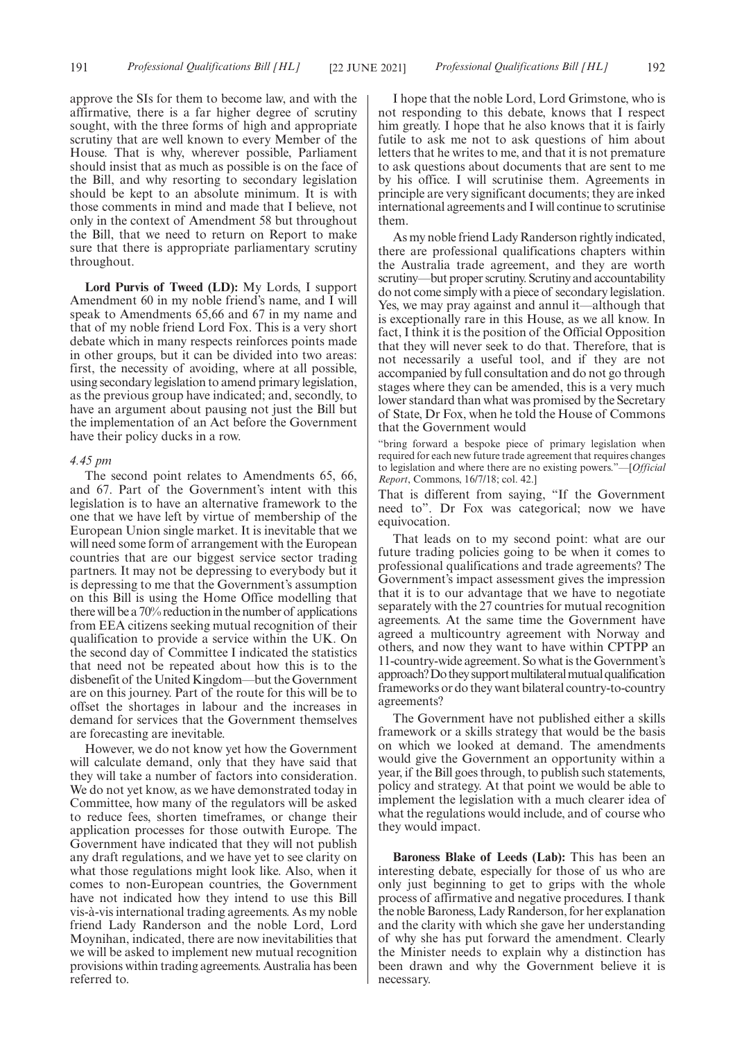approve the SIs for them to become law, and with the affirmative, there is a far higher degree of scrutiny sought, with the three forms of high and appropriate scrutiny that are well known to every Member of the House. That is why, wherever possible, Parliament should insist that as much as possible is on the face of the Bill, and why resorting to secondary legislation should be kept to an absolute minimum. It is with those comments in mind and made that I believe, not only in the context of Amendment 58 but throughout the Bill, that we need to return on Report to make sure that there is appropriate parliamentary scrutiny throughout.

**Lord Purvis of Tweed (LD):** My Lords, I support Amendment 60 in my noble friend's name, and I will speak to Amendments 65,66 and 67 in my name and that of my noble friend Lord Fox. This is a very short debate which in many respects reinforces points made in other groups, but it can be divided into two areas: first, the necessity of avoiding, where at all possible, using secondary legislation to amend primary legislation, as the previous group have indicated; and, secondly, to have an argument about pausing not just the Bill but the implementation of an Act before the Government have their policy ducks in a row.

*4.45 pm*

The second point relates to Amendments 65, 66, and 67. Part of the Government's intent with this legislation is to have an alternative framework to the one that we have left by virtue of membership of the European Union single market. It is inevitable that we will need some form of arrangement with the European countries that are our biggest service sector trading partners. It may not be depressing to everybody but it is depressing to me that the Government's assumption on this Bill is using the Home Office modelling that there will be a 70% reduction in the number of applications from EEA citizens seeking mutual recognition of their qualification to provide a service within the UK. On the second day of Committee I indicated the statistics that need not be repeated about how this is to the disbenefit of the United Kingdom—but the Government are on this journey. Part of the route for this will be to offset the shortages in labour and the increases in demand for services that the Government themselves are forecasting are inevitable.

However, we do not know yet how the Government will calculate demand, only that they have said that they will take a number of factors into consideration. We do not yet know, as we have demonstrated today in Committee, how many of the regulators will be asked to reduce fees, shorten timeframes, or change their application processes for those outwith Europe. The Government have indicated that they will not publish any draft regulations, and we have yet to see clarity on what those regulations might look like. Also, when it comes to non-European countries, the Government have not indicated how they intend to use this Bill vis-à-vis international trading agreements. As my noble friend Lady Randerson and the noble Lord, Lord Moynihan, indicated, there are now inevitabilities that we will be asked to implement new mutual recognition provisions within trading agreements. Australia has been referred to.

I hope that the noble Lord, Lord Grimstone, who is not responding to this debate, knows that I respect him greatly. I hope that he also knows that it is fairly futile to ask me not to ask questions of him about letters that he writes to me, and that it is not premature to ask questions about documents that are sent to me by his office. I will scrutinise them. Agreements in principle are very significant documents; they are inked international agreements and I will continue to scrutinise them.

As my noble friend Lady Randerson rightly indicated, there are professional qualifications chapters within the Australia trade agreement, and they are worth scrutiny—but proper scrutiny. Scrutiny and accountability do not come simply with a piece of secondary legislation. Yes, we may pray against and annul it—although that is exceptionally rare in this House, as we all know. In fact, I think it is the position of the Official Opposition that they will never seek to do that. Therefore, that is not necessarily a useful tool, and if they are not accompanied by full consultation and do not go through stages where they can be amended, this is a very much lower standard than what was promised by the Secretary of State, Dr Fox, when he told the House of Commons that the Government would

"bring forward a bespoke piece of primary legislation when required for each new future trade agreement that requires changes to legislation and where there are no existing powers."—[*Official Report*, Commons, 16/7/18; col. 42.]

That is different from saying, "If the Government need to". Dr Fox was categorical; now we have equivocation.

That leads on to my second point: what are our future trading policies going to be when it comes to professional qualifications and trade agreements? The Government's impact assessment gives the impression that it is to our advantage that we have to negotiate separately with the 27 countries for mutual recognition agreements. At the same time the Government have agreed a multicountry agreement with Norway and others, and now they want to have within CPTPP an 11-country-wide agreement. So what is the Government's approach? Do they support multilateral mutual qualification frameworks or do they want bilateral country-to-country agreements?

The Government have not published either a skills framework or a skills strategy that would be the basis on which we looked at demand. The amendments would give the Government an opportunity within a year, if the Bill goes through, to publish such statements, policy and strategy. At that point we would be able to implement the legislation with a much clearer idea of what the regulations would include, and of course who they would impact.

**Baroness Blake of Leeds (Lab):** This has been an interesting debate, especially for those of us who are only just beginning to get to grips with the whole process of affirmative and negative procedures. I thank the noble Baroness, Lady Randerson, for her explanation and the clarity with which she gave her understanding of why she has put forward the amendment. Clearly the Minister needs to explain why a distinction has been drawn and why the Government believe it is necessary.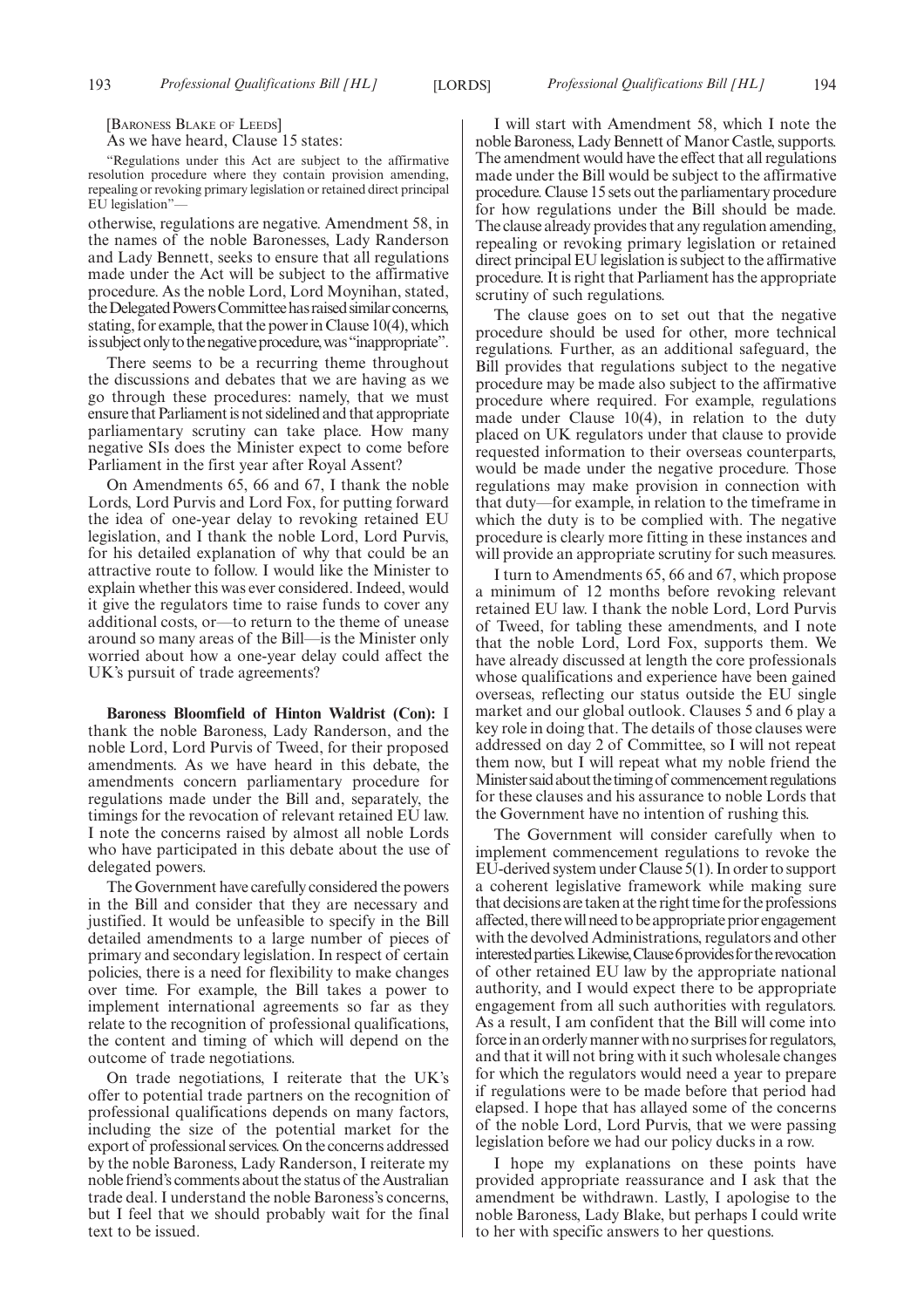[Baroness Blake of Leeds]

As we have heard, Clause 15 states:

"Regulations under this Act are subject to the affirmative resolution procedure where they contain provision amending, repealing or revoking primary legislation or retained direct principal EU legislation"—

otherwise, regulations are negative. Amendment 58, in the names of the noble Baronesses, Lady Randerson and Lady Bennett, seeks to ensure that all regulations made under the Act will be subject to the affirmative procedure. As the noble Lord, Lord Moynihan, stated, the Delegated Powers Committee has raised similar concerns, stating, for example, that the power in Clause 10(4), which is subject only to the negative procedure, was "inappropriate".

There seems to be a recurring theme throughout the discussions and debates that we are having as we go through these procedures: namely, that we must ensure that Parliament is not sidelined and that appropriate parliamentary scrutiny can take place. How many negative SIs does the Minister expect to come before Parliament in the first year after Royal Assent?

On Amendments 65, 66 and 67, I thank the noble Lords, Lord Purvis and Lord Fox, for putting forward the idea of one-year delay to revoking retained EU legislation, and I thank the noble Lord, Lord Purvis, for his detailed explanation of why that could be an attractive route to follow. I would like the Minister to explain whether this was ever considered. Indeed, would it give the regulators time to raise funds to cover any additional costs, or—to return to the theme of unease around so many areas of the Bill—is the Minister only worried about how a one-year delay could affect the UK's pursuit of trade agreements?

**Baroness Bloomfield of Hinton Waldrist (Con):** I thank the noble Baroness, Lady Randerson, and the noble Lord, Lord Purvis of Tweed, for their proposed amendments. As we have heard in this debate, the amendments concern parliamentary procedure for regulations made under the Bill and, separately, the timings for the revocation of relevant retained EU law. I note the concerns raised by almost all noble Lords who have participated in this debate about the use of delegated powers.

The Government have carefully considered the powers in the Bill and consider that they are necessary and justified. It would be unfeasible to specify in the Bill detailed amendments to a large number of pieces of primary and secondary legislation. In respect of certain policies, there is a need for flexibility to make changes over time. For example, the Bill takes a power to implement international agreements so far as they relate to the recognition of professional qualifications, the content and timing of which will depend on the outcome of trade negotiations.

On trade negotiations, I reiterate that the UK's offer to potential trade partners on the recognition of professional qualifications depends on many factors, including the size of the potential market for the export of professional services. On the concerns addressed by the noble Baroness, Lady Randerson, I reiterate my noble friend's comments about the status of the Australian trade deal. I understand the noble Baroness's concerns, but I feel that we should probably wait for the final text to be issued.

I will start with Amendment 58, which I note the noble Baroness, Lady Bennett of Manor Castle, supports. The amendment would have the effect that all regulations made under the Bill would be subject to the affirmative procedure. Clause 15 sets out the parliamentary procedure for how regulations under the Bill should be made. The clause already provides that any regulation amending, repealing or revoking primary legislation or retained direct principal EU legislation is subject to the affirmative procedure. It is right that Parliament has the appropriate scrutiny of such regulations.

The clause goes on to set out that the negative procedure should be used for other, more technical regulations. Further, as an additional safeguard, the Bill provides that regulations subject to the negative procedure may be made also subject to the affirmative procedure where required. For example, regulations made under Clause 10(4), in relation to the duty placed on UK regulators under that clause to provide requested information to their overseas counterparts, would be made under the negative procedure. Those regulations may make provision in connection with that duty—for example, in relation to the timeframe in which the duty is to be complied with. The negative procedure is clearly more fitting in these instances and will provide an appropriate scrutiny for such measures.

I turn to Amendments 65, 66 and 67, which propose a minimum of 12 months before revoking relevant retained EU law. I thank the noble Lord, Lord Purvis of Tweed, for tabling these amendments, and I note that the noble Lord, Lord Fox, supports them. We have already discussed at length the core professionals whose qualifications and experience have been gained overseas, reflecting our status outside the EU single market and our global outlook. Clauses 5 and 6 play a key role in doing that. The details of those clauses were addressed on day 2 of Committee, so I will not repeat them now, but I will repeat what my noble friend the Minister said about the timing of commencement regulations for these clauses and his assurance to noble Lords that the Government have no intention of rushing this.

The Government will consider carefully when to implement commencement regulations to revoke the EU-derived system under Clause 5(1). In order to support a coherent legislative framework while making sure that decisions are taken at the right time for the professions affected, there will need to be appropriate prior engagement with the devolved Administrations, regulators and other interested parties. Likewise, Clause 6 provides for the revocation of other retained EU law by the appropriate national authority, and I would expect there to be appropriate engagement from all such authorities with regulators. As a result, I am confident that the Bill will come into force in an orderly manner with no surprises for regulators, and that it will not bring with it such wholesale changes for which the regulators would need a year to prepare if regulations were to be made before that period had elapsed. I hope that has allayed some of the concerns of the noble Lord, Lord Purvis, that we were passing legislation before we had our policy ducks in a row.

I hope my explanations on these points have provided appropriate reassurance and I ask that the amendment be withdrawn. Lastly, I apologise to the noble Baroness, Lady Blake, but perhaps I could write to her with specific answers to her questions.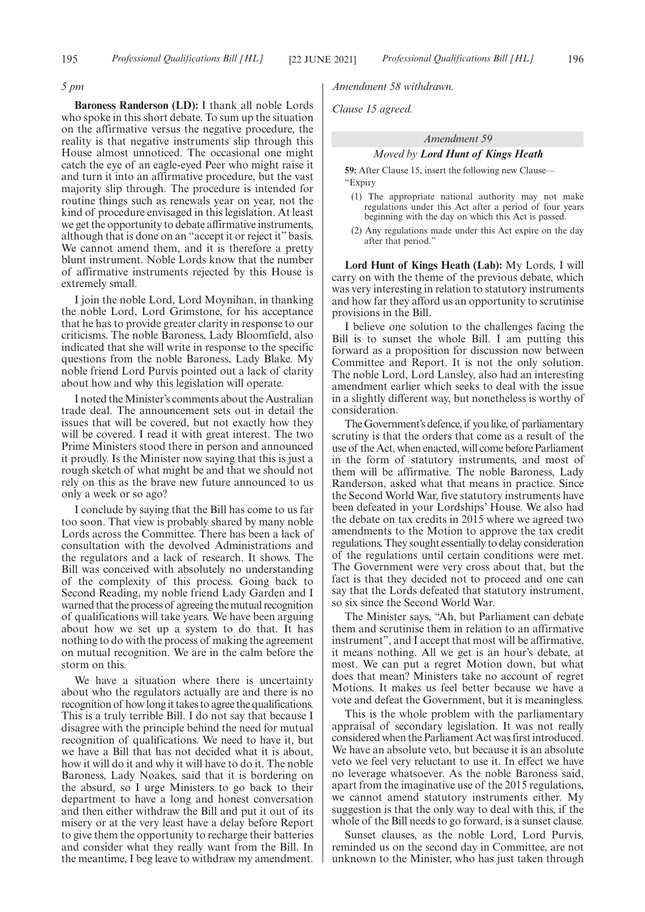*5 pm*

**Baroness Randerson (LD):** I thank all noble Lords who spoke in this short debate. To sum up the situation on the affirmative versus the negative procedure, the reality is that negative instruments slip through this House almost unnoticed. The occasional one might catch the eye of an eagle-eyed Peer who might raise it and turn it into an affirmative procedure, but the vast majority slip through. The procedure is intended for routine things such as renewals year on year, not the kind of procedure envisaged in this legislation. At least we get the opportunity to debate affirmative instruments, although that is done on an "accept it or reject it" basis. We cannot amend them, and it is therefore a pretty blunt instrument. Noble Lords know that the number of affirmative instruments rejected by this House is extremely small.

I join the noble Lord, Lord Moynihan, in thanking the noble Lord, Lord Grimstone, for his acceptance that he has to provide greater clarity in response to our criticisms. The noble Baroness, Lady Bloomfield, also indicated that she will write in response to the specific questions from the noble Baroness, Lady Blake. My noble friend Lord Purvis pointed out a lack of clarity about how and why this legislation will operate.

I noted the Minister's comments about the Australian trade deal. The announcement sets out in detail the issues that will be covered, but not exactly how they will be covered. I read it with great interest. The two Prime Ministers stood there in person and announced it proudly. Is the Minister now saying that this is just a rough sketch of what might be and that we should not rely on this as the brave new future announced to us only a week or so ago?

I conclude by saying that the Bill has come to us far too soon. That view is probably shared by many noble Lords across the Committee. There has been a lack of consultation with the devolved Administrations and the regulators and a lack of research. It shows. The Bill was conceived with absolutely no understanding of the complexity of this process. Going back to Second Reading, my noble friend Lady Garden and I warned that the process of agreeing the mutual recognition of qualifications will take years. We have been arguing about how we set up a system to do that. It has nothing to do with the process of making the agreement on mutual recognition. We are in the calm before the storm on this.

We have a situation where there is uncertainty about who the regulators actually are and there is no recognition of how long it takes to agree the qualifications. This is a truly terrible Bill. I do not say that because I disagree with the principle behind the need for mutual recognition of qualifications. We need to have it, but we have a Bill that has not decided what it is about, how it will do it and why it will have to do it. The noble Baroness, Lady Noakes, said that it is bordering on the absurd, so I urge Ministers to go back to their department to have a long and honest conversation and then either withdraw the Bill and put it out of its misery or at the very least have a delay before Report to give them the opportunity to recharge their batteries and consider what they really want from the Bill. In the meantime, I beg leave to withdraw my amendment.

*Amendment 58 withdrawn.*

*Clause 15 agreed.*

*Amendment 59*

*Moved by **Lord Hunt of Kings Heath***

**59:** After Clause 15, insert the following new Clause—

"Expiry

(1) The appropriate national authority may not make regulations under this Act after a period of four years beginning with the day on which this Act is passed.

(2) Any regulations made under this Act expire on the day after that period."

**Lord Hunt of Kings Heath (Lab):** My Lords, I will carry on with the theme of the previous debate, which was very interesting in relation to statutory instruments and how far they afford us an opportunity to scrutinise provisions in the Bill.

I believe one solution to the challenges facing the Bill is to sunset the whole Bill. I am putting this forward as a proposition for discussion now between Committee and Report. It is not the only solution. The noble Lord, Lord Lansley, also had an interesting amendment earlier which seeks to deal with the issue in a slightly different way, but nonetheless is worthy of consideration.

The Government's defence, if you like, of parliamentary scrutiny is that the orders that come as a result of the use of the Act, when enacted, will come before Parliament in the form of statutory instruments, and most of them will be affirmative. The noble Baroness, Lady Randerson, asked what that means in practice. Since the Second World War, five statutory instruments have been defeated in your Lordships' House. We also had the debate on tax credits in 2015 where we agreed two amendments to the Motion to approve the tax credit regulations. They sought essentially to delay consideration of the regulations until certain conditions were met. The Government were very cross about that, but the fact is that they decided not to proceed and one can say that the Lords defeated that statutory instrument, so six since the Second World War.

The Minister says, "Ah, but Parliament can debate them and scrutinise them in relation to an affirmative instrument", and I accept that most will be affirmative, it means nothing. All we get is an hour's debate, at most. We can put a regret Motion down, but what does that mean? Ministers take no account of regret Motions. It makes us feel better because we have a vote and defeat the Government, but it is meaningless.

This is the whole problem with the parliamentary appraisal of secondary legislation. It was not really considered when the Parliament Act was first introduced. We have an absolute veto, but because it is an absolute veto we feel very reluctant to use it. In effect we have no leverage whatsoever. As the noble Baroness said, apart from the imaginative use of the 2015 regulations, we cannot amend statutory instruments either. My suggestion is that the only way to deal with this, if the whole of the Bill needs to go forward, is a sunset clause.

Sunset clauses, as the noble Lord, Lord Purvis, reminded us on the second day in Committee, are not unknown to the Minister, who has just taken through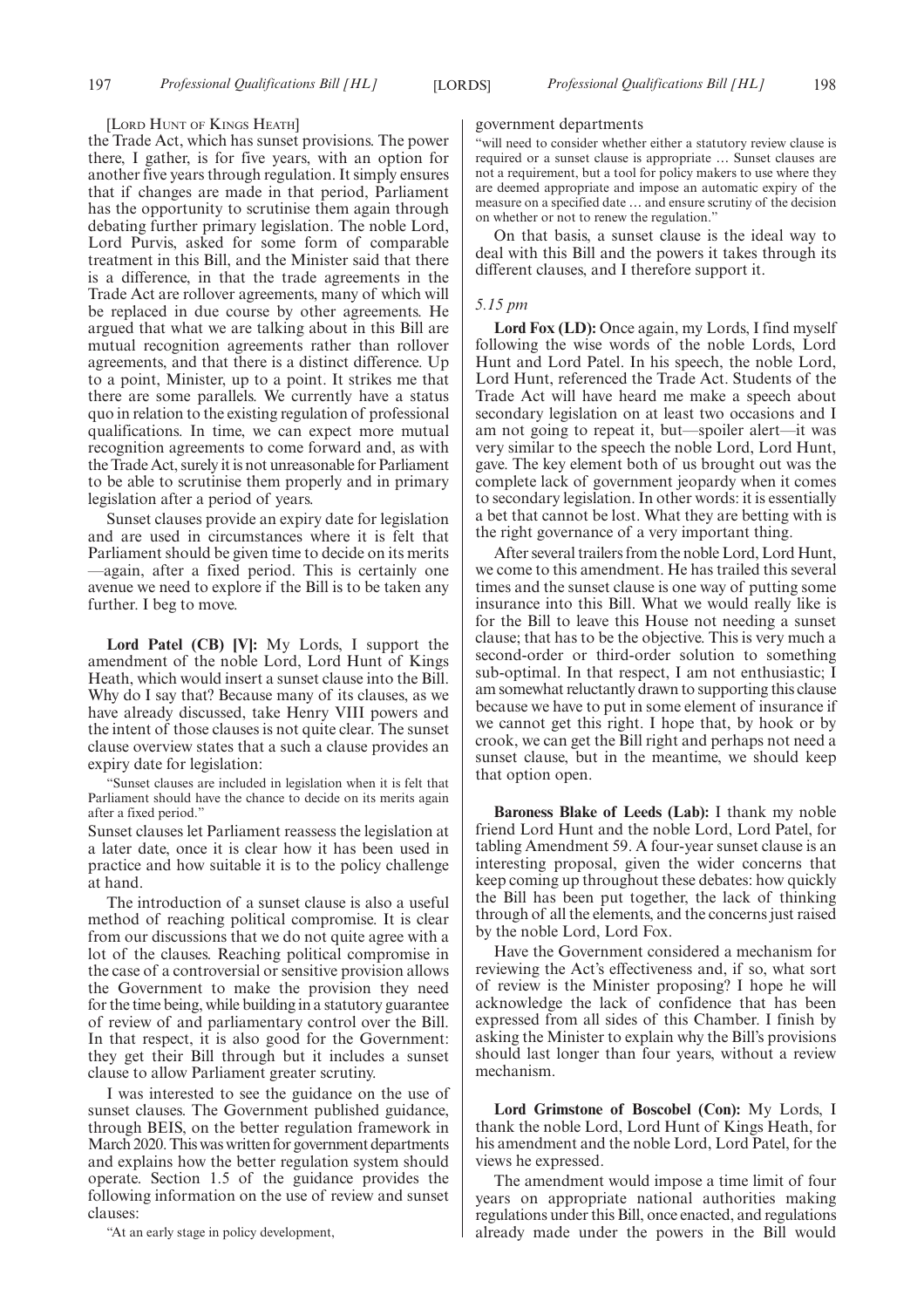[LORD HUNT OF KINGS HEATH]

the Trade Act, which has sunset provisions. The power there, I gather, is for five years, with an option for another five years through regulation. It simply ensures that if changes are made in that period, Parliament has the opportunity to scrutinise them again through debating further primary legislation. The noble Lord, Lord Purvis, asked for some form of comparable treatment in this Bill, and the Minister said that there is a difference, in that the trade agreements in the Trade Act are rollover agreements, many of which will be replaced in due course by other agreements. He argued that what we are talking about in this Bill are mutual recognition agreements rather than rollover agreements, and that there is a distinct difference. Up to a point, Minister, up to a point. It strikes me that there are some parallels. We currently have a status quo in relation to the existing regulation of professional qualifications. In time, we can expect more mutual recognition agreements to come forward and, as with the Trade Act, surely it is not unreasonable for Parliament to be able to scrutinise them properly and in primary legislation after a period of years.

Sunset clauses provide an expiry date for legislation and are used in circumstances where it is felt that Parliament should be given time to decide on its merits —again, after a fixed period. This is certainly one avenue we need to explore if the Bill is to be taken any further. I beg to move.

**Lord Patel (CB) [V]:** My Lords, I support the amendment of the noble Lord, Lord Hunt of Kings Heath, which would insert a sunset clause into the Bill. Why do I say that? Because many of its clauses, as we have already discussed, take Henry VIII powers and the intent of those clauses is not quite clear. The sunset clause overview states that a such a clause provides an expiry date for legislation:

"Sunset clauses are included in legislation when it is felt that Parliament should have the chance to decide on its merits again after a fixed period."

Sunset clauses let Parliament reassess the legislation at a later date, once it is clear how it has been used in practice and how suitable it is to the policy challenge at hand.

The introduction of a sunset clause is also a useful method of reaching political compromise. It is clear from our discussions that we do not quite agree with a lot of the clauses. Reaching political compromise in the case of a controversial or sensitive provision allows the Government to make the provision they need for the time being, while building in a statutory guarantee of review of and parliamentary control over the Bill. In that respect, it is also good for the Government: they get their Bill through but it includes a sunset clause to allow Parliament greater scrutiny.

I was interested to see the guidance on the use of sunset clauses. The Government published guidance, through BEIS, on the better regulation framework in March 2020. This was written for government departments and explains how the better regulation system should operate. Section 1.5 of the guidance provides the following information on the use of review and sunset clauses:

"At an early stage in policy development, government departments will need to consider whether either a statutory review clause is required or a sunset clause is appropriate … Sunset clauses are not a requirement, but a tool for policy makers to use where they are deemed appropriate and impose an automatic expiry of the measure on a specified date … and ensure scrutiny of the decision on whether or not to renew the regulation."

On that basis, a sunset clause is the ideal way to deal with this Bill and the powers it takes through its different clauses, and I therefore support it.

*5.15 pm*

**Lord Fox (LD):** Once again, my Lords, I find myself following the wise words of the noble Lords, Lord Hunt and Lord Patel. In his speech, the noble Lord, Lord Hunt, referenced the Trade Act. Students of the Trade Act will have heard me make a speech about secondary legislation on at least two occasions and I am not going to repeat it, but—spoiler alert—it was very similar to the speech the noble Lord, Lord Hunt, gave. The key element both of us brought out was the complete lack of government jeopardy when it comes to secondary legislation. In other words: it is essentially a bet that cannot be lost. What they are betting with is the right governance of a very important thing.

After several trailers from the noble Lord, Lord Hunt, we come to this amendment. He has trailed this several times and the sunset clause is one way of putting some insurance into this Bill. What we would really like is for the Bill to leave this House not needing a sunset clause; that has to be the objective. This is very much a second-order or third-order solution to something sub-optimal. In that respect, I am not enthusiastic; I am somewhat reluctantly drawn to supporting this clause because we have to put in some element of insurance if we cannot get this right. I hope that, by hook or by crook, we can get the Bill right and perhaps not need a sunset clause, but in the meantime, we should keep that option open.

**Baroness Blake of Leeds (Lab):** I thank my noble friend Lord Hunt and the noble Lord, Lord Patel, for tabling Amendment 59. A four-year sunset clause is an interesting proposal, given the wider concerns that keep coming up throughout these debates: how quickly the Bill has been put together, the lack of thinking through of all the elements, and the concerns just raised by the noble Lord, Lord Fox.

Have the Government considered a mechanism for reviewing the Act's effectiveness and, if so, what sort of review is the Minister proposing? I hope he will acknowledge the lack of confidence that has been expressed from all sides of this Chamber. I finish by asking the Minister to explain why the Bill's provisions should last longer than four years, without a review mechanism.

**Lord Grimstone of Boscobel (Con):** My Lords, I thank the noble Lord, Lord Hunt of Kings Heath, for his amendment and the noble Lord, Lord Patel, for the views he expressed.

The amendment would impose a time limit of four years on appropriate national authorities making regulations under this Bill, once enacted, and regulations already made under the powers in the Bill would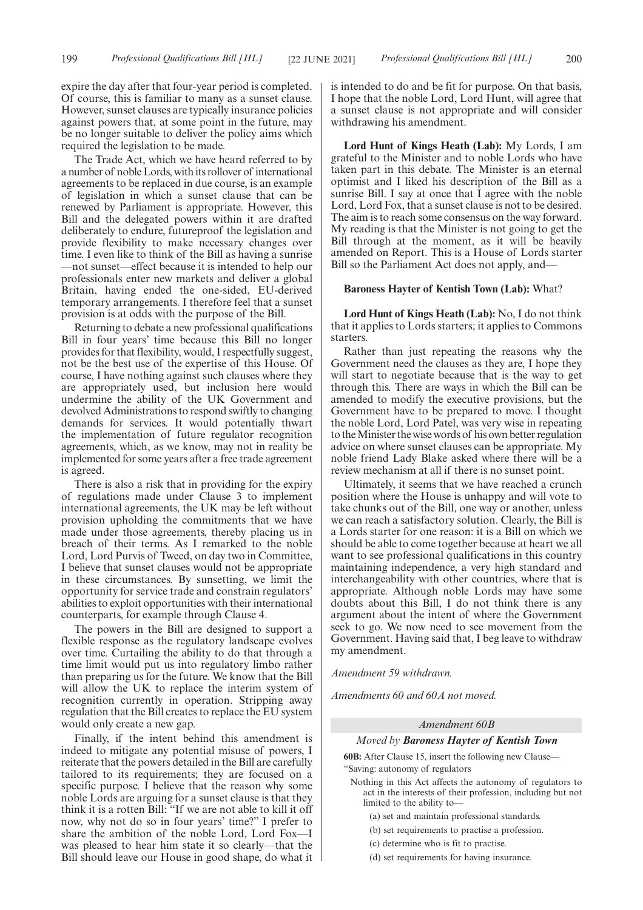expire the day after that four-year period is completed. Of course, this is familiar to many as a sunset clause. However, sunset clauses are typically insurance policies against powers that, at some point in the future, may be no longer suitable to deliver the policy aims which required the legislation to be made.

The Trade Act, which we have heard referred to by a number of noble Lords, with its rollover of international agreements to be replaced in due course, is an example of legislation in which a sunset clause that can be renewed by Parliament is appropriate. However, this Bill and the delegated powers within it are drafted deliberately to endure, futureproof the legislation and provide flexibility to make necessary changes over time. I even like to think of the Bill as having a sunrise —not sunset—effect because it is intended to help our professionals enter new markets and deliver a global Britain, having ended the one-sided, EU-derived temporary arrangements. I therefore feel that a sunset provision is at odds with the purpose of the Bill.

Returning to debate a new professional qualifications Bill in four years' time because this Bill no longer provides for that flexibility, would, I respectfully suggest, not be the best use of the expertise of this House. Of course, I have nothing against such clauses where they are appropriately used, but inclusion here would undermine the ability of the UK Government and devolved Administrations to respond swiftly to changing demands for services. It would potentially thwart the implementation of future regulator recognition agreements, which, as we know, may not in reality be implemented for some years after a free trade agreement is agreed.

There is also a risk that in providing for the expiry of regulations made under Clause 3 to implement international agreements, the UK may be left without provision upholding the commitments that we have made under those agreements, thereby placing us in breach of their terms. As I remarked to the noble Lord, Lord Purvis of Tweed, on day two in Committee, I believe that sunset clauses would not be appropriate in these circumstances. By sunsetting, we limit the opportunity for service trade and constrain regulators' abilities to exploit opportunities with their international counterparts, for example through Clause 4.

The powers in the Bill are designed to support a flexible response as the regulatory landscape evolves over time. Curtailing the ability to do that through a time limit would put us into regulatory limbo rather than preparing us for the future. We know that the Bill will allow the UK to replace the interim system of recognition currently in operation. Stripping away regulation that the Bill creates to replace the EU system would only create a new gap.

Finally, if the intent behind this amendment is indeed to mitigate any potential misuse of powers, I reiterate that the powers detailed in the Bill are carefully tailored to its requirements; they are focused on a specific purpose. I believe that the reason why some noble Lords are arguing for a sunset clause is that they think it is a rotten Bill: "If we are not able to kill it off now, why not do so in four years' time?" I prefer to share the ambition of the noble Lord, Lord Fox—I was pleased to hear him state it so clearly—that the Bill should leave our House in good shape, do what it is intended to do and be fit for purpose. On that basis, I hope that the noble Lord, Lord Hunt, will agree that a sunset clause is not appropriate and will consider withdrawing his amendment.

**Lord Hunt of Kings Heath (Lab):** My Lords, I am grateful to the Minister and to noble Lords who have taken part in this debate. The Minister is an eternal optimist and I liked his description of the Bill as a sunrise Bill. I say at once that I agree with the noble Lord, Lord Fox, that a sunset clause is not to be desired. The aim is to reach some consensus on the way forward. My reading is that the Minister is not going to get the Bill through at the moment, as it will be heavily amended on Report. This is a House of Lords starter Bill so the Parliament Act does not apply, and—

**Baroness Hayter of Kentish Town (Lab):** What?

**Lord Hunt of Kings Heath (Lab):** No, I do not think that it applies to Lords starters; it applies to Commons starters.

Rather than just repeating the reasons why the Government need the clauses as they are, I hope they will start to negotiate because that is the way to get through this. There are ways in which the Bill can be amended to modify the executive provisions, but the Government have to be prepared to move. I thought the noble Lord, Lord Patel, was very wise in repeating to the Minister the wise words of his own better regulation advice on where sunset clauses can be appropriate. My noble friend Lady Blake asked where there will be a review mechanism at all if there is no sunset point.

Ultimately, it seems that we have reached a crunch position where the House is unhappy and will vote to take chunks out of the Bill, one way or another, unless we can reach a satisfactory solution. Clearly, the Bill is a Lords starter for one reason: it is a Bill on which we should be able to come together because at heart we all want to see professional qualifications in this country maintaining independence, a very high standard and interchangeability with other countries, where that is appropriate. Although noble Lords may have some doubts about this Bill, I do not think there is any argument about the intent of where the Government seek to go. We now need to see movement from the Government. Having said that, I beg leave to withdraw my amendment.

*Amendment 59 withdrawn.*

*Amendments 60 and 60A not moved.*

*Amendment 60B*

*Moved by* ***Baroness Hayter of Kentish Town***

**60B:** After Clause 15, insert the following new Clause—

"Saving: autonomy of regulators

Nothing in this Act affects the autonomy of regulators to act in the interests of their profession, including but not limited to the ability to—

(a) set and maintain professional standards.

(b) set requirements to practise a profession.

(c) determine who is fit to practise.

(d) set requirements for having insurance.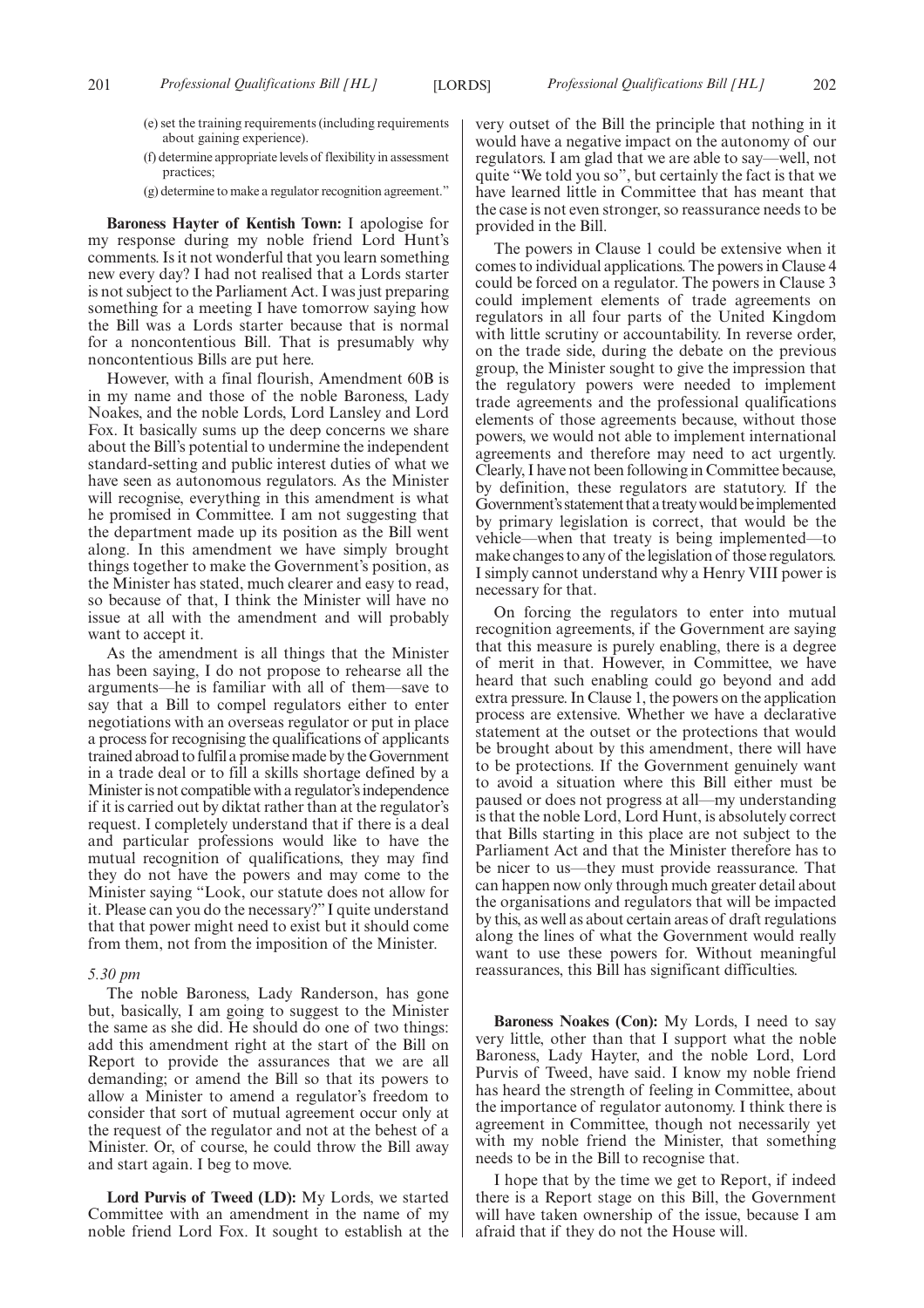(e) set the training requirements (including requirements about gaining experience).

(f) determine appropriate levels of flexibility in assessment practices;

(g) determine to make a regulator recognition agreement."

**Baroness Hayter of Kentish Town:** I apologise for my response during my noble friend Lord Hunt's comments. Is it not wonderful that you learn something new every day? I had not realised that a Lords starter is not subject to the Parliament Act. I was just preparing something for a meeting I have tomorrow saying how the Bill was a Lords starter because that is normal for a noncontentious Bill. That is presumably why noncontentious Bills are put here.

However, with a final flourish, Amendment 60B is in my name and those of the noble Baroness, Lady Noakes, and the noble Lords, Lord Lansley and Lord Fox. It basically sums up the deep concerns we share about the Bill's potential to undermine the independent standard-setting and public interest duties of what we have seen as autonomous regulators. As the Minister will recognise, everything in this amendment is what he promised in Committee. I am not suggesting that the department made up its position as the Bill went along. In this amendment we have simply brought things together to make the Government's position, as the Minister has stated, much clearer and easy to read, so because of that, I think the Minister will have no issue at all with the amendment and will probably want to accept it.

As the amendment is all things that the Minister has been saying, I do not propose to rehearse all the arguments—he is familiar with all of them—save to say that a Bill to compel regulators either to enter negotiations with an overseas regulator or put in place a process for recognising the qualifications of applicants trained abroad to fulfil a promise made by the Government in a trade deal or to fill a skills shortage defined by a Minister is not compatible with a regulator's independence if it is carried out by diktat rather than at the regulator's request. I completely understand that if there is a deal and particular professions would like to have the mutual recognition of qualifications, they may find they do not have the powers and may come to the Minister saying "Look, our statute does not allow for it. Please can you do the necessary?" I quite understand that that power might need to exist but it should come from them, not from the imposition of the Minister.

*5.30 pm*

The noble Baroness, Lady Randerson, has gone but, basically, I am going to suggest to the Minister the same as she did. He should do one of two things: add this amendment right at the start of the Bill on Report to provide the assurances that we are all demanding; or amend the Bill so that its powers to allow a Minister to amend a regulator's freedom to consider that sort of mutual agreement occur only at the request of the regulator and not at the behest of a Minister. Or, of course, he could throw the Bill away and start again. I beg to move.

**Lord Purvis of Tweed (LD):** My Lords, we started Committee with an amendment in the name of my noble friend Lord Fox. It sought to establish at the very outset of the Bill the principle that nothing in it would have a negative impact on the autonomy of our regulators. I am glad that we are able to say—well, not quite "We told you so", but certainly the fact is that we have learned little in Committee that has meant that the case is not even stronger, so reassurance needs to be provided in the Bill.

The powers in Clause 1 could be extensive when it comes to individual applications. The powers in Clause 4 could be forced on a regulator. The powers in Clause 3 could implement elements of trade agreements on regulators in all four parts of the United Kingdom with little scrutiny or accountability. In reverse order, on the trade side, during the debate on the previous group, the Minister sought to give the impression that the regulatory powers were needed to implement trade agreements and the professional qualifications elements of those agreements because, without those powers, we would not able to implement international agreements and therefore may need to act urgently. Clearly, I have not been following in Committee because, by definition, these regulators are statutory. If the Government's statement that a treaty would be implemented by primary legislation is correct, that would be the vehicle—when that treaty is being implemented—to make changes to any of the legislation of those regulators. I simply cannot understand why a Henry VIII power is necessary for that.

On forcing the regulators to enter into mutual recognition agreements, if the Government are saying that this measure is purely enabling, there is a degree of merit in that. However, in Committee, we have heard that such enabling could go beyond and add extra pressure. In Clause 1, the powers on the application process are extensive. Whether we have a declarative statement at the outset or the protections that would be brought about by this amendment, there will have to be protections. If the Government genuinely want to avoid a situation where this Bill either must be paused or does not progress at all—my understanding is that the noble Lord, Lord Hunt, is absolutely correct that Bills starting in this place are not subject to the Parliament Act and that the Minister therefore has to be nicer to us—they must provide reassurance. That can happen now only through much greater detail about the organisations and regulators that will be impacted by this, as well as about certain areas of draft regulations along the lines of what the Government would really want to use these powers for. Without meaningful reassurances, this Bill has significant difficulties.

**Baroness Noakes (Con):** My Lords, I need to say very little, other than that I support what the noble Baroness, Lady Hayter, and the noble Lord, Lord Purvis of Tweed, have said. I know my noble friend has heard the strength of feeling in Committee, about the importance of regulator autonomy. I think there is agreement in Committee, though not necessarily yet with my noble friend the Minister, that something needs to be in the Bill to recognise that.

I hope that by the time we get to Report, if indeed there is a Report stage on this Bill, the Government will have taken ownership of the issue, because I am afraid that if they do not the House will.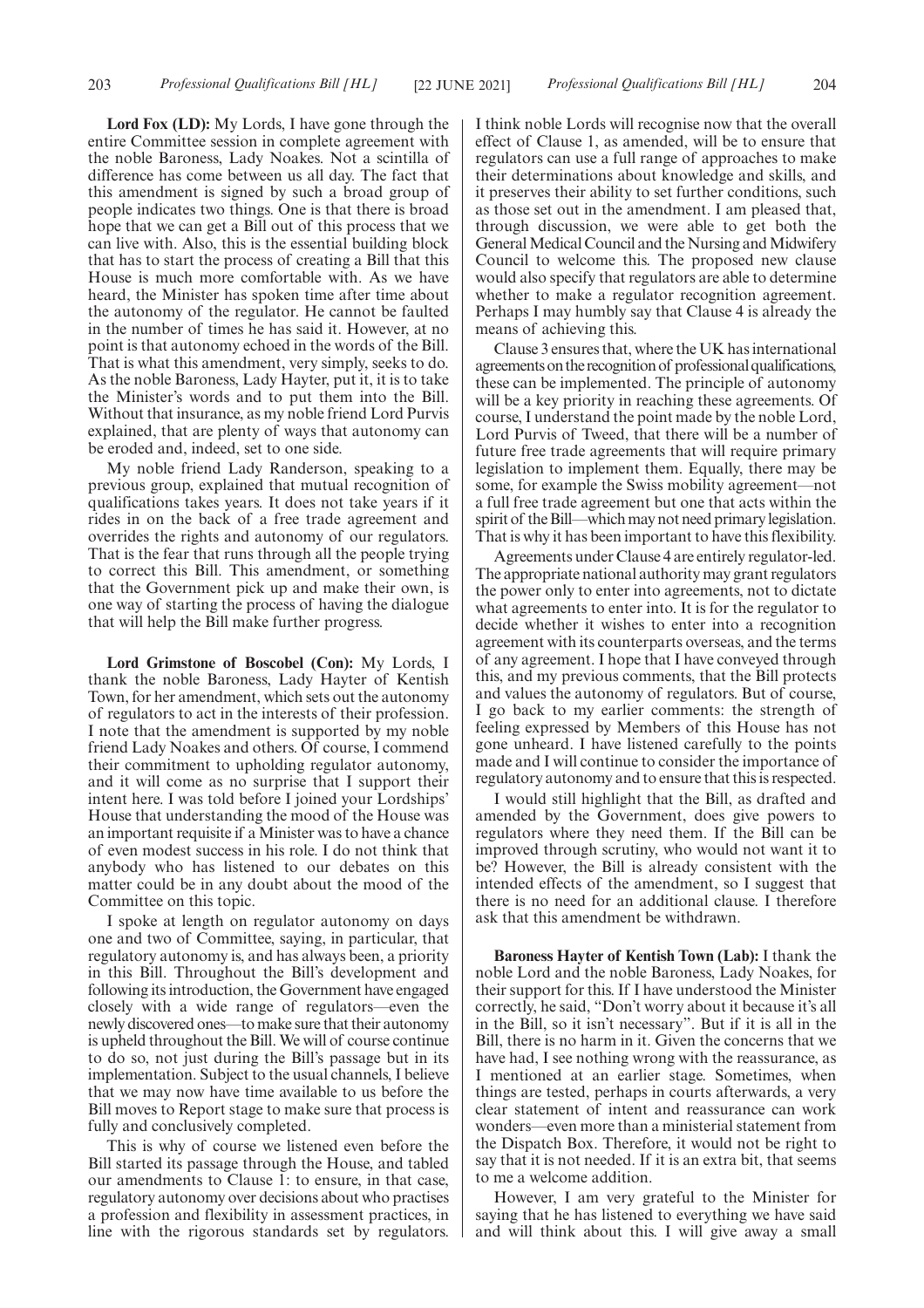**Lord Fox (LD):** My Lords, I have gone through the entire Committee session in complete agreement with the noble Baroness, Lady Noakes. Not a scintilla of difference has come between us all day. The fact that this amendment is signed by such a broad group of people indicates two things. One is that there is broad hope that we can get a Bill out of this process that we can live with. Also, this is the essential building block that has to start the process of creating a Bill that this House is much more comfortable with. As we have heard, the Minister has spoken time after time about the autonomy of the regulator. He cannot be faulted in the number of times he has said it. However, at no point is that autonomy echoed in the words of the Bill. That is what this amendment, very simply, seeks to do. As the noble Baroness, Lady Hayter, put it, it is to take the Minister's words and to put them into the Bill. Without that insurance, as my noble friend Lord Purvis explained, that are plenty of ways that autonomy can be eroded and, indeed, set to one side.

My noble friend Lady Randerson, speaking to a previous group, explained that mutual recognition of qualifications takes years. It does not take years if it rides in on the back of a free trade agreement and overrides the rights and autonomy of our regulators. That is the fear that runs through all the people trying to correct this Bill. This amendment, or something that the Government pick up and make their own, is one way of starting the process of having the dialogue that will help the Bill make further progress.

**Lord Grimstone of Boscobel (Con):** My Lords, I thank the noble Baroness, Lady Hayter of Kentish Town, for her amendment, which sets out the autonomy of regulators to act in the interests of their profession. I note that the amendment is supported by my noble friend Lady Noakes and others. Of course, I commend their commitment to upholding regulator autonomy, and it will come as no surprise that I support their intent here. I was told before I joined your Lordships' House that understanding the mood of the House was an important requisite if a Minister was to have a chance of even modest success in his role. I do not think that anybody who has listened to our debates on this matter could be in any doubt about the mood of the Committee on this topic.

I spoke at length on regulator autonomy on days one and two of Committee, saying, in particular, that regulatory autonomy is, and has always been, a priority in this Bill. Throughout the Bill's development and following its introduction, the Government have engaged closely with a wide range of regulators—even the newly discovered ones—to make sure that their autonomy is upheld throughout the Bill. We will of course continue to do so, not just during the Bill's passage but in its implementation. Subject to the usual channels, I believe that we may now have time available to us before the Bill moves to Report stage to make sure that process is fully and conclusively completed.

This is why of course we listened even before the Bill started its passage through the House, and tabled our amendments to Clause 1: to ensure, in that case, regulatory autonomy over decisions about who practises a profession and flexibility in assessment practices, in line with the rigorous standards set by regulators. I think noble Lords will recognise now that the overall effect of Clause 1, as amended, will be to ensure that regulators can use a full range of approaches to make their determinations about knowledge and skills, and it preserves their ability to set further conditions, such as those set out in the amendment. I am pleased that, through discussion, we were able to get both the General Medical Council and the Nursing and Midwifery Council to welcome this. The proposed new clause would also specify that regulators are able to determine whether to make a regulator recognition agreement. Perhaps I may humbly say that Clause 4 is already the means of achieving this.

Clause 3 ensures that, where the UK has international agreements on the recognition of professional qualifications, these can be implemented. The principle of autonomy will be a key priority in reaching these agreements. Of course, I understand the point made by the noble Lord, Lord Purvis of Tweed, that there will be a number of future free trade agreements that will require primary legislation to implement them. Equally, there may be some, for example the Swiss mobility agreement—not a full free trade agreement but one that acts within the spirit of the Bill—which may not need primary legislation. That is why it has been important to have this flexibility.

Agreements under Clause 4 are entirely regulator-led. The appropriate national authority may grant regulators the power only to enter into agreements, not to dictate what agreements to enter into. It is for the regulator to decide whether it wishes to enter into a recognition agreement with its counterparts overseas, and the terms of any agreement. I hope that I have conveyed through this, and my previous comments, that the Bill protects and values the autonomy of regulators. But of course, I go back to my earlier comments: the strength of feeling expressed by Members of this House has not gone unheard. I have listened carefully to the points made and I will continue to consider the importance of regulatory autonomy and to ensure that this is respected.

I would still highlight that the Bill, as drafted and amended by the Government, does give powers to regulators where they need them. If the Bill can be improved through scrutiny, who would not want it to be? However, the Bill is already consistent with the intended effects of the amendment, so I suggest that there is no need for an additional clause. I therefore ask that this amendment be withdrawn.

**Baroness Hayter of Kentish Town (Lab):** I thank the noble Lord and the noble Baroness, Lady Noakes, for their support for this. If I have understood the Minister correctly, he said, "Don't worry about it because it's all in the Bill, so it isn't necessary". But if it is all in the Bill, there is no harm in it. Given the concerns that we have had, I see nothing wrong with the reassurance, as I mentioned at an earlier stage. Sometimes, when things are tested, perhaps in courts afterwards, a very clear statement of intent and reassurance can work wonders—even more than a ministerial statement from the Dispatch Box. Therefore, it would not be right to say that it is not needed. If it is an extra bit, that seems to me a welcome addition.

However, I am very grateful to the Minister for saying that he has listened to everything we have said and will think about this. I will give away a small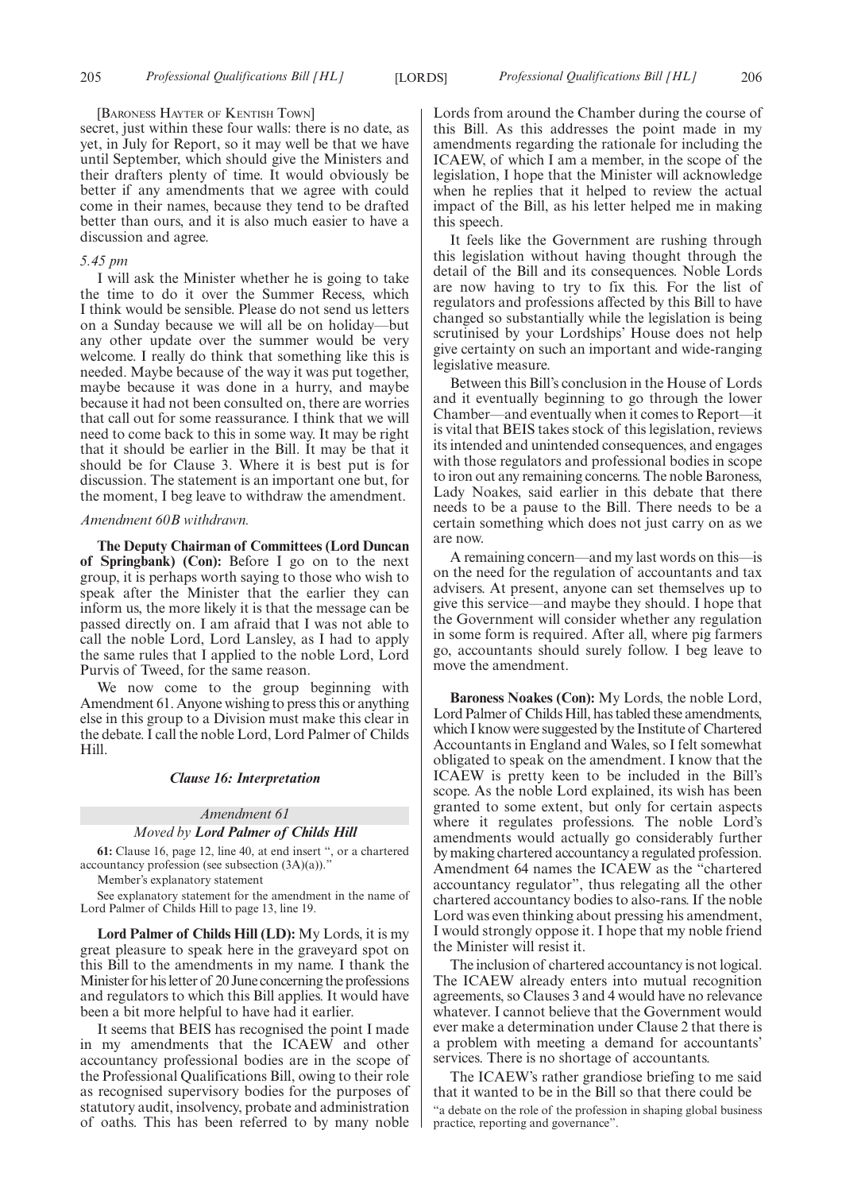[Baroness Hayter of Kentish Town]

secret, just within these four walls: there is no date, as yet, in July for Report, so it may well be that we have until September, which should give the Ministers and their drafters plenty of time. It would obviously be better if any amendments that we agree with could come in their names, because they tend to be drafted better than ours, and it is also much easier to have a discussion and agree.

*5.45 pm*

I will ask the Minister whether he is going to take the time to do it over the Summer Recess, which I think would be sensible. Please do not send us letters on a Sunday because we will all be on holiday—but any other update over the summer would be very welcome. I really do think that something like this is needed. Maybe because of the way it was put together, maybe because it was done in a hurry, and maybe because it had not been consulted on, there are worries that call out for some reassurance. I think that we will need to come back to this in some way. It may be right that it should be earlier in the Bill. It may be that it should be for Clause 3. Where it is best put is for discussion. The statement is an important one but, for the moment, I beg leave to withdraw the amendment.

*Amendment 60B withdrawn.*

**The Deputy Chairman of Committees (Lord Duncan of Springbank) (Con):** Before I go on to the next group, it is perhaps worth saying to those who wish to speak after the Minister that the earlier they can inform us, the more likely it is that the message can be passed directly on. I am afraid that I was not able to call the noble Lord, Lord Lansley, as I had to apply the same rules that I applied to the noble Lord, Lord Purvis of Tweed, for the same reason.

We now come to the group beginning with Amendment 61. Anyone wishing to press this or anything else in this group to a Division must make this clear in the debate. I call the noble Lord, Lord Palmer of Childs Hill.

***Clause 16: Interpretation***

*Amendment 61*

*Moved by **Lord Palmer of Childs Hill***

**61:** Clause 16, page 12, line 40, at end insert ", or a chartered accountancy profession (see subsection (3A)(a))."

Member's explanatory statement

See explanatory statement for the amendment in the name of Lord Palmer of Childs Hill to page 13, line 19.

**Lord Palmer of Childs Hill (LD):** My Lords, it is my great pleasure to speak here in the graveyard spot on this Bill to the amendments in my name. I thank the Minister for his letter of 20 June concerning the professions and regulators to which this Bill applies. It would have been a bit more helpful to have had it earlier.

It seems that BEIS has recognised the point I made in my amendments that the ICAEW and other accountancy professional bodies are in the scope of the Professional Qualifications Bill, owing to their role as recognised supervisory bodies for the purposes of statutory audit, insolvency, probate and administration of oaths. This has been referred to by many noble Lords from around the Chamber during the course of this Bill. As this addresses the point made in my amendments regarding the rationale for including the ICAEW, of which I am a member, in the scope of the legislation, I hope that the Minister will acknowledge when he replies that it helped to review the actual impact of the Bill, as his letter helped me in making this speech.

It feels like the Government are rushing through this legislation without having thought through the detail of the Bill and its consequences. Noble Lords are now having to try to fix this. For the list of regulators and professions affected by this Bill to have changed so substantially while the legislation is being scrutinised by your Lordships' House does not help give certainty on such an important and wide-ranging legislative measure.

Between this Bill's conclusion in the House of Lords and it eventually beginning to go through the lower Chamber—and eventually when it comes to Report—it is vital that BEIS takes stock of this legislation, reviews its intended and unintended consequences, and engages with those regulators and professional bodies in scope to iron out any remaining concerns. The noble Baroness, Lady Noakes, said earlier in this debate that there needs to be a pause to the Bill. There needs to be a certain something which does not just carry on as we are now.

A remaining concern—and my last words on this—is on the need for the regulation of accountants and tax advisers. At present, anyone can set themselves up to give this service—and maybe they should. I hope that the Government will consider whether any regulation in some form is required. After all, where pig farmers go, accountants should surely follow. I beg leave to move the amendment.

**Baroness Noakes (Con):** My Lords, the noble Lord, Lord Palmer of Childs Hill, has tabled these amendments, which I know were suggested by the Institute of Chartered Accountants in England and Wales, so I felt somewhat obligated to speak on the amendment. I know that the ICAEW is pretty keen to be included in the Bill's scope. As the noble Lord explained, its wish has been granted to some extent, but only for certain aspects where it regulates professions. The noble Lord's amendments would actually go considerably further by making chartered accountancy a regulated profession. Amendment 64 names the ICAEW as the "chartered accountancy regulator", thus relegating all the other chartered accountancy bodies to also-rans. If the noble Lord was even thinking about pressing his amendment, I would strongly oppose it. I hope that my noble friend the Minister will resist it.

The inclusion of chartered accountancy is not logical. The ICAEW already enters into mutual recognition agreements, so Clauses 3 and 4 would have no relevance whatever. I cannot believe that the Government would ever make a determination under Clause 2 that there is a problem with meeting a demand for accountants' services. There is no shortage of accountants.

The ICAEW's rather grandiose briefing to me said that it wanted to be in the Bill so that there could be

"a debate on the role of the profession in shaping global business practice, reporting and governance".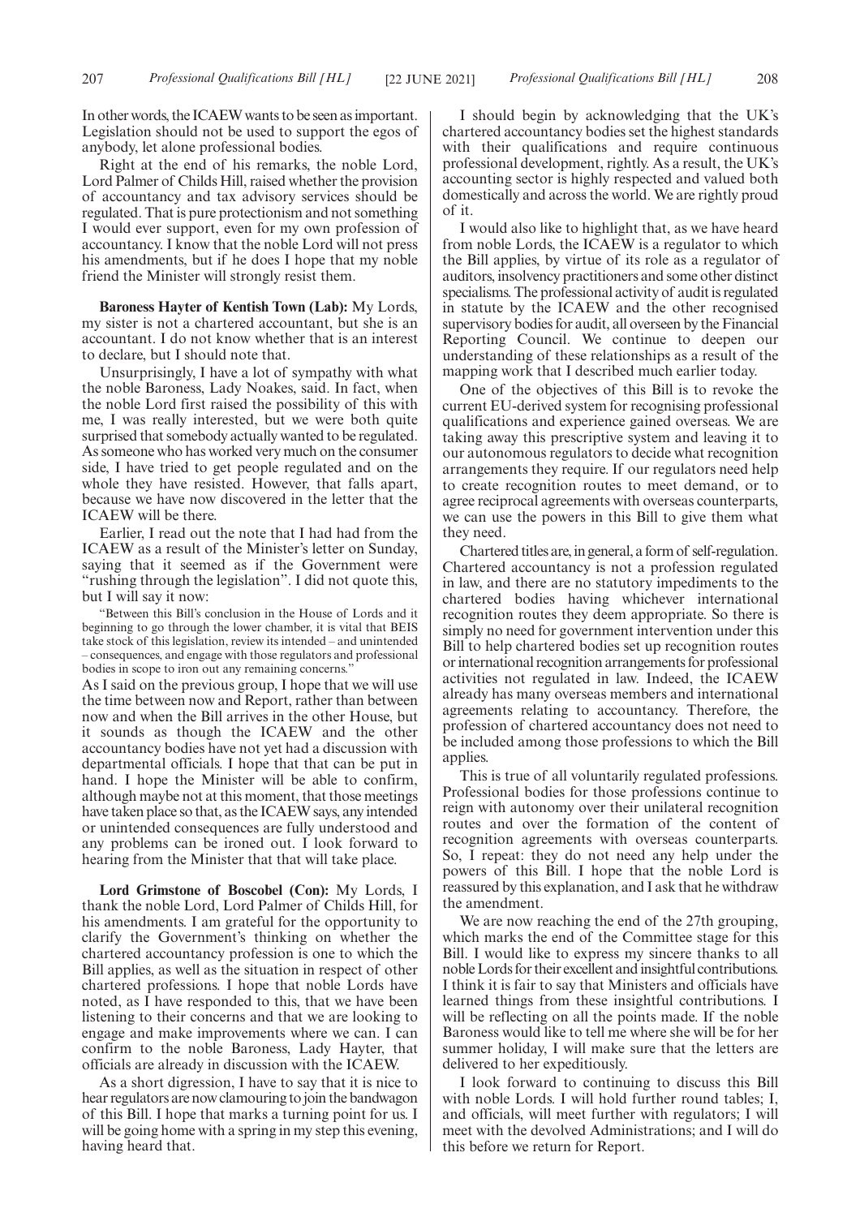In other words, the ICAEW wants to be seen as important. Legislation should not be used to support the egos of anybody, let alone professional bodies.

Right at the end of his remarks, the noble Lord, Lord Palmer of Childs Hill, raised whether the provision of accountancy and tax advisory services should be regulated. That is pure protectionism and not something I would ever support, even for my own profession of accountancy. I know that the noble Lord will not press his amendments, but if he does I hope that my noble friend the Minister will strongly resist them.

**Baroness Hayter of Kentish Town (Lab):** My Lords, my sister is not a chartered accountant, but she is an accountant. I do not know whether that is an interest to declare, but I should note that.

Unsurprisingly, I have a lot of sympathy with what the noble Baroness, Lady Noakes, said. In fact, when the noble Lord first raised the possibility of this with me, I was really interested, but we were both quite surprised that somebody actually wanted to be regulated. As someone who has worked very much on the consumer side, I have tried to get people regulated and on the whole they have resisted. However, that falls apart, because we have now discovered in the letter that the ICAEW will be there.

Earlier, I read out the note that I had had from the ICAEW as a result of the Minister's letter on Sunday, saying that it seemed as if the Government were "rushing through the legislation". I did not quote this, but I will say it now:

"Between this Bill's conclusion in the House of Lords and it beginning to go through the lower chamber, it is vital that BEIS take stock of this legislation, review its intended – and unintended – consequences, and engage with those regulators and professional bodies in scope to iron out any remaining concerns."

As I said on the previous group, I hope that we will use the time between now and Report, rather than between now and when the Bill arrives in the other House, but it sounds as though the ICAEW and the other accountancy bodies have not yet had a discussion with departmental officials. I hope that that can be put in hand. I hope the Minister will be able to confirm, although maybe not at this moment, that those meetings have taken place so that, as the ICAEW says, any intended or unintended consequences are fully understood and any problems can be ironed out. I look forward to hearing from the Minister that that will take place.

**Lord Grimstone of Boscobel (Con):** My Lords, I thank the noble Lord, Lord Palmer of Childs Hill, for his amendments. I am grateful for the opportunity to clarify the Government's thinking on whether the chartered accountancy profession is one to which the Bill applies, as well as the situation in respect of other chartered professions. I hope that noble Lords have noted, as I have responded to this, that we have been listening to their concerns and that we are looking to engage and make improvements where we can. I can confirm to the noble Baroness, Lady Hayter, that officials are already in discussion with the ICAEW.

As a short digression, I have to say that it is nice to hear regulators are now clamouring to join the bandwagon of this Bill. I hope that marks a turning point for us. I will be going home with a spring in my step this evening, having heard that.

I should begin by acknowledging that the UK's chartered accountancy bodies set the highest standards with their qualifications and require continuous professional development, rightly. As a result, the UK's accounting sector is highly respected and valued both domestically and across the world. We are rightly proud of it.

I would also like to highlight that, as we have heard from noble Lords, the ICAEW is a regulator to which the Bill applies, by virtue of its role as a regulator of auditors, insolvency practitioners and some other distinct specialisms. The professional activity of audit is regulated in statute by the ICAEW and the other recognised supervisory bodies for audit, all overseen by the Financial Reporting Council. We continue to deepen our understanding of these relationships as a result of the mapping work that I described much earlier today.

One of the objectives of this Bill is to revoke the current EU-derived system for recognising professional qualifications and experience gained overseas. We are taking away this prescriptive system and leaving it to our autonomous regulators to decide what recognition arrangements they require. If our regulators need help to create recognition routes to meet demand, or to agree reciprocal agreements with overseas counterparts, we can use the powers in this Bill to give them what they need.

Chartered titles are, in general, a form of self-regulation. Chartered accountancy is not a profession regulated in law, and there are no statutory impediments to the chartered bodies having whichever international recognition routes they deem appropriate. So there is simply no need for government intervention under this Bill to help chartered bodies set up recognition routes or international recognition arrangements for professional activities not regulated in law. Indeed, the ICAEW already has many overseas members and international agreements relating to accountancy. Therefore, the profession of chartered accountancy does not need to be included among those professions to which the Bill applies.

This is true of all voluntarily regulated professions. Professional bodies for those professions continue to reign with autonomy over their unilateral recognition routes and over the formation of the content of recognition agreements with overseas counterparts. So, I repeat: they do not need any help under the powers of this Bill. I hope that the noble Lord is reassured by this explanation, and I ask that he withdraw the amendment.

We are now reaching the end of the 27th grouping, which marks the end of the Committee stage for this Bill. I would like to express my sincere thanks to all noble Lords for their excellent and insightful contributions. I think it is fair to say that Ministers and officials have learned things from these insightful contributions. I will be reflecting on all the points made. If the noble Baroness would like to tell me where she will be for her summer holiday, I will make sure that the letters are delivered to her expeditiously.

I look forward to continuing to discuss this Bill with noble Lords. I will hold further round tables; I, and officials, will meet further with regulators; I will meet with the devolved Administrations; and I will do this before we return for Report.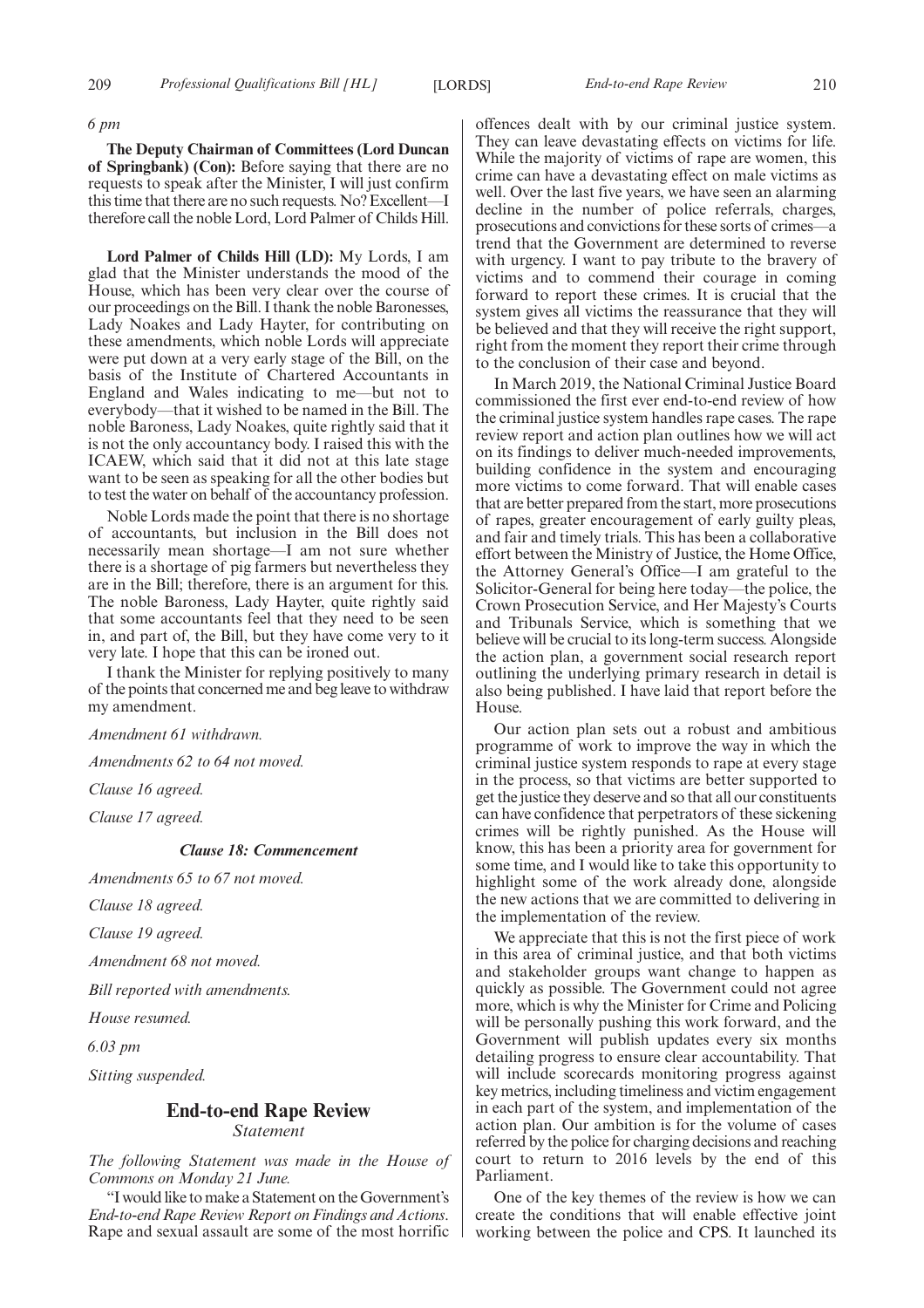*6 pm*

**The Deputy Chairman of Committees (Lord Duncan of Springbank) (Con):** Before saying that there are no requests to speak after the Minister, I will just confirm this time that there are no such requests. No? Excellent—I therefore call the noble Lord, Lord Palmer of Childs Hill.

**Lord Palmer of Childs Hill (LD):** My Lords, I am glad that the Minister understands the mood of the House, which has been very clear over the course of our proceedings on the Bill. I thank the noble Baronesses, Lady Noakes and Lady Hayter, for contributing on these amendments, which noble Lords will appreciate were put down at a very early stage of the Bill, on the basis of the Institute of Chartered Accountants in England and Wales indicating to me—but not to everybody—that it wished to be named in the Bill. The noble Baroness, Lady Noakes, quite rightly said that it is not the only accountancy body. I raised this with the ICAEW, which said that it did not at this late stage want to be seen as speaking for all the other bodies but to test the water on behalf of the accountancy profession.

Noble Lords made the point that there is no shortage of accountants, but inclusion in the Bill does not necessarily mean shortage—I am not sure whether there is a shortage of pig farmers but nevertheless they are in the Bill; therefore, there is an argument for this. The noble Baroness, Lady Hayter, quite rightly said that some accountants feel that they need to be seen in, and part of, the Bill, but they have come very to it very late. I hope that this can be ironed out.

I thank the Minister for replying positively to many of the points that concerned me and beg leave to withdraw my amendment.

*Amendment 61 withdrawn.*

*Amendments 62 to 64 not moved.*

*Clause 16 agreed.*

*Clause 17 agreed.*

### *Clause 18: Commencement*

*Amendments 65 to 67 not moved.*

*Clause 18 agreed.*

*Clause 19 agreed.*

*Amendment 68 not moved.*

*Bill reported with amendments.*

*House resumed.*

*6.03 pm*

*Sitting suspended.*

## End-to-end Rape Review
*Statement*

*The following Statement was made in the House of Commons on Monday 21 June.*

"I would like to make a Statement on the Government's *End-to-end Rape Review Report on Findings and Actions*. Rape and sexual assault are some of the most horrific offences dealt with by our criminal justice system. They can leave devastating effects on victims for life. While the majority of victims of rape are women, this crime can have a devastating effect on male victims as well. Over the last five years, we have seen an alarming decline in the number of police referrals, charges, prosecutions and convictions for these sorts of crimes—a trend that the Government are determined to reverse with urgency. I want to pay tribute to the bravery of victims and to commend their courage in coming forward to report these crimes. It is crucial that the system gives all victims the reassurance that they will be believed and that they will receive the right support, right from the moment they report their crime through to the conclusion of their case and beyond.

In March 2019, the National Criminal Justice Board commissioned the first ever end-to-end review of how the criminal justice system handles rape cases. The rape review report and action plan outlines how we will act on its findings to deliver much-needed improvements, building confidence in the system and encouraging more victims to come forward. That will enable cases that are better prepared from the start, more prosecutions of rapes, greater encouragement of early guilty pleas, and fair and timely trials. This has been a collaborative effort between the Ministry of Justice, the Home Office, the Attorney General's Office—I am grateful to the Solicitor-General for being here today—the police, the Crown Prosecution Service, and Her Majesty's Courts and Tribunals Service, which is something that we believe will be crucial to its long-term success. Alongside the action plan, a government social research report outlining the underlying primary research in detail is also being published. I have laid that report before the House.

Our action plan sets out a robust and ambitious programme of work to improve the way in which the criminal justice system responds to rape at every stage in the process, so that victims are better supported to get the justice they deserve and so that all our constituents can have confidence that perpetrators of these sickening crimes will be rightly punished. As the House will know, this has been a priority area for government for some time, and I would like to take this opportunity to highlight some of the work already done, alongside the new actions that we are committed to delivering in the implementation of the review.

We appreciate that this is not the first piece of work in this area of criminal justice, and that both victims and stakeholder groups want change to happen as quickly as possible. The Government could not agree more, which is why the Minister for Crime and Policing will be personally pushing this work forward, and the Government will publish updates every six months detailing progress to ensure clear accountability. That will include scorecards monitoring progress against key metrics, including timeliness and victim engagement in each part of the system, and implementation of the action plan. Our ambition is for the volume of cases referred by the police for charging decisions and reaching court to return to 2016 levels by the end of this Parliament.

One of the key themes of the review is how we can create the conditions that will enable effective joint working between the police and CPS. It launched its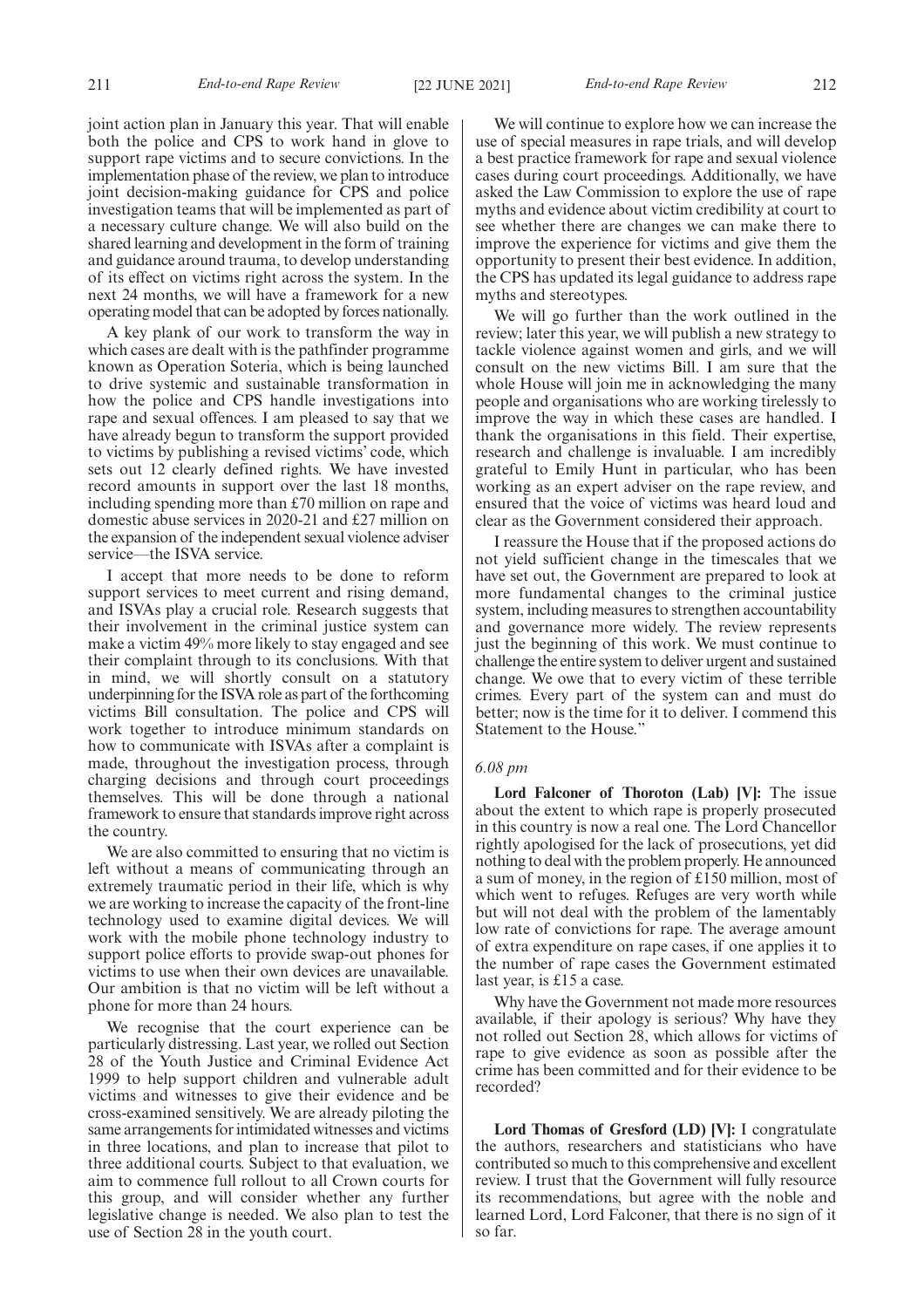joint action plan in January this year. That will enable both the police and CPS to work hand in glove to support rape victims and to secure convictions. In the implementation phase of the review, we plan to introduce joint decision-making guidance for CPS and police investigation teams that will be implemented as part of a necessary culture change. We will also build on the shared learning and development in the form of training and guidance around trauma, to develop understanding of its effect on victims right across the system. In the next 24 months, we will have a framework for a new operating model that can be adopted by forces nationally.

A key plank of our work to transform the way in which cases are dealt with is the pathfinder programme known as Operation Soteria, which is being launched to drive systemic and sustainable transformation in how the police and CPS handle investigations into rape and sexual offences. I am pleased to say that we have already begun to transform the support provided to victims by publishing a revised victims' code, which sets out 12 clearly defined rights. We have invested record amounts in support over the last 18 months, including spending more than £70 million on rape and domestic abuse services in 2020-21 and £27 million on the expansion of the independent sexual violence adviser service—the ISVA service.

I accept that more needs to be done to reform support services to meet current and rising demand, and ISVAs play a crucial role. Research suggests that their involvement in the criminal justice system can make a victim 49% more likely to stay engaged and see their complaint through to its conclusions. With that in mind, we will shortly consult on a statutory underpinning for the ISVA role as part of the forthcoming victims Bill consultation. The police and CPS will work together to introduce minimum standards on how to communicate with ISVAs after a complaint is made, throughout the investigation process, through charging decisions and through court proceedings themselves. This will be done through a national framework to ensure that standards improve right across the country.

We are also committed to ensuring that no victim is left without a means of communicating through an extremely traumatic period in their life, which is why we are working to increase the capacity of the front-line technology used to examine digital devices. We will work with the mobile phone technology industry to support police efforts to provide swap-out phones for victims to use when their own devices are unavailable. Our ambition is that no victim will be left without a phone for more than 24 hours.

We recognise that the court experience can be particularly distressing. Last year, we rolled out Section 28 of the Youth Justice and Criminal Evidence Act 1999 to help support children and vulnerable adult victims and witnesses to give their evidence and be cross-examined sensitively. We are already piloting the same arrangements for intimidated witnesses and victims in three locations, and plan to increase that pilot to three additional courts. Subject to that evaluation, we aim to commence full rollout to all Crown courts for this group, and will consider whether any further legislative change is needed. We also plan to test the use of Section 28 in the youth court.

We will continue to explore how we can increase the use of special measures in rape trials, and will develop a best practice framework for rape and sexual violence cases during court proceedings. Additionally, we have asked the Law Commission to explore the use of rape myths and evidence about victim credibility at court to see whether there are changes we can make there to improve the experience for victims and give them the opportunity to present their best evidence. In addition, the CPS has updated its legal guidance to address rape myths and stereotypes.

We will go further than the work outlined in the review; later this year, we will publish a new strategy to tackle violence against women and girls, and we will consult on the new victims Bill. I am sure that the whole House will join me in acknowledging the many people and organisations who are working tirelessly to improve the way in which these cases are handled. I thank the organisations in this field. Their expertise, research and challenge is invaluable. I am incredibly grateful to Emily Hunt in particular, who has been working as an expert adviser on the rape review, and ensured that the voice of victims was heard loud and clear as the Government considered their approach.

I reassure the House that if the proposed actions do not yield sufficient change in the timescales that we have set out, the Government are prepared to look at more fundamental changes to the criminal justice system, including measures to strengthen accountability and governance more widely. The review represents just the beginning of this work. We must continue to challenge the entire system to deliver urgent and sustained change. We owe that to every victim of these terrible crimes. Every part of the system can and must do better; now is the time for it to deliver. I commend this Statement to the House."

*6.08 pm*

**Lord Falconer of Thoroton (Lab) [V]:** The issue about the extent to which rape is properly prosecuted in this country is now a real one. The Lord Chancellor rightly apologised for the lack of prosecutions, yet did nothing to deal with the problem properly. He announced a sum of money, in the region of £150 million, most of which went to refuges. Refuges are very worth while but will not deal with the problem of the lamentably low rate of convictions for rape. The average amount of extra expenditure on rape cases, if one applies it to the number of rape cases the Government estimated last year, is £15 a case.

Why have the Government not made more resources available, if their apology is serious? Why have they not rolled out Section 28, which allows for victims of rape to give evidence as soon as possible after the crime has been committed and for their evidence to be recorded?

**Lord Thomas of Gresford (LD) [V]:** I congratulate the authors, researchers and statisticians who have contributed so much to this comprehensive and excellent review. I trust that the Government will fully resource its recommendations, but agree with the noble and learned Lord, Lord Falconer, that there is no sign of it so far.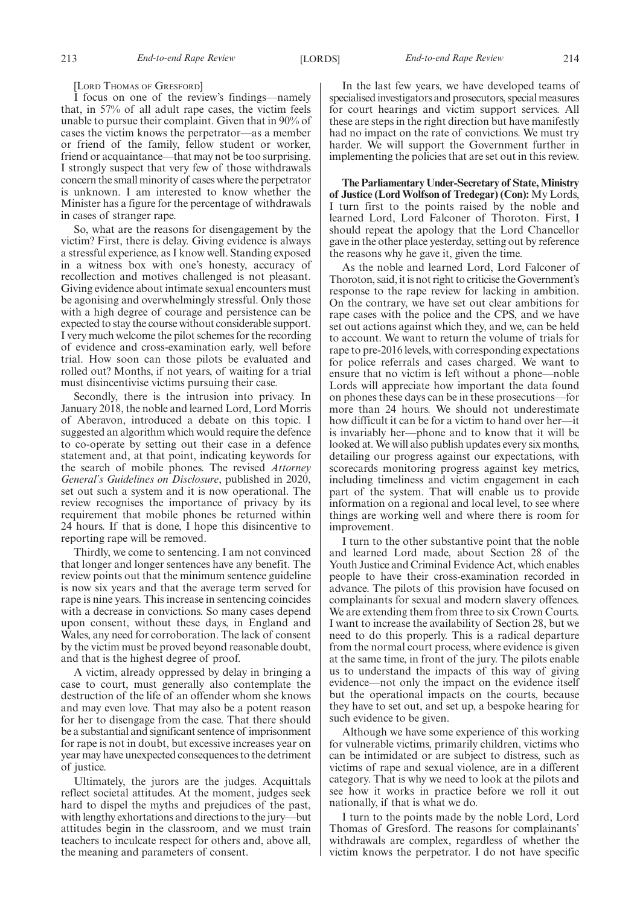[LORD THOMAS OF GRESFORD]

I focus on one of the review's findings—namely that, in 57% of all adult rape cases, the victim feels unable to pursue their complaint. Given that in 90% of cases the victim knows the perpetrator—as a member or friend of the family, fellow student or worker, friend or acquaintance—that may not be too surprising. I strongly suspect that very few of those withdrawals concern the small minority of cases where the perpetrator is unknown. I am interested to know whether the Minister has a figure for the percentage of withdrawals in cases of stranger rape.

So, what are the reasons for disengagement by the victim? First, there is delay. Giving evidence is always a stressful experience, as I know well. Standing exposed in a witness box with one's honesty, accuracy of recollection and motives challenged is not pleasant. Giving evidence about intimate sexual encounters must be agonising and overwhelmingly stressful. Only those with a high degree of courage and persistence can be expected to stay the course without considerable support. I very much welcome the pilot schemes for the recording of evidence and cross-examination early, well before trial. How soon can those pilots be evaluated and rolled out? Months, if not years, of waiting for a trial must disincentivise victims pursuing their case.

Secondly, there is the intrusion into privacy. In January 2018, the noble and learned Lord, Lord Morris of Aberavon, introduced a debate on this topic. I suggested an algorithm which would require the defence to co-operate by setting out their case in a defence statement and, at that point, indicating keywords for the search of mobile phones. The revised *Attorney General's Guidelines on Disclosure*, published in 2020, set out such a system and it is now operational. The review recognises the importance of privacy by its requirement that mobile phones be returned within 24 hours. If that is done, I hope this disincentive to reporting rape will be removed.

Thirdly, we come to sentencing. I am not convinced that longer and longer sentences have any benefit. The review points out that the minimum sentence guideline is now six years and that the average term served for rape is nine years. This increase in sentencing coincides with a decrease in convictions. So many cases depend upon consent, without these days, in England and Wales, any need for corroboration. The lack of consent by the victim must be proved beyond reasonable doubt, and that is the highest degree of proof.

A victim, already oppressed by delay in bringing a case to court, must generally also contemplate the destruction of the life of an offender whom she knows and may even love. That may also be a potent reason for her to disengage from the case. That there should be a substantial and significant sentence of imprisonment for rape is not in doubt, but excessive increases year on year may have unexpected consequences to the detriment of justice.

Ultimately, the jurors are the judges. Acquittals reflect societal attitudes. At the moment, judges seek hard to dispel the myths and prejudices of the past, with lengthy exhortations and directions to the jury—but attitudes begin in the classroom, and we must train teachers to inculcate respect for others and, above all, the meaning and parameters of consent.

In the last few years, we have developed teams of specialised investigators and prosecutors, special measures for court hearings and victim support services. All these are steps in the right direction but have manifestly had no impact on the rate of convictions. We must try harder. We will support the Government further in implementing the policies that are set out in this review.

**The Parliamentary Under-Secretary of State, Ministry of Justice (Lord Wolfson of Tredegar) (Con):** My Lords, I turn first to the points raised by the noble and learned Lord, Lord Falconer of Thoroton. First, I should repeat the apology that the Lord Chancellor gave in the other place yesterday, setting out by reference the reasons why he gave it, given the time.

As the noble and learned Lord, Lord Falconer of Thoroton, said, it is not right to criticise the Government's response to the rape review for lacking in ambition. On the contrary, we have set out clear ambitions for rape cases with the police and the CPS, and we have set out actions against which they, and we, can be held to account. We want to return the volume of trials for rape to pre-2016 levels, with corresponding expectations for police referrals and cases charged. We want to ensure that no victim is left without a phone—noble Lords will appreciate how important the data found on phones these days can be in these prosecutions—for more than 24 hours. We should not underestimate how difficult it can be for a victim to hand over her—it is invariably her—phone and to know that it will be looked at. We will also publish updates every six months, detailing our progress against our expectations, with scorecards monitoring progress against key metrics, including timeliness and victim engagement in each part of the system. That will enable us to provide information on a regional and local level, to see where things are working well and where there is room for improvement.

I turn to the other substantive point that the noble and learned Lord made, about Section 28 of the Youth Justice and Criminal Evidence Act, which enables people to have their cross-examination recorded in advance. The pilots of this provision have focused on complainants for sexual and modern slavery offences. We are extending them from three to six Crown Courts. I want to increase the availability of Section 28, but we need to do this properly. This is a radical departure from the normal court process, where evidence is given at the same time, in front of the jury. The pilots enable us to understand the impacts of this way of giving evidence—not only the impact on the evidence itself but the operational impacts on the courts, because they have to set out, and set up, a bespoke hearing for such evidence to be given.

Although we have some experience of this working for vulnerable victims, primarily children, victims who can be intimidated or are subject to distress, such as victims of rape and sexual violence, are in a different category. That is why we need to look at the pilots and see how it works in practice before we roll it out nationally, if that is what we do.

I turn to the points made by the noble Lord, Lord Thomas of Gresford. The reasons for complainants' withdrawals are complex, regardless of whether the victim knows the perpetrator. I do not have specific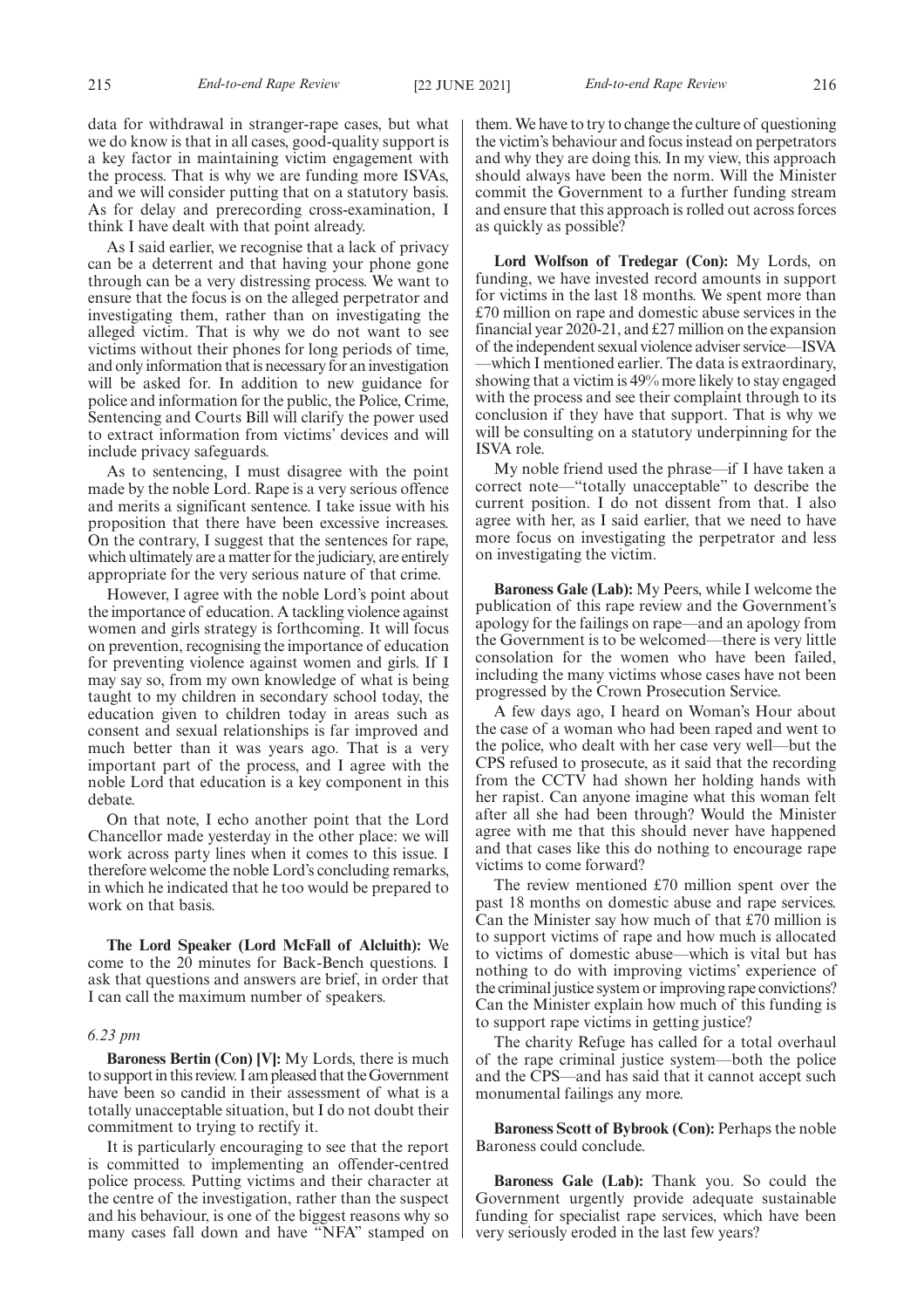data for withdrawal in stranger-rape cases, but what we do know is that in all cases, good-quality support is a key factor in maintaining victim engagement with the process. That is why we are funding more ISVAs, and we will consider putting that on a statutory basis. As for delay and prerecording cross-examination, I think I have dealt with that point already.

As I said earlier, we recognise that a lack of privacy can be a deterrent and that having your phone gone through can be a very distressing process. We want to ensure that the focus is on the alleged perpetrator and investigating them, rather than on investigating the alleged victim. That is why we do not want to see victims without their phones for long periods of time, and only information that is necessary for an investigation will be asked for. In addition to new guidance for police and information for the public, the Police, Crime, Sentencing and Courts Bill will clarify the power used to extract information from victims' devices and will include privacy safeguards.

As to sentencing, I must disagree with the point made by the noble Lord. Rape is a very serious offence and merits a significant sentence. I take issue with his proposition that there have been excessive increases. On the contrary, I suggest that the sentences for rape, which ultimately are a matter for the judiciary, are entirely appropriate for the very serious nature of that crime.

However, I agree with the noble Lord's point about the importance of education. A tackling violence against women and girls strategy is forthcoming. It will focus on prevention, recognising the importance of education for preventing violence against women and girls. If I may say so, from my own knowledge of what is being taught to my children in secondary school today, the education given to children today in areas such as consent and sexual relationships is far improved and much better than it was years ago. That is a very important part of the process, and I agree with the noble Lord that education is a key component in this debate.

On that note, I echo another point that the Lord Chancellor made yesterday in the other place: we will work across party lines when it comes to this issue. I therefore welcome the noble Lord's concluding remarks, in which he indicated that he too would be prepared to work on that basis.

**The Lord Speaker (Lord McFall of Alcluith):** We come to the 20 minutes for Back-Bench questions. I ask that questions and answers are brief, in order that I can call the maximum number of speakers.

*6.23 pm*

**Baroness Bertin (Con) [V]:** My Lords, there is much to support in this review. I am pleased that the Government have been so candid in their assessment of what is a totally unacceptable situation, but I do not doubt their commitment to trying to rectify it.

It is particularly encouraging to see that the report is committed to implementing an offender-centred police process. Putting victims and their character at the centre of the investigation, rather than the suspect and his behaviour, is one of the biggest reasons why so many cases fall down and have "NFA" stamped on them. We have to try to change the culture of questioning the victim's behaviour and focus instead on perpetrators and why they are doing this. In my view, this approach should always have been the norm. Will the Minister commit the Government to a further funding stream and ensure that this approach is rolled out across forces as quickly as possible?

**Lord Wolfson of Tredegar (Con):** My Lords, on funding, we have invested record amounts in support for victims in the last 18 months. We spent more than £70 million on rape and domestic abuse services in the financial year 2020-21, and £27 million on the expansion of the independent sexual violence adviser service—ISVA—which I mentioned earlier. The data is extraordinary, showing that a victim is 49% more likely to stay engaged with the process and see their complaint through to its conclusion if they have that support. That is why we will be consulting on a statutory underpinning for the ISVA role.

My noble friend used the phrase—if I have taken a correct note—"totally unacceptable" to describe the current position. I do not dissent from that. I also agree with her, as I said earlier, that we need to have more focus on investigating the perpetrator and less on investigating the victim.

**Baroness Gale (Lab):** My Peers, while I welcome the publication of this rape review and the Government's apology for the failings on rape—and an apology from the Government is to be welcomed—there is very little consolation for the women who have been failed, including the many victims whose cases have not been progressed by the Crown Prosecution Service.

A few days ago, I heard on Woman's Hour about the case of a woman who had been raped and went to the police, who dealt with her case very well—but the CPS refused to prosecute, as it said that the recording from the CCTV had shown her holding hands with her rapist. Can anyone imagine what this woman felt after all she had been through? Would the Minister agree with me that this should never have happened and that cases like this do nothing to encourage rape victims to come forward?

The review mentioned £70 million spent over the past 18 months on domestic abuse and rape services. Can the Minister say how much of that £70 million is to support victims of rape and how much is allocated to victims of domestic abuse—which is vital but has nothing to do with improving victims' experience of the criminal justice system or improving rape convictions? Can the Minister explain how much of this funding is to support rape victims in getting justice?

The charity Refuge has called for a total overhaul of the rape criminal justice system—both the police and the CPS—and has said that it cannot accept such monumental failings any more.

**Baroness Scott of Bybrook (Con):** Perhaps the noble Baroness could conclude.

**Baroness Gale (Lab):** Thank you. So could the Government urgently provide adequate sustainable funding for specialist rape services, which have been very seriously eroded in the last few years?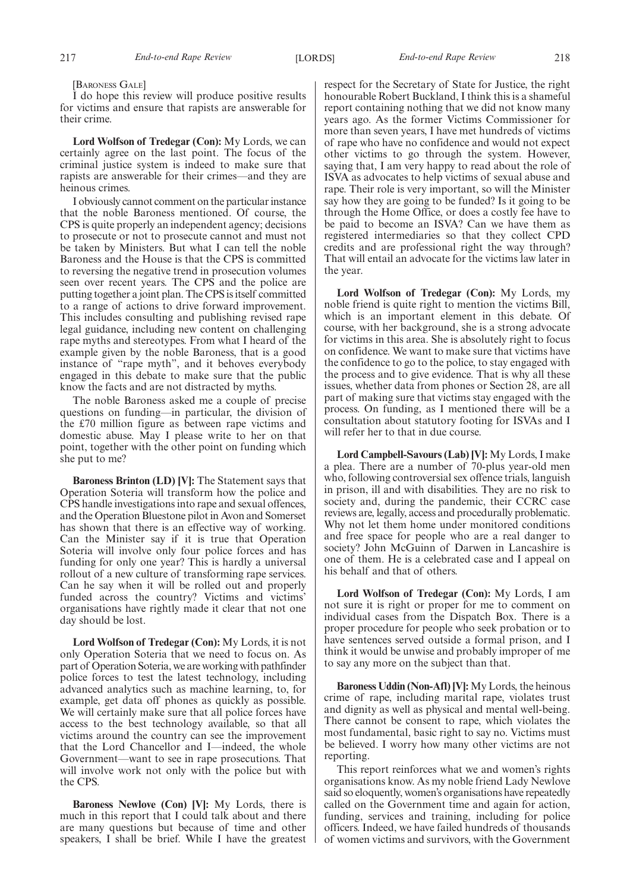[BARONESS GALE]

I do hope this review will produce positive results for victims and ensure that rapists are answerable for their crime.

**Lord Wolfson of Tredegar (Con):** My Lords, we can certainly agree on the last point. The focus of the criminal justice system is indeed to make sure that rapists are answerable for their crimes—and they are heinous crimes.

I obviously cannot comment on the particular instance that the noble Baroness mentioned. Of course, the CPS is quite properly an independent agency; decisions to prosecute or not to prosecute cannot and must not be taken by Ministers. But what I can tell the noble Baroness and the House is that the CPS is committed to reversing the negative trend in prosecution volumes seen over recent years. The CPS and the police are putting together a joint plan. The CPS is itself committed to a range of actions to drive forward improvement. This includes consulting and publishing revised rape legal guidance, including new content on challenging rape myths and stereotypes. From what I heard of the example given by the noble Baroness, that is a good instance of "rape myth", and it behoves everybody engaged in this debate to make sure that the public know the facts and are not distracted by myths.

The noble Baroness asked me a couple of precise questions on funding—in particular, the division of the £70 million figure as between rape victims and domestic abuse. May I please write to her on that point, together with the other point on funding which she put to me?

**Baroness Brinton (LD) [V]:** The Statement says that Operation Soteria will transform how the police and CPS handle investigations into rape and sexual offences, and the Operation Bluestone pilot in Avon and Somerset has shown that there is an effective way of working. Can the Minister say if it is true that Operation Soteria will involve only four police forces and has funding for only one year? This is hardly a universal rollout of a new culture of transforming rape services. Can he say when it will be rolled out and properly funded across the country? Victims and victims' organisations have rightly made it clear that not one day should be lost.

**Lord Wolfson of Tredegar (Con):** My Lords, it is not only Operation Soteria that we need to focus on. As part of Operation Soteria, we are working with pathfinder police forces to test the latest technology, including advanced analytics such as machine learning, to, for example, get data off phones as quickly as possible. We will certainly make sure that all police forces have access to the best technology available, so that all victims around the country can see the improvement that the Lord Chancellor and I—indeed, the whole Government—want to see in rape prosecutions. That will involve work not only with the police but with the CPS.

**Baroness Newlove (Con) [V]:** My Lords, there is much in this report that I could talk about and there are many questions but because of time and other speakers, I shall be brief. While I have the greatest respect for the Secretary of State for Justice, the right honourable Robert Buckland, I think this is a shameful report containing nothing that we did not know many years ago. As the former Victims Commissioner for more than seven years, I have met hundreds of victims of rape who have no confidence and would not expect other victims to go through the system. However, saying that, I am very happy to read about the role of ISVA as advocates to help victims of sexual abuse and rape. Their role is very important, so will the Minister say how they are going to be funded? Is it going to be through the Home Office, or does a costly fee have to be paid to become an ISVA? Can we have them as registered intermediaries so that they collect CPD credits and are professional right the way through? That will entail an advocate for the victims law later in the year.

**Lord Wolfson of Tredegar (Con):** My Lords, my noble friend is quite right to mention the victims Bill, which is an important element in this debate. Of course, with her background, she is a strong advocate for victims in this area. She is absolutely right to focus on confidence. We want to make sure that victims have the confidence to go to the police, to stay engaged with the process and to give evidence. That is why all these issues, whether data from phones or Section 28, are all part of making sure that victims stay engaged with the process. On funding, as I mentioned there will be a consultation about statutory footing for ISVAs and I will refer her to that in due course.

**Lord Campbell-Savours (Lab) [V]:** My Lords, I make a plea. There are a number of 70-plus year-old men who, following controversial sex offence trials, languish in prison, ill and with disabilities. They are no risk to society and, during the pandemic, their CCRC case reviews are, legally, access and procedurally problematic. Why not let them home under monitored conditions and free space for people who are a real danger to society? John McGuinn of Darwen in Lancashire is one of them. He is a celebrated case and I appeal on his behalf and that of others.

**Lord Wolfson of Tredegar (Con):** My Lords, I am not sure it is right or proper for me to comment on individual cases from the Dispatch Box. There is a proper procedure for people who seek probation or to have sentences served outside a formal prison, and I think it would be unwise and probably improper of me to say any more on the subject than that.

**Baroness Uddin (Non-Afl) [V]:** My Lords, the heinous crime of rape, including marital rape, violates trust and dignity as well as physical and mental well-being. There cannot be consent to rape, which violates the most fundamental, basic right to say no. Victims must be believed. I worry how many other victims are not reporting.

This report reinforces what we and women's rights organisations know. As my noble friend Lady Newlove said so eloquently, women's organisations have repeatedly called on the Government time and again for action, funding, services and training, including for police officers. Indeed, we have failed hundreds of thousands of women victims and survivors, with the Government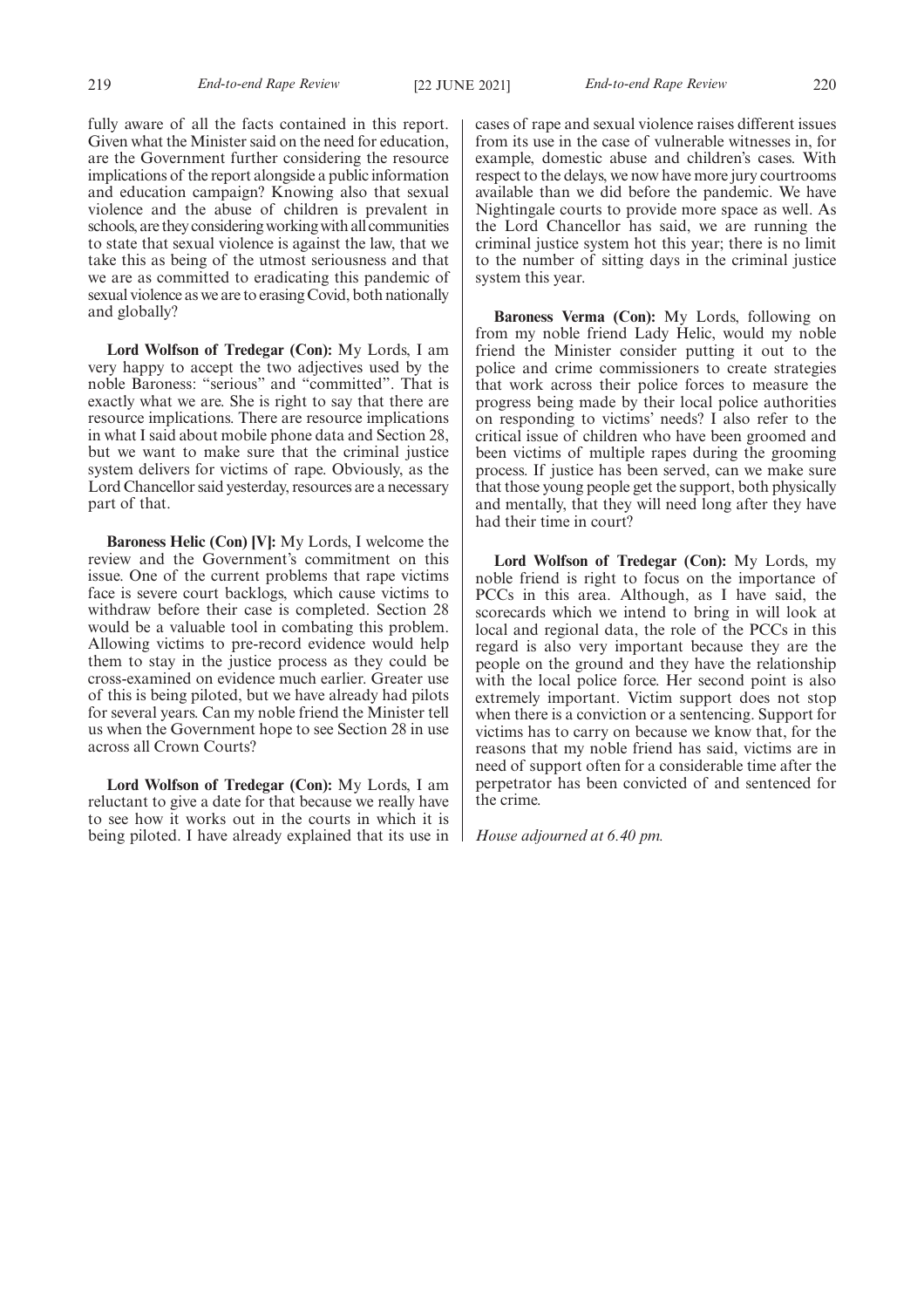fully aware of all the facts contained in this report. Given what the Minister said on the need for education, are the Government further considering the resource implications of the report alongside a public information and education campaign? Knowing also that sexual violence and the abuse of children is prevalent in schools, are they considering working with all communities to state that sexual violence is against the law, that we take this as being of the utmost seriousness and that we are as committed to eradicating this pandemic of sexual violence as we are to erasing Covid, both nationally and globally?

**Lord Wolfson of Tredegar (Con):** My Lords, I am very happy to accept the two adjectives used by the noble Baroness: "serious" and "committed". That is exactly what we are. She is right to say that there are resource implications. There are resource implications in what I said about mobile phone data and Section 28, but we want to make sure that the criminal justice system delivers for victims of rape. Obviously, as the Lord Chancellor said yesterday, resources are a necessary part of that.

**Baroness Helic (Con) [V]:** My Lords, I welcome the review and the Government's commitment on this issue. One of the current problems that rape victims face is severe court backlogs, which cause victims to withdraw before their case is completed. Section 28 would be a valuable tool in combating this problem. Allowing victims to pre-record evidence would help them to stay in the justice process as they could be cross-examined on evidence much earlier. Greater use of this is being piloted, but we have already had pilots for several years. Can my noble friend the Minister tell us when the Government hope to see Section 28 in use across all Crown Courts?

**Lord Wolfson of Tredegar (Con):** My Lords, I am reluctant to give a date for that because we really have to see how it works out in the courts in which it is being piloted. I have already explained that its use in cases of rape and sexual violence raises different issues from its use in the case of vulnerable witnesses in, for example, domestic abuse and children's cases. With respect to the delays, we now have more jury courtrooms available than we did before the pandemic. We have Nightingale courts to provide more space as well. As the Lord Chancellor has said, we are running the criminal justice system hot this year; there is no limit to the number of sitting days in the criminal justice system this year.

**Baroness Verma (Con):** My Lords, following on from my noble friend Lady Helic, would my noble friend the Minister consider putting it out to the police and crime commissioners to create strategies that work across their police forces to measure the progress being made by their local police authorities on responding to victims' needs? I also refer to the critical issue of children who have been groomed and been victims of multiple rapes during the grooming process. If justice has been served, can we make sure that those young people get the support, both physically and mentally, that they will need long after they have had their time in court?

**Lord Wolfson of Tredegar (Con):** My Lords, my noble friend is right to focus on the importance of PCCs in this area. Although, as I have said, the scorecards which we intend to bring in will look at local and regional data, the role of the PCCs in this regard is also very important because they are the people on the ground and they have the relationship with the local police force. Her second point is also extremely important. Victim support does not stop when there is a conviction or a sentencing. Support for victims has to carry on because we know that, for the reasons that my noble friend has said, victims are in need of support often for a considerable time after the perpetrator has been convicted of and sentenced for the crime.

*House adjourned at 6.40 pm.*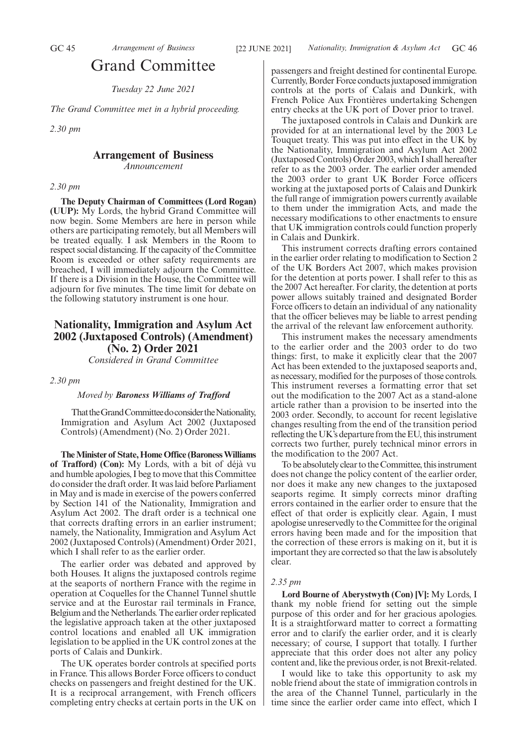# Grand Committee

*Tuesday 22 June 2021*

*The Grand Committee met in a hybrid proceeding.*

*2.30 pm*

## Arrangement of Business

*Announcement*

*2.30 pm*

**The Deputy Chairman of Committees (Lord Rogan) (UUP):** My Lords, the hybrid Grand Committee will now begin. Some Members are here in person while others are participating remotely, but all Members will be treated equally. I ask Members in the Room to respect social distancing. If the capacity of the Committee Room is exceeded or other safety requirements are breached, I will immediately adjourn the Committee. If there is a Division in the House, the Committee will adjourn for five minutes. The time limit for debate on the following statutory instrument is one hour.

## Nationality, Immigration and Asylum Act 2002 (Juxtaposed Controls) (Amendment) (No. 2) Order 2021

*Considered in Grand Committee*

*2.30 pm*

*Moved by* ***Baroness Williams of Trafford***

That the Grand Committee do consider the Nationality, Immigration and Asylum Act 2002 (Juxtaposed Controls) (Amendment) (No. 2) Order 2021.

**The Minister of State, Home Office (Baroness Williams of Trafford) (Con):** My Lords, with a bit of déjà vu and humble apologies, I beg to move that this Committee do consider the draft order. It was laid before Parliament in May and is made in exercise of the powers conferred by Section 141 of the Nationality, Immigration and Asylum Act 2002. The draft order is a technical one that corrects drafting errors in an earlier instrument; namely, the Nationality, Immigration and Asylum Act 2002 (Juxtaposed Controls) (Amendment) Order 2021, which I shall refer to as the earlier order.

The earlier order was debated and approved by both Houses. It aligns the juxtaposed controls regime at the seaports of northern France with the regime in operation at Coquelles for the Channel Tunnel shuttle service and at the Eurostar rail terminals in France, Belgium and the Netherlands. The earlier order replicated the legislative approach taken at the other juxtaposed control locations and enabled all UK immigration legislation to be applied in the UK control zones at the ports of Calais and Dunkirk.

The UK operates border controls at specified ports in France. This allows Border Force officers to conduct checks on passengers and freight destined for the UK. It is a reciprocal arrangement, with French officers completing entry checks at certain ports in the UK on passengers and freight destined for continental Europe. Currently, Border Force conducts juxtaposed immigration controls at the ports of Calais and Dunkirk, with French Police Aux Frontières undertaking Schengen entry checks at the UK port of Dover prior to travel.

The juxtaposed controls in Calais and Dunkirk are provided for at an international level by the 2003 Le Touquet treaty. This was put into effect in the UK by the Nationality, Immigration and Asylum Act 2002 (Juxtaposed Controls) Order 2003, which I shall hereafter refer to as the 2003 order. The earlier order amended the 2003 order to grant UK Border Force officers working at the juxtaposed ports of Calais and Dunkirk the full range of immigration powers currently available to them under the immigration Acts, and made the necessary modifications to other enactments to ensure that UK immigration controls could function properly in Calais and Dunkirk.

This instrument corrects drafting errors contained in the earlier order relating to modification to Section 2 of the UK Borders Act 2007, which makes provision for the detention at ports power. I shall refer to this as the 2007 Act hereafter. For clarity, the detention at ports power allows suitably trained and designated Border Force officers to detain an individual of any nationality that the officer believes may be liable to arrest pending the arrival of the relevant law enforcement authority.

This instrument makes the necessary amendments to the earlier order and the 2003 order to do two things: first, to make it explicitly clear that the 2007 Act has been extended to the juxtaposed seaports and, as necessary, modified for the purposes of those controls. This instrument reverses a formatting error that set out the modification to the 2007 Act as a stand-alone article rather than a provision to be inserted into the 2003 order. Secondly, to account for recent legislative changes resulting from the end of the transition period reflecting the UK's departure from the EU, this instrument corrects two further, purely technical minor errors in the modification to the 2007 Act.

To be absolutely clear to the Committee, this instrument does not change the policy content of the earlier order, nor does it make any new changes to the juxtaposed seaports regime. It simply corrects minor drafting errors contained in the earlier order to ensure that the effect of that order is explicitly clear. Again, I must apologise unreservedly to the Committee for the original errors having been made and for the imposition that the correction of these errors is making on it, but it is important they are corrected so that the law is absolutely clear.

*2.35 pm*

**Lord Bourne of Aberystwyth (Con) [V]:** My Lords, I thank my noble friend for setting out the simple purpose of this order and for her gracious apologies. It is a straightforward matter to correct a formatting error and to clarify the earlier order, and it is clearly necessary; of course, I support that totally. I further appreciate that this order does not alter any policy content and, like the previous order, is not Brexit-related.

I would like to take this opportunity to ask my noble friend about the state of immigration controls in the area of the Channel Tunnel, particularly in the time since the earlier order came into effect, which I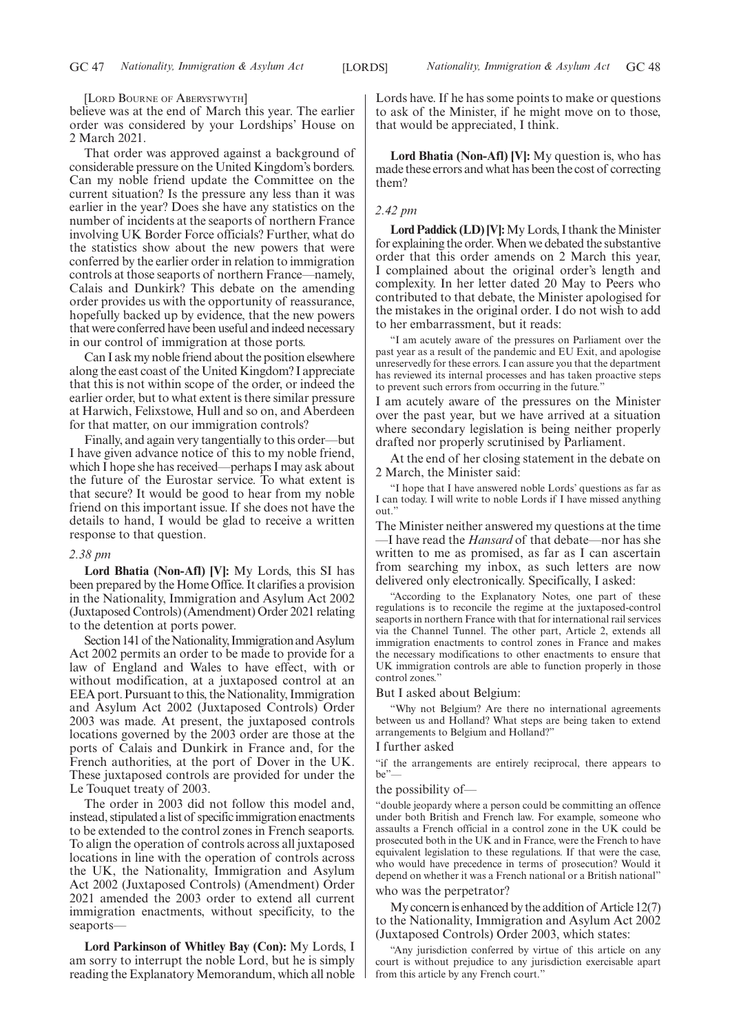[LORD BOURNE OF ABERYSTWYTH]

believe was at the end of March this year. The earlier order was considered by your Lordships' House on 2 March 2021.

That order was approved against a background of considerable pressure on the United Kingdom's borders. Can my noble friend update the Committee on the current situation? Is the pressure any less than it was earlier in the year? Does she have any statistics on the number of incidents at the seaports of northern France involving UK Border Force officials? Further, what do the statistics show about the new powers that were conferred by the earlier order in relation to immigration controls at those seaports of northern France—namely, Calais and Dunkirk? This debate on the amending order provides us with the opportunity of reassurance, hopefully backed up by evidence, that the new powers that were conferred have been useful and indeed necessary in our control of immigration at those ports.

Can I ask my noble friend about the position elsewhere along the east coast of the United Kingdom? I appreciate that this is not within scope of the order, or indeed the earlier order, but to what extent is there similar pressure at Harwich, Felixstowe, Hull and so on, and Aberdeen for that matter, on our immigration controls?

Finally, and again very tangentially to this order—but I have given advance notice of this to my noble friend, which I hope she has received—perhaps I may ask about the future of the Eurostar service. To what extent is that secure? It would be good to hear from my noble friend on this important issue. If she does not have the details to hand, I would be glad to receive a written response to that question.

*2.38 pm*

**Lord Bhatia (Non-Afl) [V]:** My Lords, this SI has been prepared by the Home Office. It clarifies a provision in the Nationality, Immigration and Asylum Act 2002 (Juxtaposed Controls) (Amendment) Order 2021 relating to the detention at ports power.

Section 141 of the Nationality, Immigration and Asylum Act 2002 permits an order to be made to provide for a law of England and Wales to have effect, with or without modification, at a juxtaposed control at an EEA port. Pursuant to this, the Nationality, Immigration and Asylum Act 2002 (Juxtaposed Controls) Order 2003 was made. At present, the juxtaposed controls locations governed by the 2003 order are those at the ports of Calais and Dunkirk in France and, for the French authorities, at the port of Dover in the UK. These juxtaposed controls are provided for under the Le Touquet treaty of 2003.

The order in 2003 did not follow this model and, instead, stipulated a list of specific immigration enactments to be extended to the control zones in French seaports. To align the operation of controls across all juxtaposed locations in line with the operation of controls across the UK, the Nationality, Immigration and Asylum Act 2002 (Juxtaposed Controls) (Amendment) Order 2021 amended the 2003 order to extend all current immigration enactments, without specificity, to the seaports—

**Lord Parkinson of Whitley Bay (Con):** My Lords, I am sorry to interrupt the noble Lord, but he is simply reading the Explanatory Memorandum, which all noble Lords have. If he has some points to make or questions to ask of the Minister, if he might move on to those, that would be appreciated, I think.

**Lord Bhatia (Non-Afl) [V]:** My question is, who has made these errors and what has been the cost of correcting them?

*2.42 pm*

**Lord Paddick (LD) [V]:** My Lords, I thank the Minister for explaining the order. When we debated the substantive order that this order amends on 2 March this year, I complained about the original order's length and complexity. In her letter dated 20 May to Peers who contributed to that debate, the Minister apologised for the mistakes in the original order. I do not wish to add to her embarrassment, but it reads:

> "I am acutely aware of the pressures on Parliament over the past year as a result of the pandemic and EU Exit, and apologise unreservedly for these errors. I can assure you that the department has reviewed its internal processes and has taken proactive steps to prevent such errors from occurring in the future."

I am acutely aware of the pressures on the Minister over the past year, but we have arrived at a situation where secondary legislation is being neither properly drafted nor properly scrutinised by Parliament.

At the end of her closing statement in the debate on 2 March, the Minister said:

> "I hope that I have answered noble Lords' questions as far as I can today. I will write to noble Lords if I have missed anything out."

The Minister neither answered my questions at the time—I have read the *Hansard* of that debate—nor has she written to me as promised, as far as I can ascertain from searching my inbox, as such letters are now delivered only electronically. Specifically, I asked:

> "According to the Explanatory Notes, one part of these regulations is to reconcile the regime at the juxtaposed-control seaports in northern France with that for international rail services via the Channel Tunnel. The other part, Article 2, extends all immigration enactments to control zones in France and makes the necessary modifications to other enactments to ensure that UK immigration controls are able to function properly in those control zones."

But I asked about Belgium:

> "Why not Belgium? Are there no international agreements between us and Holland? What steps are being taken to extend arrangements to Belgium and Holland?"

I further asked

> "if the arrangements are entirely reciprocal, there appears to be"—

the possibility of—

> "double jeopardy where a person could be committing an offence under both British and French law. For example, someone who assaults a French official in a control zone in the UK could be prosecuted both in the UK and in France, were the French to have equivalent legislation to these regulations. If that were the case, who would have precedence in terms of prosecution? Would it depend on whether it was a French national or a British national"

who was the perpetrator?

My concern is enhanced by the addition of Article 12(7) to the Nationality, Immigration and Asylum Act 2002 (Juxtaposed Controls) Order 2003, which states:

> "Any jurisdiction conferred by virtue of this article on any court is without prejudice to any jurisdiction exercisable apart from this article by any French court."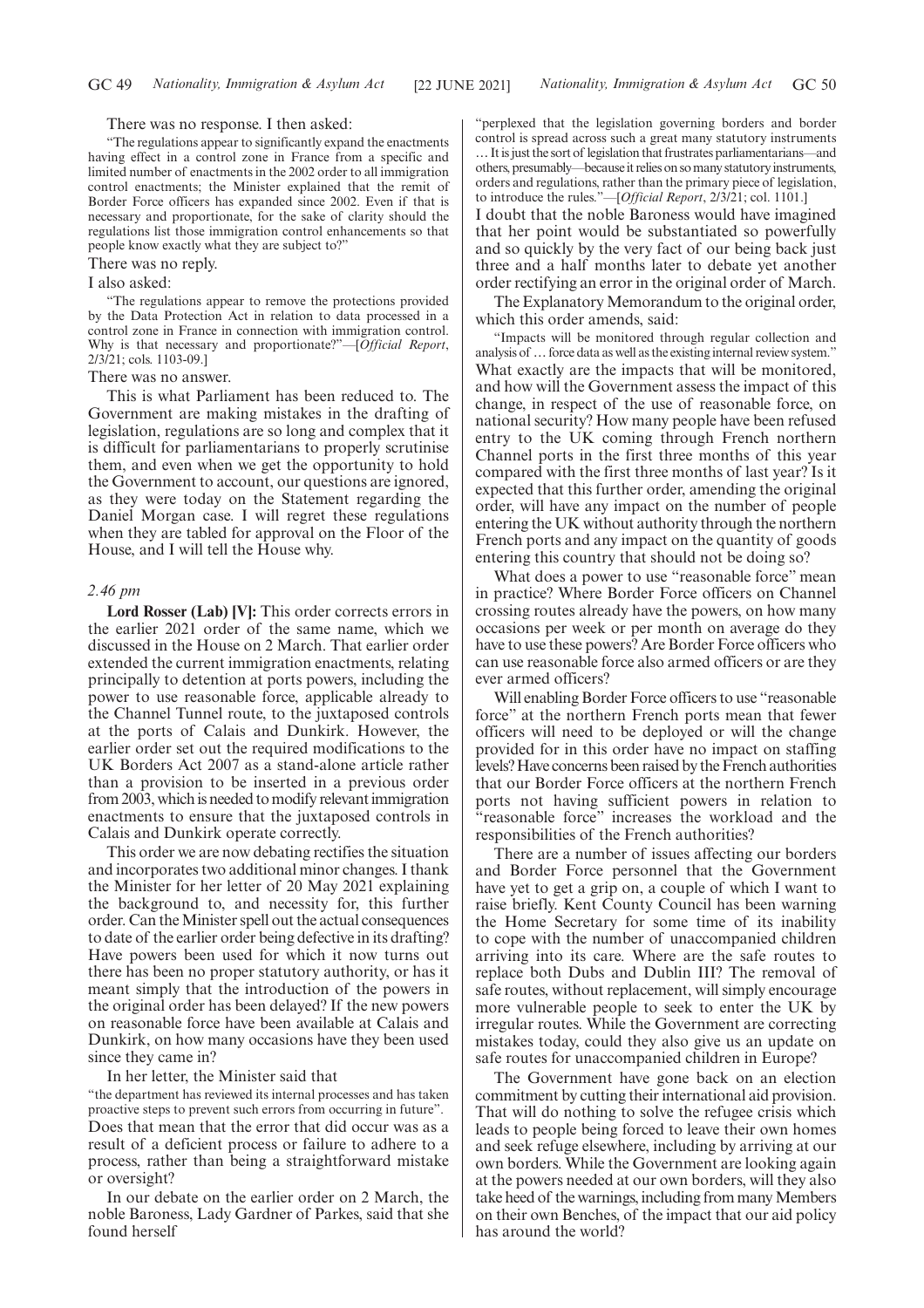There was no response. I then asked:

> "The regulations appear to significantly expand the enactments having effect in a control zone in France from a specific and limited number of enactments in the 2002 order to all immigration control enactments; the Minister explained that the remit of Border Force officers has expanded since 2002. Even if that is necessary and proportionate, for the sake of clarity should the regulations list those immigration control enhancements so that people know exactly what they are subject to?"

There was no reply.

I also asked:

> "The regulations appear to remove the protections provided by the Data Protection Act in relation to data processed in a control zone in France in connection with immigration control. Why is that necessary and proportionate?"—[*Official Report*, 2/3/21; cols. 1103-09.]

There was no answer.

This is what Parliament has been reduced to. The Government are making mistakes in the drafting of legislation, regulations are so long and complex that it is difficult for parliamentarians to properly scrutinise them, and even when we get the opportunity to hold the Government to account, our questions are ignored, as they were today on the Statement regarding the Daniel Morgan case. I will regret these regulations when they are tabled for approval on the Floor of the House, and I will tell the House why.

*2.46 pm*

**Lord Rosser (Lab) [V]:** This order corrects errors in the earlier 2021 order of the same name, which we discussed in the House on 2 March. That earlier order extended the current immigration enactments, relating principally to detention at ports powers, including the power to use reasonable force, applicable already to the Channel Tunnel route, to the juxtaposed controls at the ports of Calais and Dunkirk. However, the earlier order set out the required modifications to the UK Borders Act 2007 as a stand-alone article rather than a provision to be inserted in a previous order from 2003, which is needed to modify relevant immigration enactments to ensure that the juxtaposed controls in Calais and Dunkirk operate correctly.

This order we are now debating rectifies the situation and incorporates two additional minor changes. I thank the Minister for her letter of 20 May 2021 explaining the background to, and necessity for, this further order. Can the Minister spell out the actual consequences to date of the earlier order being defective in its drafting? Have powers been used for which it now turns out there has been no proper statutory authority, or has it meant simply that the introduction of the powers in the original order has been delayed? If the new powers on reasonable force have been available at Calais and Dunkirk, on how many occasions have they been used since they came in?

In her letter, the Minister said that

> "the department has reviewed its internal processes and has taken proactive steps to prevent such errors from occurring in future".

Does that mean that the error that did occur was as a result of a deficient process or failure to adhere to a process, rather than being a straightforward mistake or oversight?

In our debate on the earlier order on 2 March, the noble Baroness, Lady Gardner of Parkes, said that she found herself

> "perplexed that the legislation governing borders and border control is spread across such a great many statutory instruments … It is just the sort of legislation that frustrates parliamentarians—and others, presumably—because it relies on so many statutory instruments, orders and regulations, rather than the primary piece of legislation, to introduce the rules."—[*Official Report*, 2/3/21; col. 1101.]

I doubt that the noble Baroness would have imagined that her point would be substantiated so powerfully and so quickly by the very fact of our being back just three and a half months later to debate yet another order rectifying an error in the original order of March.

The Explanatory Memorandum to the original order, which this order amends, said:

> "Impacts will be monitored through regular collection and analysis of … force data as well as the existing internal review system."

What exactly are the impacts that will be monitored, and how will the Government assess the impact of this change, in respect of the use of reasonable force, on national security? How many people have been refused entry to the UK coming through French northern Channel ports in the first three months of this year compared with the first three months of last year? Is it expected that this further order, amending the original order, will have any impact on the number of people entering the UK without authority through the northern French ports and any impact on the quantity of goods entering this country that should not be doing so?

What does a power to use "reasonable force" mean in practice? Where Border Force officers on Channel crossing routes already have the powers, on how many occasions per week or per month on average do they have to use these powers? Are Border Force officers who can use reasonable force also armed officers or are they ever armed officers?

Will enabling Border Force officers to use "reasonable force" at the northern French ports mean that fewer officers will need to be deployed or will the change provided for in this order have no impact on staffing levels? Have concerns been raised by the French authorities that our Border Force officers at the northern French ports not having sufficient powers in relation to "reasonable force" increases the workload and the responsibilities of the French authorities?

There are a number of issues affecting our borders and Border Force personnel that the Government have yet to get a grip on, a couple of which I want to raise briefly. Kent County Council has been warning the Home Secretary for some time of its inability to cope with the number of unaccompanied children arriving into its care. Where are the safe routes to replace both Dubs and Dublin III? The removal of safe routes, without replacement, will simply encourage more vulnerable people to seek to enter the UK by irregular routes. While the Government are correcting mistakes today, could they also give us an update on safe routes for unaccompanied children in Europe?

The Government have gone back on an election commitment by cutting their international aid provision. That will do nothing to solve the refugee crisis which leads to people being forced to leave their own homes and seek refuge elsewhere, including by arriving at our own borders. While the Government are looking again at the powers needed at our own borders, will they also take heed of the warnings, including from many Members on their own Benches, of the impact that our aid policy has around the world?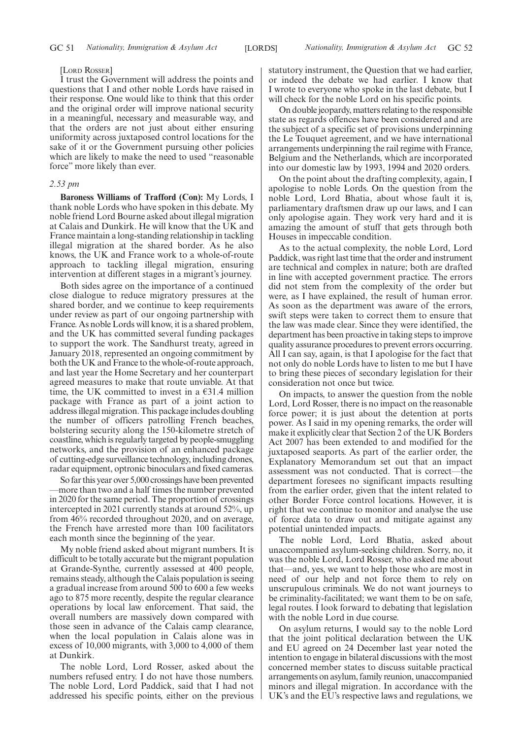[LORD ROSSER]

I trust the Government will address the points and questions that I and other noble Lords have raised in their response. One would like to think that this order and the original order will improve national security in a meaningful, necessary and measurable way, and that the orders are not just about either ensuring uniformity across juxtaposed control locations for the sake of it or the Government pursuing other policies which are likely to make the need to used "reasonable force" more likely than ever.

*2.53 pm*

**Baroness Williams of Trafford (Con):** My Lords, I thank noble Lords who have spoken in this debate. My noble friend Lord Bourne asked about illegal migration at Calais and Dunkirk. He will know that the UK and France maintain a long-standing relationship in tackling illegal migration at the shared border. As he also knows, the UK and France work to a whole-of-route approach to tackling illegal migration, ensuring intervention at different stages in a migrant's journey.

Both sides agree on the importance of a continued close dialogue to reduce migratory pressures at the shared border, and we continue to keep requirements under review as part of our ongoing partnership with France. As noble Lords will know, it is a shared problem, and the UK has committed several funding packages to support the work. The Sandhurst treaty, agreed in January 2018, represented an ongoing commitment by both the UK and France to the whole-of-route approach, and last year the Home Secretary and her counterpart agreed measures to make that route unviable. At that time, the UK committed to invest in a €31.4 million package with France as part of a joint action to address illegal migration. This package includes doubling the number of officers patrolling French beaches, bolstering security along the 150-kilometre stretch of coastline, which is regularly targeted by people-smuggling networks, and the provision of an enhanced package of cutting-edge surveillance technology, including drones, radar equipment, optronic binoculars and fixed cameras.

So far this year over 5,000 crossings have been prevented—more than two and a half times the number prevented in 2020 for the same period. The proportion of crossings intercepted in 2021 currently stands at around 52%, up from 46% recorded throughout 2020, and on average, the French have arrested more than 100 facilitators each month since the beginning of the year.

My noble friend asked about migrant numbers. It is difficult to be totally accurate but the migrant population at Grande-Synthe, currently assessed at 400 people, remains steady, although the Calais population is seeing a gradual increase from around 500 to 600 a few weeks ago to 875 more recently, despite the regular clearance operations by local law enforcement. That said, the overall numbers are massively down compared with those seen in advance of the Calais camp clearance, when the local population in Calais alone was in excess of 10,000 migrants, with 3,000 to 4,000 of them at Dunkirk.

The noble Lord, Lord Rosser, asked about the numbers refused entry. I do not have those numbers. The noble Lord, Lord Paddick, said that I had not addressed his specific points, either on the previous statutory instrument, the Question that we had earlier, or indeed the debate we had earlier. I know that I wrote to everyone who spoke in the last debate, but I will check for the noble Lord on his specific points.

On double jeopardy, matters relating to the responsible state as regards offences have been considered and are the subject of a specific set of provisions underpinning the Le Touquet agreement, and we have international arrangements underpinning the rail regime with France, Belgium and the Netherlands, which are incorporated into our domestic law by 1993, 1994 and 2020 orders.

On the point about the drafting complexity, again, I apologise to noble Lords. On the question from the noble Lord, Lord Bhatia, about whose fault it is, parliamentary draftsmen draw up our laws, and I can only apologise again. They work very hard and it is amazing the amount of stuff that gets through both Houses in impeccable condition.

As to the actual complexity, the noble Lord, Lord Paddick, was right last time that the order and instrument are technical and complex in nature; both are drafted in line with accepted government practice. The errors did not stem from the complexity of the order but were, as I have explained, the result of human error. As soon as the department was aware of the errors, swift steps were taken to correct them to ensure that the law was made clear. Since they were identified, the department has been proactive in taking steps to improve quality assurance procedures to prevent errors occurring. All I can say, again, is that I apologise for the fact that not only do noble Lords have to listen to me but I have to bring these pieces of secondary legislation for their consideration not once but twice.

On impacts, to answer the question from the noble Lord, Lord Rosser, there is no impact on the reasonable force power; it is just about the detention at ports power. As I said in my opening remarks, the order will make it explicitly clear that Section 2 of the UK Borders Act 2007 has been extended to and modified for the juxtaposed seaports. As part of the earlier order, the Explanatory Memorandum set out that an impact assessment was not conducted. That is correct—the department foresees no significant impacts resulting from the earlier order, given that the intent related to other Border Force control locations. However, it is right that we continue to monitor and analyse the use of force data to draw out and mitigate against any potential unintended impacts.

The noble Lord, Lord Bhatia, asked about unaccompanied asylum-seeking children. Sorry, no, it was the noble Lord, Lord Rosser, who asked me about that—and, yes, we want to help those who are most in need of our help and not force them to rely on unscrupulous criminals. We do not want journeys to be criminality-facilitated; we want them to be on safe, legal routes. I look forward to debating that legislation with the noble Lord in due course.

On asylum returns, I would say to the noble Lord that the joint political declaration between the UK and EU agreed on 24 December last year noted the intention to engage in bilateral discussions with the most concerned member states to discuss suitable practical arrangements on asylum, family reunion, unaccompanied minors and illegal migration. In accordance with the UK's and the EU's respective laws and regulations, we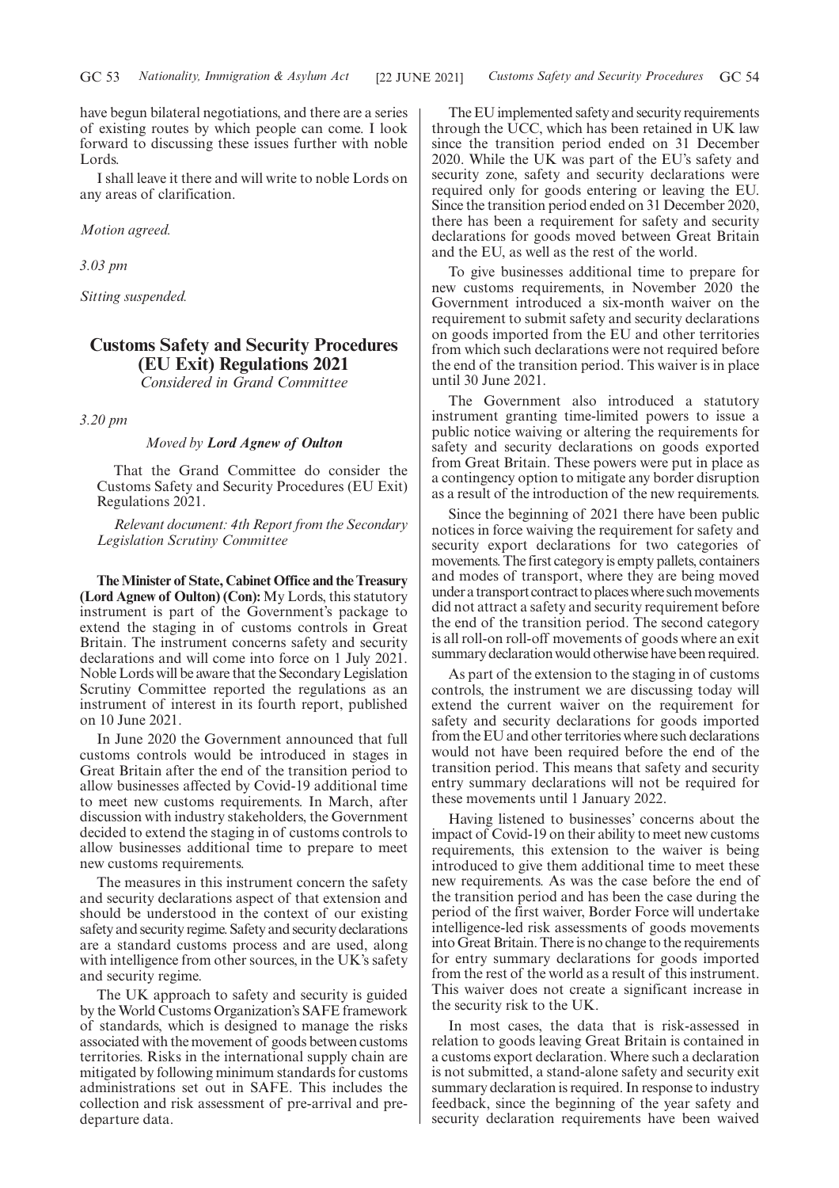have begun bilateral negotiations, and there are a series of existing routes by which people can come. I look forward to discussing these issues further with noble Lords.

I shall leave it there and will write to noble Lords on any areas of clarification.

*Motion agreed.*

*3.03 pm*

*Sitting suspended.*

## Customs Safety and Security Procedures (EU Exit) Regulations 2021

*Considered in Grand Committee*

*3.20 pm*

*Moved by* ***Lord Agnew of Oulton***

That the Grand Committee do consider the Customs Safety and Security Procedures (EU Exit) Regulations 2021.

*Relevant document: 4th Report from the Secondary Legislation Scrutiny Committee*

**The Minister of State, Cabinet Office and the Treasury (Lord Agnew of Oulton) (Con):** My Lords, this statutory instrument is part of the Government's package to extend the staging in of customs controls in Great Britain. The instrument concerns safety and security declarations and will come into force on 1 July 2021. Noble Lords will be aware that the Secondary Legislation Scrutiny Committee reported the regulations as an instrument of interest in its fourth report, published on 10 June 2021.

In June 2020 the Government announced that full customs controls would be introduced in stages in Great Britain after the end of the transition period to allow businesses affected by Covid-19 additional time to meet new customs requirements. In March, after discussion with industry stakeholders, the Government decided to extend the staging in of customs controls to allow businesses additional time to prepare to meet new customs requirements.

The measures in this instrument concern the safety and security declarations aspect of that extension and should be understood in the context of our existing safety and security regime. Safety and security declarations are a standard customs process and are used, along with intelligence from other sources, in the UK's safety and security regime.

The UK approach to safety and security is guided by the World Customs Organization's SAFE framework of standards, which is designed to manage the risks associated with the movement of goods between customs territories. Risks in the international supply chain are mitigated by following minimum standards for customs administrations set out in SAFE. This includes the collection and risk assessment of pre-arrival and pre-departure data.

The EU implemented safety and security requirements through the UCC, which has been retained in UK law since the transition period ended on 31 December 2020. While the UK was part of the EU's safety and security zone, safety and security declarations were required only for goods entering or leaving the EU. Since the transition period ended on 31 December 2020, there has been a requirement for safety and security declarations for goods moved between Great Britain and the EU, as well as the rest of the world.

To give businesses additional time to prepare for new customs requirements, in November 2020 the Government introduced a six-month waiver on the requirement to submit safety and security declarations on goods imported from the EU and other territories from which such declarations were not required before the end of the transition period. This waiver is in place until 30 June 2021.

The Government also introduced a statutory instrument granting time-limited powers to issue a public notice waiving or altering the requirements for safety and security declarations on goods exported from Great Britain. These powers were put in place as a contingency option to mitigate any border disruption as a result of the introduction of the new requirements.

Since the beginning of 2021 there have been public notices in force waiving the requirement for safety and security export declarations for two categories of movements. The first category is empty pallets, containers and modes of transport, where they are being moved under a transport contract to places where such movements did not attract a safety and security requirement before the end of the transition period. The second category is all roll-on roll-off movements of goods where an exit summary declaration would otherwise have been required.

As part of the extension to the staging in of customs controls, the instrument we are discussing today will extend the current waiver on the requirement for safety and security declarations for goods imported from the EU and other territories where such declarations would not have been required before the end of the transition period. This means that safety and security entry summary declarations will not be required for these movements until 1 January 2022.

Having listened to businesses' concerns about the impact of Covid-19 on their ability to meet new customs requirements, this extension to the waiver is being introduced to give them additional time to meet these new requirements. As was the case before the end of the transition period and has been the case during the period of the first waiver, Border Force will undertake intelligence-led risk assessments of goods movements into Great Britain. There is no change to the requirements for entry summary declarations for goods imported from the rest of the world as a result of this instrument. This waiver does not create a significant increase in the security risk to the UK.

In most cases, the data that is risk-assessed in relation to goods leaving Great Britain is contained in a customs export declaration. Where such a declaration is not submitted, a stand-alone safety and security exit summary declaration is required. In response to industry feedback, since the beginning of the year safety and security declaration requirements have been waived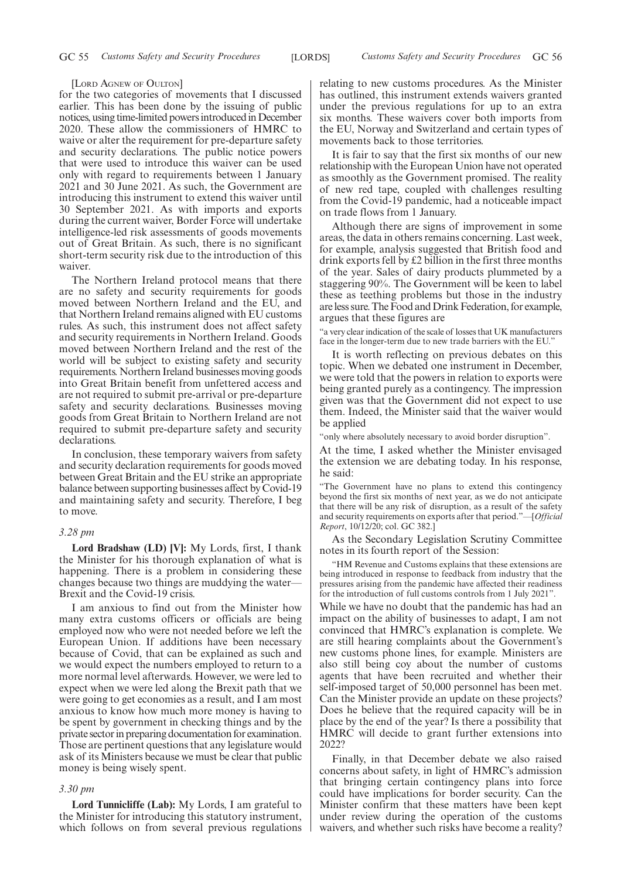[Lord Agnew of Oulton]

for the two categories of movements that I discussed earlier. This has been done by the issuing of public notices, using time-limited powers introduced in December 2020. These allow the commissioners of HMRC to waive or alter the requirement for pre-departure safety and security declarations. The public notice powers that were used to introduce this waiver can be used only with regard to requirements between 1 January 2021 and 30 June 2021. As such, the Government are introducing this instrument to extend this waiver until 30 September 2021. As with imports and exports during the current waiver, Border Force will undertake intelligence-led risk assessments of goods movements out of Great Britain. As such, there is no significant short-term security risk due to the introduction of this waiver.

The Northern Ireland protocol means that there are no safety and security requirements for goods moved between Northern Ireland and the EU, and that Northern Ireland remains aligned with EU customs rules. As such, this instrument does not affect safety and security requirements in Northern Ireland. Goods moved between Northern Ireland and the rest of the world will be subject to existing safety and security requirements. Northern Ireland businesses moving goods into Great Britain benefit from unfettered access and are not required to submit pre-arrival or pre-departure safety and security declarations. Businesses moving goods from Great Britain to Northern Ireland are not required to submit pre-departure safety and security declarations.

In conclusion, these temporary waivers from safety and security declaration requirements for goods moved between Great Britain and the EU strike an appropriate balance between supporting businesses affect by Covid-19 and maintaining safety and security. Therefore, I beg to move.

*3.28 pm*

**Lord Bradshaw (LD) [V]:** My Lords, first, I thank the Minister for his thorough explanation of what is happening. There is a problem in considering these changes because two things are muddying the water—Brexit and the Covid-19 crisis.

I am anxious to find out from the Minister how many extra customs officers or officials are being employed now who were not needed before we left the European Union. If additions have been necessary because of Covid, that can be explained as such and we would expect the numbers employed to return to a more normal level afterwards. However, we were led to expect when we were led along the Brexit path that we were going to get economies as a result, and I am most anxious to know how much more money is having to be spent by government in checking things and by the private sector in preparing documentation for examination. Those are pertinent questions that any legislature would ask of its Ministers because we must be clear that public money is being wisely spent.

*3.30 pm*

**Lord Tunnicliffe (Lab):** My Lords, I am grateful to the Minister for introducing this statutory instrument, which follows on from several previous regulations relating to new customs procedures. As the Minister has outlined, this instrument extends waivers granted under the previous regulations for up to an extra six months. These waivers cover both imports from the EU, Norway and Switzerland and certain types of movements back to those territories.

It is fair to say that the first six months of our new relationship with the European Union have not operated as smoothly as the Government promised. The reality of new red tape, coupled with challenges resulting from the Covid-19 pandemic, had a noticeable impact on trade flows from 1 January.

Although there are signs of improvement in some areas, the data in others remains concerning. Last week, for example, analysis suggested that British food and drink exports fell by £2 billion in the first three months of the year. Sales of dairy products plummeted by a staggering 90%. The Government will be keen to label these as teething problems but those in the industry are less sure. The Food and Drink Federation, for example, argues that these figures are

"a very clear indication of the scale of losses that UK manufacturers face in the longer-term due to new trade barriers with the EU."

It is worth reflecting on previous debates on this topic. When we debated one instrument in December, we were told that the powers in relation to exports were being granted purely as a contingency. The impression given was that the Government did not expect to use them. Indeed, the Minister said that the waiver would be applied

"only where absolutely necessary to avoid border disruption".

At the time, I asked whether the Minister envisaged the extension we are debating today. In his response, he said:

"The Government have no plans to extend this contingency beyond the first six months of next year, as we do not anticipate that there will be any risk of disruption, as a result of the safety and security requirements on exports after that period."—[*Official Report*, 10/12/20; col. GC 382.]

As the Secondary Legislation Scrutiny Committee notes in its fourth report of the Session:

"HM Revenue and Customs explains that these extensions are being introduced in response to feedback from industry that the pressures arising from the pandemic have affected their readiness for the introduction of full customs controls from 1 July 2021".

While we have no doubt that the pandemic has had an impact on the ability of businesses to adapt, I am not convinced that HMRC's explanation is complete. We are still hearing complaints about the Government's new customs phone lines, for example. Ministers are also still being coy about the number of customs agents that have been recruited and whether their self-imposed target of 50,000 personnel has been met. Can the Minister provide an update on these projects? Does he believe that the required capacity will be in place by the end of the year? Is there a possibility that HMRC will decide to grant further extensions into 2022?

Finally, in that December debate we also raised concerns about safety, in light of HMRC's admission that bringing certain contingency plans into force could have implications for border security. Can the Minister confirm that these matters have been kept under review during the operation of the customs waivers, and whether such risks have become a reality?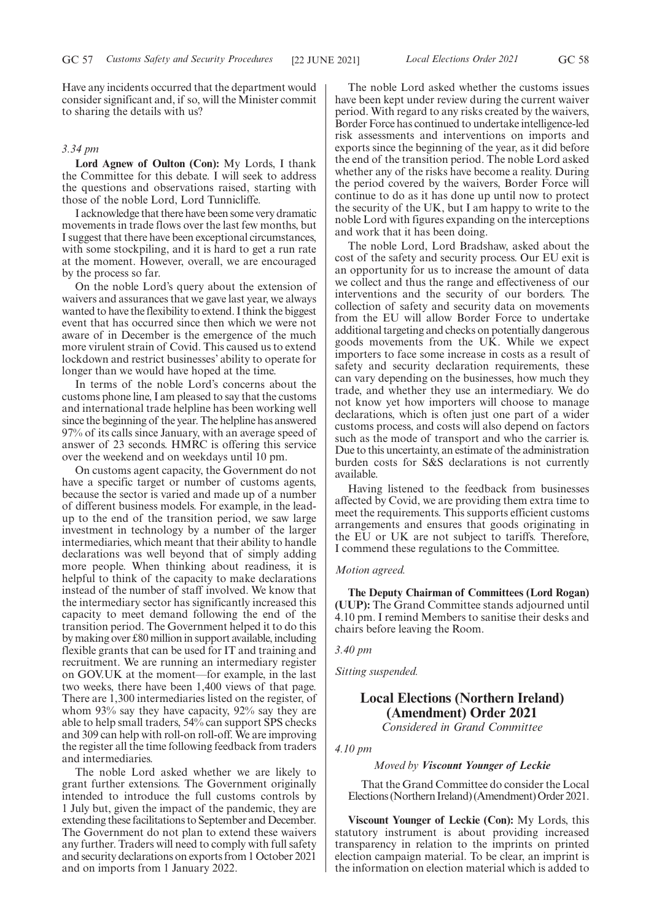Have any incidents occurred that the department would consider significant and, if so, will the Minister commit to sharing the details with us?

*3.34 pm*

**Lord Agnew of Oulton (Con):** My Lords, I thank the Committee for this debate. I will seek to address the questions and observations raised, starting with those of the noble Lord, Lord Tunnicliffe.

I acknowledge that there have been some very dramatic movements in trade flows over the last few months, but I suggest that there have been exceptional circumstances, with some stockpiling, and it is hard to get a run rate at the moment. However, overall, we are encouraged by the process so far.

On the noble Lord's query about the extension of waivers and assurances that we gave last year, we always wanted to have the flexibility to extend. I think the biggest event that has occurred since then which we were not aware of in December is the emergence of the much more virulent strain of Covid. This caused us to extend lockdown and restrict businesses' ability to operate for longer than we would have hoped at the time.

In terms of the noble Lord's concerns about the customs phone line, I am pleased to say that the customs and international trade helpline has been working well since the beginning of the year. The helpline has answered 97% of its calls since January, with an average speed of answer of 23 seconds. HMRC is offering this service over the weekend and on weekdays until 10 pm.

On customs agent capacity, the Government do not have a specific target or number of customs agents, because the sector is varied and made up of a number of different business models. For example, in the lead-up to the end of the transition period, we saw large investment in technology by a number of the larger intermediaries, which meant that their ability to handle declarations was well beyond that of simply adding more people. When thinking about readiness, it is helpful to think of the capacity to make declarations instead of the number of staff involved. We know that the intermediary sector has significantly increased this capacity to meet demand following the end of the transition period. The Government helped it to do this by making over £80 million in support available, including flexible grants that can be used for IT and training and recruitment. We are running an intermediary register on GOV.UK at the moment—for example, in the last two weeks, there have been 1,400 views of that page. There are 1,300 intermediaries listed on the register, of whom 93% say they have capacity, 92% say they are able to help small traders, 54% can support SPS checks and 309 can help with roll-on roll-off. We are improving the register all the time following feedback from traders and intermediaries.

The noble Lord asked whether we are likely to grant further extensions. The Government originally intended to introduce the full customs controls by 1 July but, given the impact of the pandemic, they are extending these facilitations to September and December. The Government do not plan to extend these waivers any further. Traders will need to comply with full safety and security declarations on exports from 1 October 2021 and on imports from 1 January 2022.

The noble Lord asked whether the customs issues have been kept under review during the current waiver period. With regard to any risks created by the waivers, Border Force has continued to undertake intelligence-led risk assessments and interventions on imports and exports since the beginning of the year, as it did before the end of the transition period. The noble Lord asked whether any of the risks have become a reality. During the period covered by the waivers, Border Force will continue to do as it has done up until now to protect the security of the UK, but I am happy to write to the noble Lord with figures expanding on the interceptions and work that it has been doing.

The noble Lord, Lord Bradshaw, asked about the cost of the safety and security process. Our EU exit is an opportunity for us to increase the amount of data we collect and thus the range and effectiveness of our interventions and the security of our borders. The collection of safety and security data on movements from the EU will allow Border Force to undertake additional targeting and checks on potentially dangerous goods movements from the UK. While we expect importers to face some increase in costs as a result of safety and security declaration requirements, these can vary depending on the businesses, how much they trade, and whether they use an intermediary. We do not know yet how importers will choose to manage declarations, which is often just one part of a wider customs process, and costs will also depend on factors such as the mode of transport and who the carrier is. Due to this uncertainty, an estimate of the administration burden costs for S&S declarations is not currently available.

Having listened to the feedback from businesses affected by Covid, we are providing them extra time to meet the requirements. This supports efficient customs arrangements and ensures that goods originating in the EU or UK are not subject to tariffs. Therefore, I commend these regulations to the Committee.

*Motion agreed.*

**The Deputy Chairman of Committees (Lord Rogan) (UUP):** The Grand Committee stands adjourned until 4.10 pm. I remind Members to sanitise their desks and chairs before leaving the Room.

*3.40 pm*

*Sitting suspended.*

## Local Elections (Northern Ireland) (Amendment) Order 2021

*Considered in Grand Committee*

*4.10 pm*

*Moved by* ***Viscount Younger of Leckie***

That the Grand Committee do consider the Local Elections (Northern Ireland) (Amendment) Order 2021.

**Viscount Younger of Leckie (Con):** My Lords, this statutory instrument is about providing increased transparency in relation to the imprints on printed election campaign material. To be clear, an imprint is the information on election material which is added to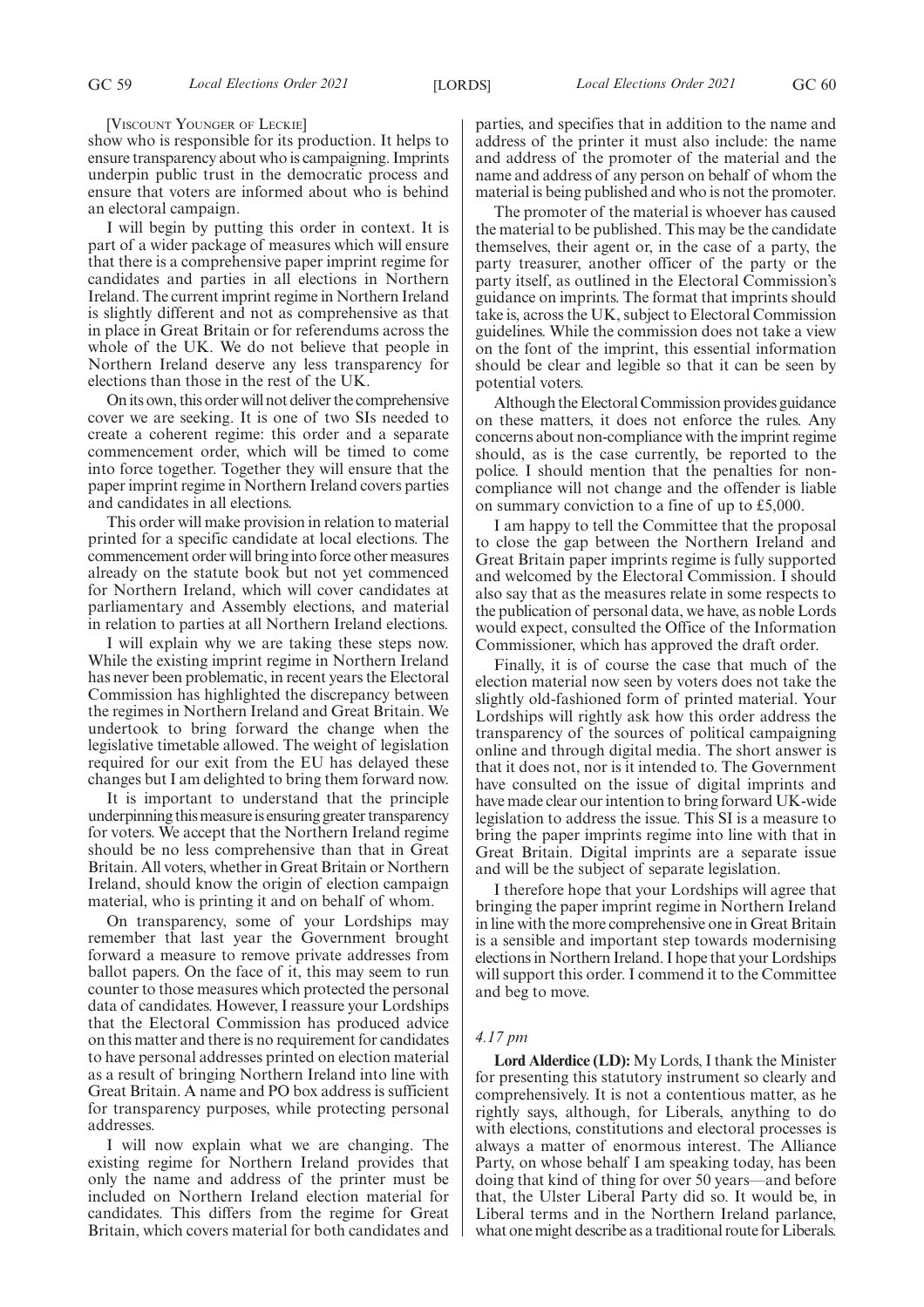[VISCOUNT YOUNGER OF LECKIE]

show who is responsible for its production. It helps to ensure transparency about who is campaigning. Imprints underpin public trust in the democratic process and ensure that voters are informed about who is behind an electoral campaign.

I will begin by putting this order in context. It is part of a wider package of measures which will ensure that there is a comprehensive paper imprint regime for candidates and parties in all elections in Northern Ireland. The current imprint regime in Northern Ireland is slightly different and not as comprehensive as that in place in Great Britain or for referendums across the whole of the UK. We do not believe that people in Northern Ireland deserve any less transparency for elections than those in the rest of the UK.

On its own, this order will not deliver the comprehensive cover we are seeking. It is one of two SIs needed to create a coherent regime: this order and a separate commencement order, which will be timed to come into force together. Together they will ensure that the paper imprint regime in Northern Ireland covers parties and candidates in all elections.

This order will make provision in relation to material printed for a specific candidate at local elections. The commencement order will bring into force other measures already on the statute book but not yet commenced for Northern Ireland, which will cover candidates at parliamentary and Assembly elections, and material in relation to parties at all Northern Ireland elections.

I will explain why we are taking these steps now. While the existing imprint regime in Northern Ireland has never been problematic, in recent years the Electoral Commission has highlighted the discrepancy between the regimes in Northern Ireland and Great Britain. We undertook to bring forward the change when the legislative timetable allowed. The weight of legislation required for our exit from the EU has delayed these changes but I am delighted to bring them forward now.

It is important to understand that the principle underpinning this measure is ensuring greater transparency for voters. We accept that the Northern Ireland regime should be no less comprehensive than that in Great Britain. All voters, whether in Great Britain or Northern Ireland, should know the origin of election campaign material, who is printing it and on behalf of whom.

On transparency, some of your Lordships may remember that last year the Government brought forward a measure to remove private addresses from ballot papers. On the face of it, this may seem to run counter to those measures which protected the personal data of candidates. However, I reassure your Lordships that the Electoral Commission has produced advice on this matter and there is no requirement for candidates to have personal addresses printed on election material as a result of bringing Northern Ireland into line with Great Britain. A name and PO box address is sufficient for transparency purposes, while protecting personal addresses.

I will now explain what we are changing. The existing regime for Northern Ireland provides that only the name and address of the printer must be included on Northern Ireland election material for candidates. This differs from the regime for Great Britain, which covers material for both candidates and parties, and specifies that in addition to the name and address of the printer it must also include: the name and address of the promoter of the material and the name and address of any person on behalf of whom the material is being published and who is not the promoter.

The promoter of the material is whoever has caused the material to be published. This may be the candidate themselves, their agent or, in the case of a party, the party treasurer, another officer of the party or the party itself, as outlined in the Electoral Commission's guidance on imprints. The format that imprints should take is, across the UK, subject to Electoral Commission guidelines. While the commission does not take a view on the font of the imprint, this essential information should be clear and legible so that it can be seen by potential voters.

Although the Electoral Commission provides guidance on these matters, it does not enforce the rules. Any concerns about non-compliance with the imprint regime should, as is the case currently, be reported to the police. I should mention that the penalties for non-compliance will not change and the offender is liable on summary conviction to a fine of up to £5,000.

I am happy to tell the Committee that the proposal to close the gap between the Northern Ireland and Great Britain paper imprints regime is fully supported and welcomed by the Electoral Commission. I should also say that as the measures relate in some respects to the publication of personal data, we have, as noble Lords would expect, consulted the Office of the Information Commissioner, which has approved the draft order.

Finally, it is of course the case that much of the election material now seen by voters does not take the slightly old-fashioned form of printed material. Your Lordships will rightly ask how this order address the transparency of the sources of political campaigning online and through digital media. The short answer is that it does not, nor is it intended to. The Government have consulted on the issue of digital imprints and have made clear our intention to bring forward UK-wide legislation to address the issue. This SI is a measure to bring the paper imprints regime into line with that in Great Britain. Digital imprints are a separate issue and will be the subject of separate legislation.

I therefore hope that your Lordships will agree that bringing the paper imprint regime in Northern Ireland in line with the more comprehensive one in Great Britain is a sensible and important step towards modernising elections in Northern Ireland. I hope that your Lordships will support this order. I commend it to the Committee and beg to move.

*4.17 pm*

**Lord Alderdice (LD):** My Lords, I thank the Minister for presenting this statutory instrument so clearly and comprehensively. It is not a contentious matter, as he rightly says, although, for Liberals, anything to do with elections, constitutions and electoral processes is always a matter of enormous interest. The Alliance Party, on whose behalf I am speaking today, has been doing that kind of thing for over 50 years—and before that, the Ulster Liberal Party did so. It would be, in Liberal terms and in the Northern Ireland parlance, what one might describe as a traditional route for Liberals.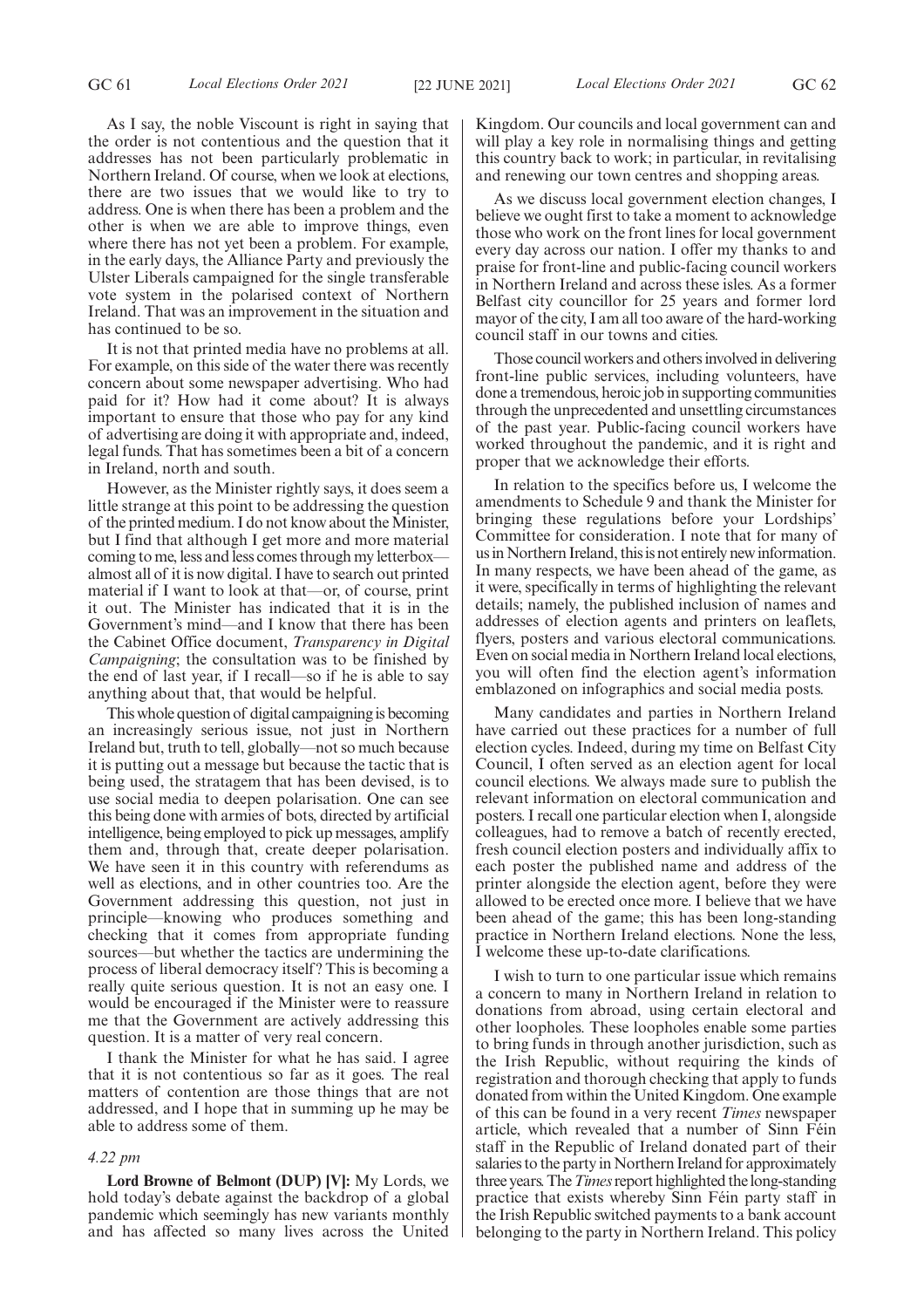As I say, the noble Viscount is right in saying that the order is not contentious and the question that it addresses has not been particularly problematic in Northern Ireland. Of course, when we look at elections, there are two issues that we would like to try to address. One is when there has been a problem and the other is when we are able to improve things, even where there has not yet been a problem. For example, in the early days, the Alliance Party and previously the Ulster Liberals campaigned for the single transferable vote system in the polarised context of Northern Ireland. That was an improvement in the situation and has continued to be so.

It is not that printed media have no problems at all. For example, on this side of the water there was recently concern about some newspaper advertising. Who had paid for it? How had it come about? It is always important to ensure that those who pay for any kind of advertising are doing it with appropriate and, indeed, legal funds. That has sometimes been a bit of a concern in Ireland, north and south.

However, as the Minister rightly says, it does seem a little strange at this point to be addressing the question of the printed medium. I do not know about the Minister, but I find that although I get more and more material coming to me, less and less comes through my letterbox—almost all of it is now digital. I have to search out printed material if I want to look at that—or, of course, print it out. The Minister has indicated that it is in the Government's mind—and I know that there has been the Cabinet Office document, *Transparency in Digital Campaigning*; the consultation was to be finished by the end of last year, if I recall—so if he is able to say anything about that, that would be helpful.

This whole question of digital campaigning is becoming an increasingly serious issue, not just in Northern Ireland but, truth to tell, globally—not so much because it is putting out a message but because the tactic that is being used, the stratagem that has been devised, is to use social media to deepen polarisation. One can see this being done with armies of bots, directed by artificial intelligence, being employed to pick up messages, amplify them and, through that, create deeper polarisation. We have seen it in this country with referendums as well as elections, and in other countries too. Are the Government addressing this question, not just in principle—knowing who produces something and checking that it comes from appropriate funding sources—but whether the tactics are undermining the process of liberal democracy itself? This is becoming a really quite serious question. It is not an easy one. I would be encouraged if the Minister were to reassure me that the Government are actively addressing this question. It is a matter of very real concern.

I thank the Minister for what he has said. I agree that it is not contentious so far as it goes. The real matters of contention are those things that are not addressed, and I hope that in summing up he may be able to address some of them.

*4.22 pm*

**Lord Browne of Belmont (DUP) [V]:** My Lords, we hold today's debate against the backdrop of a global pandemic which seemingly has new variants monthly and has affected so many lives across the United Kingdom. Our councils and local government can and will play a key role in normalising things and getting this country back to work; in particular, in revitalising and renewing our town centres and shopping areas.

As we discuss local government election changes, I believe we ought first to take a moment to acknowledge those who work on the front lines for local government every day across our nation. I offer my thanks to and praise for front-line and public-facing council workers in Northern Ireland and across these isles. As a former Belfast city councillor for 25 years and former lord mayor of the city, I am all too aware of the hard-working council staff in our towns and cities.

Those council workers and others involved in delivering front-line public services, including volunteers, have done a tremendous, heroic job in supporting communities through the unprecedented and unsettling circumstances of the past year. Public-facing council workers have worked throughout the pandemic, and it is right and proper that we acknowledge their efforts.

In relation to the specifics before us, I welcome the amendments to Schedule 9 and thank the Minister for bringing these regulations before your Lordships' Committee for consideration. I note that for many of us in Northern Ireland, this is not entirely new information. In many respects, we have been ahead of the game, as it were, specifically in terms of highlighting the relevant details; namely, the published inclusion of names and addresses of election agents and printers on leaflets, flyers, posters and various electoral communications. Even on social media in Northern Ireland local elections, you will often find the election agent's information emblazoned on infographics and social media posts.

Many candidates and parties in Northern Ireland have carried out these practices for a number of full election cycles. Indeed, during my time on Belfast City Council, I often served as an election agent for local council elections. We always made sure to publish the relevant information on electoral communication and posters. I recall one particular election when I, alongside colleagues, had to remove a batch of recently erected, fresh council election posters and individually affix to each poster the published name and address of the printer alongside the election agent, before they were allowed to be erected once more. I believe that we have been ahead of the game; this has been long-standing practice in Northern Ireland elections. None the less, I welcome these up-to-date clarifications.

I wish to turn to one particular issue which remains a concern to many in Northern Ireland in relation to donations from abroad, using certain electoral and other loopholes. These loopholes enable some parties to bring funds in through another jurisdiction, such as the Irish Republic, without requiring the kinds of registration and thorough checking that apply to funds donated from within the United Kingdom. One example of this can be found in a very recent *Times* newspaper article, which revealed that a number of Sinn Féin staff in the Republic of Ireland donated part of their salaries to the party in Northern Ireland for approximately three years. The *Times* report highlighted the long-standing practice that exists whereby Sinn Féin party staff in the Irish Republic switched payments to a bank account belonging to the party in Northern Ireland. This policy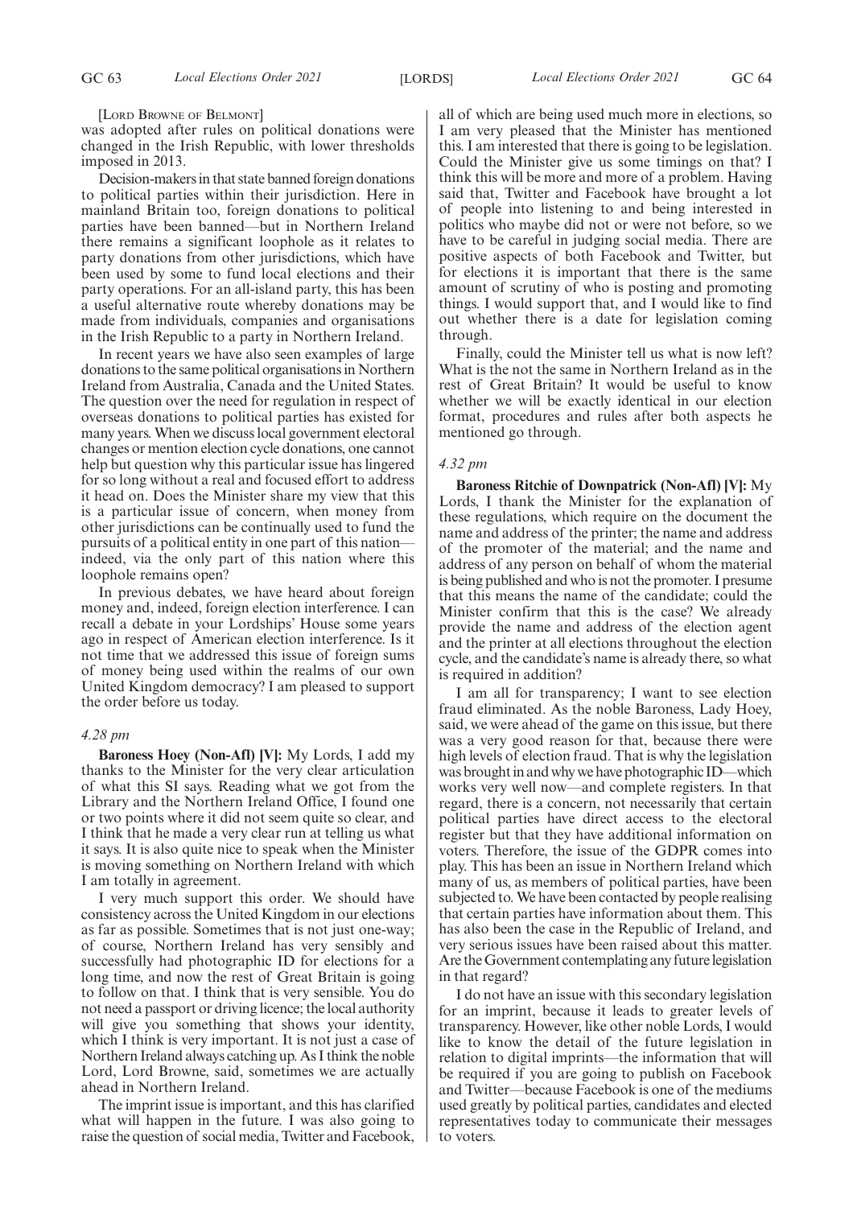[Lord Browne of Belmont]

was adopted after rules on political donations were changed in the Irish Republic, with lower thresholds imposed in 2013.

Decision-makers in that state banned foreign donations to political parties within their jurisdiction. Here in mainland Britain too, foreign donations to political parties have been banned—but in Northern Ireland there remains a significant loophole as it relates to party donations from other jurisdictions, which have been used by some to fund local elections and their party operations. For an all-island party, this has been a useful alternative route whereby donations may be made from individuals, companies and organisations in the Irish Republic to a party in Northern Ireland.

In recent years we have also seen examples of large donations to the same political organisations in Northern Ireland from Australia, Canada and the United States. The question over the need for regulation in respect of overseas donations to political parties has existed for many years. When we discuss local government electoral changes or mention election cycle donations, one cannot help but question why this particular issue has lingered for so long without a real and focused effort to address it head on. Does the Minister share my view that this is a particular issue of concern, when money from other jurisdictions can be continually used to fund the pursuits of a political entity in one part of this nation—indeed, via the only part of this nation where this loophole remains open?

In previous debates, we have heard about foreign money and, indeed, foreign election interference. I can recall a debate in your Lordships' House some years ago in respect of American election interference. Is it not time that we addressed this issue of foreign sums of money being used within the realms of our own United Kingdom democracy? I am pleased to support the order before us today.

*4.28 pm*

**Baroness Hoey (Non-Afl) [V]:** My Lords, I add my thanks to the Minister for the very clear articulation of what this SI says. Reading what we got from the Library and the Northern Ireland Office, I found one or two points where it did not seem quite so clear, and I think that he made a very clear run at telling us what it says. It is also quite nice to speak when the Minister is moving something on Northern Ireland with which I am totally in agreement.

I very much support this order. We should have consistency across the United Kingdom in our elections as far as possible. Sometimes that is not just one-way; of course, Northern Ireland has very sensibly and successfully had photographic ID for elections for a long time, and now the rest of Great Britain is going to follow on that. I think that is very sensible. You do not need a passport or driving licence; the local authority will give you something that shows your identity, which I think is very important. It is not just a case of Northern Ireland always catching up. As I think the noble Lord, Lord Browne, said, sometimes we are actually ahead in Northern Ireland.

The imprint issue is important, and this has clarified what will happen in the future. I was also going to raise the question of social media, Twitter and Facebook, all of which are being used much more in elections, so I am very pleased that the Minister has mentioned this. I am interested that there is going to be legislation. Could the Minister give us some timings on that? I think this will be more and more of a problem. Having said that, Twitter and Facebook have brought a lot of people into listening to and being interested in politics who maybe did not or were not before, so we have to be careful in judging social media. There are positive aspects of both Facebook and Twitter, but for elections it is important that there is the same amount of scrutiny of who is posting and promoting things. I would support that, and I would like to find out whether there is a date for legislation coming through.

Finally, could the Minister tell us what is now left? What is the not the same in Northern Ireland as in the rest of Great Britain? It would be useful to know whether we will be exactly identical in our election format, procedures and rules after both aspects he mentioned go through.

*4.32 pm*

**Baroness Ritchie of Downpatrick (Non-Afl) [V]:** My Lords, I thank the Minister for the explanation of these regulations, which require on the document the name and address of the printer; the name and address of the promoter of the material; and the name and address of any person on behalf of whom the material is being published and who is not the promoter. I presume that this means the name of the candidate; could the Minister confirm that this is the case? We already provide the name and address of the election agent and the printer at all elections throughout the election cycle, and the candidate's name is already there, so what is required in addition?

I am all for transparency; I want to see election fraud eliminated. As the noble Baroness, Lady Hoey, said, we were ahead of the game on this issue, but there was a very good reason for that, because there were high levels of election fraud. That is why the legislation was brought in and why we have photographic ID—which works very well now—and complete registers. In that regard, there is a concern, not necessarily that certain political parties have direct access to the electoral register but that they have additional information on voters. Therefore, the issue of the GDPR comes into play. This has been an issue in Northern Ireland which many of us, as members of political parties, have been subjected to. We have been contacted by people realising that certain parties have information about them. This has also been the case in the Republic of Ireland, and very serious issues have been raised about this matter. Are the Government contemplating any future legislation in that regard?

I do not have an issue with this secondary legislation for an imprint, because it leads to greater levels of transparency. However, like other noble Lords, I would like to know the detail of the future legislation in relation to digital imprints—the information that will be required if you are going to publish on Facebook and Twitter—because Facebook is one of the mediums used greatly by political parties, candidates and elected representatives today to communicate their messages to voters.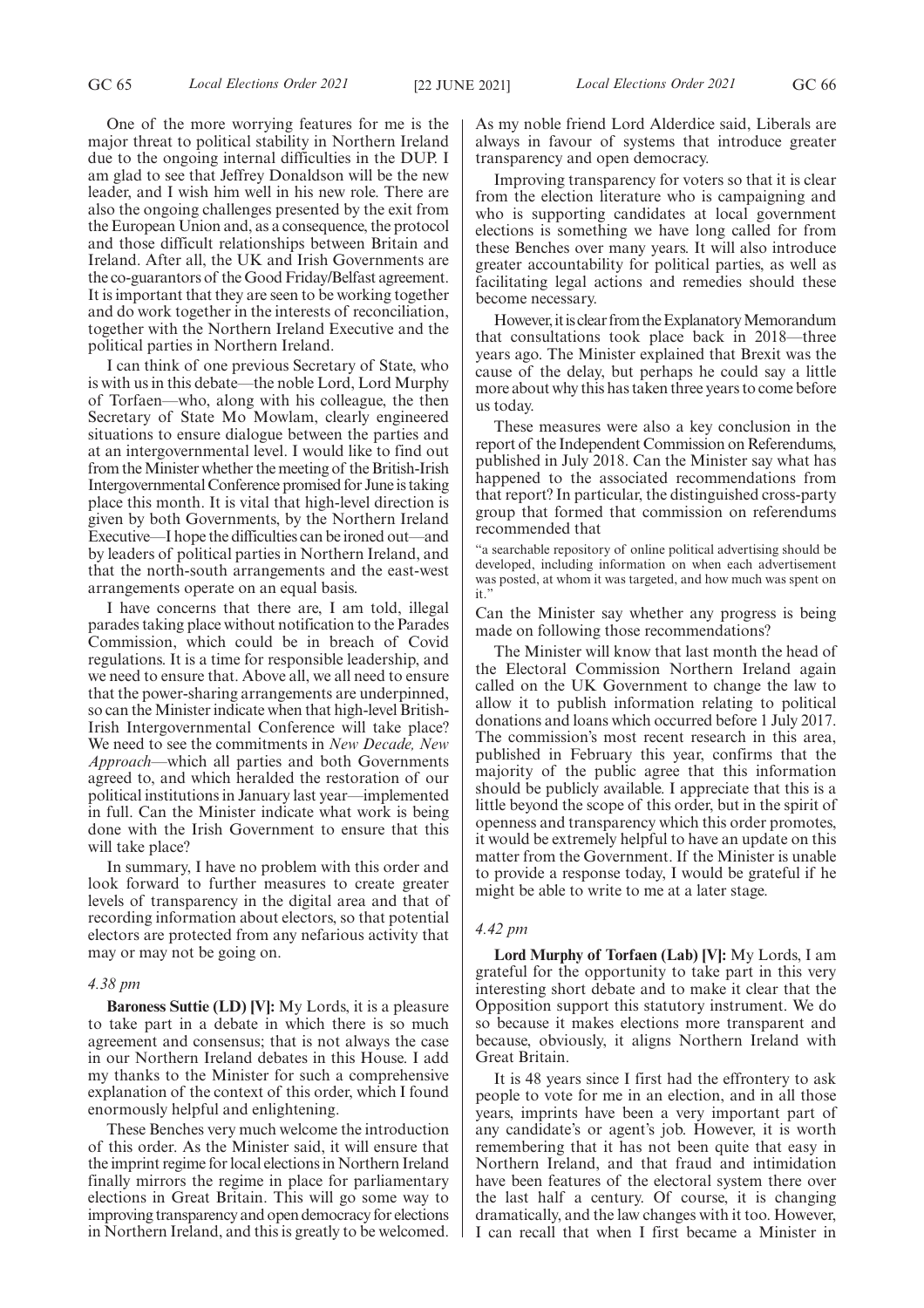One of the more worrying features for me is the major threat to political stability in Northern Ireland due to the ongoing internal difficulties in the DUP. I am glad to see that Jeffrey Donaldson will be the new leader, and I wish him well in his new role. There are also the ongoing challenges presented by the exit from the European Union and, as a consequence, the protocol and those difficult relationships between Britain and Ireland. After all, the UK and Irish Governments are the co-guarantors of the Good Friday/Belfast agreement. It is important that they are seen to be working together and do work together in the interests of reconciliation, together with the Northern Ireland Executive and the political parties in Northern Ireland.

I can think of one previous Secretary of State, who is with us in this debate—the noble Lord, Lord Murphy of Torfaen—who, along with his colleague, the then Secretary of State Mo Mowlam, clearly engineered situations to ensure dialogue between the parties and at an intergovernmental level. I would like to find out from the Minister whether the meeting of the British-Irish Intergovernmental Conference promised for June is taking place this month. It is vital that high-level direction is given by both Governments, by the Northern Ireland Executive—I hope the difficulties can be ironed out—and by leaders of political parties in Northern Ireland, and that the north-south arrangements and the east-west arrangements operate on an equal basis.

I have concerns that there are, I am told, illegal parades taking place without notification to the Parades Commission, which could be in breach of Covid regulations. It is a time for responsible leadership, and we need to ensure that. Above all, we all need to ensure that the power-sharing arrangements are underpinned, so can the Minister indicate when that high-level British-Irish Intergovernmental Conference will take place? We need to see the commitments in *New Decade, New Approach*—which all parties and both Governments agreed to, and which heralded the restoration of our political institutions in January last year—implemented in full. Can the Minister indicate what work is being done with the Irish Government to ensure that this will take place?

In summary, I have no problem with this order and look forward to further measures to create greater levels of transparency in the digital area and that of recording information about electors, so that potential electors are protected from any nefarious activity that may or may not be going on.

*4.38 pm*

**Baroness Suttie (LD) [V]:** My Lords, it is a pleasure to take part in a debate in which there is so much agreement and consensus; that is not always the case in our Northern Ireland debates in this House. I add my thanks to the Minister for such a comprehensive explanation of the context of this order, which I found enormously helpful and enlightening.

These Benches very much welcome the introduction of this order. As the Minister said, it will ensure that the imprint regime for local elections in Northern Ireland finally mirrors the regime in place for parliamentary elections in Great Britain. This will go some way to improving transparency and open democracy for elections in Northern Ireland, and this is greatly to be welcomed. As my noble friend Lord Alderdice said, Liberals are always in favour of systems that introduce greater transparency and open democracy.

Improving transparency for voters so that it is clear from the election literature who is campaigning and who is supporting candidates at local government elections is something we have long called for from these Benches over many years. It will also introduce greater accountability for political parties, as well as facilitating legal actions and remedies should these become necessary.

However, it is clear from the Explanatory Memorandum that consultations took place back in 2018—three years ago. The Minister explained that Brexit was the cause of the delay, but perhaps he could say a little more about why this has taken three years to come before us today.

These measures were also a key conclusion in the report of the Independent Commission on Referendums, published in July 2018. Can the Minister say what has happened to the associated recommendations from that report? In particular, the distinguished cross-party group that formed that commission on referendums recommended that

"a searchable repository of online political advertising should be developed, including information on when each advertisement was posted, at whom it was targeted, and how much was spent on it."

Can the Minister say whether any progress is being made on following those recommendations?

The Minister will know that last month the head of the Electoral Commission Northern Ireland again called on the UK Government to change the law to allow it to publish information relating to political donations and loans which occurred before 1 July 2017. The commission's most recent research in this area, published in February this year, confirms that the majority of the public agree that this information should be publicly available. I appreciate that this is a little beyond the scope of this order, but in the spirit of openness and transparency which this order promotes, it would be extremely helpful to have an update on this matter from the Government. If the Minister is unable to provide a response today, I would be grateful if he might be able to write to me at a later stage.

*4.42 pm*

**Lord Murphy of Torfaen (Lab) [V]:** My Lords, I am grateful for the opportunity to take part in this very interesting short debate and to make it clear that the Opposition support this statutory instrument. We do so because it makes elections more transparent and because, obviously, it aligns Northern Ireland with Great Britain.

It is 48 years since I first had the effrontery to ask people to vote for me in an election, and in all those years, imprints have been a very important part of any candidate's or agent's job. However, it is worth remembering that it has not been quite that easy in Northern Ireland, and that fraud and intimidation have been features of the electoral system there over the last half a century. Of course, it is changing dramatically, and the law changes with it too. However, I can recall that when I first became a Minister in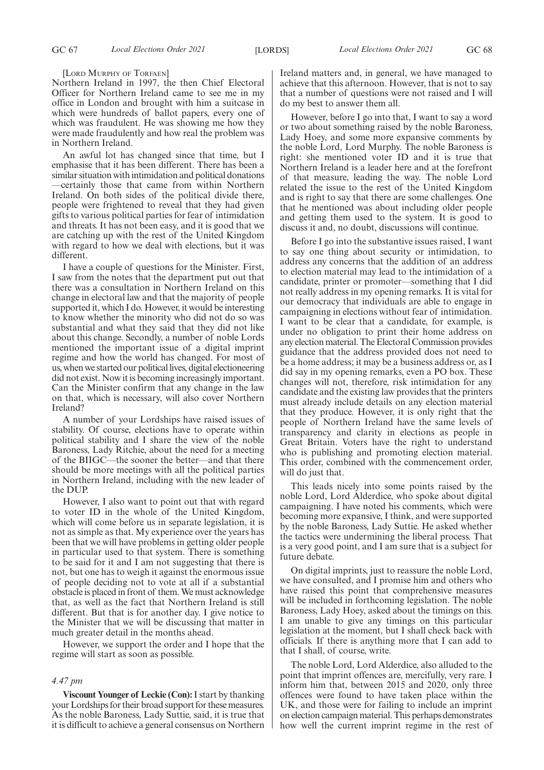[LORD MURPHY OF TORFAEN]

Northern Ireland in 1997, the then Chief Electoral Officer for Northern Ireland came to see me in my office in London and brought with him a suitcase in which were hundreds of ballot papers, every one of which was fraudulent. He was showing me how they were made fraudulently and how real the problem was in Northern Ireland.

An awful lot has changed since that time, but I emphasise that it has been different. There has been a similar situation with intimidation and political donations —certainly those that came from within Northern Ireland. On both sides of the political divide there, people were frightened to reveal that they had given gifts to various political parties for fear of intimidation and threats. It has not been easy, and it is good that we are catching up with the rest of the United Kingdom with regard to how we deal with elections, but it was different.

I have a couple of questions for the Minister. First, I saw from the notes that the department put out that there was a consultation in Northern Ireland on this change in electoral law and that the majority of people supported it, which I do. However, it would be interesting to know whether the minority who did not do so was substantial and what they said that they did not like about this change. Secondly, a number of noble Lords mentioned the important issue of a digital imprint regime and how the world has changed. For most of us, when we started our political lives, digital electioneering did not exist. Now it is becoming increasingly important. Can the Minister confirm that any change in the law on that, which is necessary, will also cover Northern Ireland?

A number of your Lordships have raised issues of stability. Of course, elections have to operate within political stability and I share the view of the noble Baroness, Lady Ritchie, about the need for a meeting of the BIIGC—the sooner the better—and that there should be more meetings with all the political parties in Northern Ireland, including with the new leader of the DUP.

However, I also want to point out that with regard to voter ID in the whole of the United Kingdom, which will come before us in separate legislation, it is not as simple as that. My experience over the years has been that we will have problems in getting older people in particular used to that system. There is something to be said for it and I am not suggesting that there is not, but one has to weigh it against the enormous issue of people deciding not to vote at all if a substantial obstacle is placed in front of them. We must acknowledge that, as well as the fact that Northern Ireland is still different. But that is for another day. I give notice to the Minister that we will be discussing that matter in much greater detail in the months ahead.

However, we support the order and I hope that the regime will start as soon as possible.

*4.47 pm*

**Viscount Younger of Leckie (Con):** I start by thanking your Lordships for their broad support for these measures. As the noble Baroness, Lady Suttie, said, it is true that it is difficult to achieve a general consensus on Northern Ireland matters and, in general, we have managed to achieve that this afternoon. However, that is not to say that a number of questions were not raised and I will do my best to answer them all.

However, before I go into that, I want to say a word or two about something raised by the noble Baroness, Lady Hoey, and some more expansive comments by the noble Lord, Lord Murphy. The noble Baroness is right: she mentioned voter ID and it is true that Northern Ireland is a leader here and at the forefront of that measure, leading the way. The noble Lord related the issue to the rest of the United Kingdom and is right to say that there are some challenges. One that he mentioned was about including older people and getting them used to the system. It is good to discuss it and, no doubt, discussions will continue.

Before I go into the substantive issues raised, I want to say one thing about security or intimidation, to address any concerns that the addition of an address to election material may lead to the intimidation of a candidate, printer or promoter—something that I did not really address in my opening remarks. It is vital for our democracy that individuals are able to engage in campaigning in elections without fear of intimidation. I want to be clear that a candidate, for example, is under no obligation to print their home address on any election material. The Electoral Commission provides guidance that the address provided does not need to be a home address; it may be a business address or, as I did say in my opening remarks, even a PO box. These changes will not, therefore, risk intimidation for any candidate and the existing law provides that the printers must already include details on any election material that they produce. However, it is only right that the people of Northern Ireland have the same levels of transparency and clarity in elections as people in Great Britain. Voters have the right to understand who is publishing and promoting election material. This order, combined with the commencement order, will do just that.

This leads nicely into some points raised by the noble Lord, Lord Alderdice, who spoke about digital campaigning. I have noted his comments, which were becoming more expansive, I think, and were supported by the noble Baroness, Lady Suttie. He asked whether the tactics were undermining the liberal process. That is a very good point, and I am sure that is a subject for future debate.

On digital imprints, just to reassure the noble Lord, we have consulted, and I promise him and others who have raised this point that comprehensive measures will be included in forthcoming legislation. The noble Baroness, Lady Hoey, asked about the timings on this. I am unable to give any timings on this particular legislation at the moment, but I shall check back with officials. If there is anything more that I can add to that I shall, of course, write.

The noble Lord, Lord Alderdice, also alluded to the point that imprint offences are, mercifully, very rare. I inform him that, between 2015 and 2020, only three offences were found to have taken place within the UK, and those were for failing to include an imprint on election campaign material. This perhaps demonstrates how well the current imprint regime in the rest of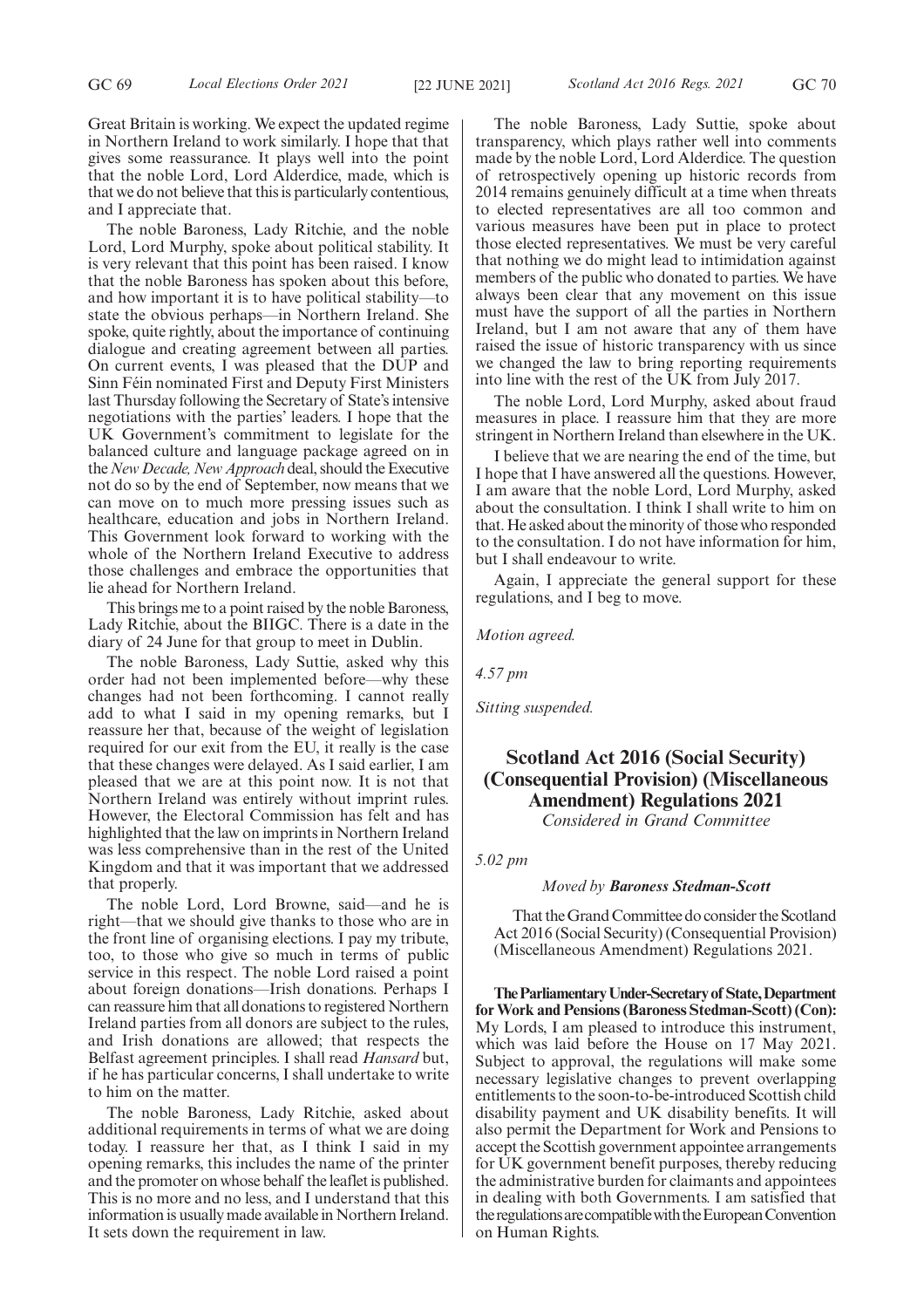Great Britain is working. We expect the updated regime in Northern Ireland to work similarly. I hope that that gives some reassurance. It plays well into the point that the noble Lord, Lord Alderdice, made, which is that we do not believe that this is particularly contentious, and I appreciate that.

The noble Baroness, Lady Ritchie, and the noble Lord, Lord Murphy, spoke about political stability. It is very relevant that this point has been raised. I know that the noble Baroness has spoken about this before, and how important it is to have political stability—to state the obvious perhaps—in Northern Ireland. She spoke, quite rightly, about the importance of continuing dialogue and creating agreement between all parties. On current events, I was pleased that the DUP and Sinn Féin nominated First and Deputy First Ministers last Thursday following the Secretary of State's intensive negotiations with the parties' leaders. I hope that the UK Government's commitment to legislate for the balanced culture and language package agreed on in the *New Decade, New Approach* deal, should the Executive not do so by the end of September, now means that we can move on to much more pressing issues such as healthcare, education and jobs in Northern Ireland. This Government look forward to working with the whole of the Northern Ireland Executive to address those challenges and embrace the opportunities that lie ahead for Northern Ireland.

This brings me to a point raised by the noble Baroness, Lady Ritchie, about the BIIGC. There is a date in the diary of 24 June for that group to meet in Dublin.

The noble Baroness, Lady Suttie, asked why this order had not been implemented before—why these changes had not been forthcoming. I cannot really add to what I said in my opening remarks, but I reassure her that, because of the weight of legislation required for our exit from the EU, it really is the case that these changes were delayed. As I said earlier, I am pleased that we are at this point now. It is not that Northern Ireland was entirely without imprint rules. However, the Electoral Commission has felt and has highlighted that the law on imprints in Northern Ireland was less comprehensive than in the rest of the United Kingdom and that it was important that we addressed that properly.

The noble Lord, Lord Browne, said—and he is right—that we should give thanks to those who are in the front line of organising elections. I pay my tribute, too, to those who give so much in terms of public service in this respect. The noble Lord raised a point about foreign donations—Irish donations. Perhaps I can reassure him that all donations to registered Northern Ireland parties from all donors are subject to the rules, and Irish donations are allowed; that respects the Belfast agreement principles. I shall read *Hansard* but, if he has particular concerns, I shall undertake to write to him on the matter.

The noble Baroness, Lady Ritchie, asked about additional requirements in terms of what we are doing today. I reassure her that, as I think I said in my opening remarks, this includes the name of the printer and the promoter on whose behalf the leaflet is published. This is no more and no less, and I understand that this information is usually made available in Northern Ireland. It sets down the requirement in law.

The noble Baroness, Lady Suttie, spoke about transparency, which plays rather well into comments made by the noble Lord, Lord Alderdice. The question of retrospectively opening up historic records from 2014 remains genuinely difficult at a time when threats to elected representatives are all too common and various measures have been put in place to protect those elected representatives. We must be very careful that nothing we do might lead to intimidation against members of the public who donated to parties. We have always been clear that any movement on this issue must have the support of all the parties in Northern Ireland, but I am not aware that any of them have raised the issue of historic transparency with us since we changed the law to bring reporting requirements into line with the rest of the UK from July 2017.

The noble Lord, Lord Murphy, asked about fraud measures in place. I reassure him that they are more stringent in Northern Ireland than elsewhere in the UK.

I believe that we are nearing the end of the time, but I hope that I have answered all the questions. However, I am aware that the noble Lord, Lord Murphy, asked about the consultation. I think I shall write to him on that. He asked about the minority of those who responded to the consultation. I do not have information for him, but I shall endeavour to write.

Again, I appreciate the general support for these regulations, and I beg to move.

*Motion agreed.*

*4.57 pm*

*Sitting suspended.*

## Scotland Act 2016 (Social Security) (Consequential Provision) (Miscellaneous Amendment) Regulations 2021

*Considered in Grand Committee*

*5.02 pm*

*Moved by* ***Baroness Stedman-Scott***

That the Grand Committee do consider the Scotland Act 2016 (Social Security) (Consequential Provision) (Miscellaneous Amendment) Regulations 2021.

**The Parliamentary Under-Secretary of State, Department for Work and Pensions (Baroness Stedman-Scott) (Con):** My Lords, I am pleased to introduce this instrument, which was laid before the House on 17 May 2021. Subject to approval, the regulations will make some necessary legislative changes to prevent overlapping entitlements to the soon-to-be-introduced Scottish child disability payment and UK disability benefits. It will also permit the Department for Work and Pensions to accept the Scottish government appointee arrangements for UK government benefit purposes, thereby reducing the administrative burden for claimants and appointees in dealing with both Governments. I am satisfied that the regulations are compatible with the European Convention on Human Rights.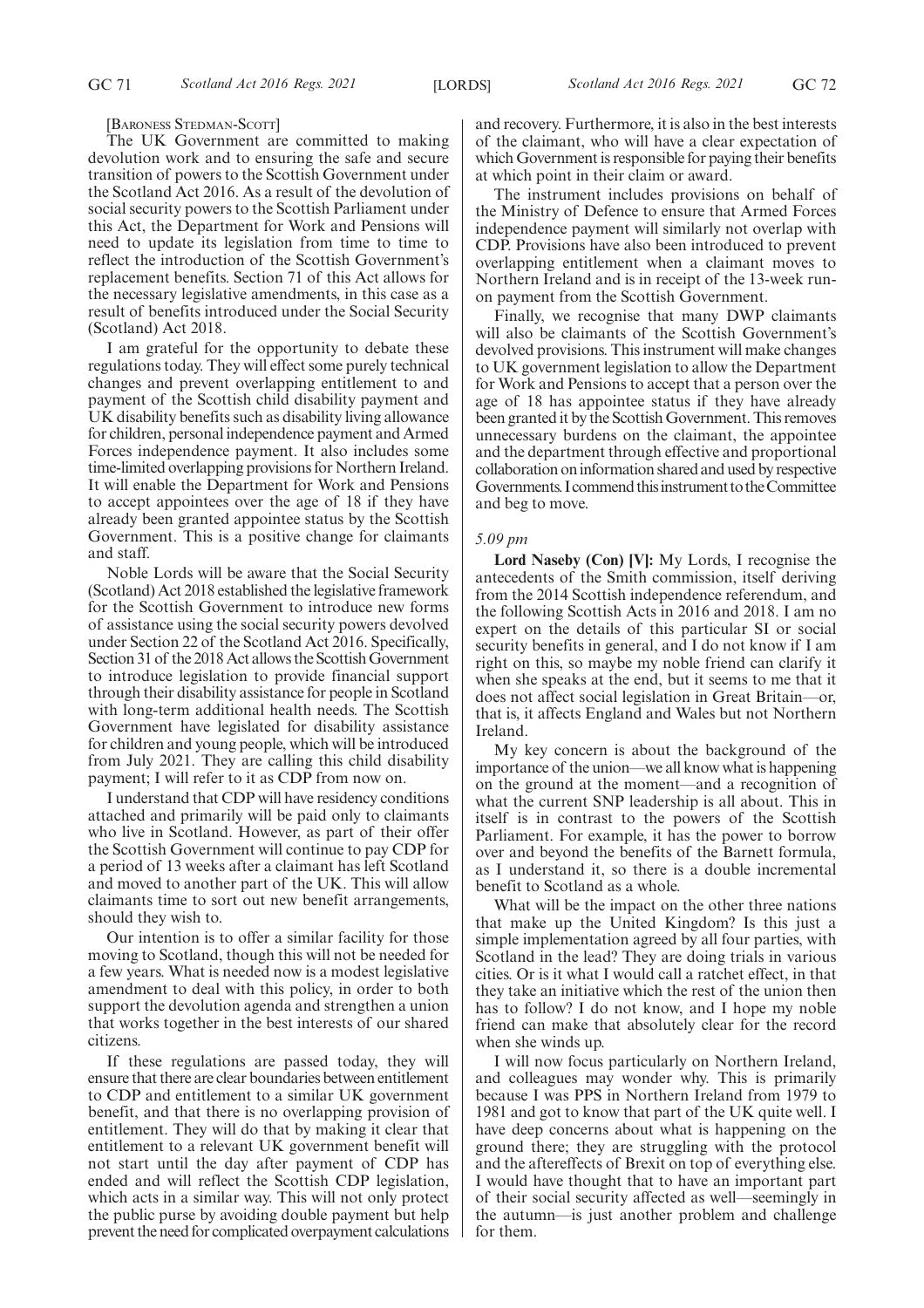[Baroness Stedman-Scott]

The UK Government are committed to making devolution work and to ensuring the safe and secure transition of powers to the Scottish Government under the Scotland Act 2016. As a result of the devolution of social security powers to the Scottish Parliament under this Act, the Department for Work and Pensions will need to update its legislation from time to time to reflect the introduction of the Scottish Government's replacement benefits. Section 71 of this Act allows for the necessary legislative amendments, in this case as a result of benefits introduced under the Social Security (Scotland) Act 2018.

I am grateful for the opportunity to debate these regulations today. They will effect some purely technical changes and prevent overlapping entitlement to and payment of the Scottish child disability payment and UK disability benefits such as disability living allowance for children, personal independence payment and Armed Forces independence payment. It also includes some time-limited overlapping provisions for Northern Ireland. It will enable the Department for Work and Pensions to accept appointees over the age of 18 if they have already been granted appointee status by the Scottish Government. This is a positive change for claimants and staff.

Noble Lords will be aware that the Social Security (Scotland) Act 2018 established the legislative framework for the Scottish Government to introduce new forms of assistance using the social security powers devolved under Section 22 of the Scotland Act 2016. Specifically, Section 31 of the 2018 Act allows the Scottish Government to introduce legislation to provide financial support through their disability assistance for people in Scotland with long-term additional health needs. The Scottish Government have legislated for disability assistance for children and young people, which will be introduced from July 2021. They are calling this child disability payment; I will refer to it as CDP from now on.

I understand that CDP will have residency conditions attached and primarily will be paid only to claimants who live in Scotland. However, as part of their offer the Scottish Government will continue to pay CDP for a period of 13 weeks after a claimant has left Scotland and moved to another part of the UK. This will allow claimants time to sort out new benefit arrangements, should they wish to.

Our intention is to offer a similar facility for those moving to Scotland, though this will not be needed for a few years. What is needed now is a modest legislative amendment to deal with this policy, in order to both support the devolution agenda and strengthen a union that works together in the best interests of our shared citizens.

If these regulations are passed today, they will ensure that there are clear boundaries between entitlement to CDP and entitlement to a similar UK government benefit, and that there is no overlapping provision of entitlement. They will do that by making it clear that entitlement to a relevant UK government benefit will not start until the day after payment of CDP has ended and will reflect the Scottish CDP legislation, which acts in a similar way. This will not only protect the public purse by avoiding double payment but help prevent the need for complicated overpayment calculations and recovery. Furthermore, it is also in the best interests of the claimant, who will have a clear expectation of which Government is responsible for paying their benefits at which point in their claim or award.

The instrument includes provisions on behalf of the Ministry of Defence to ensure that Armed Forces independence payment will similarly not overlap with CDP. Provisions have also been introduced to prevent overlapping entitlement when a claimant moves to Northern Ireland and is in receipt of the 13-week run-on payment from the Scottish Government.

Finally, we recognise that many DWP claimants will also be claimants of the Scottish Government's devolved provisions. This instrument will make changes to UK government legislation to allow the Department for Work and Pensions to accept that a person over the age of 18 has appointee status if they have already been granted it by the Scottish Government. This removes unnecessary burdens on the claimant, the appointee and the department through effective and proportional collaboration on information shared and used by respective Governments. I commend this instrument to the Committee and beg to move.

*5.09 pm*

**Lord Naseby (Con) [V]:** My Lords, I recognise the antecedents of the Smith commission, itself deriving from the 2014 Scottish independence referendum, and the following Scottish Acts in 2016 and 2018. I am no expert on the details of this particular SI or social security benefits in general, and I do not know if I am right on this, so maybe my noble friend can clarify it when she speaks at the end, but it seems to me that it does not affect social legislation in Great Britain—or, that is, it affects England and Wales but not Northern Ireland.

My key concern is about the background of the importance of the union—we all know what is happening on the ground at the moment—and a recognition of what the current SNP leadership is all about. This in itself is in contrast to the powers of the Scottish Parliament. For example, it has the power to borrow over and beyond the benefits of the Barnett formula, as I understand it, so there is a double incremental benefit to Scotland as a whole.

What will be the impact on the other three nations that make up the United Kingdom? Is this just a simple implementation agreed by all four parties, with Scotland in the lead? They are doing trials in various cities. Or is it what I would call a ratchet effect, in that they take an initiative which the rest of the union then has to follow? I do not know, and I hope my noble friend can make that absolutely clear for the record when she winds up.

I will now focus particularly on Northern Ireland, and colleagues may wonder why. This is primarily because I was PPS in Northern Ireland from 1979 to 1981 and got to know that part of the UK quite well. I have deep concerns about what is happening on the ground there; they are struggling with the protocol and the aftereffects of Brexit on top of everything else. I would have thought that to have an important part of their social security affected as well—seemingly in the autumn—is just another problem and challenge for them.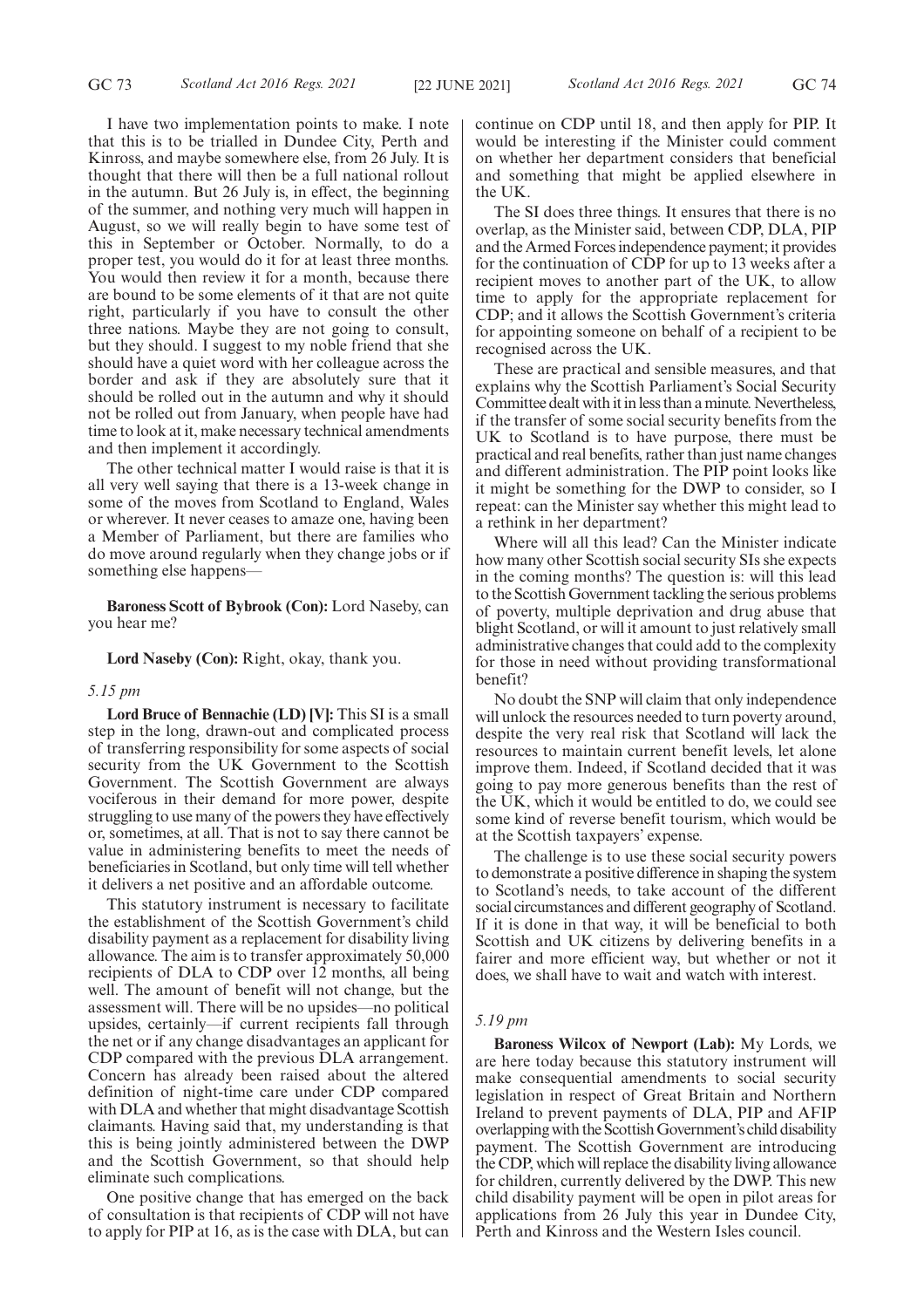I have two implementation points to make. I note that this is to be trialled in Dundee City, Perth and Kinross, and maybe somewhere else, from 26 July. It is thought that there will then be a full national rollout in the autumn. But 26 July is, in effect, the beginning of the summer, and nothing very much will happen in August, so we will really begin to have some test of this in September or October. Normally, to do a proper test, you would do it for at least three months. You would then review it for a month, because there are bound to be some elements of it that are not quite right, particularly if you have to consult the other three nations. Maybe they are not going to consult, but they should. I suggest to my noble friend that she should have a quiet word with her colleague across the border and ask if they are absolutely sure that it should be rolled out in the autumn and why it should not be rolled out from January, when people have had time to look at it, make necessary technical amendments and then implement it accordingly.

The other technical matter I would raise is that it is all very well saying that there is a 13-week change in some of the moves from Scotland to England, Wales or wherever. It never ceases to amaze one, having been a Member of Parliament, but there are families who do move around regularly when they change jobs or if something else happens—

**Baroness Scott of Bybrook (Con):** Lord Naseby, can you hear me?

**Lord Naseby (Con):** Right, okay, thank you.

*5.15 pm*

**Lord Bruce of Bennachie (LD) [V]:** This SI is a small step in the long, drawn-out and complicated process of transferring responsibility for some aspects of social security from the UK Government to the Scottish Government. The Scottish Government are always vociferous in their demand for more power, despite struggling to use many of the powers they have effectively or, sometimes, at all. That is not to say there cannot be value in administering benefits to meet the needs of beneficiaries in Scotland, but only time will tell whether it delivers a net positive and an affordable outcome.

This statutory instrument is necessary to facilitate the establishment of the Scottish Government's child disability payment as a replacement for disability living allowance. The aim is to transfer approximately 50,000 recipients of DLA to CDP over 12 months, all being well. The amount of benefit will not change, but the assessment will. There will be no upsides—no political upsides, certainly—if current recipients fall through the net or if any change disadvantages an applicant for CDP compared with the previous DLA arrangement. Concern has already been raised about the altered definition of night-time care under CDP compared with DLA and whether that might disadvantage Scottish claimants. Having said that, my understanding is that this is being jointly administered between the DWP and the Scottish Government, so that should help eliminate such complications.

One positive change that has emerged on the back of consultation is that recipients of CDP will not have to apply for PIP at 16, as is the case with DLA, but can continue on CDP until 18, and then apply for PIP. It would be interesting if the Minister could comment on whether her department considers that beneficial and something that might be applied elsewhere in the UK.

The SI does three things. It ensures that there is no overlap, as the Minister said, between CDP, DLA, PIP and the Armed Forces independence payment; it provides for the continuation of CDP for up to 13 weeks after a recipient moves to another part of the UK, to allow time to apply for the appropriate replacement for CDP; and it allows the Scottish Government's criteria for appointing someone on behalf of a recipient to be recognised across the UK.

These are practical and sensible measures, and that explains why the Scottish Parliament's Social Security Committee dealt with it in less than a minute. Nevertheless, if the transfer of some social security benefits from the UK to Scotland is to have purpose, there must be practical and real benefits, rather than just name changes and different administration. The PIP point looks like it might be something for the DWP to consider, so I repeat: can the Minister say whether this might lead to a rethink in her department?

Where will all this lead? Can the Minister indicate how many other Scottish social security SIs she expects in the coming months? The question is: will this lead to the Scottish Government tackling the serious problems of poverty, multiple deprivation and drug abuse that blight Scotland, or will it amount to just relatively small administrative changes that could add to the complexity for those in need without providing transformational benefit?

No doubt the SNP will claim that only independence will unlock the resources needed to turn poverty around, despite the very real risk that Scotland will lack the resources to maintain current benefit levels, let alone improve them. Indeed, if Scotland decided that it was going to pay more generous benefits than the rest of the UK, which it would be entitled to do, we could see some kind of reverse benefit tourism, which would be at the Scottish taxpayers' expense.

The challenge is to use these social security powers to demonstrate a positive difference in shaping the system to Scotland's needs, to take account of the different social circumstances and different geography of Scotland. If it is done in that way, it will be beneficial to both Scottish and UK citizens by delivering benefits in a fairer and more efficient way, but whether or not it does, we shall have to wait and watch with interest.

*5.19 pm*

**Baroness Wilcox of Newport (Lab):** My Lords, we are here today because this statutory instrument will make consequential amendments to social security legislation in respect of Great Britain and Northern Ireland to prevent payments of DLA, PIP and AFIP overlapping with the Scottish Government's child disability payment. The Scottish Government are introducing the CDP, which will replace the disability living allowance for children, currently delivered by the DWP. This new child disability payment will be open in pilot areas for applications from 26 July this year in Dundee City, Perth and Kinross and the Western Isles council.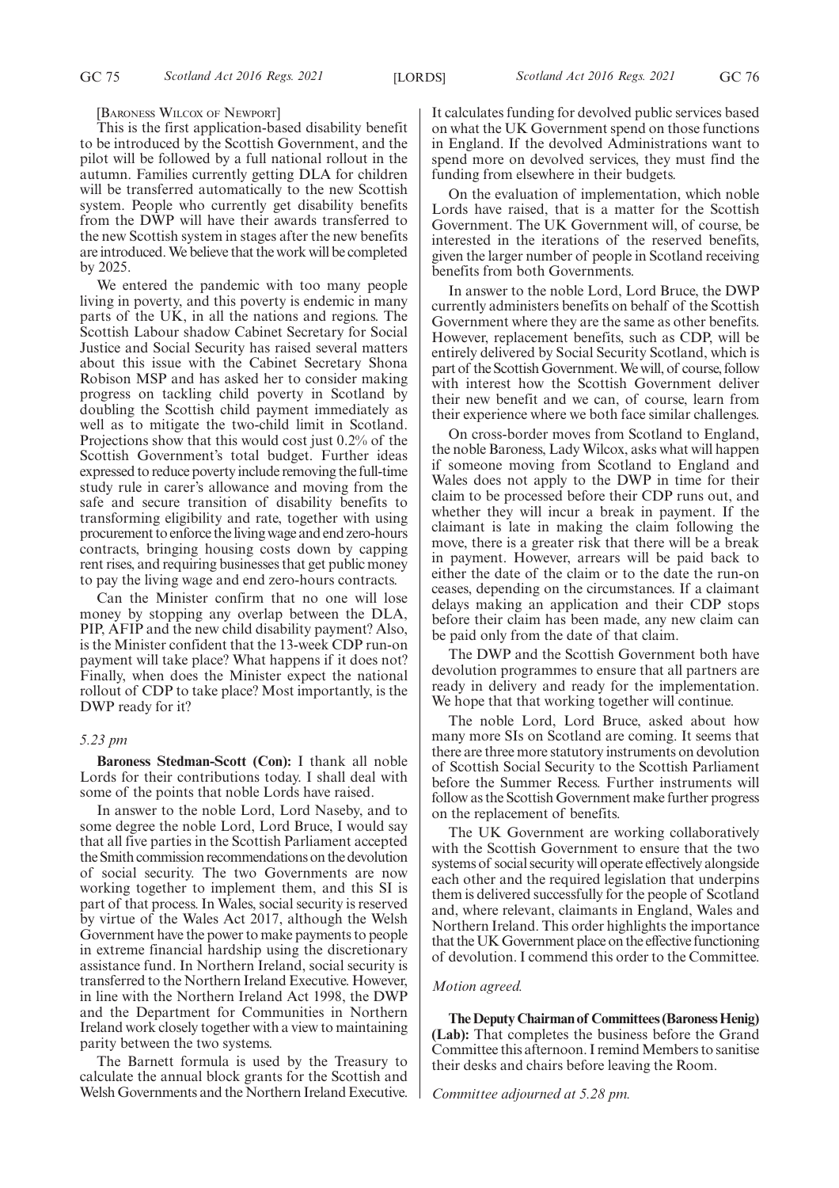[Baroness Wilcox of Newport]

This is the first application-based disability benefit to be introduced by the Scottish Government, and the pilot will be followed by a full national rollout in the autumn. Families currently getting DLA for children will be transferred automatically to the new Scottish system. People who currently get disability benefits from the DWP will have their awards transferred to the new Scottish system in stages after the new benefits are introduced. We believe that the work will be completed by 2025.

We entered the pandemic with too many people living in poverty, and this poverty is endemic in many parts of the UK, in all the nations and regions. The Scottish Labour shadow Cabinet Secretary for Social Justice and Social Security has raised several matters about this issue with the Cabinet Secretary Shona Robison MSP and has asked her to consider making progress on tackling child poverty in Scotland by doubling the Scottish child payment immediately as well as to mitigate the two-child limit in Scotland. Projections show that this would cost just 0.2% of the Scottish Government's total budget. Further ideas expressed to reduce poverty include removing the full-time study rule in carer's allowance and moving from the safe and secure transition of disability benefits to transforming eligibility and rate, together with using procurement to enforce the living wage and end zero-hours contracts, bringing housing costs down by capping rent rises, and requiring businesses that get public money to pay the living wage and end zero-hours contracts.

Can the Minister confirm that no one will lose money by stopping any overlap between the DLA, PIP, AFIP and the new child disability payment? Also, is the Minister confident that the 13-week CDP run-on payment will take place? What happens if it does not? Finally, when does the Minister expect the national rollout of CDP to take place? Most importantly, is the DWP ready for it?

*5.23 pm*

**Baroness Stedman-Scott (Con):** I thank all noble Lords for their contributions today. I shall deal with some of the points that noble Lords have raised.

In answer to the noble Lord, Lord Naseby, and to some degree the noble Lord, Lord Bruce, I would say that all five parties in the Scottish Parliament accepted the Smith commission recommendations on the devolution of social security. The two Governments are now working together to implement them, and this SI is part of that process. In Wales, social security is reserved by virtue of the Wales Act 2017, although the Welsh Government have the power to make payments to people in extreme financial hardship using the discretionary assistance fund. In Northern Ireland, social security is transferred to the Northern Ireland Executive. However, in line with the Northern Ireland Act 1998, the DWP and the Department for Communities in Northern Ireland work closely together with a view to maintaining parity between the two systems.

The Barnett formula is used by the Treasury to calculate the annual block grants for the Scottish and Welsh Governments and the Northern Ireland Executive. It calculates funding for devolved public services based on what the UK Government spend on those functions in England. If the devolved Administrations want to spend more on devolved services, they must find the funding from elsewhere in their budgets.

On the evaluation of implementation, which noble Lords have raised, that is a matter for the Scottish Government. The UK Government will, of course, be interested in the iterations of the reserved benefits, given the larger number of people in Scotland receiving benefits from both Governments.

In answer to the noble Lord, Lord Bruce, the DWP currently administers benefits on behalf of the Scottish Government where they are the same as other benefits. However, replacement benefits, such as CDP, will be entirely delivered by Social Security Scotland, which is part of the Scottish Government. We will, of course, follow with interest how the Scottish Government deliver their new benefit and we can, of course, learn from their experience where we both face similar challenges.

On cross-border moves from Scotland to England, the noble Baroness, Lady Wilcox, asks what will happen if someone moving from Scotland to England and Wales does not apply to the DWP in time for their claim to be processed before their CDP runs out, and whether they will incur a break in payment. If the claimant is late in making the claim following the move, there is a greater risk that there will be a break in payment. However, arrears will be paid back to either the date of the claim or to the date the run-on ceases, depending on the circumstances. If a claimant delays making an application and their CDP stops before their claim has been made, any new claim can be paid only from the date of that claim.

The DWP and the Scottish Government both have devolution programmes to ensure that all partners are ready in delivery and ready for the implementation. We hope that that working together will continue.

The noble Lord, Lord Bruce, asked about how many more SIs on Scotland are coming. It seems that there are three more statutory instruments on devolution of Scottish Social Security to the Scottish Parliament before the Summer Recess. Further instruments will follow as the Scottish Government make further progress on the replacement of benefits.

The UK Government are working collaboratively with the Scottish Government to ensure that the two systems of social security will operate effectively alongside each other and the required legislation that underpins them is delivered successfully for the people of Scotland and, where relevant, claimants in England, Wales and Northern Ireland. This order highlights the importance that the UK Government place on the effective functioning of devolution. I commend this order to the Committee.

*Motion agreed.*

**The Deputy Chairman of Committees (Baroness Henig) (Lab):** That completes the business before the Grand Committee this afternoon. I remind Members to sanitise their desks and chairs before leaving the Room.

*Committee adjourned at 5.28 pm.*